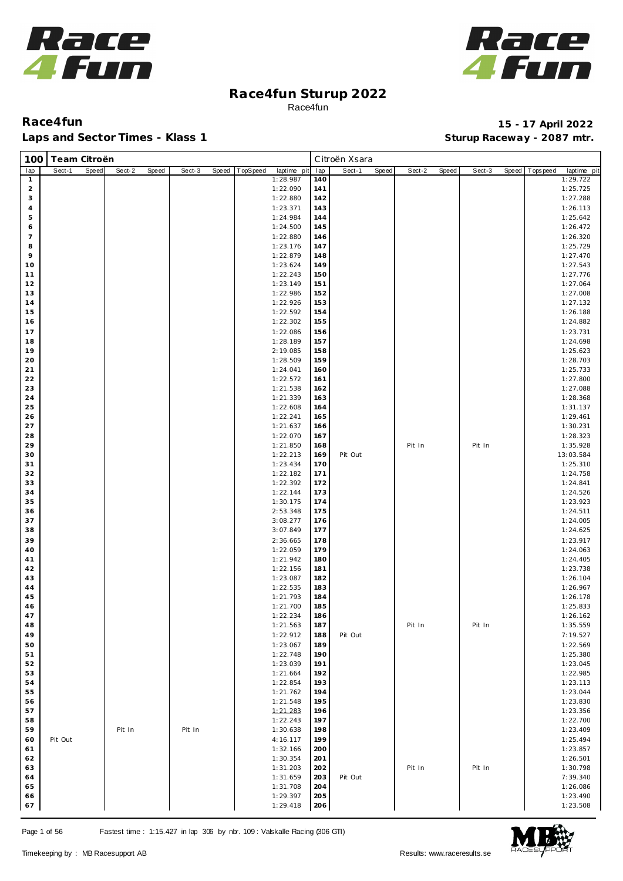# Race4fun Sturup 2022

Race4fun

**Race4fun** **15 - 17 April 2022**

**Laps and Sector Times - Klass 1** **Sturup Raceway - 2087 mtr.**

| 100 | Team Citroën | | | | | | | | Citroën Xsara | | | | | | | | |
|---|---|---|---|---|---|---|---|---|---|---|---|---|---|---|---|---|---|
| lap | Sect-1 | Speed | Sect-2 | Speed | Sect-3 | Speed | TopSpeed | laptime pit | lap | Sect-1 | Speed | Sect-2 | Speed | Sect-3 | Speed | Topspeed | laptime pit |
| 1 | | | | | | | | 1:28.987 | 140 | | | | | | | | 1:29.722 |
| 2 | | | | | | | | 1:22.090 | 141 | | | | | | | | 1:25.725 |
| 3 | | | | | | | | 1:22.880 | 142 | | | | | | | | 1:27.288 |
| 4 | | | | | | | | 1:23.371 | 143 | | | | | | | | 1:26.113 |
| 5 | | | | | | | | 1:24.984 | 144 | | | | | | | | 1:25.642 |
| 6 | | | | | | | | 1:24.500 | 145 | | | | | | | | 1:26.472 |
| 7 | | | | | | | | 1:22.880 | 146 | | | | | | | | 1:26.320 |
| 8 | | | | | | | | 1:23.176 | 147 | | | | | | | | 1:25.729 |
| 9 | | | | | | | | 1:22.879 | 148 | | | | | | | | 1:27.470 |
| 10 | | | | | | | | 1:23.624 | 149 | | | | | | | | 1:27.543 |
| 11 | | | | | | | | 1:22.243 | 150 | | | | | | | | 1:27.776 |
| 12 | | | | | | | | 1:23.149 | 151 | | | | | | | | 1:27.064 |
| 13 | | | | | | | | 1:22.986 | 152 | | | | | | | | 1:27.008 |
| 14 | | | | | | | | 1:22.926 | 153 | | | | | | | | 1:27.132 |
| 15 | | | | | | | | 1:22.592 | 154 | | | | | | | | 1:26.188 |
| 16 | | | | | | | | 1:22.302 | 155 | | | | | | | | 1:24.882 |
| 17 | | | | | | | | 1:22.086 | 156 | | | | | | | | 1:23.731 |
| 18 | | | | | | | | 1:28.189 | 157 | | | | | | | | 1:24.698 |
| 19 | | | | | | | | 2:19.085 | 158 | | | | | | | | 1:25.623 |
| 20 | | | | | | | | 1:28.509 | 159 | | | | | | | | 1:28.703 |
| 21 | | | | | | | | 1:24.041 | 160 | | | | | | | | 1:25.733 |
| 22 | | | | | | | | 1:22.572 | 161 | | | | | | | | 1:27.800 |
| 23 | | | | | | | | 1:21.538 | 162 | | | | | | | | 1:27.088 |
| 24 | | | | | | | | 1:21.339 | 163 | | | | | | | | 1:28.368 |
| 25 | | | | | | | | 1:22.608 | 164 | | | | | | | | 1:31.137 |
| 26 | | | | | | | | 1:22.241 | 165 | | | | | | | | 1:29.461 |
| 27 | | | | | | | | 1:21.637 | 166 | | | | | | | | 1:30.231 |
| 28 | | | | | | | | 1:22.070 | 167 | | | | | | | | 1:28.323 |
| 29 | | | | | | | | 1:21.850 | 168 | | | Pit In | | Pit In | | | 1:35.928 |
| 30 | | | | | | | | 1:22.213 | 169 | Pit Out | | | | | | | 13:03.584 |
| 31 | | | | | | | | 1:23.434 | 170 | | | | | | | | 1:25.310 |
| 32 | | | | | | | | 1:22.182 | 171 | | | | | | | | 1:24.758 |
| 33 | | | | | | | | 1:22.392 | 172 | | | | | | | | 1:24.841 |
| 34 | | | | | | | | 1:22.144 | 173 | | | | | | | | 1:24.526 |
| 35 | | | | | | | | 1:30.175 | 174 | | | | | | | | 1:23.923 |
| 36 | | | | | | | | 2:53.348 | 175 | | | | | | | | 1:24.511 |
| 37 | | | | | | | | 3:08.277 | 176 | | | | | | | | 1:24.005 |
| 38 | | | | | | | | 3:07.849 | 177 | | | | | | | | 1:24.625 |
| 39 | | | | | | | | 2:36.665 | 178 | | | | | | | | 1:23.917 |
| 40 | | | | | | | | 1:22.059 | 179 | | | | | | | | 1:24.063 |
| 41 | | | | | | | | 1:21.942 | 180 | | | | | | | | 1:24.405 |
| 42 | | | | | | | | 1:22.156 | 181 | | | | | | | | 1:23.738 |
| 43 | | | | | | | | 1:23.087 | 182 | | | | | | | | 1:26.104 |
| 44 | | | | | | | | 1:22.535 | 183 | | | | | | | | 1:26.967 |
| 45 | | | | | | | | 1:21.793 | 184 | | | | | | | | 1:26.178 |
| 46 | | | | | | | | 1:21.700 | 185 | | | | | | | | 1:25.833 |
| 47 | | | | | | | | 1:22.234 | 186 | | | | | | | | 1:26.162 |
| 48 | | | | | | | | 1:21.563 | 187 | | | Pit In | | Pit In | | | 1:35.559 |
| 49 | | | | | | | | 1:22.912 | 188 | Pit Out | | | | | | | 7:19.527 |
| 50 | | | | | | | | 1:23.067 | 189 | | | | | | | | 1:22.569 |
| 51 | | | | | | | | 1:22.748 | 190 | | | | | | | | 1:25.380 |
| 52 | | | | | | | | 1:23.039 | 191 | | | | | | | | 1:23.045 |
| 53 | | | | | | | | 1:21.664 | 192 | | | | | | | | 1:22.985 |
| 54 | | | | | | | | 1:22.854 | 193 | | | | | | | | 1:23.113 |
| 55 | | | | | | | | 1:21.762 | 194 | | | | | | | | 1:23.044 |
| 56 | | | | | | | | 1:21.548 | 195 | | | | | | | | 1:23.830 |
| 57 | | | | | | | | 1:21.283 | 196 | | | | | | | | 1:23.356 |
| 58 | | | | | | | | 1:22.243 | 197 | | | | | | | | 1:22.700 |
| 59 | | | Pit In | | Pit In | | | 1:30.638 | 198 | | | | | | | | 1:23.409 |
| 60 | Pit Out | | | | | | | 4:16.117 | 199 | | | | | | | | 1:25.494 |
| 61 | | | | | | | | 1:32.166 | 200 | | | | | | | | 1:23.857 |
| 62 | | | | | | | | 1:30.354 | 201 | | | | | | | | 1:26.501 |
| 63 | | | | | | | | 1:31.203 | 202 | | | Pit In | | Pit In | | | 1:30.798 |
| 64 | | | | | | | | 1:31.659 | 203 | Pit Out | | | | | | | 7:39.340 |
| 65 | | | | | | | | 1:31.708 | 204 | | | | | | | | 1:26.086 |
| 66 | | | | | | | | 1:29.397 | 205 | | | | | | | | 1:23.490 |
| 67 | | | | | | | | 1:29.418 | 206 | | | | | | | | 1:23.508 |

Fastest time : 1:15.427 in lap 306 by nbr. 109 : Valskalle Racing (306 GTI)

Timekeeping by : MB Racesupport AB Results: www.raceresults.se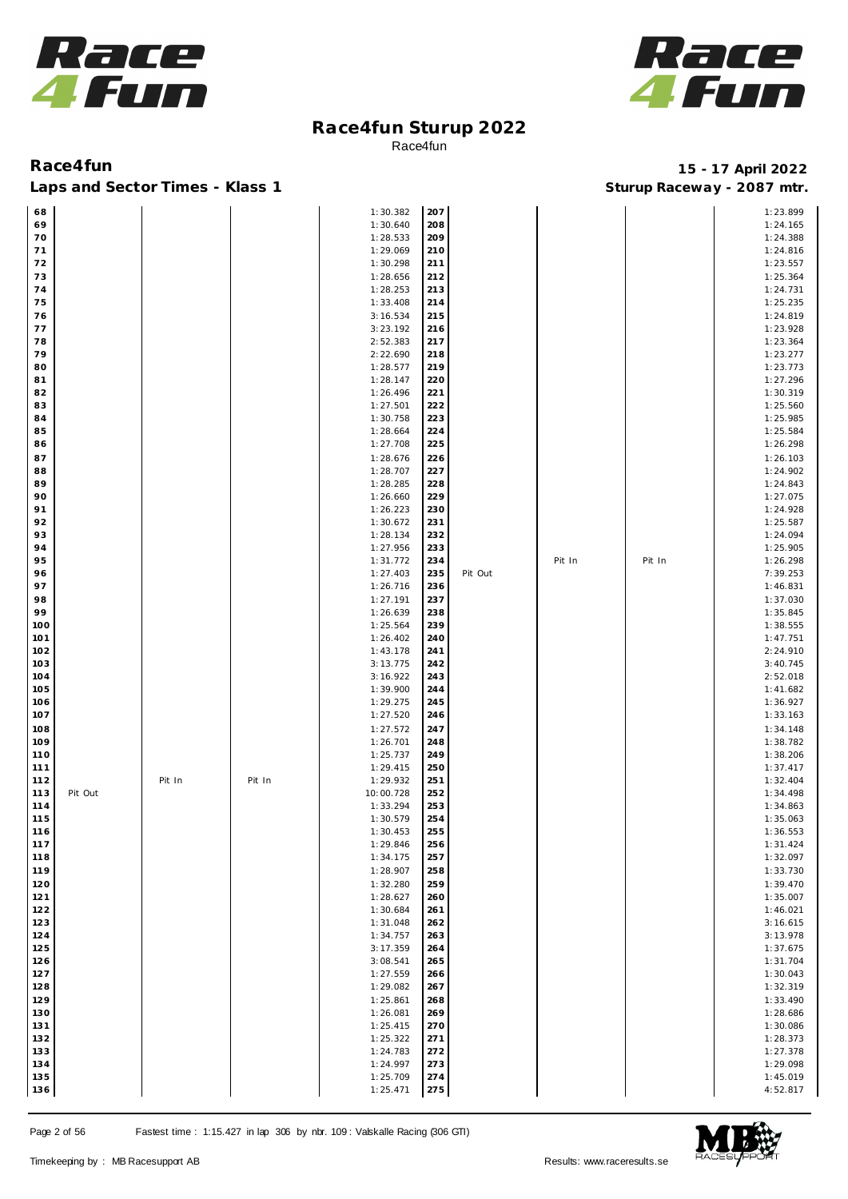# Race4fun Sturup 2022

Race4fun

## Race4fun

**15 - 17 April 2022**

### Laps and Sector Times - Klass 1

**Sturup Raceway - 2087 mtr.**

| Lap | S1 | S2 | S3 | Time | Lap | S1 | S2 | S3 | Time |
|---|---|---|---|---|---|---|---|---|---|
| 68 | | | | 1:30.382 | 207 | | | | 1:23.899 |
| 69 | | | | 1:30.640 | 208 | | | | 1:24.165 |
| 70 | | | | 1:28.533 | 209 | | | | 1:24.388 |
| 71 | | | | 1:29.069 | 210 | | | | 1:24.816 |
| 72 | | | | 1:30.298 | 211 | | | | 1:23.557 |
| 73 | | | | 1:28.656 | 212 | | | | 1:25.364 |
| 74 | | | | 1:28.253 | 213 | | | | 1:24.731 |
| 75 | | | | 1:33.408 | 214 | | | | 1:25.235 |
| 76 | | | | 3:16.534 | 215 | | | | 1:24.819 |
| 77 | | | | 3:23.192 | 216 | | | | 1:23.928 |
| 78 | | | | 2:52.383 | 217 | | | | 1:23.364 |
| 79 | | | | 2:22.690 | 218 | | | | 1:23.277 |
| 80 | | | | 1:28.577 | 219 | | | | 1:23.773 |
| 81 | | | | 1:28.147 | 220 | | | | 1:27.296 |
| 82 | | | | 1:26.496 | 221 | | | | 1:30.319 |
| 83 | | | | 1:27.501 | 222 | | | | 1:25.560 |
| 84 | | | | 1:30.758 | 223 | | | | 1:25.985 |
| 85 | | | | 1:28.664 | 224 | | | | 1:25.584 |
| 86 | | | | 1:27.708 | 225 | | | | 1:26.298 |
| 87 | | | | 1:28.676 | 226 | | | | 1:26.103 |
| 88 | | | | 1:28.707 | 227 | | | | 1:24.902 |
| 89 | | | | 1:28.285 | 228 | | | | 1:24.843 |
| 90 | | | | 1:26.660 | 229 | | | | 1:27.075 |
| 91 | | | | 1:26.223 | 230 | | | | 1:24.928 |
| 92 | | | | 1:30.672 | 231 | | | | 1:25.587 |
| 93 | | | | 1:28.134 | 232 | | | | 1:24.094 |
| 94 | | | | 1:27.956 | 233 | | | | 1:25.905 |
| 95 | | | | 1:31.772 | 234 | | Pit In | Pit In | 1:26.298 |
| 96 | | | | 1:27.403 | 235 | Pit Out | | | 7:39.253 |
| 97 | | | | 1:26.716 | 236 | | | | 1:46.831 |
| 98 | | | | 1:27.191 | 237 | | | | 1:37.030 |
| 99 | | | | 1:26.639 | 238 | | | | 1:35.845 |
| 100 | | | | 1:25.564 | 239 | | | | 1:38.555 |
| 101 | | | | 1:26.402 | 240 | | | | 1:47.751 |
| 102 | | | | 1:43.178 | 241 | | | | 2:24.910 |
| 103 | | | | 3:13.775 | 242 | | | | 3:40.745 |
| 104 | | | | 3:16.922 | 243 | | | | 2:52.018 |
| 105 | | | | 1:39.900 | 244 | | | | 1:41.682 |
| 106 | | | | 1:29.275 | 245 | | | | 1:36.927 |
| 107 | | | | 1:27.520 | 246 | | | | 1:33.163 |
| 108 | | | | 1:27.572 | 247 | | | | 1:34.148 |
| 109 | | | | 1:26.701 | 248 | | | | 1:38.782 |
| 110 | | | | 1:25.737 | 249 | | | | 1:38.206 |
| 111 | | | | 1:29.415 | 250 | | | | 1:37.417 |
| 112 | | Pit In | Pit In | 1:29.932 | 251 | | | | 1:32.404 |
| 113 | Pit Out | | | 10:00.728 | 252 | | | | 1:34.498 |
| 114 | | | | 1:33.294 | 253 | | | | 1:34.863 |
| 115 | | | | 1:30.579 | 254 | | | | 1:35.063 |
| 116 | | | | 1:30.453 | 255 | | | | 1:36.553 |
| 117 | | | | 1:29.846 | 256 | | | | 1:31.424 |
| 118 | | | | 1:34.175 | 257 | | | | 1:32.097 |
| 119 | | | | 1:28.907 | 258 | | | | 1:33.730 |
| 120 | | | | 1:32.280 | 259 | | | | 1:39.470 |
| 121 | | | | 1:28.627 | 260 | | | | 1:35.007 |
| 122 | | | | 1:30.684 | 261 | | | | 1:46.021 |
| 123 | | | | 1:31.048 | 262 | | | | 3:16.615 |
| 124 | | | | 1:34.757 | 263 | | | | 3:13.978 |
| 125 | | | | 3:17.359 | 264 | | | | 1:37.675 |
| 126 | | | | 3:08.541 | 265 | | | | 1:31.704 |
| 127 | | | | 1:27.559 | 266 | | | | 1:30.043 |
| 128 | | | | 1:29.082 | 267 | | | | 1:32.319 |
| 129 | | | | 1:25.861 | 268 | | | | 1:33.490 |
| 130 | | | | 1:26.081 | 269 | | | | 1:28.686 |
| 131 | | | | 1:25.415 | 270 | | | | 1:30.086 |
| 132 | | | | 1:25.322 | 271 | | | | 1:28.373 |
| 133 | | | | 1:24.783 | 272 | | | | 1:27.378 |
| 134 | | | | 1:24.997 | 273 | | | | 1:29.098 |
| 135 | | | | 1:25.709 | 274 | | | | 1:45.019 |
| 136 | | | | 1:25.471 | 275 | | | | 4:52.817 |

Fastest time : 1:15.427 in lap 306 by nbr. 109 : Valskalle Racing (306 GTI)

Timekeeping by : MB Racesupport AB

Results: www.raceresults.se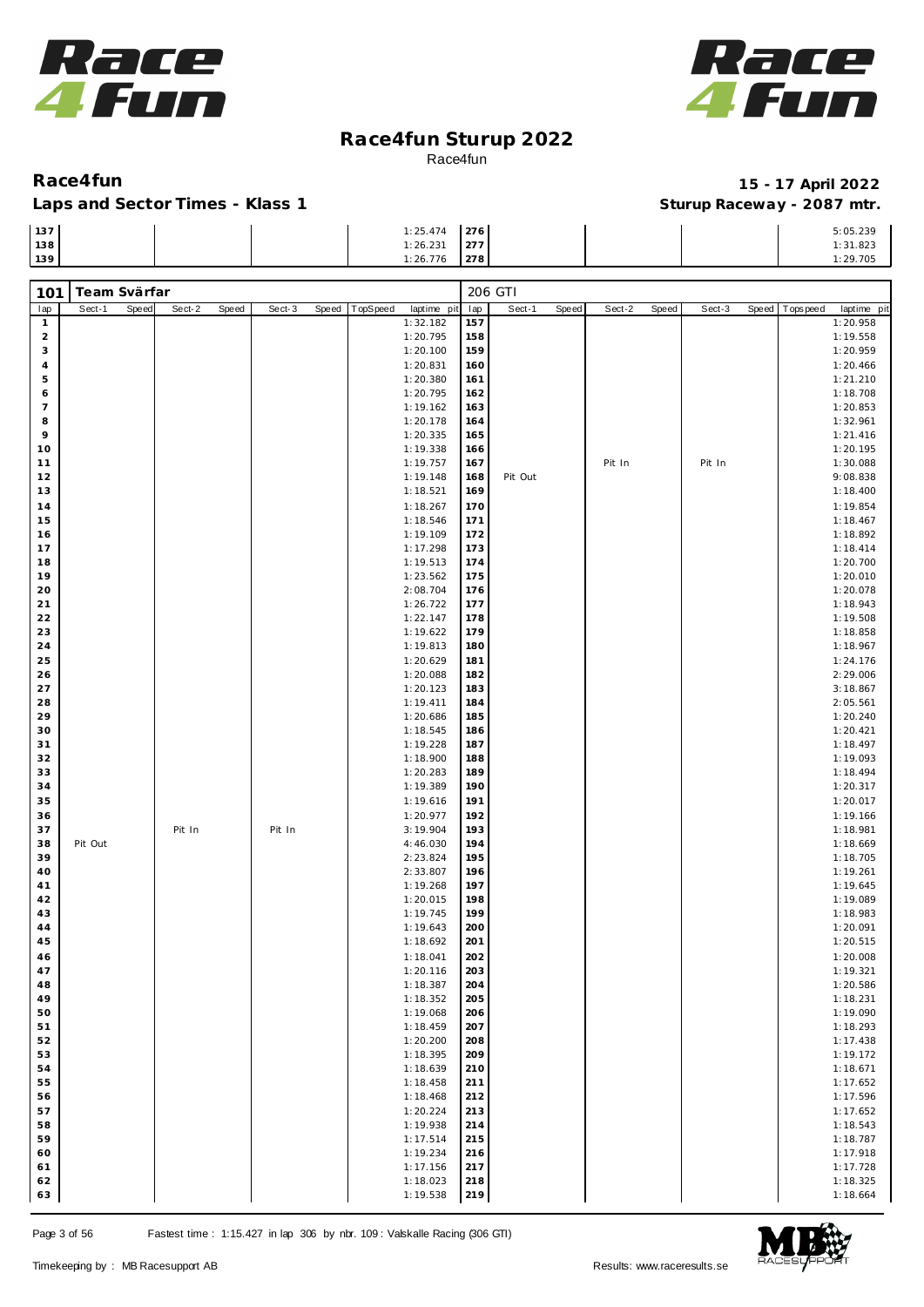# Race4fun Sturup 2022

Race4fun

**Race4fun** **15 - 17 April 2022**

**Laps and Sector Times - Klass 1** **Sturup Raceway - 2087 mtr.**

| lap | Sect-1 | Speed | Sect-2 | Speed | Sect-3 | Speed | TopSpeed | laptime pit | lap | Sect-1 | Speed | Sect-2 | Speed | Sect-3 | Speed | Topspeed | laptime pit |
|---|---|---|---|---|---|---|---|---|---|---|---|---|---|---|---|---|---|
| 137 | | | | | | | | 1:25.474 | 276 | | | | | | | | 5:05.239 |
| 138 | | | | | | | | 1:26.231 | 277 | | | | | | | | 1:31.823 |
| 139 | | | | | | | | 1:26.776 | 278 | | | | | | | | 1:29.705 |

**101 Team Svärfar** — 206 GTI

| lap | Sect-1 | Speed | Sect-2 | Speed | Sect-3 | Speed | TopSpeed | laptime pit | lap | Sect-1 | Speed | Sect-2 | Speed | Sect-3 | Speed | Topspeed | laptime pit |
|---|---|---|---|---|---|---|---|---|---|---|---|---|---|---|---|---|---|
| 1 | | | | | | | | 1:32.182 | 157 | | | | | | | | 1:20.958 |
| 2 | | | | | | | | 1:20.795 | 158 | | | | | | | | 1:19.558 |
| 3 | | | | | | | | 1:20.100 | 159 | | | | | | | | 1:20.959 |
| 4 | | | | | | | | 1:20.831 | 160 | | | | | | | | 1:20.466 |
| 5 | | | | | | | | 1:20.380 | 161 | | | | | | | | 1:21.210 |
| 6 | | | | | | | | 1:20.795 | 162 | | | | | | | | 1:18.708 |
| 7 | | | | | | | | 1:19.162 | 163 | | | | | | | | 1:20.853 |
| 8 | | | | | | | | 1:20.178 | 164 | | | | | | | | 1:32.961 |
| 9 | | | | | | | | 1:20.335 | 165 | | | | | | | | 1:21.416 |
| 10 | | | | | | | | 1:19.338 | 166 | | | | | | | | 1:20.195 |
| 11 | | | | | | | | 1:19.757 | 167 | | | Pit In | | Pit In | | | 1:30.088 |
| 12 | | | | | | | | 1:19.148 | 168 | Pit Out | | | | | | | 9:08.838 |
| 13 | | | | | | | | 1:18.521 | 169 | | | | | | | | 1:18.400 |
| 14 | | | | | | | | 1:18.267 | 170 | | | | | | | | 1:19.854 |
| 15 | | | | | | | | 1:18.546 | 171 | | | | | | | | 1:18.467 |
| 16 | | | | | | | | 1:19.109 | 172 | | | | | | | | 1:18.892 |
| 17 | | | | | | | | 1:17.298 | 173 | | | | | | | | 1:18.414 |
| 18 | | | | | | | | 1:19.513 | 174 | | | | | | | | 1:20.700 |
| 19 | | | | | | | | 1:23.562 | 175 | | | | | | | | 1:20.010 |
| 20 | | | | | | | | 2:08.704 | 176 | | | | | | | | 1:20.078 |
| 21 | | | | | | | | 1:26.722 | 177 | | | | | | | | 1:18.943 |
| 22 | | | | | | | | 1:22.147 | 178 | | | | | | | | 1:19.508 |
| 23 | | | | | | | | 1:19.622 | 179 | | | | | | | | 1:18.858 |
| 24 | | | | | | | | 1:19.813 | 180 | | | | | | | | 1:18.967 |
| 25 | | | | | | | | 1:20.629 | 181 | | | | | | | | 1:24.176 |
| 26 | | | | | | | | 1:20.088 | 182 | | | | | | | | 2:29.006 |
| 27 | | | | | | | | 1:20.123 | 183 | | | | | | | | 3:18.867 |
| 28 | | | | | | | | 1:19.411 | 184 | | | | | | | | 2:05.561 |
| 29 | | | | | | | | 1:20.686 | 185 | | | | | | | | 1:20.240 |
| 30 | | | | | | | | 1:18.545 | 186 | | | | | | | | 1:20.421 |
| 31 | | | | | | | | 1:19.228 | 187 | | | | | | | | 1:18.497 |
| 32 | | | | | | | | 1:18.900 | 188 | | | | | | | | 1:19.093 |
| 33 | | | | | | | | 1:20.283 | 189 | | | | | | | | 1:18.494 |
| 34 | | | | | | | | 1:19.389 | 190 | | | | | | | | 1:20.317 |
| 35 | | | | | | | | 1:19.616 | 191 | | | | | | | | 1:20.017 |
| 36 | | | | | | | | 1:20.977 | 192 | | | | | | | | 1:19.166 |
| 37 | | | Pit In | | Pit In | | | 3:19.904 | 193 | | | | | | | | 1:18.981 |
| 38 | Pit Out | | | | | | | 4:46.030 | 194 | | | | | | | | 1:18.669 |
| 39 | | | | | | | | 2:23.824 | 195 | | | | | | | | 1:18.705 |
| 40 | | | | | | | | 2:33.807 | 196 | | | | | | | | 1:19.261 |
| 41 | | | | | | | | 1:19.268 | 197 | | | | | | | | 1:19.645 |
| 42 | | | | | | | | 1:20.015 | 198 | | | | | | | | 1:19.089 |
| 43 | | | | | | | | 1:19.745 | 199 | | | | | | | | 1:18.983 |
| 44 | | | | | | | | 1:19.643 | 200 | | | | | | | | 1:20.091 |
| 45 | | | | | | | | 1:18.692 | 201 | | | | | | | | 1:20.515 |
| 46 | | | | | | | | 1:18.041 | 202 | | | | | | | | 1:20.008 |
| 47 | | | | | | | | 1:20.116 | 203 | | | | | | | | 1:19.321 |
| 48 | | | | | | | | 1:18.387 | 204 | | | | | | | | 1:20.586 |
| 49 | | | | | | | | 1:18.352 | 205 | | | | | | | | 1:18.231 |
| 50 | | | | | | | | 1:19.068 | 206 | | | | | | | | 1:19.090 |
| 51 | | | | | | | | 1:18.459 | 207 | | | | | | | | 1:18.293 |
| 52 | | | | | | | | 1:20.200 | 208 | | | | | | | | 1:17.438 |
| 53 | | | | | | | | 1:18.395 | 209 | | | | | | | | 1:19.172 |
| 54 | | | | | | | | 1:18.639 | 210 | | | | | | | | 1:18.671 |
| 55 | | | | | | | | 1:18.458 | 211 | | | | | | | | 1:17.652 |
| 56 | | | | | | | | 1:18.468 | 212 | | | | | | | | 1:17.596 |
| 57 | | | | | | | | 1:20.224 | 213 | | | | | | | | 1:17.652 |
| 58 | | | | | | | | 1:19.938 | 214 | | | | | | | | 1:18.543 |
| 59 | | | | | | | | 1:17.514 | 215 | | | | | | | | 1:18.787 |
| 60 | | | | | | | | 1:19.234 | 216 | | | | | | | | 1:17.918 |
| 61 | | | | | | | | 1:17.156 | 217 | | | | | | | | 1:17.728 |
| 62 | | | | | | | | 1:18.023 | 218 | | | | | | | | 1:18.325 |
| 63 | | | | | | | | 1:19.538 | 219 | | | | | | | | 1:18.664 |

Fastest time : 1:15.427 in lap 306 by nbr. 109 : Valskalle Racing (306 GTI)

Timekeeping by : MB Racesupport AB — Results: www.raceresults.se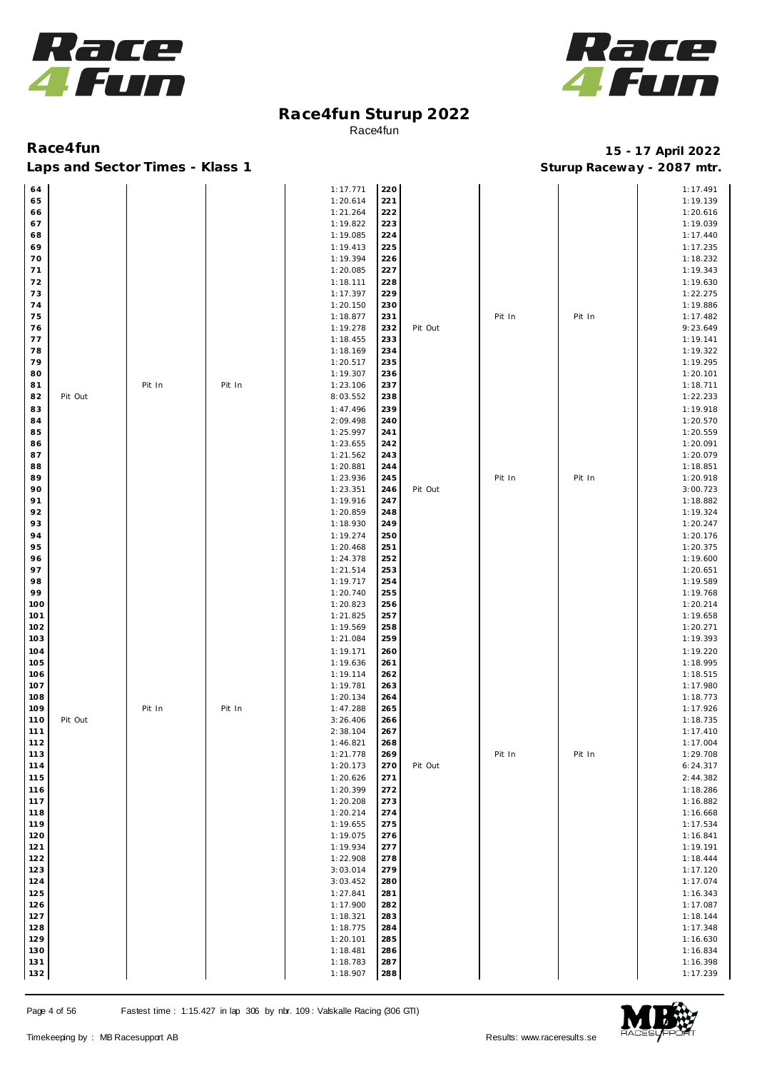# Race4fun Sturup 2022

Race4fun

**Race4fun** — **15 - 17 April 2022**

**Laps and Sector Times - Klass 1** — **Sturup Raceway - 2087 mtr.**

| Lap | | | | Time | Lap | | | | Time |
|---|---|---|---|---|---|---|---|---|---|
| 64 | | | | 1:17.771 | 220 | | | | 1:17.491 |
| 65 | | | | 1:20.614 | 221 | | | | 1:19.139 |
| 66 | | | | 1:21.264 | 222 | | | | 1:20.616 |
| 67 | | | | 1:19.822 | 223 | | | | 1:19.039 |
| 68 | | | | 1:19.085 | 224 | | | | 1:17.440 |
| 69 | | | | 1:19.413 | 225 | | | | 1:17.235 |
| 70 | | | | 1:19.394 | 226 | | | | 1:18.232 |
| 71 | | | | 1:20.085 | 227 | | | | 1:19.343 |
| 72 | | | | 1:18.111 | 228 | | | | 1:19.630 |
| 73 | | | | 1:17.397 | 229 | | | | 1:22.275 |
| 74 | | | | 1:20.150 | 230 | | | | 1:19.886 |
| 75 | | | | 1:18.877 | 231 | | Pit In | Pit In | 1:17.482 |
| 76 | | | | 1:19.278 | 232 | Pit Out | | | 9:23.649 |
| 77 | | | | 1:18.455 | 233 | | | | 1:19.141 |
| 78 | | | | 1:18.169 | 234 | | | | 1:19.322 |
| 79 | | | | 1:20.517 | 235 | | | | 1:19.295 |
| 80 | | | | 1:19.307 | 236 | | | | 1:20.101 |
| 81 | | Pit In | Pit In | 1:23.106 | 237 | | | | 1:18.711 |
| 82 | Pit Out | | | 8:03.552 | 238 | | | | 1:22.233 |
| 83 | | | | 1:47.496 | 239 | | | | 1:19.918 |
| 84 | | | | 2:09.498 | 240 | | | | 1:20.570 |
| 85 | | | | 1:25.997 | 241 | | | | 1:20.559 |
| 86 | | | | 1:23.655 | 242 | | | | 1:20.091 |
| 87 | | | | 1:21.562 | 243 | | | | 1:20.079 |
| 88 | | | | 1:20.881 | 244 | | | | 1:18.851 |
| 89 | | | | 1:23.936 | 245 | | Pit In | Pit In | 1:20.918 |
| 90 | | | | 1:23.351 | 246 | Pit Out | | | 3:00.723 |
| 91 | | | | 1:19.916 | 247 | | | | 1:18.882 |
| 92 | | | | 1:20.859 | 248 | | | | 1:19.324 |
| 93 | | | | 1:18.930 | 249 | | | | 1:20.247 |
| 94 | | | | 1:19.274 | 250 | | | | 1:20.176 |
| 95 | | | | 1:20.468 | 251 | | | | 1:20.375 |
| 96 | | | | 1:24.378 | 252 | | | | 1:19.600 |
| 97 | | | | 1:21.514 | 253 | | | | 1:20.651 |
| 98 | | | | 1:19.717 | 254 | | | | 1:19.589 |
| 99 | | | | 1:20.740 | 255 | | | | 1:19.768 |
| 100 | | | | 1:20.823 | 256 | | | | 1:20.214 |
| 101 | | | | 1:21.825 | 257 | | | | 1:19.658 |
| 102 | | | | 1:19.569 | 258 | | | | 1:20.271 |
| 103 | | | | 1:21.084 | 259 | | | | 1:19.393 |
| 104 | | | | 1:19.171 | 260 | | | | 1:19.220 |
| 105 | | | | 1:19.636 | 261 | | | | 1:18.995 |
| 106 | | | | 1:19.114 | 262 | | | | 1:18.515 |
| 107 | | | | 1:19.781 | 263 | | | | 1:17.980 |
| 108 | | | | 1:20.134 | 264 | | | | 1:18.773 |
| 109 | | Pit In | Pit In | 1:47.288 | 265 | | | | 1:17.926 |
| 110 | Pit Out | | | 3:26.406 | 266 | | | | 1:18.735 |
| 111 | | | | 2:38.104 | 267 | | | | 1:17.410 |
| 112 | | | | 1:46.821 | 268 | | | | 1:17.004 |
| 113 | | | | 1:21.778 | 269 | | Pit In | Pit In | 1:29.708 |
| 114 | | | | 1:20.173 | 270 | Pit Out | | | 6:24.317 |
| 115 | | | | 1:20.626 | 271 | | | | 2:44.382 |
| 116 | | | | 1:20.399 | 272 | | | | 1:18.286 |
| 117 | | | | 1:20.208 | 273 | | | | 1:16.882 |
| 118 | | | | 1:20.214 | 274 | | | | 1:16.668 |
| 119 | | | | 1:19.655 | 275 | | | | 1:17.534 |
| 120 | | | | 1:19.075 | 276 | | | | 1:16.841 |
| 121 | | | | 1:19.934 | 277 | | | | 1:19.191 |
| 122 | | | | 1:22.908 | 278 | | | | 1:18.444 |
| 123 | | | | 3:03.014 | 279 | | | | 1:17.120 |
| 124 | | | | 3:03.452 | 280 | | | | 1:17.074 |
| 125 | | | | 1:27.841 | 281 | | | | 1:16.343 |
| 126 | | | | 1:17.900 | 282 | | | | 1:17.087 |
| 127 | | | | 1:18.321 | 283 | | | | 1:18.144 |
| 128 | | | | 1:18.775 | 284 | | | | 1:17.348 |
| 129 | | | | 1:20.101 | 285 | | | | 1:16.630 |
| 130 | | | | 1:18.481 | 286 | | | | 1:16.834 |
| 131 | | | | 1:18.783 | 287 | | | | 1:16.398 |
| 132 | | | | 1:18.907 | 288 | | | | 1:17.239 |

Fastest time : 1:15.427 in lap 306 by nbr. 109 : Valskalle Racing (306 GTI)

Timekeeping by : MB Racesupport AB — Results: www.raceresults.se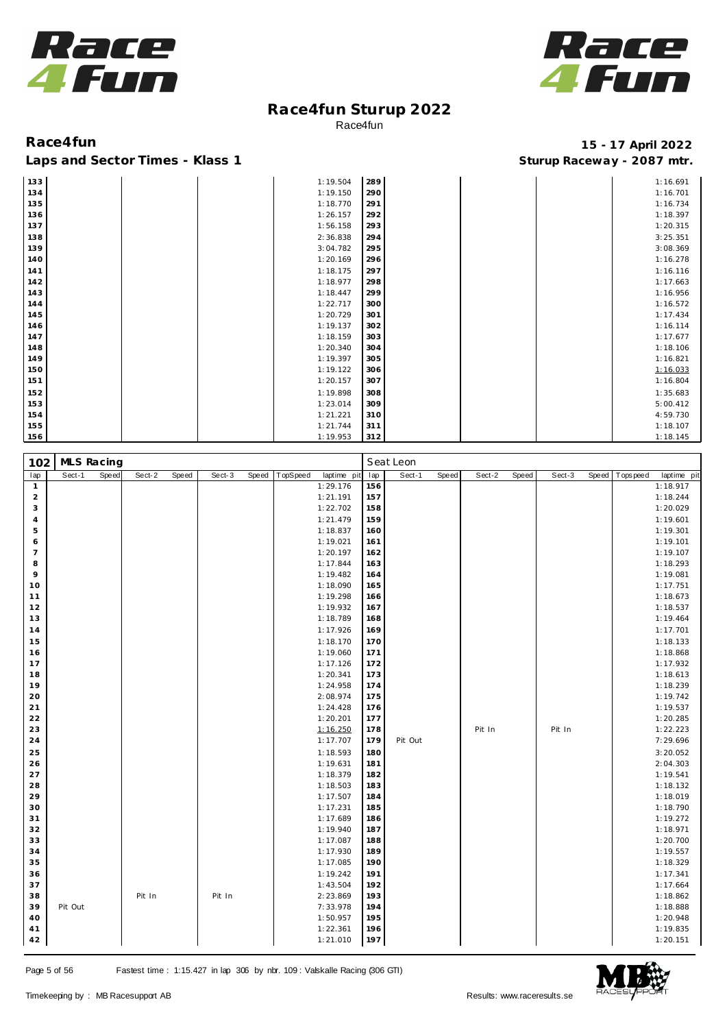# Race4fun Sturup 2022

Race4fun

**Race4fun** — **15 - 17 April 2022**

**Laps and Sector Times - Klass 1** — **Sturup Raceway - 2087 mtr.**

| lap | Sect-1 | Speed | Sect-2 | Speed | Sect-3 | Speed | TopSpeed | laptime pit | lap | Sect-1 | Speed | Sect-2 | Speed | Sect-3 | Speed | Topspeed | laptime pit |
|---|---|---|---|---|---|---|---|---|---|---|---|---|---|---|---|---|---|
| 133 | | | | | | | | 1:19.504 | 289 | | | | | | | | 1:16.691 |
| 134 | | | | | | | | 1:19.150 | 290 | | | | | | | | 1:16.701 |
| 135 | | | | | | | | 1:18.770 | 291 | | | | | | | | 1:16.734 |
| 136 | | | | | | | | 1:26.157 | 292 | | | | | | | | 1:18.397 |
| 137 | | | | | | | | 1:56.158 | 293 | | | | | | | | 1:20.315 |
| 138 | | | | | | | | 2:36.838 | 294 | | | | | | | | 3:25.351 |
| 139 | | | | | | | | 3:04.782 | 295 | | | | | | | | 3:08.369 |
| 140 | | | | | | | | 1:20.169 | 296 | | | | | | | | 1:16.278 |
| 141 | | | | | | | | 1:18.175 | 297 | | | | | | | | 1:16.116 |
| 142 | | | | | | | | 1:18.977 | 298 | | | | | | | | 1:17.663 |
| 143 | | | | | | | | 1:18.447 | 299 | | | | | | | | 1:16.956 |
| 144 | | | | | | | | 1:22.717 | 300 | | | | | | | | 1:16.572 |
| 145 | | | | | | | | 1:20.729 | 301 | | | | | | | | 1:17.434 |
| 146 | | | | | | | | 1:19.137 | 302 | | | | | | | | 1:16.114 |
| 147 | | | | | | | | 1:18.159 | 303 | | | | | | | | 1:17.677 |
| 148 | | | | | | | | 1:20.340 | 304 | | | | | | | | 1:18.106 |
| 149 | | | | | | | | 1:19.397 | 305 | | | | | | | | 1:16.821 |
| 150 | | | | | | | | 1:19.122 | 306 | | | | | | | | 1:16.033 |
| 151 | | | | | | | | 1:20.157 | 307 | | | | | | | | 1:16.804 |
| 152 | | | | | | | | 1:19.898 | 308 | | | | | | | | 1:35.683 |
| 153 | | | | | | | | 1:23.014 | 309 | | | | | | | | 5:00.412 |
| 154 | | | | | | | | 1:21.221 | 310 | | | | | | | | 4:59.730 |
| 155 | | | | | | | | 1:21.744 | 311 | | | | | | | | 1:18.107 |
| 156 | | | | | | | | 1:19.953 | 312 | | | | | | | | 1:18.145 |

**102 MLS Racing** — Seat Leon

| lap | Sect-1 | Speed | Sect-2 | Speed | Sect-3 | Speed | TopSpeed | laptime pit | lap | Sect-1 | Speed | Sect-2 | Speed | Sect-3 | Speed | Topspeed | laptime pit |
|---|---|---|---|---|---|---|---|---|---|---|---|---|---|---|---|---|---|
| 1 | | | | | | | | 1:29.176 | 156 | | | | | | | | 1:18.917 |
| 2 | | | | | | | | 1:21.191 | 157 | | | | | | | | 1:18.244 |
| 3 | | | | | | | | 1:22.702 | 158 | | | | | | | | 1:20.029 |
| 4 | | | | | | | | 1:21.479 | 159 | | | | | | | | 1:19.601 |
| 5 | | | | | | | | 1:18.837 | 160 | | | | | | | | 1:19.301 |
| 6 | | | | | | | | 1:19.021 | 161 | | | | | | | | 1:19.101 |
| 7 | | | | | | | | 1:20.197 | 162 | | | | | | | | 1:19.107 |
| 8 | | | | | | | | 1:17.844 | 163 | | | | | | | | 1:18.293 |
| 9 | | | | | | | | 1:19.482 | 164 | | | | | | | | 1:19.081 |
| 10 | | | | | | | | 1:18.090 | 165 | | | | | | | | 1:17.751 |
| 11 | | | | | | | | 1:19.298 | 166 | | | | | | | | 1:18.673 |
| 12 | | | | | | | | 1:19.932 | 167 | | | | | | | | 1:18.537 |
| 13 | | | | | | | | 1:18.789 | 168 | | | | | | | | 1:19.464 |
| 14 | | | | | | | | 1:17.926 | 169 | | | | | | | | 1:17.701 |
| 15 | | | | | | | | 1:18.170 | 170 | | | | | | | | 1:18.133 |
| 16 | | | | | | | | 1:19.060 | 171 | | | | | | | | 1:18.868 |
| 17 | | | | | | | | 1:17.126 | 172 | | | | | | | | 1:17.932 |
| 18 | | | | | | | | 1:20.341 | 173 | | | | | | | | 1:18.613 |
| 19 | | | | | | | | 1:24.958 | 174 | | | | | | | | 1:18.239 |
| 20 | | | | | | | | 2:08.974 | 175 | | | | | | | | 1:19.742 |
| 21 | | | | | | | | 1:24.428 | 176 | | | | | | | | 1:19.537 |
| 22 | | | | | | | | 1:20.201 | 177 | | | | | | | | 1:20.285 |
| 23 | | | | | | | | 1:16.250 | 178 | | | Pit In | | Pit In | | | 1:22.223 |
| 24 | | | | | | | | 1:17.707 | 179 | Pit Out | | | | | | | 7:29.696 |
| 25 | | | | | | | | 1:18.593 | 180 | | | | | | | | 3:20.052 |
| 26 | | | | | | | | 1:19.631 | 181 | | | | | | | | 2:04.303 |
| 27 | | | | | | | | 1:18.379 | 182 | | | | | | | | 1:19.541 |
| 28 | | | | | | | | 1:18.503 | 183 | | | | | | | | 1:18.132 |
| 29 | | | | | | | | 1:17.507 | 184 | | | | | | | | 1:18.019 |
| 30 | | | | | | | | 1:17.231 | 185 | | | | | | | | 1:18.790 |
| 31 | | | | | | | | 1:17.689 | 186 | | | | | | | | 1:19.272 |
| 32 | | | | | | | | 1:19.940 | 187 | | | | | | | | 1:18.971 |
| 33 | | | | | | | | 1:17.087 | 188 | | | | | | | | 1:20.700 |
| 34 | | | | | | | | 1:17.930 | 189 | | | | | | | | 1:19.557 |
| 35 | | | | | | | | 1:17.085 | 190 | | | | | | | | 1:18.329 |
| 36 | | | | | | | | 1:19.242 | 191 | | | | | | | | 1:17.341 |
| 37 | | | | | | | | 1:43.504 | 192 | | | | | | | | 1:17.664 |
| 38 | | | Pit In | | Pit In | | | 2:23.869 | 193 | | | | | | | | 1:18.862 |
| 39 | Pit Out | | | | | | | 7:33.978 | 194 | | | | | | | | 1:18.888 |
| 40 | | | | | | | | 1:50.957 | 195 | | | | | | | | 1:20.948 |
| 41 | | | | | | | | 1:22.361 | 196 | | | | | | | | 1:19.835 |
| 42 | | | | | | | | 1:21.010 | 197 | | | | | | | | 1:20.151 |

Fastest time : 1:15.427 in lap 306 by nbr. 109 : Valskalle Racing (306 GTI)

Timekeeping by : MB Racesupport AB — Results: www.raceresults.se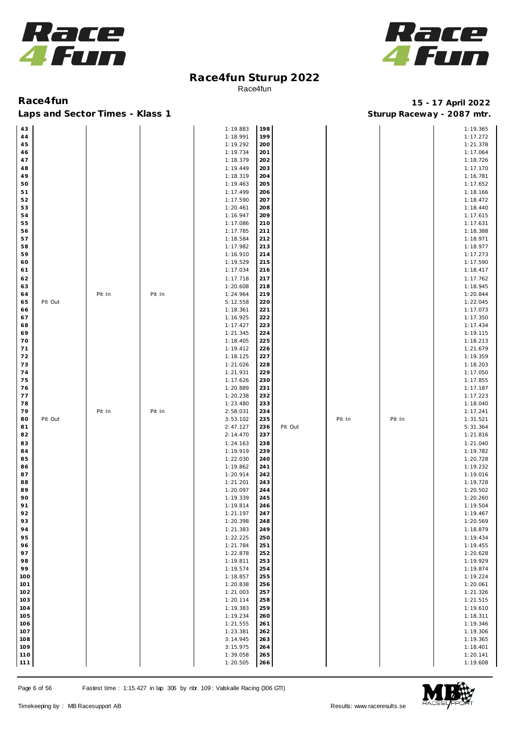# Race4fun Sturup 2022

Race4fun

## Race4fun

**15 - 17 April 2022**

### Laps and Sector Times - Klass 1

**Sturup Raceway - 2087 mtr.**

| Lap | S1 | S2 | S3 | Time | Lap | S1 | S2 | S3 | Time |
|---|---|---|---|---|---|---|---|---|---|
| 43 | | | | 1:19.883 | 198 | | | | 1:19.365 |
| 44 | | | | 1:18.991 | 199 | | | | 1:17.272 |
| 45 | | | | 1:19.292 | 200 | | | | 1:21.378 |
| 46 | | | | 1:19.734 | 201 | | | | 1:17.064 |
| 47 | | | | 1:18.379 | 202 | | | | 1:18.726 |
| 48 | | | | 1:19.449 | 203 | | | | 1:17.170 |
| 49 | | | | 1:18.319 | 204 | | | | 1:16.781 |
| 50 | | | | 1:19.463 | 205 | | | | 1:17.652 |
| 51 | | | | 1:17.499 | 206 | | | | 1:18.166 |
| 52 | | | | 1:17.590 | 207 | | | | 1:18.472 |
| 53 | | | | 1:20.461 | 208 | | | | 1:18.440 |
| 54 | | | | 1:16.947 | 209 | | | | 1:17.615 |
| 55 | | | | 1:17.086 | 210 | | | | 1:17.631 |
| 56 | | | | 1:17.785 | 211 | | | | 1:18.388 |
| 57 | | | | 1:18.584 | 212 | | | | 1:18.971 |
| 58 | | | | 1:17.982 | 213 | | | | 1:18.977 |
| 59 | | | | 1:16.910 | 214 | | | | 1:17.273 |
| 60 | | | | 1:19.529 | 215 | | | | 1:17.590 |
| 61 | | | | 1:17.034 | 216 | | | | 1:18.417 |
| 62 | | | | 1:17.718 | 217 | | | | 1:17.762 |
| 63 | | | | 1:20.608 | 218 | | | | 1:18.945 |
| 64 | | Pit In | Pit In | 1:24.964 | 219 | | | | 1:20.844 |
| 65 | Pit Out | | | 5:12.558 | 220 | | | | 1:22.045 |
| 66 | | | | 1:18.361 | 221 | | | | 1:17.073 |
| 67 | | | | 1:16.925 | 222 | | | | 1:17.350 |
| 68 | | | | 1:17.427 | 223 | | | | 1:17.434 |
| 69 | | | | 1:21.345 | 224 | | | | 1:19.115 |
| 70 | | | | 1:18.405 | 225 | | | | 1:18.213 |
| 71 | | | | 1:19.412 | 226 | | | | 1:21.679 |
| 72 | | | | 1:18.125 | 227 | | | | 1:19.359 |
| 73 | | | | 1:21.026 | 228 | | | | 1:18.203 |
| 74 | | | | 1:21.931 | 229 | | | | 1:17.050 |
| 75 | | | | 1:17.626 | 230 | | | | 1:17.855 |
| 76 | | | | 1:20.889 | 231 | | | | 1:17.187 |
| 77 | | | | 1:20.238 | 232 | | | | 1:17.223 |
| 78 | | | | 1:23.480 | 233 | | | | 1:18.040 |
| 79 | | Pit In | Pit In | 2:58.031 | 234 | | | | 1:17.241 |
| 80 | Pit Out | | | 3:53.102 | 235 | | Pit In | Pit In | 1:31.521 |
| 81 | | | | 2:47.127 | 236 | Pit Out | | | 5:31.364 |
| 82 | | | | 2:14.470 | 237 | | | | 1:21.816 |
| 83 | | | | 1:24.163 | 238 | | | | 1:21.040 |
| 84 | | | | 1:19.919 | 239 | | | | 1:19.782 |
| 85 | | | | 1:22.030 | 240 | | | | 1:20.728 |
| 86 | | | | 1:19.862 | 241 | | | | 1:19.232 |
| 87 | | | | 1:20.914 | 242 | | | | 1:19.016 |
| 88 | | | | 1:21.201 | 243 | | | | 1:19.728 |
| 89 | | | | 1:20.097 | 244 | | | | 1:20.502 |
| 90 | | | | 1:19.339 | 245 | | | | 1:20.260 |
| 91 | | | | 1:19.814 | 246 | | | | 1:19.504 |
| 92 | | | | 1:21.197 | 247 | | | | 1:19.467 |
| 93 | | | | 1:20.398 | 248 | | | | 1:20.569 |
| 94 | | | | 1:21.383 | 249 | | | | 1:18.879 |
| 95 | | | | 1:22.225 | 250 | | | | 1:19.434 |
| 96 | | | | 1:21.784 | 251 | | | | 1:19.455 |
| 97 | | | | 1:22.878 | 252 | | | | 1:20.628 |
| 98 | | | | 1:19.811 | 253 | | | | 1:19.929 |
| 99 | | | | 1:19.574 | 254 | | | | 1:19.874 |
| 100 | | | | 1:18.857 | 255 | | | | 1:19.224 |
| 101 | | | | 1:20.838 | 256 | | | | 1:20.061 |
| 102 | | | | 1:21.003 | 257 | | | | 1:21.326 |
| 103 | | | | 1:20.114 | 258 | | | | 1:21.515 |
| 104 | | | | 1:19.383 | 259 | | | | 1:19.610 |
| 105 | | | | 1:19.234 | 260 | | | | 1:18.311 |
| 106 | | | | 1:21.555 | 261 | | | | 1:19.346 |
| 107 | | | | 1:23.381 | 262 | | | | 1:19.306 |
| 108 | | | | 3:14.945 | 263 | | | | 1:19.365 |
| 109 | | | | 3:15.975 | 264 | | | | 1:18.401 |
| 110 | | | | 1:39.058 | 265 | | | | 1:20.141 |
| 111 | | | | 1:20.505 | 266 | | | | 1:19.608 |

Fastest time : 1:15.427 in lap 306 by nbr. 109 : Valskalle Racing (306 GTI)

Timekeeping by : MB Racesupport AB

Results: www.raceresults.se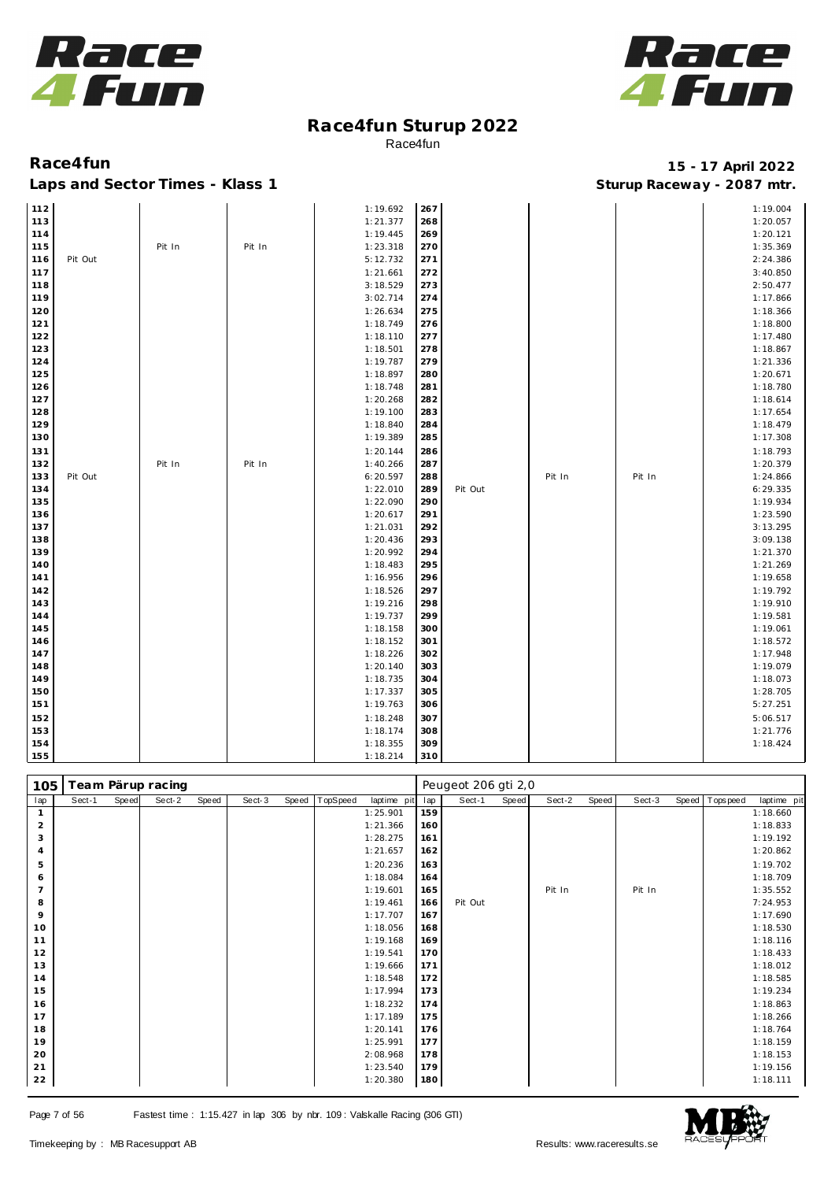# Race4fun Sturup 2022

Race4fun

**Race4fun** — 15 - 17 April 2022

**Laps and Sector Times - Klass 1** — Sturup Raceway - 2087 mtr.

| lap | Sect-1 | Speed | Sect-2 | Speed | Sect-3 | Speed | TopSpeed | laptime pit | lap | Sect-1 | Speed | Sect-2 | Speed | Sect-3 | Speed | Topspeed | laptime pit |
|---|---|---|---|---|---|---|---|---|---|---|---|---|---|---|---|---|---|
| 112 | | | | | | | | 1:19.692 | 267 | | | | | | | | 1:19.004 |
| 113 | | | | | | | | 1:21.377 | 268 | | | | | | | | 1:20.057 |
| 114 | | | | | | | | 1:19.445 | 269 | | | | | | | | 1:20.121 |
| 115 | | | Pit In | | Pit In | | | 1:23.318 | 270 | | | | | | | | 1:35.369 |
| 116 | Pit Out | | | | | | | 5:12.732 | 271 | | | | | | | | 2:24.386 |
| 117 | | | | | | | | 1:21.661 | 272 | | | | | | | | 3:40.850 |
| 118 | | | | | | | | 3:18.529 | 273 | | | | | | | | 2:50.477 |
| 119 | | | | | | | | 3:02.714 | 274 | | | | | | | | 1:17.866 |
| 120 | | | | | | | | 1:26.634 | 275 | | | | | | | | 1:18.366 |
| 121 | | | | | | | | 1:18.749 | 276 | | | | | | | | 1:18.800 |
| 122 | | | | | | | | 1:18.110 | 277 | | | | | | | | 1:17.480 |
| 123 | | | | | | | | 1:18.501 | 278 | | | | | | | | 1:18.867 |
| 124 | | | | | | | | 1:19.787 | 279 | | | | | | | | 1:21.336 |
| 125 | | | | | | | | 1:18.897 | 280 | | | | | | | | 1:20.671 |
| 126 | | | | | | | | 1:18.748 | 281 | | | | | | | | 1:18.780 |
| 127 | | | | | | | | 1:20.268 | 282 | | | | | | | | 1:18.614 |
| 128 | | | | | | | | 1:19.100 | 283 | | | | | | | | 1:17.654 |
| 129 | | | | | | | | 1:18.840 | 284 | | | | | | | | 1:18.479 |
| 130 | | | | | | | | 1:19.389 | 285 | | | | | | | | 1:17.308 |
| 131 | | | | | | | | 1:20.144 | 286 | | | | | | | | 1:18.793 |
| 132 | | | Pit In | | Pit In | | | 1:40.266 | 287 | | | | | | | | 1:20.379 |
| 133 | Pit Out | | | | | | | 6:20.597 | 288 | | | Pit In | | Pit In | | | 1:24.866 |
| 134 | | | | | | | | 1:22.010 | 289 | Pit Out | | | | | | | 6:29.335 |
| 135 | | | | | | | | 1:22.090 | 290 | | | | | | | | 1:19.934 |
| 136 | | | | | | | | 1:20.617 | 291 | | | | | | | | 1:23.590 |
| 137 | | | | | | | | 1:21.031 | 292 | | | | | | | | 3:13.295 |
| 138 | | | | | | | | 1:20.436 | 293 | | | | | | | | 3:09.138 |
| 139 | | | | | | | | 1:20.992 | 294 | | | | | | | | 1:21.370 |
| 140 | | | | | | | | 1:18.483 | 295 | | | | | | | | 1:21.269 |
| 141 | | | | | | | | 1:16.956 | 296 | | | | | | | | 1:19.658 |
| 142 | | | | | | | | 1:18.526 | 297 | | | | | | | | 1:19.792 |
| 143 | | | | | | | | 1:19.216 | 298 | | | | | | | | 1:19.910 |
| 144 | | | | | | | | 1:19.737 | 299 | | | | | | | | 1:19.581 |
| 145 | | | | | | | | 1:18.158 | 300 | | | | | | | | 1:19.061 |
| 146 | | | | | | | | 1:18.152 | 301 | | | | | | | | 1:18.572 |
| 147 | | | | | | | | 1:18.226 | 302 | | | | | | | | 1:17.948 |
| 148 | | | | | | | | 1:20.140 | 303 | | | | | | | | 1:19.079 |
| 149 | | | | | | | | 1:18.735 | 304 | | | | | | | | 1:18.073 |
| 150 | | | | | | | | 1:17.337 | 305 | | | | | | | | 1:28.705 |
| 151 | | | | | | | | 1:19.763 | 306 | | | | | | | | 5:27.251 |
| 152 | | | | | | | | 1:18.248 | 307 | | | | | | | | 5:06.517 |
| 153 | | | | | | | | 1:18.174 | 308 | | | | | | | | 1:21.776 |
| 154 | | | | | | | | 1:18.355 | 309 | | | | | | | | 1:18.424 |
| 155 | | | | | | | | 1:18.214 | 310 | | | | | | | | |

**105 Team Pärup racing** — Peugeot 206 gti 2,0

| lap | Sect-1 | Speed | Sect-2 | Speed | Sect-3 | Speed | TopSpeed | laptime pit | lap | Sect-1 | Speed | Sect-2 | Speed | Sect-3 | Speed | Topspeed | laptime pit |
|---|---|---|---|---|---|---|---|---|---|---|---|---|---|---|---|---|---|
| 1 | | | | | | | | 1:25.901 | 159 | | | | | | | | 1:18.660 |
| 2 | | | | | | | | 1:21.366 | 160 | | | | | | | | 1:18.833 |
| 3 | | | | | | | | 1:28.275 | 161 | | | | | | | | 1:19.192 |
| 4 | | | | | | | | 1:21.657 | 162 | | | | | | | | 1:20.862 |
| 5 | | | | | | | | 1:20.236 | 163 | | | | | | | | 1:19.702 |
| 6 | | | | | | | | 1:18.084 | 164 | | | | | | | | 1:18.709 |
| 7 | | | | | | | | 1:19.601 | 165 | | | Pit In | | Pit In | | | 1:35.552 |
| 8 | | | | | | | | 1:19.461 | 166 | Pit Out | | | | | | | 7:24.953 |
| 9 | | | | | | | | 1:17.707 | 167 | | | | | | | | 1:17.690 |
| 10 | | | | | | | | 1:18.056 | 168 | | | | | | | | 1:18.530 |
| 11 | | | | | | | | 1:19.168 | 169 | | | | | | | | 1:18.116 |
| 12 | | | | | | | | 1:19.541 | 170 | | | | | | | | 1:18.433 |
| 13 | | | | | | | | 1:19.666 | 171 | | | | | | | | 1:18.012 |
| 14 | | | | | | | | 1:18.548 | 172 | | | | | | | | 1:18.585 |
| 15 | | | | | | | | 1:17.994 | 173 | | | | | | | | 1:19.234 |
| 16 | | | | | | | | 1:18.232 | 174 | | | | | | | | 1:18.863 |
| 17 | | | | | | | | 1:17.189 | 175 | | | | | | | | 1:18.266 |
| 18 | | | | | | | | 1:20.141 | 176 | | | | | | | | 1:18.764 |
| 19 | | | | | | | | 1:25.991 | 177 | | | | | | | | 1:18.159 |
| 20 | | | | | | | | 2:08.968 | 178 | | | | | | | | 1:18.153 |
| 21 | | | | | | | | 1:23.540 | 179 | | | | | | | | 1:19.156 |
| 22 | | | | | | | | 1:20.380 | 180 | | | | | | | | 1:18.111 |

Fastest time : 1:15.427 in lap 306 by nbr. 109 : Valskalle Racing (306 GTI)

Timekeeping by : MB Racesupport AB — Results: www.raceresults.se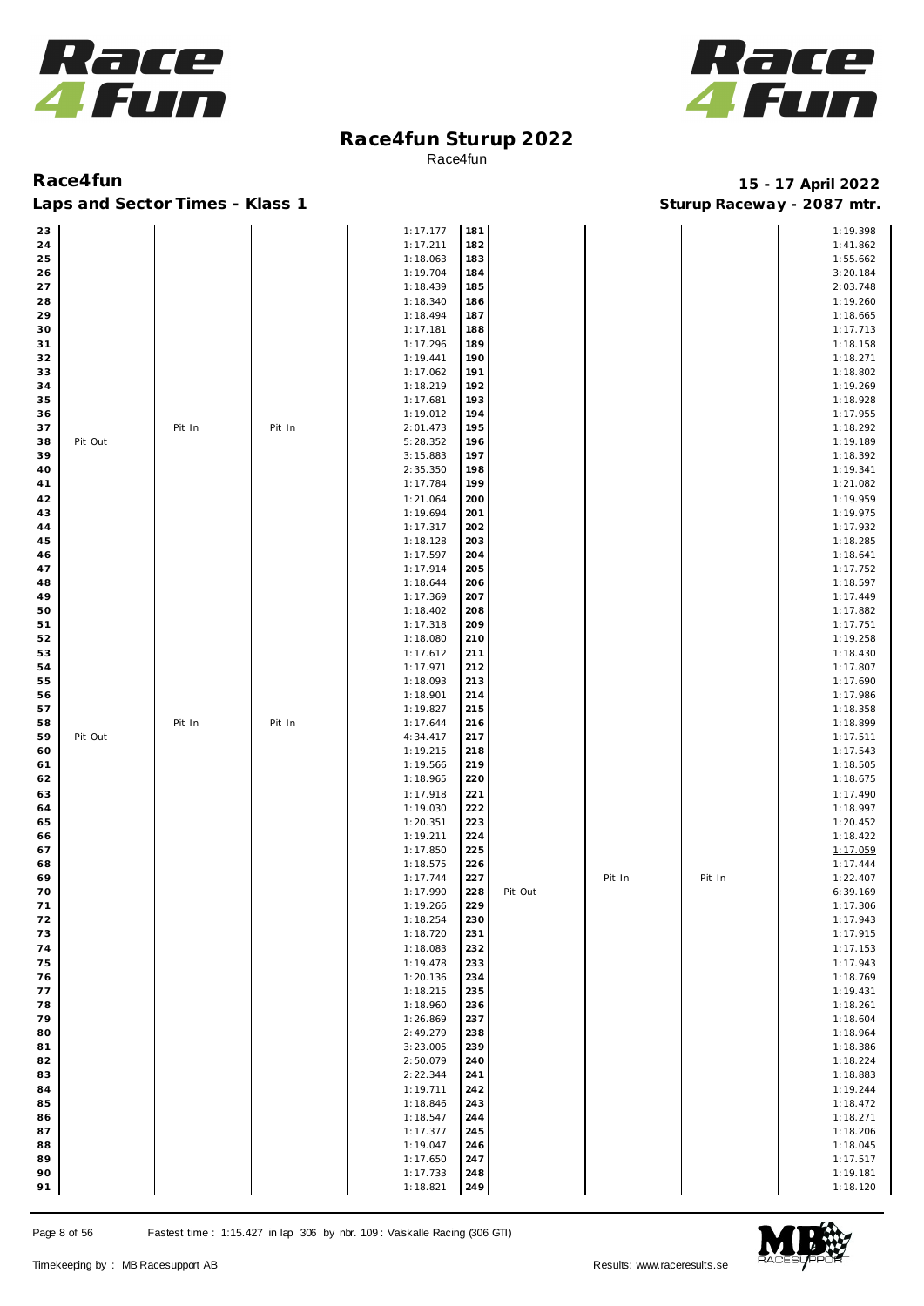# Race4fun Sturup 2022

Race4fun

**Race4fun** — **15 - 17 April 2022**

**Laps and Sector Times - Klass 1** — **Sturup Raceway - 2087 mtr.**

| Lap | | | | Time | Lap | | | | Time |
|---|---|---|---|---|---|---|---|---|---|
| 23 | | | | 1:17.177 | 181 | | | | 1:19.398 |
| 24 | | | | 1:17.211 | 182 | | | | 1:41.862 |
| 25 | | | | 1:18.063 | 183 | | | | 1:55.662 |
| 26 | | | | 1:19.704 | 184 | | | | 3:20.184 |
| 27 | | | | 1:18.439 | 185 | | | | 2:03.748 |
| 28 | | | | 1:18.340 | 186 | | | | 1:19.260 |
| 29 | | | | 1:18.494 | 187 | | | | 1:18.665 |
| 30 | | | | 1:17.181 | 188 | | | | 1:17.713 |
| 31 | | | | 1:17.296 | 189 | | | | 1:18.158 |
| 32 | | | | 1:19.441 | 190 | | | | 1:18.271 |
| 33 | | | | 1:17.062 | 191 | | | | 1:18.802 |
| 34 | | | | 1:18.219 | 192 | | | | 1:19.269 |
| 35 | | | | 1:17.681 | 193 | | | | 1:18.928 |
| 36 | | | | 1:19.012 | 194 | | | | 1:17.955 |
| 37 | | Pit In | Pit In | 2:01.473 | 195 | | | | 1:18.292 |
| 38 | Pit Out | | | 5:28.352 | 196 | | | | 1:19.189 |
| 39 | | | | 3:15.883 | 197 | | | | 1:18.392 |
| 40 | | | | 2:35.350 | 198 | | | | 1:19.341 |
| 41 | | | | 1:17.784 | 199 | | | | 1:21.082 |
| 42 | | | | 1:21.064 | 200 | | | | 1:19.959 |
| 43 | | | | 1:19.694 | 201 | | | | 1:19.975 |
| 44 | | | | 1:17.317 | 202 | | | | 1:17.932 |
| 45 | | | | 1:18.128 | 203 | | | | 1:18.285 |
| 46 | | | | 1:17.597 | 204 | | | | 1:18.641 |
| 47 | | | | 1:17.914 | 205 | | | | 1:17.752 |
| 48 | | | | 1:18.644 | 206 | | | | 1:18.597 |
| 49 | | | | 1:17.369 | 207 | | | | 1:17.449 |
| 50 | | | | 1:18.402 | 208 | | | | 1:17.882 |
| 51 | | | | 1:17.318 | 209 | | | | 1:17.751 |
| 52 | | | | 1:18.080 | 210 | | | | 1:19.258 |
| 53 | | | | 1:17.612 | 211 | | | | 1:18.430 |
| 54 | | | | 1:17.971 | 212 | | | | 1:17.807 |
| 55 | | | | 1:18.093 | 213 | | | | 1:17.690 |
| 56 | | | | 1:18.901 | 214 | | | | 1:17.986 |
| 57 | | | | 1:19.827 | 215 | | | | 1:18.358 |
| 58 | | Pit In | Pit In | 1:17.644 | 216 | | | | 1:18.899 |
| 59 | Pit Out | | | 4:34.417 | 217 | | | | 1:17.511 |
| 60 | | | | 1:19.215 | 218 | | | | 1:17.543 |
| 61 | | | | 1:19.566 | 219 | | | | 1:18.505 |
| 62 | | | | 1:18.965 | 220 | | | | 1:18.675 |
| 63 | | | | 1:17.918 | 221 | | | | 1:17.490 |
| 64 | | | | 1:19.030 | 222 | | | | 1:18.997 |
| 65 | | | | 1:20.351 | 223 | | | | 1:20.452 |
| 66 | | | | 1:19.211 | 224 | | | | 1:18.422 |
| 67 | | | | 1:17.850 | 225 | | | | 1:17.059 |
| 68 | | | | 1:18.575 | 226 | | | | 1:17.444 |
| 69 | | | | 1:17.744 | 227 | | Pit In | Pit In | 1:22.407 |
| 70 | | | | 1:17.990 | 228 | Pit Out | | | 6:39.169 |
| 71 | | | | 1:19.266 | 229 | | | | 1:17.306 |
| 72 | | | | 1:18.254 | 230 | | | | 1:17.943 |
| 73 | | | | 1:18.720 | 231 | | | | 1:17.915 |
| 74 | | | | 1:18.083 | 232 | | | | 1:17.153 |
| 75 | | | | 1:19.478 | 233 | | | | 1:17.943 |
| 76 | | | | 1:20.136 | 234 | | | | 1:18.769 |
| 77 | | | | 1:18.215 | 235 | | | | 1:19.431 |
| 78 | | | | 1:18.960 | 236 | | | | 1:18.261 |
| 79 | | | | 1:26.869 | 237 | | | | 1:18.604 |
| 80 | | | | 2:49.279 | 238 | | | | 1:18.964 |
| 81 | | | | 3:23.005 | 239 | | | | 1:18.386 |
| 82 | | | | 2:50.079 | 240 | | | | 1:18.224 |
| 83 | | | | 2:22.344 | 241 | | | | 1:18.883 |
| 84 | | | | 1:19.711 | 242 | | | | 1:19.244 |
| 85 | | | | 1:18.846 | 243 | | | | 1:18.472 |
| 86 | | | | 1:18.547 | 244 | | | | 1:18.271 |
| 87 | | | | 1:17.377 | 245 | | | | 1:18.206 |
| 88 | | | | 1:19.047 | 246 | | | | 1:18.045 |
| 89 | | | | 1:17.650 | 247 | | | | 1:17.517 |
| 90 | | | | 1:17.733 | 248 | | | | 1:19.181 |
| 91 | | | | 1:18.821 | 249 | | | | 1:18.120 |

Fastest time : 1:15.427 in lap 306 by nbr. 109 : Valskalle Racing (306 GTI)

Timekeeping by : MB Racesupport AB — Results: www.raceresults.se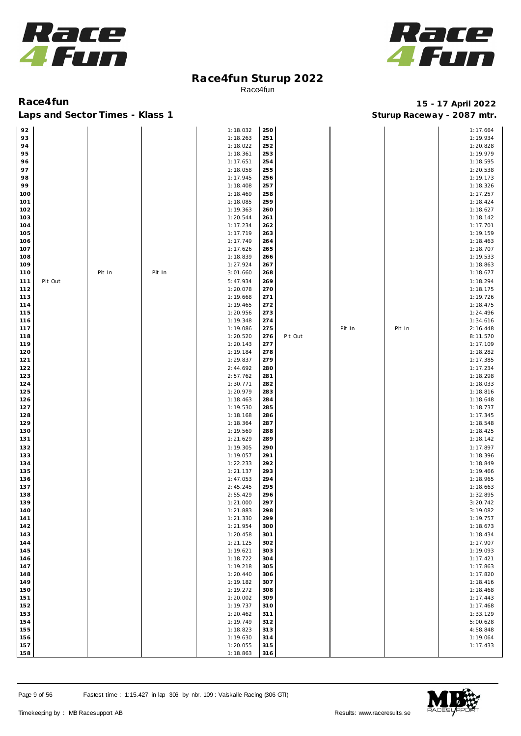# Race4fun Sturup 2022

Race4fun

**Race4fun** — **15 - 17 April 2022**

**Laps and Sector Times - Klass 1** — **Sturup Raceway - 2087 mtr.**

| Lap | | | | Time | Lap | | | | Time |
|---|---|---|---|---|---|---|---|---|---|
| 92 | | | | 1:18.032 | 250 | | | | 1:17.664 |
| 93 | | | | 1:18.263 | 251 | | | | 1:19.934 |
| 94 | | | | 1:18.022 | 252 | | | | 1:20.828 |
| 95 | | | | 1:18.361 | 253 | | | | 1:19.979 |
| 96 | | | | 1:17.651 | 254 | | | | 1:18.595 |
| 97 | | | | 1:18.058 | 255 | | | | 1:20.538 |
| 98 | | | | 1:17.945 | 256 | | | | 1:19.173 |
| 99 | | | | 1:18.408 | 257 | | | | 1:18.326 |
| 100 | | | | 1:18.469 | 258 | | | | 1:17.257 |
| 101 | | | | 1:18.085 | 259 | | | | 1:18.424 |
| 102 | | | | 1:19.363 | 260 | | | | 1:18.627 |
| 103 | | | | 1:20.544 | 261 | | | | 1:18.142 |
| 104 | | | | 1:17.234 | 262 | | | | 1:17.701 |
| 105 | | | | 1:17.719 | 263 | | | | 1:19.159 |
| 106 | | | | 1:17.749 | 264 | | | | 1:18.463 |
| 107 | | | | 1:17.626 | 265 | | | | 1:18.707 |
| 108 | | | | 1:18.839 | 266 | | | | 1:19.533 |
| 109 | | | | 1:27.924 | 267 | | | | 1:18.863 |
| 110 | | Pit In | Pit In | 3:01.660 | 268 | | | | 1:18.677 |
| 111 | Pit Out | | | 5:47.934 | 269 | | | | 1:18.294 |
| 112 | | | | 1:20.078 | 270 | | | | 1:18.175 |
| 113 | | | | 1:19.668 | 271 | | | | 1:19.726 |
| 114 | | | | 1:19.465 | 272 | | | | 1:18.475 |
| 115 | | | | 1:20.956 | 273 | | | | 1:24.496 |
| 116 | | | | 1:19.348 | 274 | | | | 1:34.616 |
| 117 | | | | 1:19.086 | 275 | | Pit In | Pit In | 2:16.448 |
| 118 | | | | 1:20.520 | 276 | Pit Out | | | 8:11.570 |
| 119 | | | | 1:20.143 | 277 | | | | 1:17.109 |
| 120 | | | | 1:19.184 | 278 | | | | 1:18.282 |
| 121 | | | | 1:29.837 | 279 | | | | 1:17.385 |
| 122 | | | | 2:44.692 | 280 | | | | 1:17.234 |
| 123 | | | | 2:57.762 | 281 | | | | 1:18.298 |
| 124 | | | | 1:30.771 | 282 | | | | 1:18.033 |
| 125 | | | | 1:20.979 | 283 | | | | 1:18.816 |
| 126 | | | | 1:18.463 | 284 | | | | 1:18.648 |
| 127 | | | | 1:19.530 | 285 | | | | 1:18.737 |
| 128 | | | | 1:18.168 | 286 | | | | 1:17.345 |
| 129 | | | | 1:18.364 | 287 | | | | 1:18.548 |
| 130 | | | | 1:19.569 | 288 | | | | 1:18.425 |
| 131 | | | | 1:21.629 | 289 | | | | 1:18.142 |
| 132 | | | | 1:19.305 | 290 | | | | 1:17.897 |
| 133 | | | | 1:19.057 | 291 | | | | 1:18.396 |
| 134 | | | | 1:22.233 | 292 | | | | 1:18.849 |
| 135 | | | | 1:21.137 | 293 | | | | 1:19.466 |
| 136 | | | | 1:47.053 | 294 | | | | 1:18.965 |
| 137 | | | | 2:45.245 | 295 | | | | 1:18.663 |
| 138 | | | | 2:55.429 | 296 | | | | 1:32.895 |
| 139 | | | | 1:21.000 | 297 | | | | 3:20.742 |
| 140 | | | | 1:21.883 | 298 | | | | 3:19.082 |
| 141 | | | | 1:21.330 | 299 | | | | 1:19.757 |
| 142 | | | | 1:21.954 | 300 | | | | 1:18.673 |
| 143 | | | | 1:20.458 | 301 | | | | 1:18.434 |
| 144 | | | | 1:21.125 | 302 | | | | 1:17.907 |
| 145 | | | | 1:19.621 | 303 | | | | 1:19.093 |
| 146 | | | | 1:18.722 | 304 | | | | 1:17.421 |
| 147 | | | | 1:19.218 | 305 | | | | 1:17.863 |
| 148 | | | | 1:20.440 | 306 | | | | 1:17.820 |
| 149 | | | | 1:19.182 | 307 | | | | 1:18.416 |
| 150 | | | | 1:19.272 | 308 | | | | 1:18.468 |
| 151 | | | | 1:20.002 | 309 | | | | 1:17.443 |
| 152 | | | | 1:19.737 | 310 | | | | 1:17.468 |
| 153 | | | | 1:20.462 | 311 | | | | 1:33.129 |
| 154 | | | | 1:19.749 | 312 | | | | 5:00.628 |
| 155 | | | | 1:18.823 | 313 | | | | 4:58.848 |
| 156 | | | | 1:19.630 | 314 | | | | 1:19.064 |
| 157 | | | | 1:20.055 | 315 | | | | 1:17.433 |
| 158 | | | | 1:18.863 | 316 | | | | |

Fastest time : 1:15.427 in lap 306 by nbr. 109 : Valskalle Racing (306 GTI)

Timekeeping by : MB Racesupport AB — Results: www.raceresults.se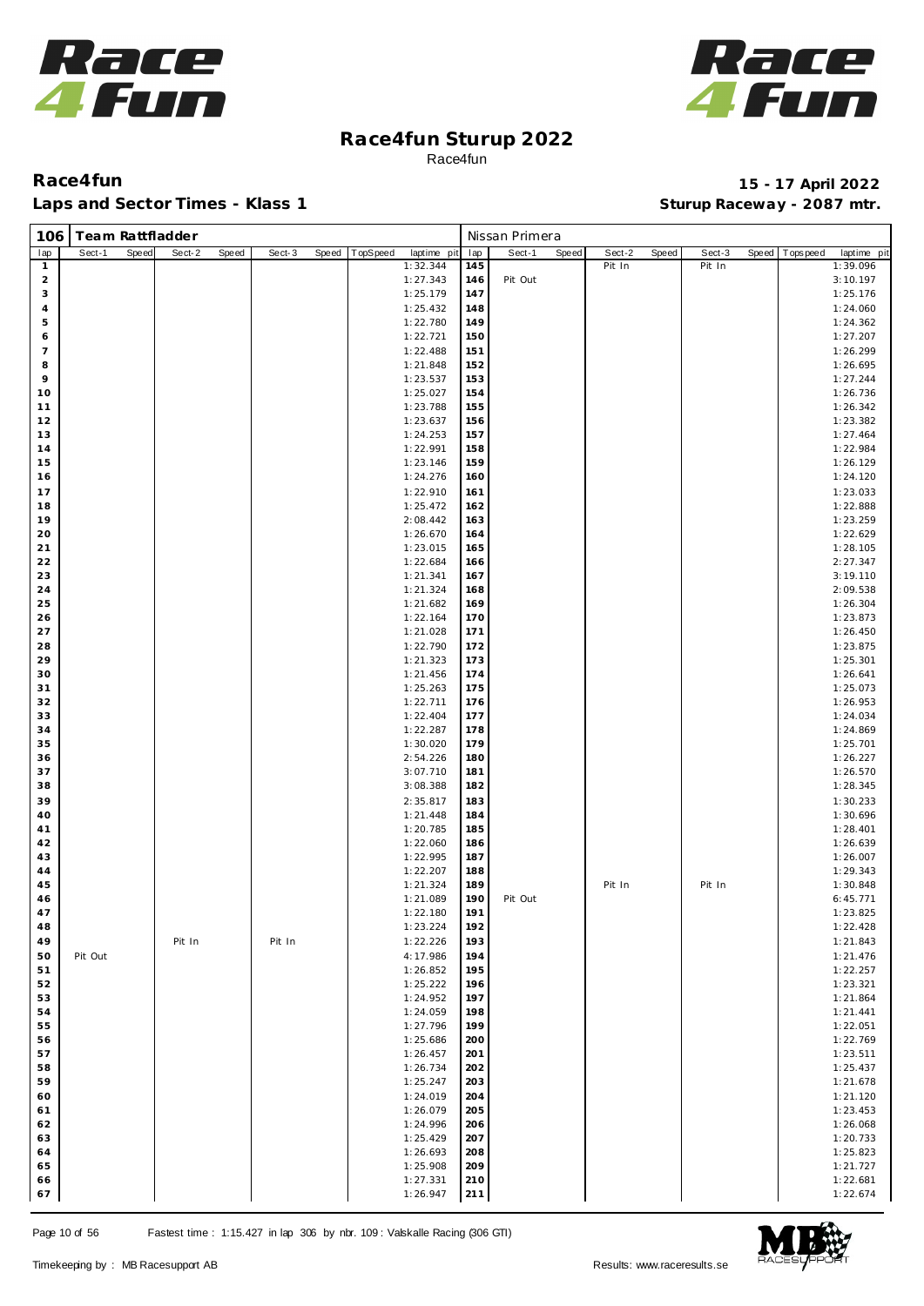# Race4fun Sturup 2022

Race4fun

**Race4fun** **15 - 17 April 2022**

**Laps and Sector Times - Klass 1** **Sturup Raceway - 2087 mtr.**

**106 Team Rattfladder** — Nissan Primera

| lap | Sect-1 | Speed | Sect-2 | Speed | Sect-3 | Speed | TopSpeed | laptime pit | lap | Sect-1 | Speed | Sect-2 | Speed | Sect-3 | Speed | Topspeed | laptime pit |
|---|---|---|---|---|---|---|---|---|---|---|---|---|---|---|---|---|---|
| 1 | | | | | | | | 1:32.344 | 145 | | | Pit In | | Pit In | | | 1:39.096 |
| 2 | | | | | | | | 1:27.343 | 146 | Pit Out | | | | | | | 3:10.197 |
| 3 | | | | | | | | 1:25.179 | 147 | | | | | | | | 1:25.176 |
| 4 | | | | | | | | 1:25.432 | 148 | | | | | | | | 1:24.060 |
| 5 | | | | | | | | 1:22.780 | 149 | | | | | | | | 1:24.362 |
| 6 | | | | | | | | 1:22.721 | 150 | | | | | | | | 1:27.207 |
| 7 | | | | | | | | 1:22.488 | 151 | | | | | | | | 1:26.299 |
| 8 | | | | | | | | 1:21.848 | 152 | | | | | | | | 1:26.695 |
| 9 | | | | | | | | 1:23.537 | 153 | | | | | | | | 1:27.244 |
| 10 | | | | | | | | 1:25.027 | 154 | | | | | | | | 1:26.736 |
| 11 | | | | | | | | 1:23.788 | 155 | | | | | | | | 1:26.342 |
| 12 | | | | | | | | 1:23.637 | 156 | | | | | | | | 1:23.382 |
| 13 | | | | | | | | 1:24.253 | 157 | | | | | | | | 1:27.464 |
| 14 | | | | | | | | 1:22.991 | 158 | | | | | | | | 1:22.984 |
| 15 | | | | | | | | 1:23.146 | 159 | | | | | | | | 1:26.129 |
| 16 | | | | | | | | 1:24.276 | 160 | | | | | | | | 1:24.120 |
| 17 | | | | | | | | 1:22.910 | 161 | | | | | | | | 1:23.033 |
| 18 | | | | | | | | 1:25.472 | 162 | | | | | | | | 1:22.888 |
| 19 | | | | | | | | 2:08.442 | 163 | | | | | | | | 1:23.259 |
| 20 | | | | | | | | 1:26.670 | 164 | | | | | | | | 1:22.629 |
| 21 | | | | | | | | 1:23.015 | 165 | | | | | | | | 1:28.105 |
| 22 | | | | | | | | 1:22.684 | 166 | | | | | | | | 2:27.347 |
| 23 | | | | | | | | 1:21.341 | 167 | | | | | | | | 3:19.110 |
| 24 | | | | | | | | 1:21.324 | 168 | | | | | | | | 2:09.538 |
| 25 | | | | | | | | 1:21.682 | 169 | | | | | | | | 1:26.304 |
| 26 | | | | | | | | 1:22.164 | 170 | | | | | | | | 1:23.873 |
| 27 | | | | | | | | 1:21.028 | 171 | | | | | | | | 1:26.450 |
| 28 | | | | | | | | 1:22.790 | 172 | | | | | | | | 1:23.875 |
| 29 | | | | | | | | 1:21.323 | 173 | | | | | | | | 1:25.301 |
| 30 | | | | | | | | 1:21.456 | 174 | | | | | | | | 1:26.641 |
| 31 | | | | | | | | 1:25.263 | 175 | | | | | | | | 1:25.073 |
| 32 | | | | | | | | 1:22.711 | 176 | | | | | | | | 1:26.953 |
| 33 | | | | | | | | 1:22.404 | 177 | | | | | | | | 1:24.034 |
| 34 | | | | | | | | 1:22.287 | 178 | | | | | | | | 1:24.869 |
| 35 | | | | | | | | 1:30.020 | 179 | | | | | | | | 1:25.701 |
| 36 | | | | | | | | 2:54.226 | 180 | | | | | | | | 1:26.227 |
| 37 | | | | | | | | 3:07.710 | 181 | | | | | | | | 1:26.570 |
| 38 | | | | | | | | 3:08.388 | 182 | | | | | | | | 1:28.345 |
| 39 | | | | | | | | 2:35.817 | 183 | | | | | | | | 1:30.233 |
| 40 | | | | | | | | 1:21.448 | 184 | | | | | | | | 1:30.696 |
| 41 | | | | | | | | 1:20.785 | 185 | | | | | | | | 1:28.401 |
| 42 | | | | | | | | 1:22.060 | 186 | | | | | | | | 1:26.639 |
| 43 | | | | | | | | 1:22.995 | 187 | | | | | | | | 1:26.007 |
| 44 | | | | | | | | 1:22.207 | 188 | | | | | | | | 1:29.343 |
| 45 | | | | | | | | 1:21.324 | 189 | | | Pit In | | Pit In | | | 1:30.848 |
| 46 | | | | | | | | 1:21.089 | 190 | Pit Out | | | | | | | 6:45.771 |
| 47 | | | | | | | | 1:22.180 | 191 | | | | | | | | 1:23.825 |
| 48 | | | | | | | | 1:23.224 | 192 | | | | | | | | 1:22.428 |
| 49 | | | Pit In | | Pit In | | | 1:22.226 | 193 | | | | | | | | 1:21.843 |
| 50 | Pit Out | | | | | | | 4:17.986 | 194 | | | | | | | | 1:21.476 |
| 51 | | | | | | | | 1:26.852 | 195 | | | | | | | | 1:22.257 |
| 52 | | | | | | | | 1:25.222 | 196 | | | | | | | | 1:23.321 |
| 53 | | | | | | | | 1:24.952 | 197 | | | | | | | | 1:21.864 |
| 54 | | | | | | | | 1:24.059 | 198 | | | | | | | | 1:21.441 |
| 55 | | | | | | | | 1:27.796 | 199 | | | | | | | | 1:22.051 |
| 56 | | | | | | | | 1:25.686 | 200 | | | | | | | | 1:22.769 |
| 57 | | | | | | | | 1:26.457 | 201 | | | | | | | | 1:23.511 |
| 58 | | | | | | | | 1:26.734 | 202 | | | | | | | | 1:25.437 |
| 59 | | | | | | | | 1:25.247 | 203 | | | | | | | | 1:21.678 |
| 60 | | | | | | | | 1:24.019 | 204 | | | | | | | | 1:21.120 |
| 61 | | | | | | | | 1:26.079 | 205 | | | | | | | | 1:23.453 |
| 62 | | | | | | | | 1:24.996 | 206 | | | | | | | | 1:26.068 |
| 63 | | | | | | | | 1:25.429 | 207 | | | | | | | | 1:20.733 |
| 64 | | | | | | | | 1:26.693 | 208 | | | | | | | | 1:25.823 |
| 65 | | | | | | | | 1:25.908 | 209 | | | | | | | | 1:21.727 |
| 66 | | | | | | | | 1:27.331 | 210 | | | | | | | | 1:22.681 |
| 67 | | | | | | | | 1:26.947 | 211 | | | | | | | | 1:22.674 |

Fastest time : 1:15.427 in lap 306 by nbr. 109 : Valskalle Racing (306 GTI)

Timekeeping by : MB Racesupport AB — Results: www.raceresults.se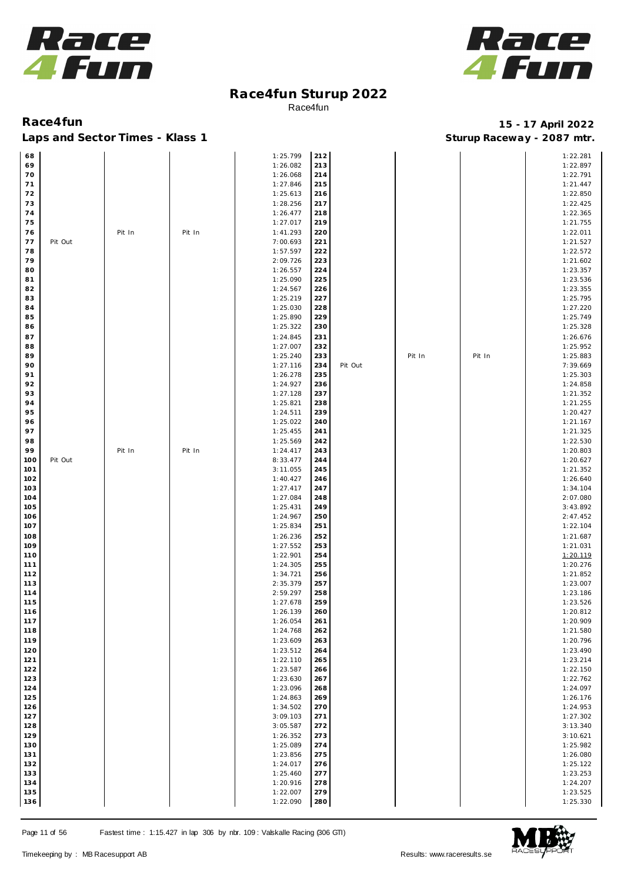# Race4fun Sturup 2022

Race4fun

## Race4fun

**Laps and Sector Times - Klass 1**

**15 - 17 April 2022**

**Sturup Raceway - 2087 mtr.**

| Lap | S1 | S2 | S3 | Time | Lap | S1 | S2 | S3 | Time |
|---|---|---|---|---|---|---|---|---|---|
| 68 | | | | 1:25.799 | 212 | | | | 1:22.281 |
| 69 | | | | 1:26.082 | 213 | | | | 1:22.897 |
| 70 | | | | 1:26.068 | 214 | | | | 1:22.791 |
| 71 | | | | 1:27.846 | 215 | | | | 1:21.447 |
| 72 | | | | 1:25.613 | 216 | | | | 1:22.850 |
| 73 | | | | 1:28.256 | 217 | | | | 1:22.425 |
| 74 | | | | 1:26.477 | 218 | | | | 1:22.365 |
| 75 | | | | 1:27.017 | 219 | | | | 1:21.755 |
| 76 | | Pit In | Pit In | 1:41.293 | 220 | | | | 1:22.011 |
| 77 | Pit Out | | | 7:00.693 | 221 | | | | 1:21.527 |
| 78 | | | | 1:57.597 | 222 | | | | 1:22.572 |
| 79 | | | | 2:09.726 | 223 | | | | 1:21.602 |
| 80 | | | | 1:26.557 | 224 | | | | 1:23.357 |
| 81 | | | | 1:25.090 | 225 | | | | 1:23.536 |
| 82 | | | | 1:24.567 | 226 | | | | 1:23.355 |
| 83 | | | | 1:25.219 | 227 | | | | 1:25.795 |
| 84 | | | | 1:25.030 | 228 | | | | 1:27.220 |
| 85 | | | | 1:25.890 | 229 | | | | 1:25.749 |
| 86 | | | | 1:25.322 | 230 | | | | 1:25.328 |
| 87 | | | | 1:24.845 | 231 | | | | 1:26.676 |
| 88 | | | | 1:27.007 | 232 | | | | 1:25.952 |
| 89 | | | | 1:25.240 | 233 | | Pit In | Pit In | 1:25.883 |
| 90 | | | | 1:27.116 | 234 | Pit Out | | | 7:39.669 |
| 91 | | | | 1:26.278 | 235 | | | | 1:25.303 |
| 92 | | | | 1:24.927 | 236 | | | | 1:24.858 |
| 93 | | | | 1:27.128 | 237 | | | | 1:21.352 |
| 94 | | | | 1:25.821 | 238 | | | | 1:21.255 |
| 95 | | | | 1:24.511 | 239 | | | | 1:20.427 |
| 96 | | | | 1:25.022 | 240 | | | | 1:21.167 |
| 97 | | | | 1:25.455 | 241 | | | | 1:21.325 |
| 98 | | | | 1:25.569 | 242 | | | | 1:22.530 |
| 99 | | Pit In | Pit In | 1:24.417 | 243 | | | | 1:20.803 |
| 100 | Pit Out | | | 8:33.477 | 244 | | | | 1:20.627 |
| 101 | | | | 3:11.055 | 245 | | | | 1:21.352 |
| 102 | | | | 1:40.427 | 246 | | | | 1:26.640 |
| 103 | | | | 1:27.417 | 247 | | | | 1:34.104 |
| 104 | | | | 1:27.084 | 248 | | | | 2:07.080 |
| 105 | | | | 1:25.431 | 249 | | | | 3:43.892 |
| 106 | | | | 1:24.967 | 250 | | | | 2:47.452 |
| 107 | | | | 1:25.834 | 251 | | | | 1:22.104 |
| 108 | | | | 1:26.236 | 252 | | | | 1:21.687 |
| 109 | | | | 1:27.552 | 253 | | | | 1:21.031 |
| 110 | | | | 1:22.901 | 254 | | | | 1:20.119 |
| 111 | | | | 1:24.305 | 255 | | | | 1:20.276 |
| 112 | | | | 1:34.721 | 256 | | | | 1:21.852 |
| 113 | | | | 2:35.379 | 257 | | | | 1:23.007 |
| 114 | | | | 2:59.297 | 258 | | | | 1:23.186 |
| 115 | | | | 1:27.678 | 259 | | | | 1:23.526 |
| 116 | | | | 1:26.139 | 260 | | | | 1:20.812 |
| 117 | | | | 1:26.054 | 261 | | | | 1:20.909 |
| 118 | | | | 1:24.768 | 262 | | | | 1:21.580 |
| 119 | | | | 1:23.609 | 263 | | | | 1:20.796 |
| 120 | | | | 1:23.512 | 264 | | | | 1:23.490 |
| 121 | | | | 1:22.110 | 265 | | | | 1:23.214 |
| 122 | | | | 1:23.587 | 266 | | | | 1:22.150 |
| 123 | | | | 1:23.630 | 267 | | | | 1:22.762 |
| 124 | | | | 1:23.096 | 268 | | | | 1:24.097 |
| 125 | | | | 1:24.863 | 269 | | | | 1:26.176 |
| 126 | | | | 1:34.502 | 270 | | | | 1:24.953 |
| 127 | | | | 3:09.103 | 271 | | | | 1:27.302 |
| 128 | | | | 3:05.587 | 272 | | | | 3:13.340 |
| 129 | | | | 1:26.352 | 273 | | | | 3:10.621 |
| 130 | | | | 1:25.089 | 274 | | | | 1:25.982 |
| 131 | | | | 1:23.856 | 275 | | | | 1:26.080 |
| 132 | | | | 1:24.017 | 276 | | | | 1:25.122 |
| 133 | | | | 1:25.460 | 277 | | | | 1:23.253 |
| 134 | | | | 1:20.916 | 278 | | | | 1:24.207 |
| 135 | | | | 1:22.007 | 279 | | | | 1:23.525 |
| 136 | | | | 1:22.090 | 280 | | | | 1:25.330 |

Fastest time : 1:15.427 in lap 306 by nbr. 109 : Valskalle Racing (306 GTI)

Timekeeping by : MB Racesupport AB

Results: www.raceresults.se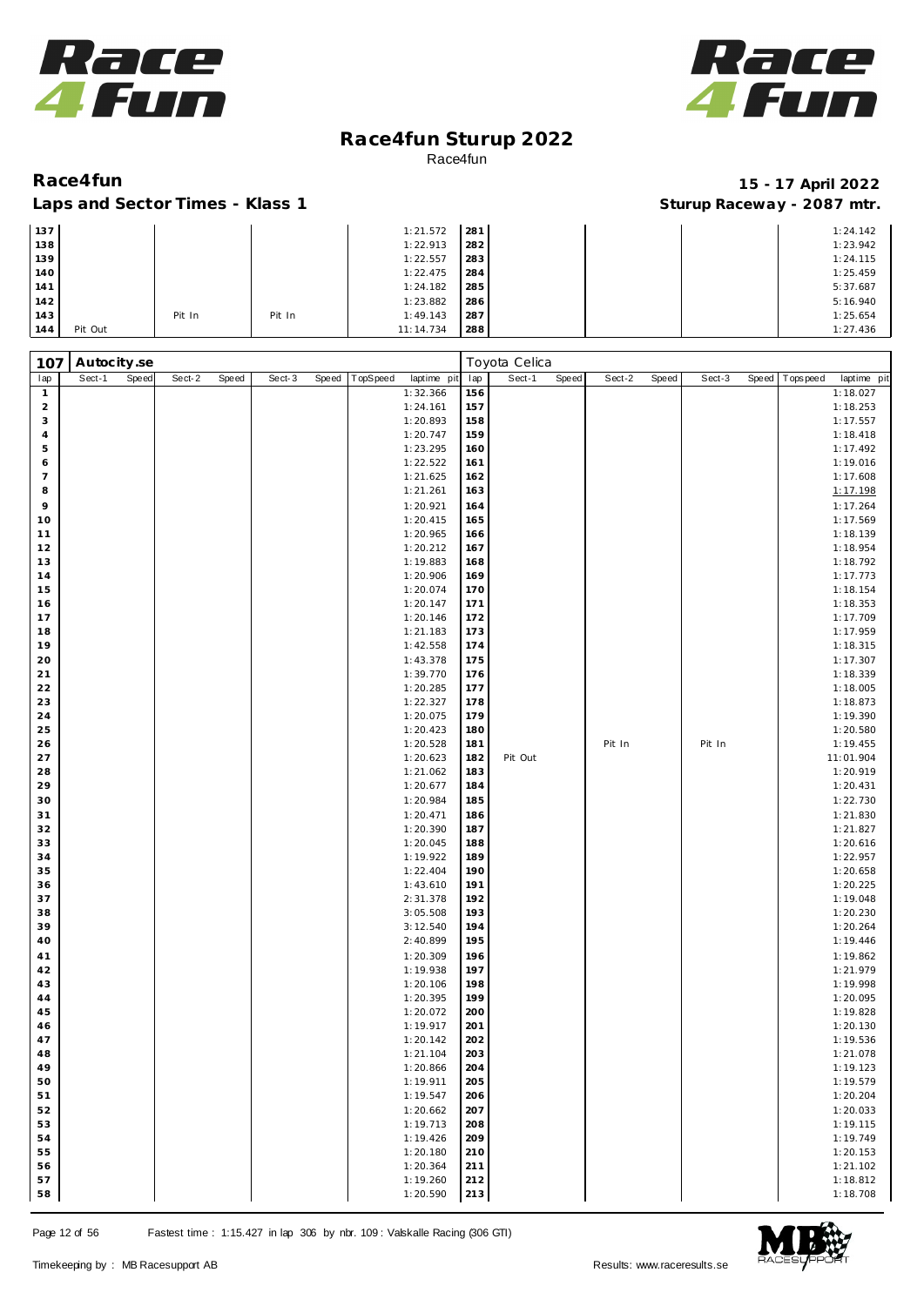# Race4fun Sturup 2022

Race4fun

**Race4fun** — **15 - 17 April 2022**

**Laps and Sector Times - Klass 1** — **Sturup Raceway - 2087 mtr.**

| lap | Sect-1 | Speed | Sect-2 | Speed | Sect-3 | Speed | TopSpeed | laptime pit | lap | Sect-1 | Speed | Sect-2 | Speed | Sect-3 | Speed | Topspeed | laptime pit |
|---|---|---|---|---|---|---|---|---|---|---|---|---|---|---|---|---|---|
| 137 | | | | | | | | 1:21.572 | 281 | | | | | | | | 1:24.142 |
| 138 | | | | | | | | 1:22.913 | 282 | | | | | | | | 1:23.942 |
| 139 | | | | | | | | 1:22.557 | 283 | | | | | | | | 1:24.115 |
| 140 | | | | | | | | 1:22.475 | 284 | | | | | | | | 1:25.459 |
| 141 | | | | | | | | 1:24.182 | 285 | | | | | | | | 5:37.687 |
| 142 | | | | | | | | 1:23.882 | 286 | | | | | | | | 5:16.940 |
| 143 | | | Pit In | | Pit In | | | 1:49.143 | 287 | | | | | | | | 1:25.654 |
| 144 | Pit Out | | | | | | | 11:14.734 | 288 | | | | | | | | 1:27.436 |

**107 Autocity.se** — Toyota Celica

| lap | Sect-1 | Speed | Sect-2 | Speed | Sect-3 | Speed | TopSpeed | laptime pit | lap | Sect-1 | Speed | Sect-2 | Speed | Sect-3 | Speed | Topspeed | laptime pit |
|---|---|---|---|---|---|---|---|---|---|---|---|---|---|---|---|---|---|
| 1 | | | | | | | | 1:32.366 | 156 | | | | | | | | 1:18.027 |
| 2 | | | | | | | | 1:24.161 | 157 | | | | | | | | 1:18.253 |
| 3 | | | | | | | | 1:20.893 | 158 | | | | | | | | 1:17.557 |
| 4 | | | | | | | | 1:20.747 | 159 | | | | | | | | 1:18.418 |
| 5 | | | | | | | | 1:23.295 | 160 | | | | | | | | 1:17.492 |
| 6 | | | | | | | | 1:22.522 | 161 | | | | | | | | 1:19.016 |
| 7 | | | | | | | | 1:21.625 | 162 | | | | | | | | 1:17.608 |
| 8 | | | | | | | | 1:21.261 | 163 | | | | | | | | 1:17.198 |
| 9 | | | | | | | | 1:20.921 | 164 | | | | | | | | 1:17.264 |
| 10 | | | | | | | | 1:20.415 | 165 | | | | | | | | 1:17.569 |
| 11 | | | | | | | | 1:20.965 | 166 | | | | | | | | 1:18.139 |
| 12 | | | | | | | | 1:20.212 | 167 | | | | | | | | 1:18.954 |
| 13 | | | | | | | | 1:19.883 | 168 | | | | | | | | 1:18.792 |
| 14 | | | | | | | | 1:20.906 | 169 | | | | | | | | 1:17.773 |
| 15 | | | | | | | | 1:20.074 | 170 | | | | | | | | 1:18.154 |
| 16 | | | | | | | | 1:20.147 | 171 | | | | | | | | 1:18.353 |
| 17 | | | | | | | | 1:20.146 | 172 | | | | | | | | 1:17.709 |
| 18 | | | | | | | | 1:21.183 | 173 | | | | | | | | 1:17.959 |
| 19 | | | | | | | | 1:42.558 | 174 | | | | | | | | 1:18.315 |
| 20 | | | | | | | | 1:43.378 | 175 | | | | | | | | 1:17.307 |
| 21 | | | | | | | | 1:39.770 | 176 | | | | | | | | 1:18.339 |
| 22 | | | | | | | | 1:20.285 | 177 | | | | | | | | 1:18.005 |
| 23 | | | | | | | | 1:22.327 | 178 | | | | | | | | 1:18.873 |
| 24 | | | | | | | | 1:20.075 | 179 | | | | | | | | 1:19.390 |
| 25 | | | | | | | | 1:20.423 | 180 | | | | | | | | 1:20.580 |
| 26 | | | | | | | | 1:20.528 | 181 | | | Pit In | | Pit In | | | 1:19.455 |
| 27 | | | | | | | | 1:20.623 | 182 | Pit Out | | | | | | | 11:01.904 |
| 28 | | | | | | | | 1:21.062 | 183 | | | | | | | | 1:20.919 |
| 29 | | | | | | | | 1:20.677 | 184 | | | | | | | | 1:20.431 |
| 30 | | | | | | | | 1:20.984 | 185 | | | | | | | | 1:22.730 |
| 31 | | | | | | | | 1:20.471 | 186 | | | | | | | | 1:21.830 |
| 32 | | | | | | | | 1:20.390 | 187 | | | | | | | | 1:21.827 |
| 33 | | | | | | | | 1:20.045 | 188 | | | | | | | | 1:20.616 |
| 34 | | | | | | | | 1:19.922 | 189 | | | | | | | | 1:22.957 |
| 35 | | | | | | | | 1:22.404 | 190 | | | | | | | | 1:20.658 |
| 36 | | | | | | | | 1:43.610 | 191 | | | | | | | | 1:20.225 |
| 37 | | | | | | | | 2:31.378 | 192 | | | | | | | | 1:19.048 |
| 38 | | | | | | | | 3:05.508 | 193 | | | | | | | | 1:20.230 |
| 39 | | | | | | | | 3:12.540 | 194 | | | | | | | | 1:20.264 |
| 40 | | | | | | | | 2:40.899 | 195 | | | | | | | | 1:19.446 |
| 41 | | | | | | | | 1:20.309 | 196 | | | | | | | | 1:19.862 |
| 42 | | | | | | | | 1:19.938 | 197 | | | | | | | | 1:21.979 |
| 43 | | | | | | | | 1:20.106 | 198 | | | | | | | | 1:19.998 |
| 44 | | | | | | | | 1:20.395 | 199 | | | | | | | | 1:20.095 |
| 45 | | | | | | | | 1:20.072 | 200 | | | | | | | | 1:19.828 |
| 46 | | | | | | | | 1:19.917 | 201 | | | | | | | | 1:20.130 |
| 47 | | | | | | | | 1:20.142 | 202 | | | | | | | | 1:19.536 |
| 48 | | | | | | | | 1:21.104 | 203 | | | | | | | | 1:21.078 |
| 49 | | | | | | | | 1:20.866 | 204 | | | | | | | | 1:19.123 |
| 50 | | | | | | | | 1:19.911 | 205 | | | | | | | | 1:19.579 |
| 51 | | | | | | | | 1:19.547 | 206 | | | | | | | | 1:20.204 |
| 52 | | | | | | | | 1:20.662 | 207 | | | | | | | | 1:20.033 |
| 53 | | | | | | | | 1:19.713 | 208 | | | | | | | | 1:19.115 |
| 54 | | | | | | | | 1:19.426 | 209 | | | | | | | | 1:19.749 |
| 55 | | | | | | | | 1:20.180 | 210 | | | | | | | | 1:20.153 |
| 56 | | | | | | | | 1:20.364 | 211 | | | | | | | | 1:21.102 |
| 57 | | | | | | | | 1:19.260 | 212 | | | | | | | | 1:18.812 |
| 58 | | | | | | | | 1:20.590 | 213 | | | | | | | | 1:18.708 |

Fastest time : 1:15.427 in lap 306 by nbr. 109 : Valskalle Racing (306 GTI)

Timekeeping by : MB Racesupport AB — Results: www.raceresults.se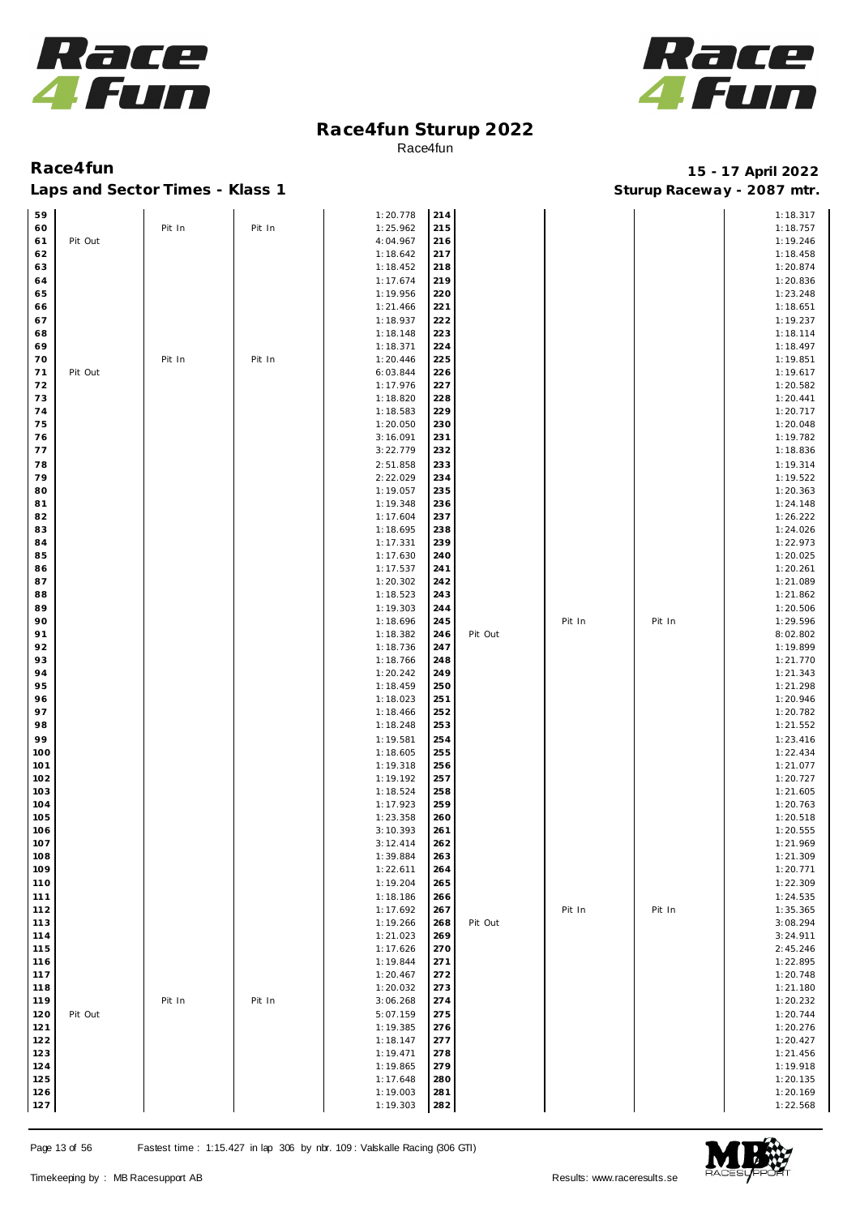# Race4fun Sturup 2022

Race4fun

**Race4fun** — **15 - 17 April 2022**

**Laps and Sector Times - Klass 1** — **Sturup Raceway - 2087 mtr.**

| Lap | | | | Time | Lap | | | | Time |
|---|---|---|---|---|---|---|---|---|---|
| 59 | | | | 1:20.778 | 214 | | | | 1:18.317 |
| 60 | | Pit In | Pit In | 1:25.962 | 215 | | | | 1:18.757 |
| 61 | Pit Out | | | 4:04.967 | 216 | | | | 1:19.246 |
| 62 | | | | 1:18.642 | 217 | | | | 1:18.458 |
| 63 | | | | 1:18.452 | 218 | | | | 1:20.874 |
| 64 | | | | 1:17.674 | 219 | | | | 1:20.836 |
| 65 | | | | 1:19.956 | 220 | | | | 1:23.248 |
| 66 | | | | 1:21.466 | 221 | | | | 1:18.651 |
| 67 | | | | 1:18.937 | 222 | | | | 1:19.237 |
| 68 | | | | 1:18.148 | 223 | | | | 1:18.114 |
| 69 | | | | 1:18.371 | 224 | | | | 1:18.497 |
| 70 | | Pit In | Pit In | 1:20.446 | 225 | | | | 1:19.851 |
| 71 | Pit Out | | | 6:03.844 | 226 | | | | 1:19.617 |
| 72 | | | | 1:17.976 | 227 | | | | 1:20.582 |
| 73 | | | | 1:18.820 | 228 | | | | 1:20.441 |
| 74 | | | | 1:18.583 | 229 | | | | 1:20.717 |
| 75 | | | | 1:20.050 | 230 | | | | 1:20.048 |
| 76 | | | | 3:16.091 | 231 | | | | 1:19.782 |
| 77 | | | | 3:22.779 | 232 | | | | 1:18.836 |
| 78 | | | | 2:51.858 | 233 | | | | 1:19.314 |
| 79 | | | | 2:22.029 | 234 | | | | 1:19.522 |
| 80 | | | | 1:19.057 | 235 | | | | 1:20.363 |
| 81 | | | | 1:19.348 | 236 | | | | 1:24.148 |
| 82 | | | | 1:17.604 | 237 | | | | 1:26.222 |
| 83 | | | | 1:18.695 | 238 | | | | 1:24.026 |
| 84 | | | | 1:17.331 | 239 | | | | 1:22.973 |
| 85 | | | | 1:17.630 | 240 | | | | 1:20.025 |
| 86 | | | | 1:17.537 | 241 | | | | 1:20.261 |
| 87 | | | | 1:20.302 | 242 | | | | 1:21.089 |
| 88 | | | | 1:18.523 | 243 | | | | 1:21.862 |
| 89 | | | | 1:19.303 | 244 | | | | 1:20.506 |
| 90 | | | | 1:18.696 | 245 | | Pit In | Pit In | 1:29.596 |
| 91 | | | | 1:18.382 | 246 | Pit Out | | | 8:02.802 |
| 92 | | | | 1:18.736 | 247 | | | | 1:19.899 |
| 93 | | | | 1:18.766 | 248 | | | | 1:21.770 |
| 94 | | | | 1:20.242 | 249 | | | | 1:21.343 |
| 95 | | | | 1:18.459 | 250 | | | | 1:21.298 |
| 96 | | | | 1:18.023 | 251 | | | | 1:20.946 |
| 97 | | | | 1:18.466 | 252 | | | | 1:20.782 |
| 98 | | | | 1:18.248 | 253 | | | | 1:21.552 |
| 99 | | | | 1:19.581 | 254 | | | | 1:23.416 |
| 100 | | | | 1:18.605 | 255 | | | | 1:22.434 |
| 101 | | | | 1:19.318 | 256 | | | | 1:21.077 |
| 102 | | | | 1:19.192 | 257 | | | | 1:20.727 |
| 103 | | | | 1:18.524 | 258 | | | | 1:21.605 |
| 104 | | | | 1:17.923 | 259 | | | | 1:20.763 |
| 105 | | | | 1:23.358 | 260 | | | | 1:20.518 |
| 106 | | | | 3:10.393 | 261 | | | | 1:20.555 |
| 107 | | | | 3:12.414 | 262 | | | | 1:21.969 |
| 108 | | | | 1:39.884 | 263 | | | | 1:21.309 |
| 109 | | | | 1:22.611 | 264 | | | | 1:20.771 |
| 110 | | | | 1:19.204 | 265 | | | | 1:22.309 |
| 111 | | | | 1:18.186 | 266 | | | | 1:24.535 |
| 112 | | | | 1:17.692 | 267 | | Pit In | Pit In | 1:35.365 |
| 113 | | | | 1:19.266 | 268 | Pit Out | | | 3:08.294 |
| 114 | | | | 1:21.023 | 269 | | | | 3:24.911 |
| 115 | | | | 1:17.626 | 270 | | | | 2:45.246 |
| 116 | | | | 1:19.844 | 271 | | | | 1:22.895 |
| 117 | | | | 1:20.467 | 272 | | | | 1:20.748 |
| 118 | | | | 1:20.032 | 273 | | | | 1:21.180 |
| 119 | | Pit In | Pit In | 3:06.268 | 274 | | | | 1:20.232 |
| 120 | Pit Out | | | 5:07.159 | 275 | | | | 1:20.744 |
| 121 | | | | 1:19.385 | 276 | | | | 1:20.276 |
| 122 | | | | 1:18.147 | 277 | | | | 1:20.427 |
| 123 | | | | 1:19.471 | 278 | | | | 1:21.456 |
| 124 | | | | 1:19.865 | 279 | | | | 1:19.918 |
| 125 | | | | 1:17.648 | 280 | | | | 1:20.135 |
| 126 | | | | 1:19.003 | 281 | | | | 1:20.169 |
| 127 | | | | 1:19.303 | 282 | | | | 1:22.568 |

Fastest time : 1:15.427 in lap 306 by nbr. 109 : Valskalle Racing (306 GTI)

Timekeeping by : MB Racesupport AB — Results: www.raceresults.se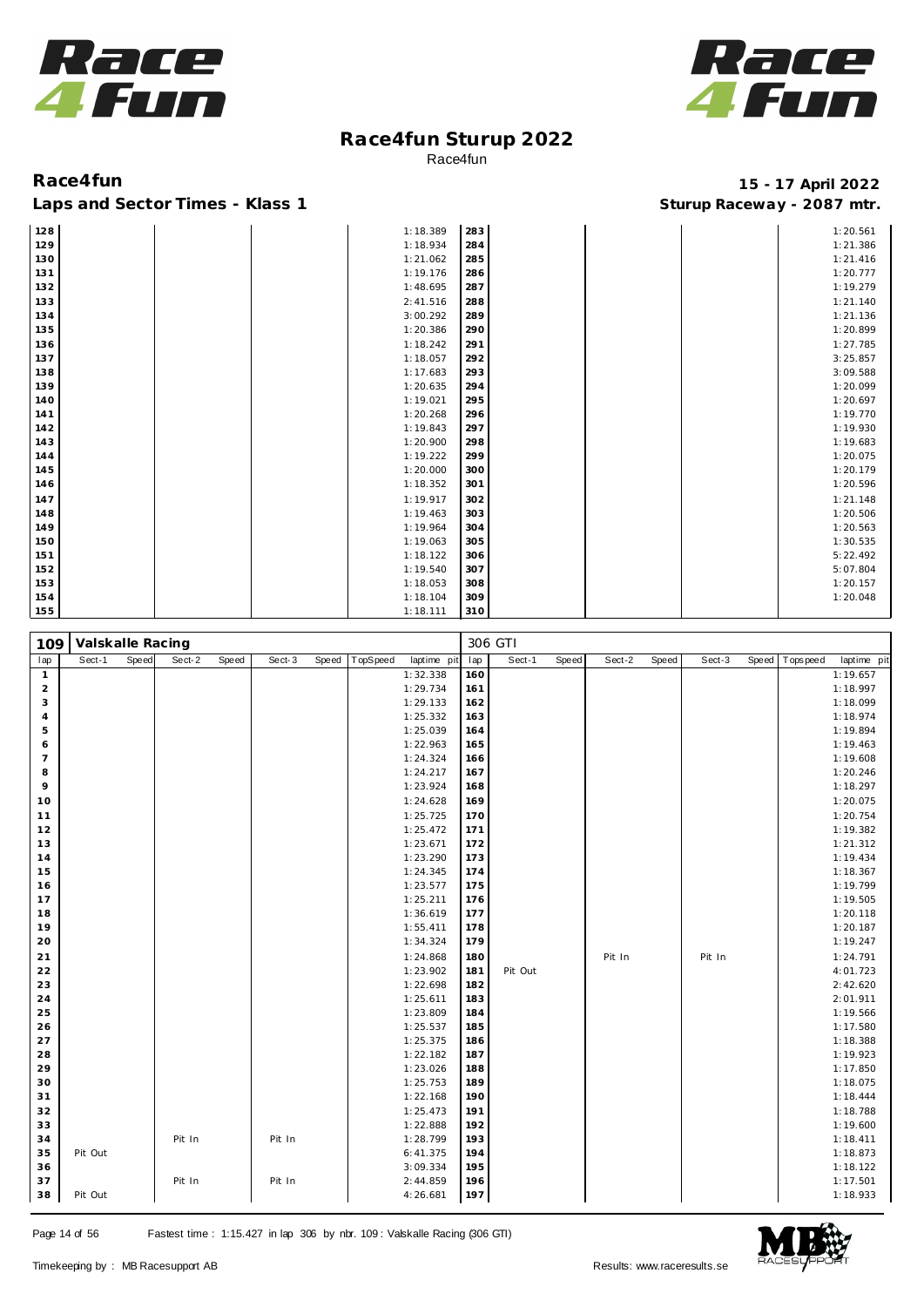# Race4fun Sturup 2022

Race4fun

**Race4fun** — **15 - 17 April 2022**

**Laps and Sector Times - Klass 1** — **Sturup Raceway - 2087 mtr.**

| lap | Sect-1 | Speed | Sect-2 | Speed | Sect-3 | Speed | TopSpeed | laptime pit | lap | Sect-1 | Speed | Sect-2 | Speed | Sect-3 | Speed | Topspeed | laptime pit |
|---|---|---|---|---|---|---|---|---|---|---|---|---|---|---|---|---|---|
| 128 | | | | | | | | 1:18.389 | 283 | | | | | | | | 1:20.561 |
| 129 | | | | | | | | 1:18.934 | 284 | | | | | | | | 1:21.386 |
| 130 | | | | | | | | 1:21.062 | 285 | | | | | | | | 1:21.416 |
| 131 | | | | | | | | 1:19.176 | 286 | | | | | | | | 1:20.777 |
| 132 | | | | | | | | 1:48.695 | 287 | | | | | | | | 1:19.279 |
| 133 | | | | | | | | 2:41.516 | 288 | | | | | | | | 1:21.140 |
| 134 | | | | | | | | 3:00.292 | 289 | | | | | | | | 1:21.136 |
| 135 | | | | | | | | 1:20.386 | 290 | | | | | | | | 1:20.899 |
| 136 | | | | | | | | 1:18.242 | 291 | | | | | | | | 1:27.785 |
| 137 | | | | | | | | 1:18.057 | 292 | | | | | | | | 3:25.857 |
| 138 | | | | | | | | 1:17.683 | 293 | | | | | | | | 3:09.588 |
| 139 | | | | | | | | 1:20.635 | 294 | | | | | | | | 1:20.099 |
| 140 | | | | | | | | 1:19.021 | 295 | | | | | | | | 1:20.697 |
| 141 | | | | | | | | 1:20.268 | 296 | | | | | | | | 1:19.770 |
| 142 | | | | | | | | 1:19.843 | 297 | | | | | | | | 1:19.930 |
| 143 | | | | | | | | 1:20.900 | 298 | | | | | | | | 1:19.683 |
| 144 | | | | | | | | 1:19.222 | 299 | | | | | | | | 1:20.075 |
| 145 | | | | | | | | 1:20.000 | 300 | | | | | | | | 1:20.179 |
| 146 | | | | | | | | 1:18.352 | 301 | | | | | | | | 1:20.596 |
| 147 | | | | | | | | 1:19.917 | 302 | | | | | | | | 1:21.148 |
| 148 | | | | | | | | 1:19.463 | 303 | | | | | | | | 1:20.506 |
| 149 | | | | | | | | 1:19.964 | 304 | | | | | | | | 1:20.563 |
| 150 | | | | | | | | 1:19.063 | 305 | | | | | | | | 1:30.535 |
| 151 | | | | | | | | 1:18.122 | 306 | | | | | | | | 5:22.492 |
| 152 | | | | | | | | 1:19.540 | 307 | | | | | | | | 5:07.804 |
| 153 | | | | | | | | 1:18.053 | 308 | | | | | | | | 1:20.157 |
| 154 | | | | | | | | 1:18.104 | 309 | | | | | | | | 1:20.048 |
| 155 | | | | | | | | 1:18.111 | 310 | | | | | | | | |

**109 Valskalle Racing — 306 GTI**

| lap | Sect-1 | Speed | Sect-2 | Speed | Sect-3 | Speed | TopSpeed | laptime pit | lap | Sect-1 | Speed | Sect-2 | Speed | Sect-3 | Speed | Topspeed | laptime pit |
|---|---|---|---|---|---|---|---|---|---|---|---|---|---|---|---|---|---|
| 1 | | | | | | | | 1:32.338 | 160 | | | | | | | | 1:19.657 |
| 2 | | | | | | | | 1:29.734 | 161 | | | | | | | | 1:18.997 |
| 3 | | | | | | | | 1:29.133 | 162 | | | | | | | | 1:18.099 |
| 4 | | | | | | | | 1:25.332 | 163 | | | | | | | | 1:18.974 |
| 5 | | | | | | | | 1:25.039 | 164 | | | | | | | | 1:19.894 |
| 6 | | | | | | | | 1:22.963 | 165 | | | | | | | | 1:19.463 |
| 7 | | | | | | | | 1:24.324 | 166 | | | | | | | | 1:19.608 |
| 8 | | | | | | | | 1:24.217 | 167 | | | | | | | | 1:20.246 |
| 9 | | | | | | | | 1:23.924 | 168 | | | | | | | | 1:18.297 |
| 10 | | | | | | | | 1:24.628 | 169 | | | | | | | | 1:20.075 |
| 11 | | | | | | | | 1:25.725 | 170 | | | | | | | | 1:20.754 |
| 12 | | | | | | | | 1:25.472 | 171 | | | | | | | | 1:19.382 |
| 13 | | | | | | | | 1:23.671 | 172 | | | | | | | | 1:21.312 |
| 14 | | | | | | | | 1:23.290 | 173 | | | | | | | | 1:19.434 |
| 15 | | | | | | | | 1:24.345 | 174 | | | | | | | | 1:18.367 |
| 16 | | | | | | | | 1:23.577 | 175 | | | | | | | | 1:19.799 |
| 17 | | | | | | | | 1:25.211 | 176 | | | | | | | | 1:19.505 |
| 18 | | | | | | | | 1:36.619 | 177 | | | | | | | | 1:20.118 |
| 19 | | | | | | | | 1:55.411 | 178 | | | | | | | | 1:20.187 |
| 20 | | | | | | | | 1:34.324 | 179 | | | | | | | | 1:19.247 |
| 21 | | | | | | | | 1:24.868 | 180 | | | Pit In | | Pit In | | | 1:24.791 |
| 22 | | | | | | | | 1:23.902 | 181 | Pit Out | | | | | | | 4:01.723 |
| 23 | | | | | | | | 1:22.698 | 182 | | | | | | | | 2:42.620 |
| 24 | | | | | | | | 1:25.611 | 183 | | | | | | | | 2:01.911 |
| 25 | | | | | | | | 1:23.809 | 184 | | | | | | | | 1:19.566 |
| 26 | | | | | | | | 1:25.537 | 185 | | | | | | | | 1:17.580 |
| 27 | | | | | | | | 1:25.375 | 186 | | | | | | | | 1:18.388 |
| 28 | | | | | | | | 1:22.182 | 187 | | | | | | | | 1:19.923 |
| 29 | | | | | | | | 1:23.026 | 188 | | | | | | | | 1:17.850 |
| 30 | | | | | | | | 1:25.753 | 189 | | | | | | | | 1:18.075 |
| 31 | | | | | | | | 1:22.168 | 190 | | | | | | | | 1:18.444 |
| 32 | | | | | | | | 1:25.473 | 191 | | | | | | | | 1:18.788 |
| 33 | | | | | | | | 1:22.888 | 192 | | | | | | | | 1:19.600 |
| 34 | | | Pit In | | Pit In | | | 1:28.799 | 193 | | | | | | | | 1:18.411 |
| 35 | Pit Out | | | | | | | 6:41.375 | 194 | | | | | | | | 1:18.873 |
| 36 | | | | | | | | 3:09.334 | 195 | | | | | | | | 1:18.122 |
| 37 | | | Pit In | | Pit In | | | 2:44.859 | 196 | | | | | | | | 1:17.501 |
| 38 | Pit Out | | | | | | | 4:26.681 | 197 | | | | | | | | 1:18.933 |

Fastest time : 1:15.427 in lap 306 by nbr. 109 : Valskalle Racing (306 GTI)

Timekeeping by : MB Racesupport AB — Results: www.raceresults.se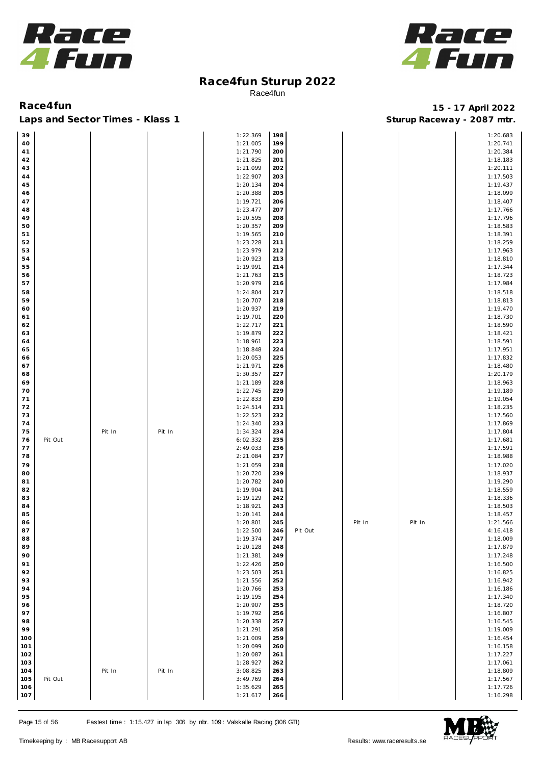# Race4fun Sturup 2022

Race4fun

**Race4fun** — **15 - 17 April 2022**

**Laps and Sector Times - Klass 1** — **Sturup Raceway - 2087 mtr.**

| Lap | | | | Time | Lap | | | | Time |
|---|---|---|---|---|---|---|---|---|---|
| 39 | | | | 1:22.369 | 198 | | | | 1:20.683 |
| 40 | | | | 1:21.005 | 199 | | | | 1:20.741 |
| 41 | | | | 1:21.790 | 200 | | | | 1:20.384 |
| 42 | | | | 1:21.825 | 201 | | | | 1:18.183 |
| 43 | | | | 1:21.099 | 202 | | | | 1:20.111 |
| 44 | | | | 1:22.907 | 203 | | | | 1:17.503 |
| 45 | | | | 1:20.134 | 204 | | | | 1:19.437 |
| 46 | | | | 1:20.388 | 205 | | | | 1:18.099 |
| 47 | | | | 1:19.721 | 206 | | | | 1:18.407 |
| 48 | | | | 1:23.477 | 207 | | | | 1:17.766 |
| 49 | | | | 1:20.595 | 208 | | | | 1:17.796 |
| 50 | | | | 1:20.357 | 209 | | | | 1:18.583 |
| 51 | | | | 1:19.565 | 210 | | | | 1:18.391 |
| 52 | | | | 1:23.228 | 211 | | | | 1:18.259 |
| 53 | | | | 1:23.979 | 212 | | | | 1:17.963 |
| 54 | | | | 1:20.923 | 213 | | | | 1:18.810 |
| 55 | | | | 1:19.991 | 214 | | | | 1:17.344 |
| 56 | | | | 1:21.763 | 215 | | | | 1:18.723 |
| 57 | | | | 1:20.979 | 216 | | | | 1:17.984 |
| 58 | | | | 1:24.804 | 217 | | | | 1:18.518 |
| 59 | | | | 1:20.707 | 218 | | | | 1:18.813 |
| 60 | | | | 1:20.937 | 219 | | | | 1:19.470 |
| 61 | | | | 1:19.701 | 220 | | | | 1:18.730 |
| 62 | | | | 1:22.717 | 221 | | | | 1:18.590 |
| 63 | | | | 1:19.879 | 222 | | | | 1:18.421 |
| 64 | | | | 1:18.961 | 223 | | | | 1:18.591 |
| 65 | | | | 1:18.848 | 224 | | | | 1:17.951 |
| 66 | | | | 1:20.053 | 225 | | | | 1:17.832 |
| 67 | | | | 1:21.971 | 226 | | | | 1:18.480 |
| 68 | | | | 1:30.357 | 227 | | | | 1:20.179 |
| 69 | | | | 1:21.189 | 228 | | | | 1:18.963 |
| 70 | | | | 1:22.745 | 229 | | | | 1:19.189 |
| 71 | | | | 1:22.833 | 230 | | | | 1:19.054 |
| 72 | | | | 1:24.514 | 231 | | | | 1:18.235 |
| 73 | | | | 1:22.523 | 232 | | | | 1:17.560 |
| 74 | | | | 1:24.340 | 233 | | | | 1:17.869 |
| 75 | | Pit In | Pit In | 1:34.324 | 234 | | | | 1:17.804 |
| 76 | Pit Out | | | 6:02.332 | 235 | | | | 1:17.681 |
| 77 | | | | 2:49.033 | 236 | | | | 1:17.591 |
| 78 | | | | 2:21.084 | 237 | | | | 1:18.988 |
| 79 | | | | 1:21.059 | 238 | | | | 1:17.020 |
| 80 | | | | 1:20.720 | 239 | | | | 1:18.937 |
| 81 | | | | 1:20.782 | 240 | | | | 1:19.290 |
| 82 | | | | 1:19.904 | 241 | | | | 1:18.559 |
| 83 | | | | 1:19.129 | 242 | | | | 1:18.336 |
| 84 | | | | 1:18.921 | 243 | | | | 1:18.503 |
| 85 | | | | 1:20.141 | 244 | | | | 1:18.457 |
| 86 | | | | 1:20.801 | 245 | | Pit In | Pit In | 1:21.566 |
| 87 | | | | 1:22.500 | 246 | Pit Out | | | 4:16.418 |
| 88 | | | | 1:19.374 | 247 | | | | 1:18.009 |
| 89 | | | | 1:20.128 | 248 | | | | 1:17.879 |
| 90 | | | | 1:21.381 | 249 | | | | 1:17.248 |
| 91 | | | | 1:22.426 | 250 | | | | 1:16.500 |
| 92 | | | | 1:23.503 | 251 | | | | 1:16.825 |
| 93 | | | | 1:21.556 | 252 | | | | 1:16.942 |
| 94 | | | | 1:20.766 | 253 | | | | 1:16.186 |
| 95 | | | | 1:19.195 | 254 | | | | 1:17.340 |
| 96 | | | | 1:20.907 | 255 | | | | 1:18.720 |
| 97 | | | | 1:19.792 | 256 | | | | 1:16.807 |
| 98 | | | | 1:20.338 | 257 | | | | 1:16.545 |
| 99 | | | | 1:21.291 | 258 | | | | 1:19.009 |
| 100 | | | | 1:21.009 | 259 | | | | 1:16.454 |
| 101 | | | | 1:20.099 | 260 | | | | 1:16.158 |
| 102 | | | | 1:20.087 | 261 | | | | 1:17.227 |
| 103 | | | | 1:28.927 | 262 | | | | 1:17.061 |
| 104 | | Pit In | Pit In | 3:08.825 | 263 | | | | 1:18.809 |
| 105 | Pit Out | | | 3:49.769 | 264 | | | | 1:17.567 |
| 106 | | | | 1:35.629 | 265 | | | | 1:17.726 |
| 107 | | | | 1:21.617 | 266 | | | | 1:16.298 |

Fastest time : 1:15.427 in lap 306 by nbr. 109 : Valskalle Racing (306 GTI)

Timekeeping by : MB Racesupport AB — Results: www.raceresults.se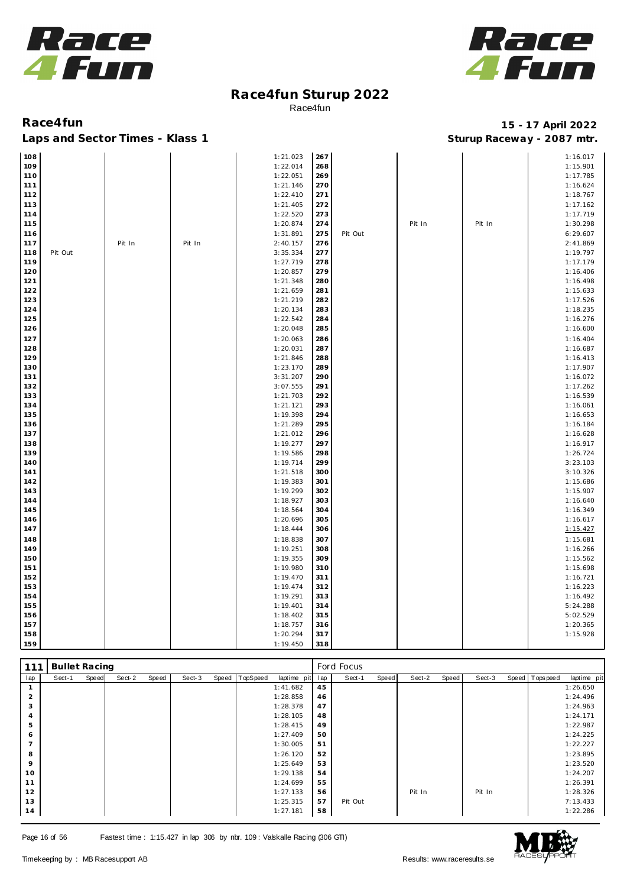# Race4fun Sturup 2022

Race4fun

**Race4fun** — **15 - 17 April 2022**

**Laps and Sector Times - Klass 1** — **Sturup Raceway - 2087 mtr.**

| lap | Sect-1 | Speed | Sect-2 | Speed | Sect-3 | Speed | TopSpeed | laptime pit | lap | Sect-1 | Speed | Sect-2 | Speed | Sect-3 | Speed | Topspeed | laptime pit |
|---|---|---|---|---|---|---|---|---|---|---|---|---|---|---|---|---|---|
| 108 | | | | | | | | 1:21.023 | 267 | | | | | | | | 1:16.017 |
| 109 | | | | | | | | 1:22.014 | 268 | | | | | | | | 1:15.901 |
| 110 | | | | | | | | 1:22.051 | 269 | | | | | | | | 1:17.785 |
| 111 | | | | | | | | 1:21.146 | 270 | | | | | | | | 1:16.624 |
| 112 | | | | | | | | 1:22.410 | 271 | | | | | | | | 1:18.767 |
| 113 | | | | | | | | 1:21.405 | 272 | | | | | | | | 1:17.162 |
| 114 | | | | | | | | 1:22.520 | 273 | | | | | | | | 1:17.719 |
| 115 | | | | | | | | 1:20.874 | 274 | | | Pit In | | Pit In | | | 1:30.298 |
| 116 | | | | | | | | 1:31.891 | 275 | Pit Out | | | | | | | 6:29.607 |
| 117 | | | Pit In | | Pit In | | | 2:40.157 | 276 | | | | | | | | 2:41.869 |
| 118 | Pit Out | | | | | | | 3:35.334 | 277 | | | | | | | | 1:19.797 |
| 119 | | | | | | | | 1:27.719 | 278 | | | | | | | | 1:17.179 |
| 120 | | | | | | | | 1:20.857 | 279 | | | | | | | | 1:16.406 |
| 121 | | | | | | | | 1:21.348 | 280 | | | | | | | | 1:16.498 |
| 122 | | | | | | | | 1:21.659 | 281 | | | | | | | | 1:15.633 |
| 123 | | | | | | | | 1:21.219 | 282 | | | | | | | | 1:17.526 |
| 124 | | | | | | | | 1:20.134 | 283 | | | | | | | | 1:18.235 |
| 125 | | | | | | | | 1:22.542 | 284 | | | | | | | | 1:16.276 |
| 126 | | | | | | | | 1:20.048 | 285 | | | | | | | | 1:16.600 |
| 127 | | | | | | | | 1:20.063 | 286 | | | | | | | | 1:16.404 |
| 128 | | | | | | | | 1:20.031 | 287 | | | | | | | | 1:16.687 |
| 129 | | | | | | | | 1:21.846 | 288 | | | | | | | | 1:16.413 |
| 130 | | | | | | | | 1:23.170 | 289 | | | | | | | | 1:17.907 |
| 131 | | | | | | | | 3:31.207 | 290 | | | | | | | | 1:16.072 |
| 132 | | | | | | | | 3:07.555 | 291 | | | | | | | | 1:17.262 |
| 133 | | | | | | | | 1:21.703 | 292 | | | | | | | | 1:16.539 |
| 134 | | | | | | | | 1:21.121 | 293 | | | | | | | | 1:16.061 |
| 135 | | | | | | | | 1:19.398 | 294 | | | | | | | | 1:16.653 |
| 136 | | | | | | | | 1:21.289 | 295 | | | | | | | | 1:16.184 |
| 137 | | | | | | | | 1:21.012 | 296 | | | | | | | | 1:16.628 |
| 138 | | | | | | | | 1:19.277 | 297 | | | | | | | | 1:16.917 |
| 139 | | | | | | | | 1:19.586 | 298 | | | | | | | | 1:26.724 |
| 140 | | | | | | | | 1:19.714 | 299 | | | | | | | | 3:23.103 |
| 141 | | | | | | | | 1:21.518 | 300 | | | | | | | | 3:10.326 |
| 142 | | | | | | | | 1:19.383 | 301 | | | | | | | | 1:15.686 |
| 143 | | | | | | | | 1:19.299 | 302 | | | | | | | | 1:15.907 |
| 144 | | | | | | | | 1:18.927 | 303 | | | | | | | | 1:16.640 |
| 145 | | | | | | | | 1:18.564 | 304 | | | | | | | | 1:16.349 |
| 146 | | | | | | | | 1:20.696 | 305 | | | | | | | | 1:16.617 |
| 147 | | | | | | | | 1:18.444 | 306 | | | | | | | | 1:15.427 |
| 148 | | | | | | | | 1:18.838 | 307 | | | | | | | | 1:15.681 |
| 149 | | | | | | | | 1:19.251 | 308 | | | | | | | | 1:16.266 |
| 150 | | | | | | | | 1:19.355 | 309 | | | | | | | | 1:15.562 |
| 151 | | | | | | | | 1:19.980 | 310 | | | | | | | | 1:15.698 |
| 152 | | | | | | | | 1:19.470 | 311 | | | | | | | | 1:16.721 |
| 153 | | | | | | | | 1:19.474 | 312 | | | | | | | | 1:16.223 |
| 154 | | | | | | | | 1:19.291 | 313 | | | | | | | | 1:16.492 |
| 155 | | | | | | | | 1:19.401 | 314 | | | | | | | | 5:24.288 |
| 156 | | | | | | | | 1:18.402 | 315 | | | | | | | | 5:02.529 |
| 157 | | | | | | | | 1:18.757 | 316 | | | | | | | | 1:20.365 |
| 158 | | | | | | | | 1:20.294 | 317 | | | | | | | | 1:15.928 |
| 159 | | | | | | | | 1:19.450 | 318 | | | | | | | | |

| 111 | Bullet Racing | | | | | | | | Ford Focus | | | | | | | | |
|---|---|---|---|---|---|---|---|---|---|---|---|---|---|---|---|---|---|
| lap | Sect-1 | Speed | Sect-2 | Speed | Sect-3 | Speed | TopSpeed | laptime pit | lap | Sect-1 | Speed | Sect-2 | Speed | Sect-3 | Speed | Topspeed | laptime pit |
| 1 | | | | | | | | 1:41.682 | 45 | | | | | | | | 1:26.650 |
| 2 | | | | | | | | 1:28.858 | 46 | | | | | | | | 1:24.496 |
| 3 | | | | | | | | 1:28.378 | 47 | | | | | | | | 1:24.963 |
| 4 | | | | | | | | 1:28.105 | 48 | | | | | | | | 1:24.171 |
| 5 | | | | | | | | 1:28.415 | 49 | | | | | | | | 1:22.987 |
| 6 | | | | | | | | 1:27.409 | 50 | | | | | | | | 1:24.225 |
| 7 | | | | | | | | 1:30.005 | 51 | | | | | | | | 1:22.227 |
| 8 | | | | | | | | 1:26.120 | 52 | | | | | | | | 1:23.895 |
| 9 | | | | | | | | 1:25.649 | 53 | | | | | | | | 1:23.520 |
| 10 | | | | | | | | 1:29.138 | 54 | | | | | | | | 1:24.207 |
| 11 | | | | | | | | 1:24.699 | 55 | | | | | | | | 1:26.391 |
| 12 | | | | | | | | 1:27.133 | 56 | | | Pit In | | Pit In | | | 1:28.326 |
| 13 | | | | | | | | 1:25.315 | 57 | Pit Out | | | | | | | 7:13.433 |
| 14 | | | | | | | | 1:27.181 | 58 | | | | | | | | 1:22.286 |

Fastest time : 1:15.427 in lap 306 by nbr. 109 : Valskalle Racing (306 GTI)

Timekeeping by : MB Racesupport AB — Results: www.raceresults.se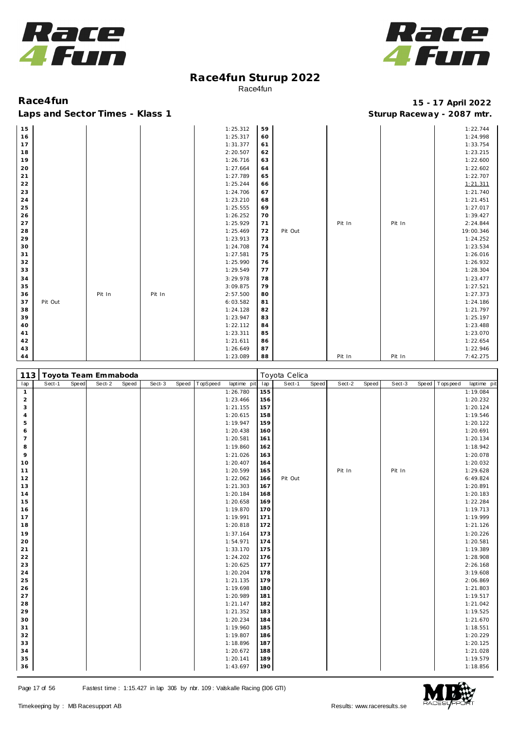# Race4fun Sturup 2022

Race4fun

**Race4fun** — **15 - 17 April 2022**

**Laps and Sector Times - Klass 1** — **Sturup Raceway - 2087 mtr.**

| lap | Sect-1 | Speed | Sect-2 | Speed | Sect-3 | Speed | TopSpeed | laptime pit | lap | Sect-1 | Speed | Sect-2 | Speed | Sect-3 | Speed | Topspeed | laptime pit |
|---|---|---|---|---|---|---|---|---|---|---|---|---|---|---|---|---|---|
| 15 | | | | | | | | 1:25.312 | 59 | | | | | | | | 1:22.744 |
| 16 | | | | | | | | 1:25.317 | 60 | | | | | | | | 1:24.998 |
| 17 | | | | | | | | 1:31.377 | 61 | | | | | | | | 1:33.754 |
| 18 | | | | | | | | 2:20.507 | 62 | | | | | | | | 1:23.215 |
| 19 | | | | | | | | 1:26.716 | 63 | | | | | | | | 1:22.600 |
| 20 | | | | | | | | 1:27.664 | 64 | | | | | | | | 1:22.602 |
| 21 | | | | | | | | 1:27.789 | 65 | | | | | | | | 1:22.707 |
| 22 | | | | | | | | 1:25.244 | 66 | | | | | | | | 1:21.311 |
| 23 | | | | | | | | 1:24.706 | 67 | | | | | | | | 1:21.740 |
| 24 | | | | | | | | 1:23.210 | 68 | | | | | | | | 1:21.451 |
| 25 | | | | | | | | 1:25.555 | 69 | | | | | | | | 1:27.017 |
| 26 | | | | | | | | 1:26.252 | 70 | | | | | | | | 1:39.427 |
| 27 | | | | | | | | 1:25.929 | 71 | | | Pit In | | Pit In | | | 2:24.844 |
| 28 | | | | | | | | 1:25.469 | 72 | Pit Out | | | | | | | 19:00.346 |
| 29 | | | | | | | | 1:23.913 | 73 | | | | | | | | 1:24.252 |
| 30 | | | | | | | | 1:24.708 | 74 | | | | | | | | 1:23.534 |
| 31 | | | | | | | | 1:27.581 | 75 | | | | | | | | 1:26.016 |
| 32 | | | | | | | | 1:25.990 | 76 | | | | | | | | 1:26.932 |
| 33 | | | | | | | | 1:29.549 | 77 | | | | | | | | 1:28.304 |
| 34 | | | | | | | | 3:29.978 | 78 | | | | | | | | 1:23.477 |
| 35 | | | | | | | | 3:09.875 | 79 | | | | | | | | 1:27.521 |
| 36 | | | Pit In | | Pit In | | | 2:57.500 | 80 | | | | | | | | 1:27.373 |
| 37 | Pit Out | | | | | | | 6:03.582 | 81 | | | | | | | | 1:24.186 |
| 38 | | | | | | | | 1:24.128 | 82 | | | | | | | | 1:21.797 |
| 39 | | | | | | | | 1:23.947 | 83 | | | | | | | | 1:25.197 |
| 40 | | | | | | | | 1:22.112 | 84 | | | | | | | | 1:23.488 |
| 41 | | | | | | | | 1:23.311 | 85 | | | | | | | | 1:23.070 |
| 42 | | | | | | | | 1:21.611 | 86 | | | | | | | | 1:22.654 |
| 43 | | | | | | | | 1:26.649 | 87 | | | | | | | | 1:22.946 |
| 44 | | | | | | | | 1:23.089 | 88 | | | Pit In | | Pit In | | | 7:42.275 |

**113 Toyota Team Emmaboda — Toyota Celica**

| lap | Sect-1 | Speed | Sect-2 | Speed | Sect-3 | Speed | TopSpeed | laptime pit | lap | Sect-1 | Speed | Sect-2 | Speed | Sect-3 | Speed | Topspeed | laptime pit |
|---|---|---|---|---|---|---|---|---|---|---|---|---|---|---|---|---|---|
| 1 | | | | | | | | 1:26.780 | 155 | | | | | | | | 1:19.084 |
| 2 | | | | | | | | 1:23.466 | 156 | | | | | | | | 1:20.232 |
| 3 | | | | | | | | 1:21.155 | 157 | | | | | | | | 1:20.124 |
| 4 | | | | | | | | 1:20.615 | 158 | | | | | | | | 1:19.546 |
| 5 | | | | | | | | 1:19.947 | 159 | | | | | | | | 1:20.122 |
| 6 | | | | | | | | 1:20.438 | 160 | | | | | | | | 1:20.691 |
| 7 | | | | | | | | 1:20.581 | 161 | | | | | | | | 1:20.134 |
| 8 | | | | | | | | 1:19.860 | 162 | | | | | | | | 1:18.942 |
| 9 | | | | | | | | 1:21.026 | 163 | | | | | | | | 1:20.078 |
| 10 | | | | | | | | 1:20.407 | 164 | | | | | | | | 1:20.032 |
| 11 | | | | | | | | 1:20.599 | 165 | | | Pit In | | Pit In | | | 1:29.628 |
| 12 | | | | | | | | 1:22.062 | 166 | Pit Out | | | | | | | 6:49.824 |
| 13 | | | | | | | | 1:21.303 | 167 | | | | | | | | 1:20.891 |
| 14 | | | | | | | | 1:20.184 | 168 | | | | | | | | 1:20.183 |
| 15 | | | | | | | | 1:20.658 | 169 | | | | | | | | 1:22.284 |
| 16 | | | | | | | | 1:19.870 | 170 | | | | | | | | 1:19.713 |
| 17 | | | | | | | | 1:19.991 | 171 | | | | | | | | 1:19.999 |
| 18 | | | | | | | | 1:20.818 | 172 | | | | | | | | 1:21.126 |
| 19 | | | | | | | | 1:37.164 | 173 | | | | | | | | 1:20.226 |
| 20 | | | | | | | | 1:54.971 | 174 | | | | | | | | 1:20.581 |
| 21 | | | | | | | | 1:33.170 | 175 | | | | | | | | 1:19.389 |
| 22 | | | | | | | | 1:24.202 | 176 | | | | | | | | 1:28.908 |
| 23 | | | | | | | | 1:20.625 | 177 | | | | | | | | 2:26.168 |
| 24 | | | | | | | | 1:20.204 | 178 | | | | | | | | 3:19.608 |
| 25 | | | | | | | | 1:21.135 | 179 | | | | | | | | 2:06.869 |
| 26 | | | | | | | | 1:19.698 | 180 | | | | | | | | 1:21.803 |
| 27 | | | | | | | | 1:20.989 | 181 | | | | | | | | 1:19.517 |
| 28 | | | | | | | | 1:21.147 | 182 | | | | | | | | 1:21.042 |
| 29 | | | | | | | | 1:21.352 | 183 | | | | | | | | 1:19.525 |
| 30 | | | | | | | | 1:20.234 | 184 | | | | | | | | 1:21.670 |
| 31 | | | | | | | | 1:19.960 | 185 | | | | | | | | 1:18.551 |
| 32 | | | | | | | | 1:19.807 | 186 | | | | | | | | 1:20.229 |
| 33 | | | | | | | | 1:18.896 | 187 | | | | | | | | 1:20.125 |
| 34 | | | | | | | | 1:20.672 | 188 | | | | | | | | 1:21.028 |
| 35 | | | | | | | | 1:20.141 | 189 | | | | | | | | 1:19.579 |
| 36 | | | | | | | | 1:43.697 | 190 | | | | | | | | 1:18.856 |

Fastest time : 1:15.427 in lap 306 by nbr. 109 : Valskalle Racing (306 GTI)

Timekeeping by : MB Racesupport AB — Results: www.raceresults.se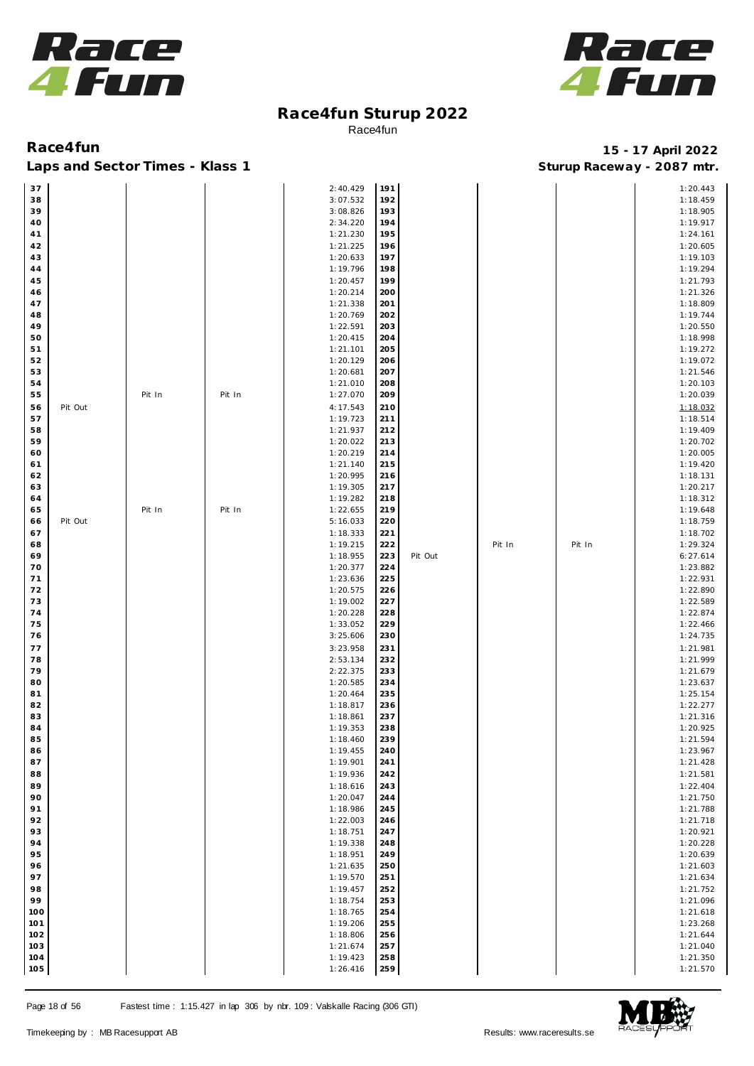# Race4fun Sturup 2022

Race4fun

**Race4fun** **15 - 17 April 2022**

**Laps and Sector Times - Klass 1** **Sturup Raceway - 2087 mtr.**

| Lap | | | | Time | Lap | | | | Time |
|---|---|---|---|---|---|---|---|---|---|
| 37 | | | | 2:40.429 | 191 | | | | 1:20.443 |
| 38 | | | | 3:07.532 | 192 | | | | 1:18.459 |
| 39 | | | | 3:08.826 | 193 | | | | 1:18.905 |
| 40 | | | | 2:34.220 | 194 | | | | 1:19.917 |
| 41 | | | | 1:21.230 | 195 | | | | 1:24.161 |
| 42 | | | | 1:21.225 | 196 | | | | 1:20.605 |
| 43 | | | | 1:20.633 | 197 | | | | 1:19.103 |
| 44 | | | | 1:19.796 | 198 | | | | 1:19.294 |
| 45 | | | | 1:20.457 | 199 | | | | 1:21.793 |
| 46 | | | | 1:20.214 | 200 | | | | 1:21.326 |
| 47 | | | | 1:21.338 | 201 | | | | 1:18.809 |
| 48 | | | | 1:20.769 | 202 | | | | 1:19.744 |
| 49 | | | | 1:22.591 | 203 | | | | 1:20.550 |
| 50 | | | | 1:20.415 | 204 | | | | 1:18.998 |
| 51 | | | | 1:21.101 | 205 | | | | 1:19.272 |
| 52 | | | | 1:20.129 | 206 | | | | 1:19.072 |
| 53 | | | | 1:20.681 | 207 | | | | 1:21.546 |
| 54 | | | | 1:21.010 | 208 | | | | 1:20.103 |
| 55 | | Pit In | Pit In | 1:27.070 | 209 | | | | 1:20.039 |
| 56 | Pit Out | | | 4:17.543 | 210 | | | | 1:18.032 |
| 57 | | | | 1:19.723 | 211 | | | | 1:18.514 |
| 58 | | | | 1:21.937 | 212 | | | | 1:19.409 |
| 59 | | | | 1:20.022 | 213 | | | | 1:20.702 |
| 60 | | | | 1:20.219 | 214 | | | | 1:20.005 |
| 61 | | | | 1:21.140 | 215 | | | | 1:19.420 |
| 62 | | | | 1:20.995 | 216 | | | | 1:18.131 |
| 63 | | | | 1:19.305 | 217 | | | | 1:20.217 |
| 64 | | | | 1:19.282 | 218 | | | | 1:18.312 |
| 65 | | Pit In | Pit In | 1:22.655 | 219 | | | | 1:19.648 |
| 66 | Pit Out | | | 5:16.033 | 220 | | | | 1:18.759 |
| 67 | | | | 1:18.333 | 221 | | | | 1:18.702 |
| 68 | | | | 1:19.215 | 222 | | Pit In | Pit In | 1:29.324 |
| 69 | | | | 1:18.955 | 223 | Pit Out | | | 6:27.614 |
| 70 | | | | 1:20.377 | 224 | | | | 1:23.882 |
| 71 | | | | 1:23.636 | 225 | | | | 1:22.931 |
| 72 | | | | 1:20.575 | 226 | | | | 1:22.890 |
| 73 | | | | 1:19.002 | 227 | | | | 1:22.589 |
| 74 | | | | 1:20.228 | 228 | | | | 1:22.874 |
| 75 | | | | 1:33.052 | 229 | | | | 1:22.466 |
| 76 | | | | 3:25.606 | 230 | | | | 1:24.735 |
| 77 | | | | 3:23.958 | 231 | | | | 1:21.981 |
| 78 | | | | 2:53.134 | 232 | | | | 1:21.999 |
| 79 | | | | 2:22.375 | 233 | | | | 1:21.679 |
| 80 | | | | 1:20.585 | 234 | | | | 1:23.637 |
| 81 | | | | 1:20.464 | 235 | | | | 1:25.154 |
| 82 | | | | 1:18.817 | 236 | | | | 1:22.277 |
| 83 | | | | 1:18.861 | 237 | | | | 1:21.316 |
| 84 | | | | 1:19.353 | 238 | | | | 1:20.925 |
| 85 | | | | 1:18.460 | 239 | | | | 1:21.594 |
| 86 | | | | 1:19.455 | 240 | | | | 1:23.967 |
| 87 | | | | 1:19.901 | 241 | | | | 1:21.428 |
| 88 | | | | 1:19.936 | 242 | | | | 1:21.581 |
| 89 | | | | 1:18.616 | 243 | | | | 1:22.404 |
| 90 | | | | 1:20.047 | 244 | | | | 1:21.750 |
| 91 | | | | 1:18.986 | 245 | | | | 1:21.788 |
| 92 | | | | 1:22.003 | 246 | | | | 1:21.718 |
| 93 | | | | 1:18.751 | 247 | | | | 1:20.921 |
| 94 | | | | 1:19.338 | 248 | | | | 1:20.228 |
| 95 | | | | 1:18.951 | 249 | | | | 1:20.639 |
| 96 | | | | 1:21.635 | 250 | | | | 1:21.603 |
| 97 | | | | 1:19.570 | 251 | | | | 1:21.634 |
| 98 | | | | 1:19.457 | 252 | | | | 1:21.752 |
| 99 | | | | 1:18.754 | 253 | | | | 1:21.096 |
| 100 | | | | 1:18.765 | 254 | | | | 1:21.618 |
| 101 | | | | 1:19.206 | 255 | | | | 1:23.268 |
| 102 | | | | 1:18.806 | 256 | | | | 1:21.644 |
| 103 | | | | 1:21.674 | 257 | | | | 1:21.040 |
| 104 | | | | 1:19.423 | 258 | | | | 1:21.350 |
| 105 | | | | 1:26.416 | 259 | | | | 1:21.570 |

Fastest time : 1:15.427 in lap 306 by nbr. 109 : Valskalle Racing (306 GTI)

Timekeeping by : MB Racesupport AB

Results: www.raceresults.se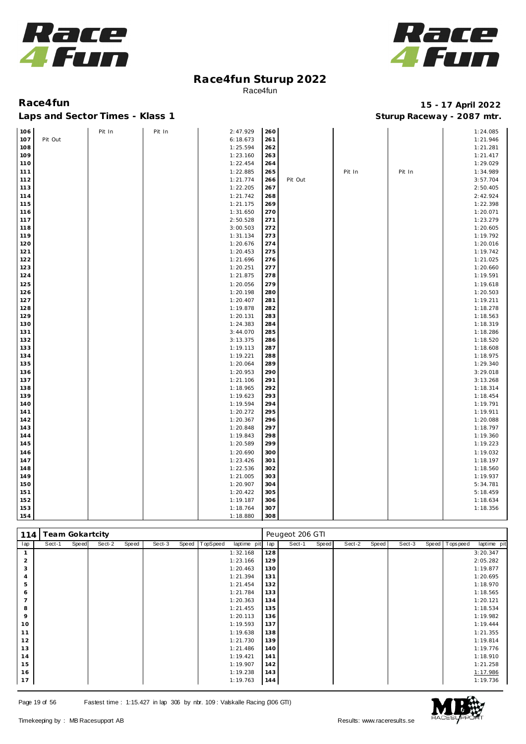# Race4fun Sturup 2022

Race4fun

## Race4fun

**15 - 17 April 2022**

### Laps and Sector Times - Klass 1

**Sturup Raceway - 2087 mtr.**

| lap | Sect-1 | Speed | Sect-2 | Speed | Sect-3 | Speed | TopSpeed | laptime pit | lap | Sect-1 | Speed | Sect-2 | Speed | Sect-3 | Speed | Topspeed | laptime pit |
|---|---|---|---|---|---|---|---|---|---|---|---|---|---|---|---|---|---|
| 106 | | | Pit In | | Pit In | | | 2:47.929 | 260 | | | | | | | | 1:24.085 |
| 107 | Pit Out | | | | | | | 6:18.673 | 261 | | | | | | | | 1:21.946 |
| 108 | | | | | | | | 1:25.594 | 262 | | | | | | | | 1:21.281 |
| 109 | | | | | | | | 1:23.160 | 263 | | | | | | | | 1:21.417 |
| 110 | | | | | | | | 1:22.454 | 264 | | | | | | | | 1:29.029 |
| 111 | | | | | | | | 1:22.885 | 265 | | | Pit In | | Pit In | | | 1:34.989 |
| 112 | | | | | | | | 1:21.774 | 266 | Pit Out | | | | | | | 3:57.704 |
| 113 | | | | | | | | 1:22.205 | 267 | | | | | | | | 2:50.405 |
| 114 | | | | | | | | 1:21.742 | 268 | | | | | | | | 2:42.924 |
| 115 | | | | | | | | 1:21.175 | 269 | | | | | | | | 1:22.398 |
| 116 | | | | | | | | 1:31.650 | 270 | | | | | | | | 1:20.071 |
| 117 | | | | | | | | 2:50.528 | 271 | | | | | | | | 1:23.279 |
| 118 | | | | | | | | 3:00.503 | 272 | | | | | | | | 1:20.605 |
| 119 | | | | | | | | 1:31.134 | 273 | | | | | | | | 1:19.792 |
| 120 | | | | | | | | 1:20.676 | 274 | | | | | | | | 1:20.016 |
| 121 | | | | | | | | 1:20.453 | 275 | | | | | | | | 1:19.742 |
| 122 | | | | | | | | 1:21.696 | 276 | | | | | | | | 1:21.025 |
| 123 | | | | | | | | 1:20.251 | 277 | | | | | | | | 1:20.660 |
| 124 | | | | | | | | 1:21.875 | 278 | | | | | | | | 1:19.591 |
| 125 | | | | | | | | 1:20.056 | 279 | | | | | | | | 1:19.618 |
| 126 | | | | | | | | 1:20.198 | 280 | | | | | | | | 1:20.503 |
| 127 | | | | | | | | 1:20.407 | 281 | | | | | | | | 1:19.211 |
| 128 | | | | | | | | 1:19.878 | 282 | | | | | | | | 1:18.278 |
| 129 | | | | | | | | 1:20.131 | 283 | | | | | | | | 1:18.563 |
| 130 | | | | | | | | 1:24.383 | 284 | | | | | | | | 1:18.319 |
| 131 | | | | | | | | 3:44.070 | 285 | | | | | | | | 1:18.286 |
| 132 | | | | | | | | 3:13.375 | 286 | | | | | | | | 1:18.520 |
| 133 | | | | | | | | 1:19.113 | 287 | | | | | | | | 1:18.608 |
| 134 | | | | | | | | 1:19.221 | 288 | | | | | | | | 1:18.975 |
| 135 | | | | | | | | 1:20.064 | 289 | | | | | | | | 1:29.340 |
| 136 | | | | | | | | 1:20.953 | 290 | | | | | | | | 3:29.018 |
| 137 | | | | | | | | 1:21.106 | 291 | | | | | | | | 3:13.268 |
| 138 | | | | | | | | 1:18.965 | 292 | | | | | | | | 1:18.314 |
| 139 | | | | | | | | 1:19.623 | 293 | | | | | | | | 1:18.454 |
| 140 | | | | | | | | 1:19.594 | 294 | | | | | | | | 1:19.791 |
| 141 | | | | | | | | 1:20.272 | 295 | | | | | | | | 1:19.911 |
| 142 | | | | | | | | 1:20.367 | 296 | | | | | | | | 1:20.088 |
| 143 | | | | | | | | 1:20.848 | 297 | | | | | | | | 1:18.797 |
| 144 | | | | | | | | 1:19.843 | 298 | | | | | | | | 1:19.360 |
| 145 | | | | | | | | 1:20.589 | 299 | | | | | | | | 1:19.223 |
| 146 | | | | | | | | 1:20.690 | 300 | | | | | | | | 1:19.032 |
| 147 | | | | | | | | 1:23.426 | 301 | | | | | | | | 1:18.197 |
| 148 | | | | | | | | 1:22.536 | 302 | | | | | | | | 1:18.560 |
| 149 | | | | | | | | 1:21.005 | 303 | | | | | | | | 1:19.937 |
| 150 | | | | | | | | 1:20.907 | 304 | | | | | | | | 5:34.781 |
| 151 | | | | | | | | 1:20.422 | 305 | | | | | | | | 5:18.459 |
| 152 | | | | | | | | 1:19.187 | 306 | | | | | | | | 1:18.634 |
| 153 | | | | | | | | 1:18.764 | 307 | | | | | | | | 1:18.356 |
| 154 | | | | | | | | 1:18.880 | 308 | | | | | | | | |

| 114 | Team Gokartcity | | | | | | | | | Peugeot 206 GTI | | | | | | | |
|---|---|---|---|---|---|---|---|---|---|---|---|---|---|---|---|---|---|
| lap | Sect-1 | Speed | Sect-2 | Speed | Sect-3 | Speed | TopSpeed | laptime pit | lap | Sect-1 | Speed | Sect-2 | Speed | Sect-3 | Speed | Topspeed | laptime pit |
| 1 | | | | | | | | 1:32.168 | 128 | | | | | | | | 3:20.347 |
| 2 | | | | | | | | 1:23.166 | 129 | | | | | | | | 2:05.282 |
| 3 | | | | | | | | 1:20.463 | 130 | | | | | | | | 1:19.877 |
| 4 | | | | | | | | 1:21.394 | 131 | | | | | | | | 1:20.695 |
| 5 | | | | | | | | 1:21.454 | 132 | | | | | | | | 1:18.970 |
| 6 | | | | | | | | 1:21.784 | 133 | | | | | | | | 1:18.565 |
| 7 | | | | | | | | 1:20.363 | 134 | | | | | | | | 1:20.121 |
| 8 | | | | | | | | 1:21.455 | 135 | | | | | | | | 1:18.534 |
| 9 | | | | | | | | 1:20.113 | 136 | | | | | | | | 1:19.982 |
| 10 | | | | | | | | 1:19.593 | 137 | | | | | | | | 1:19.444 |
| 11 | | | | | | | | 1:19.638 | 138 | | | | | | | | 1:21.355 |
| 12 | | | | | | | | 1:21.730 | 139 | | | | | | | | 1:19.814 |
| 13 | | | | | | | | 1:21.486 | 140 | | | | | | | | 1:19.776 |
| 14 | | | | | | | | 1:19.421 | 141 | | | | | | | | 1:18.910 |
| 15 | | | | | | | | 1:19.907 | 142 | | | | | | | | 1:21.258 |
| 16 | | | | | | | | 1:19.238 | 143 | | | | | | | | 1:17.986 |
| 17 | | | | | | | | 1:19.763 | 144 | | | | | | | | 1:19.736 |

Fastest time : 1:15.427 in lap 306 by nbr. 109 : Valskalle Racing (306 GTI)

Timekeeping by : MB Racesupport AB — Results: www.raceresults.se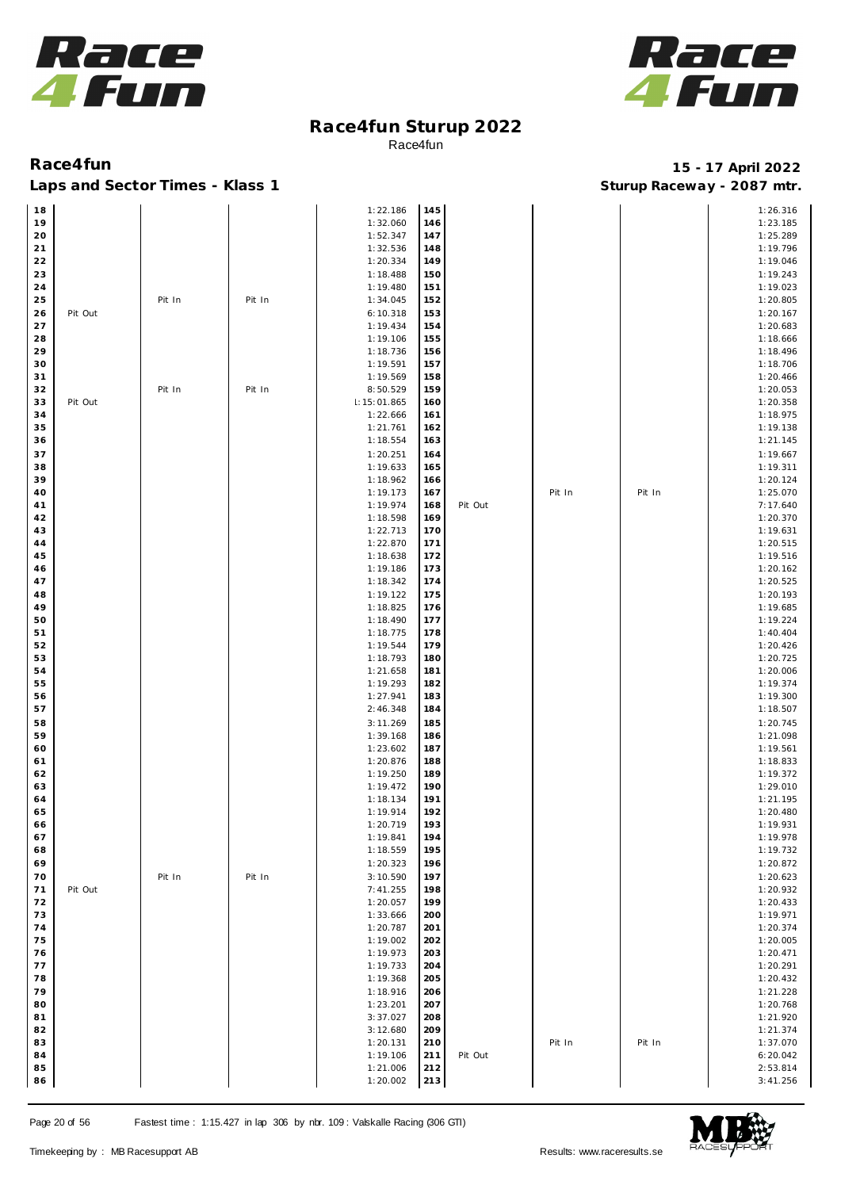# Race4fun Sturup 2022

Race4fun

## Race4fun

**15 - 17 April 2022**

### Laps and Sector Times - Klass 1

**Sturup Raceway - 2087 mtr.**

| Lap | | | | Time | Lap | | | | Time |
|---|---|---|---|---|---|---|---|---|---|
| 18 | | | | 1:22.186 | 145 | | | | 1:26.316 |
| 19 | | | | 1:32.060 | 146 | | | | 1:23.185 |
| 20 | | | | 1:52.347 | 147 | | | | 1:25.289 |
| 21 | | | | 1:32.536 | 148 | | | | 1:19.796 |
| 22 | | | | 1:20.334 | 149 | | | | 1:19.046 |
| 23 | | | | 1:18.488 | 150 | | | | 1:19.243 |
| 24 | | | | 1:19.480 | 151 | | | | 1:19.023 |
| 25 | | Pit In | Pit In | 1:34.045 | 152 | | | | 1:20.805 |
| 26 | Pit Out | | | 6:10.318 | 153 | | | | 1:20.167 |
| 27 | | | | 1:19.434 | 154 | | | | 1:20.683 |
| 28 | | | | 1:19.106 | 155 | | | | 1:18.666 |
| 29 | | | | 1:18.736 | 156 | | | | 1:18.496 |
| 30 | | | | 1:19.591 | 157 | | | | 1:18.706 |
| 31 | | | | 1:19.569 | 158 | | | | 1:20.466 |
| 32 | | Pit In | Pit In | 8:50.529 | 159 | | | | 1:20.053 |
| 33 | Pit Out | | | l:15:01.865 | 160 | | | | 1:20.358 |
| 34 | | | | 1:22.666 | 161 | | | | 1:18.975 |
| 35 | | | | 1:21.761 | 162 | | | | 1:19.138 |
| 36 | | | | 1:18.554 | 163 | | | | 1:21.145 |
| 37 | | | | 1:20.251 | 164 | | | | 1:19.667 |
| 38 | | | | 1:19.633 | 165 | | | | 1:19.311 |
| 39 | | | | 1:18.962 | 166 | | | | 1:20.124 |
| 40 | | | | 1:19.173 | 167 | | Pit In | Pit In | 1:25.070 |
| 41 | | | | 1:19.974 | 168 | Pit Out | | | 7:17.640 |
| 42 | | | | 1:18.598 | 169 | | | | 1:20.370 |
| 43 | | | | 1:22.713 | 170 | | | | 1:19.631 |
| 44 | | | | 1:22.870 | 171 | | | | 1:20.515 |
| 45 | | | | 1:18.638 | 172 | | | | 1:19.516 |
| 46 | | | | 1:19.186 | 173 | | | | 1:20.162 |
| 47 | | | | 1:18.342 | 174 | | | | 1:20.525 |
| 48 | | | | 1:19.122 | 175 | | | | 1:20.193 |
| 49 | | | | 1:18.825 | 176 | | | | 1:19.685 |
| 50 | | | | 1:18.490 | 177 | | | | 1:19.224 |
| 51 | | | | 1:18.775 | 178 | | | | 1:40.404 |
| 52 | | | | 1:19.544 | 179 | | | | 1:20.426 |
| 53 | | | | 1:18.793 | 180 | | | | 1:20.725 |
| 54 | | | | 1:21.658 | 181 | | | | 1:20.006 |
| 55 | | | | 1:19.293 | 182 | | | | 1:19.374 |
| 56 | | | | 1:27.941 | 183 | | | | 1:19.300 |
| 57 | | | | 2:46.348 | 184 | | | | 1:18.507 |
| 58 | | | | 3:11.269 | 185 | | | | 1:20.745 |
| 59 | | | | 1:39.168 | 186 | | | | 1:21.098 |
| 60 | | | | 1:23.602 | 187 | | | | 1:19.561 |
| 61 | | | | 1:20.876 | 188 | | | | 1:18.833 |
| 62 | | | | 1:19.250 | 189 | | | | 1:19.372 |
| 63 | | | | 1:19.472 | 190 | | | | 1:29.010 |
| 64 | | | | 1:18.134 | 191 | | | | 1:21.195 |
| 65 | | | | 1:19.914 | 192 | | | | 1:20.480 |
| 66 | | | | 1:20.719 | 193 | | | | 1:19.931 |
| 67 | | | | 1:19.841 | 194 | | | | 1:19.978 |
| 68 | | | | 1:18.559 | 195 | | | | 1:19.732 |
| 69 | | | | 1:20.323 | 196 | | | | 1:20.872 |
| 70 | | Pit In | Pit In | 3:10.590 | 197 | | | | 1:20.623 |
| 71 | Pit Out | | | 7:41.255 | 198 | | | | 1:20.932 |
| 72 | | | | 1:20.057 | 199 | | | | 1:20.433 |
| 73 | | | | 1:33.666 | 200 | | | | 1:19.971 |
| 74 | | | | 1:20.787 | 201 | | | | 1:20.374 |
| 75 | | | | 1:19.002 | 202 | | | | 1:20.005 |
| 76 | | | | 1:19.973 | 203 | | | | 1:20.471 |
| 77 | | | | 1:19.733 | 204 | | | | 1:20.291 |
| 78 | | | | 1:19.368 | 205 | | | | 1:20.432 |
| 79 | | | | 1:18.916 | 206 | | | | 1:21.228 |
| 80 | | | | 1:23.201 | 207 | | | | 1:20.768 |
| 81 | | | | 3:37.027 | 208 | | | | 1:21.920 |
| 82 | | | | 3:12.680 | 209 | | | | 1:21.374 |
| 83 | | | | 1:20.131 | 210 | | Pit In | Pit In | 1:37.070 |
| 84 | | | | 1:19.106 | 211 | Pit Out | | | 6:20.042 |
| 85 | | | | 1:21.006 | 212 | | | | 2:53.814 |
| 86 | | | | 1:20.002 | 213 | | | | 3:41.256 |

Fastest time : 1:15.427 in lap 306 by nbr. 109 : Valskalle Racing (306 GTI)

Timekeeping by : MB Racesupport AB

Results: www.raceresults.se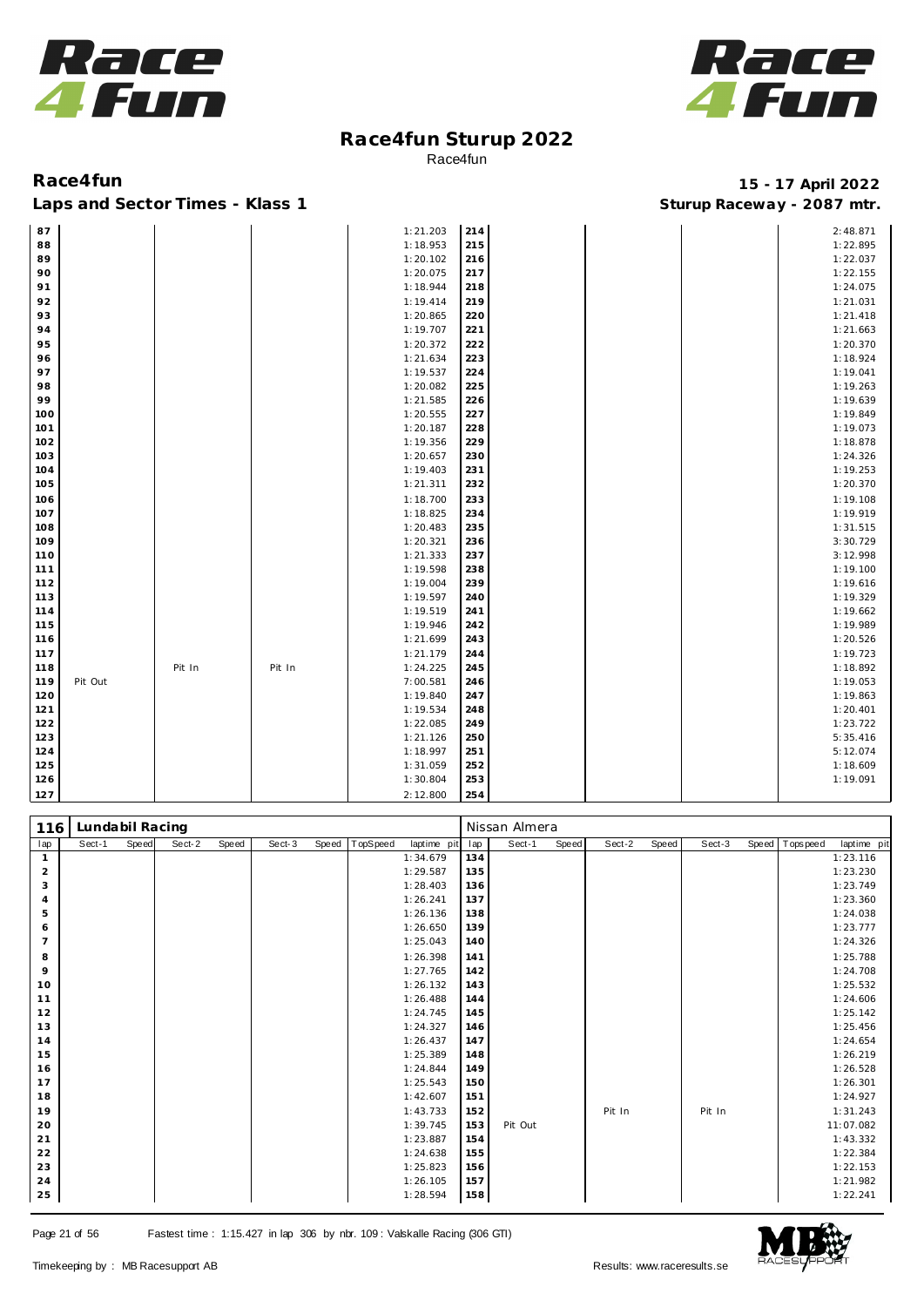# Race4fun Sturup 2022

Race4fun

**Race4fun** — **15 - 17 April 2022**

**Laps and Sector Times - Klass 1** — **Sturup Raceway - 2087 mtr.**

| lap | Sect-1 | Speed | Sect-2 | Speed | Sect-3 | Speed | TopSpeed | laptime pit | lap | Sect-1 | Speed | Sect-2 | Speed | Sect-3 | Speed | Topspeed | laptime pit |
|---|---|---|---|---|---|---|---|---|---|---|---|---|---|---|---|---|---|
| 87 | | | | | | | | 1:21.203 | 214 | | | | | | | | 2:48.871 |
| 88 | | | | | | | | 1:18.953 | 215 | | | | | | | | 1:22.895 |
| 89 | | | | | | | | 1:20.102 | 216 | | | | | | | | 1:22.037 |
| 90 | | | | | | | | 1:20.075 | 217 | | | | | | | | 1:22.155 |
| 91 | | | | | | | | 1:18.944 | 218 | | | | | | | | 1:24.075 |
| 92 | | | | | | | | 1:19.414 | 219 | | | | | | | | 1:21.031 |
| 93 | | | | | | | | 1:20.865 | 220 | | | | | | | | 1:21.418 |
| 94 | | | | | | | | 1:19.707 | 221 | | | | | | | | 1:21.663 |
| 95 | | | | | | | | 1:20.372 | 222 | | | | | | | | 1:20.370 |
| 96 | | | | | | | | 1:21.634 | 223 | | | | | | | | 1:18.924 |
| 97 | | | | | | | | 1:19.537 | 224 | | | | | | | | 1:19.041 |
| 98 | | | | | | | | 1:20.082 | 225 | | | | | | | | 1:19.263 |
| 99 | | | | | | | | 1:21.585 | 226 | | | | | | | | 1:19.639 |
| 100 | | | | | | | | 1:20.555 | 227 | | | | | | | | 1:19.849 |
| 101 | | | | | | | | 1:20.187 | 228 | | | | | | | | 1:19.073 |
| 102 | | | | | | | | 1:19.356 | 229 | | | | | | | | 1:18.878 |
| 103 | | | | | | | | 1:20.657 | 230 | | | | | | | | 1:24.326 |
| 104 | | | | | | | | 1:19.403 | 231 | | | | | | | | 1:19.253 |
| 105 | | | | | | | | 1:21.311 | 232 | | | | | | | | 1:20.370 |
| 106 | | | | | | | | 1:18.700 | 233 | | | | | | | | 1:19.108 |
| 107 | | | | | | | | 1:18.825 | 234 | | | | | | | | 1:19.919 |
| 108 | | | | | | | | 1:20.483 | 235 | | | | | | | | 1:31.515 |
| 109 | | | | | | | | 1:20.321 | 236 | | | | | | | | 3:30.729 |
| 110 | | | | | | | | 1:21.333 | 237 | | | | | | | | 3:12.998 |
| 111 | | | | | | | | 1:19.598 | 238 | | | | | | | | 1:19.100 |
| 112 | | | | | | | | 1:19.004 | 239 | | | | | | | | 1:19.616 |
| 113 | | | | | | | | 1:19.597 | 240 | | | | | | | | 1:19.329 |
| 114 | | | | | | | | 1:19.519 | 241 | | | | | | | | 1:19.662 |
| 115 | | | | | | | | 1:19.946 | 242 | | | | | | | | 1:19.989 |
| 116 | | | | | | | | 1:21.699 | 243 | | | | | | | | 1:20.526 |
| 117 | | | | | | | | 1:21.179 | 244 | | | | | | | | 1:19.723 |
| 118 | | | Pit In | | Pit In | | | 1:24.225 | 245 | | | | | | | | 1:18.892 |
| 119 | Pit Out | | | | | | | 7:00.581 | 246 | | | | | | | | 1:19.053 |
| 120 | | | | | | | | 1:19.840 | 247 | | | | | | | | 1:19.863 |
| 121 | | | | | | | | 1:19.534 | 248 | | | | | | | | 1:20.401 |
| 122 | | | | | | | | 1:22.085 | 249 | | | | | | | | 1:23.722 |
| 123 | | | | | | | | 1:21.126 | 250 | | | | | | | | 5:35.416 |
| 124 | | | | | | | | 1:18.997 | 251 | | | | | | | | 5:12.074 |
| 125 | | | | | | | | 1:31.059 | 252 | | | | | | | | 1:18.609 |
| 126 | | | | | | | | 1:30.804 | 253 | | | | | | | | 1:19.091 |
| 127 | | | | | | | | 2:12.800 | 254 | | | | | | | | |

**116 Lundabil Racing** — **Nissan Almera**

| lap | Sect-1 | Speed | Sect-2 | Speed | Sect-3 | Speed | TopSpeed | laptime pit | lap | Sect-1 | Speed | Sect-2 | Speed | Sect-3 | Speed | Topspeed | laptime pit |
|---|---|---|---|---|---|---|---|---|---|---|---|---|---|---|---|---|---|
| 1 | | | | | | | | 1:34.679 | 134 | | | | | | | | 1:23.116 |
| 2 | | | | | | | | 1:29.587 | 135 | | | | | | | | 1:23.230 |
| 3 | | | | | | | | 1:28.403 | 136 | | | | | | | | 1:23.749 |
| 4 | | | | | | | | 1:26.241 | 137 | | | | | | | | 1:23.360 |
| 5 | | | | | | | | 1:26.136 | 138 | | | | | | | | 1:24.038 |
| 6 | | | | | | | | 1:26.650 | 139 | | | | | | | | 1:23.777 |
| 7 | | | | | | | | 1:25.043 | 140 | | | | | | | | 1:24.326 |
| 8 | | | | | | | | 1:26.398 | 141 | | | | | | | | 1:25.788 |
| 9 | | | | | | | | 1:27.765 | 142 | | | | | | | | 1:24.708 |
| 10 | | | | | | | | 1:26.132 | 143 | | | | | | | | 1:25.532 |
| 11 | | | | | | | | 1:26.488 | 144 | | | | | | | | 1:24.606 |
| 12 | | | | | | | | 1:24.745 | 145 | | | | | | | | 1:25.142 |
| 13 | | | | | | | | 1:24.327 | 146 | | | | | | | | 1:25.456 |
| 14 | | | | | | | | 1:26.437 | 147 | | | | | | | | 1:24.654 |
| 15 | | | | | | | | 1:25.389 | 148 | | | | | | | | 1:26.219 |
| 16 | | | | | | | | 1:24.844 | 149 | | | | | | | | 1:26.528 |
| 17 | | | | | | | | 1:25.543 | 150 | | | | | | | | 1:26.301 |
| 18 | | | | | | | | 1:42.607 | 151 | | | | | | | | 1:24.927 |
| 19 | | | | | | | | 1:43.733 | 152 | | | Pit In | | Pit In | | | 1:31.243 |
| 20 | | | | | | | | 1:39.745 | 153 | Pit Out | | | | | | | 11:07.082 |
| 21 | | | | | | | | 1:23.887 | 154 | | | | | | | | 1:43.332 |
| 22 | | | | | | | | 1:24.638 | 155 | | | | | | | | 1:22.384 |
| 23 | | | | | | | | 1:25.823 | 156 | | | | | | | | 1:22.153 |
| 24 | | | | | | | | 1:26.105 | 157 | | | | | | | | 1:21.982 |
| 25 | | | | | | | | 1:28.594 | 158 | | | | | | | | 1:22.241 |

Fastest time : 1:15.427 in lap 306 by nbr. 109 : Valskalle Racing (306 GTI)

Timekeeping by : MB Racesupport AB — Results: www.raceresults.se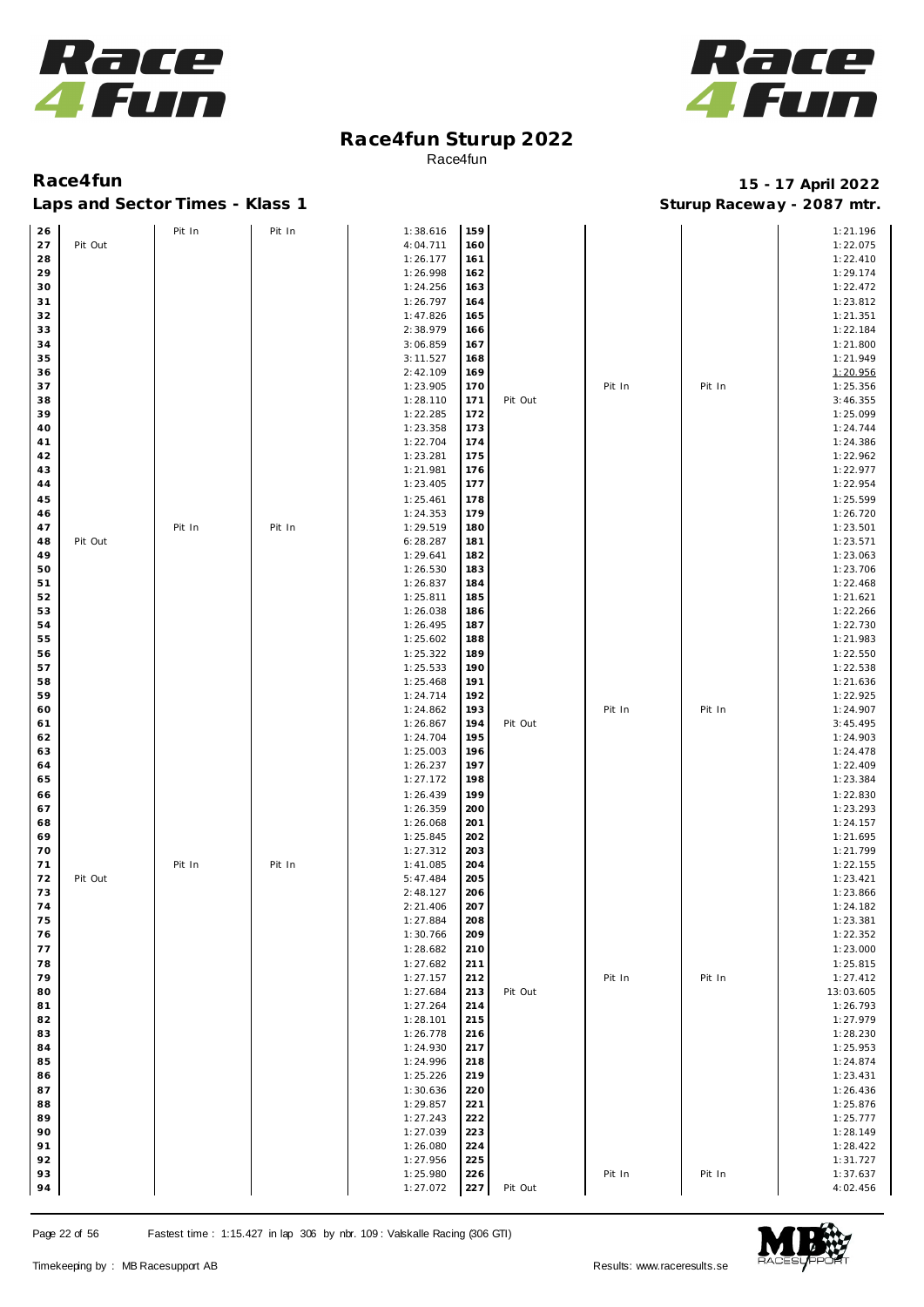# Race4fun Sturup 2022

Race4fun

## Race4fun

**15 - 17 April 2022**

### Laps and Sector Times - Klass 1

**Sturup Raceway - 2087 mtr.**

| Lap | S1 | S2 | S3 | Time | Lap | S1 | S2 | S3 | Time |
|---|---|---|---|---|---|---|---|---|---|
| 26 | | Pit In | Pit In | 1:38.616 | 159 | | | | 1:21.196 |
| 27 | Pit Out | | | 4:04.711 | 160 | | | | 1:22.075 |
| 28 | | | | 1:26.177 | 161 | | | | 1:22.410 |
| 29 | | | | 1:26.998 | 162 | | | | 1:29.174 |
| 30 | | | | 1:24.256 | 163 | | | | 1:22.472 |
| 31 | | | | 1:26.797 | 164 | | | | 1:23.812 |
| 32 | | | | 1:47.826 | 165 | | | | 1:21.351 |
| 33 | | | | 2:38.979 | 166 | | | | 1:22.184 |
| 34 | | | | 3:06.859 | 167 | | | | 1:21.800 |
| 35 | | | | 3:11.527 | 168 | | | | 1:21.949 |
| 36 | | | | 2:42.109 | 169 | | | | 1:20.956 |
| 37 | | | | 1:23.905 | 170 | | Pit In | Pit In | 1:25.356 |
| 38 | | | | 1:28.110 | 171 | Pit Out | | | 3:46.355 |
| 39 | | | | 1:22.285 | 172 | | | | 1:25.099 |
| 40 | | | | 1:23.358 | 173 | | | | 1:24.744 |
| 41 | | | | 1:22.704 | 174 | | | | 1:24.386 |
| 42 | | | | 1:23.281 | 175 | | | | 1:22.962 |
| 43 | | | | 1:21.981 | 176 | | | | 1:22.977 |
| 44 | | | | 1:23.405 | 177 | | | | 1:22.954 |
| 45 | | | | 1:25.461 | 178 | | | | 1:25.599 |
| 46 | | | | 1:24.353 | 179 | | | | 1:26.720 |
| 47 | | Pit In | Pit In | 1:29.519 | 180 | | | | 1:23.501 |
| 48 | Pit Out | | | 6:28.287 | 181 | | | | 1:23.571 |
| 49 | | | | 1:29.641 | 182 | | | | 1:23.063 |
| 50 | | | | 1:26.530 | 183 | | | | 1:23.706 |
| 51 | | | | 1:26.837 | 184 | | | | 1:22.468 |
| 52 | | | | 1:25.811 | 185 | | | | 1:21.621 |
| 53 | | | | 1:26.038 | 186 | | | | 1:22.266 |
| 54 | | | | 1:26.495 | 187 | | | | 1:22.730 |
| 55 | | | | 1:25.602 | 188 | | | | 1:21.983 |
| 56 | | | | 1:25.322 | 189 | | | | 1:22.550 |
| 57 | | | | 1:25.533 | 190 | | | | 1:22.538 |
| 58 | | | | 1:25.468 | 191 | | | | 1:21.636 |
| 59 | | | | 1:24.714 | 192 | | | | 1:22.925 |
| 60 | | | | 1:24.862 | 193 | | Pit In | Pit In | 1:24.907 |
| 61 | | | | 1:26.867 | 194 | Pit Out | | | 3:45.495 |
| 62 | | | | 1:24.704 | 195 | | | | 1:24.903 |
| 63 | | | | 1:25.003 | 196 | | | | 1:24.478 |
| 64 | | | | 1:26.237 | 197 | | | | 1:22.409 |
| 65 | | | | 1:27.172 | 198 | | | | 1:23.384 |
| 66 | | | | 1:26.439 | 199 | | | | 1:22.830 |
| 67 | | | | 1:26.359 | 200 | | | | 1:23.293 |
| 68 | | | | 1:26.068 | 201 | | | | 1:24.157 |
| 69 | | | | 1:25.845 | 202 | | | | 1:21.695 |
| 70 | | | | 1:27.312 | 203 | | | | 1:21.799 |
| 71 | | Pit In | Pit In | 1:41.085 | 204 | | | | 1:22.155 |
| 72 | Pit Out | | | 5:47.484 | 205 | | | | 1:23.421 |
| 73 | | | | 2:48.127 | 206 | | | | 1:23.866 |
| 74 | | | | 2:21.406 | 207 | | | | 1:24.182 |
| 75 | | | | 1:27.884 | 208 | | | | 1:23.381 |
| 76 | | | | 1:30.766 | 209 | | | | 1:22.352 |
| 77 | | | | 1:28.682 | 210 | | | | 1:23.000 |
| 78 | | | | 1:27.682 | 211 | | | | 1:25.815 |
| 79 | | | | 1:27.157 | 212 | | Pit In | Pit In | 1:27.412 |
| 80 | | | | 1:27.684 | 213 | Pit Out | | | 13:03.605 |
| 81 | | | | 1:27.264 | 214 | | | | 1:26.793 |
| 82 | | | | 1:28.101 | 215 | | | | 1:27.979 |
| 83 | | | | 1:26.778 | 216 | | | | 1:28.230 |
| 84 | | | | 1:24.930 | 217 | | | | 1:25.953 |
| 85 | | | | 1:24.996 | 218 | | | | 1:24.874 |
| 86 | | | | 1:25.226 | 219 | | | | 1:23.431 |
| 87 | | | | 1:30.636 | 220 | | | | 1:26.436 |
| 88 | | | | 1:29.857 | 221 | | | | 1:25.876 |
| 89 | | | | 1:27.243 | 222 | | | | 1:25.777 |
| 90 | | | | 1:27.039 | 223 | | | | 1:28.149 |
| 91 | | | | 1:26.080 | 224 | | | | 1:28.422 |
| 92 | | | | 1:27.956 | 225 | | | | 1:31.727 |
| 93 | | | | 1:25.980 | 226 | | Pit In | Pit In | 1:37.637 |
| 94 | | | | 1:27.072 | 227 | Pit Out | | | 4:02.456 |

Fastest time : 1:15.427 in lap 306 by nbr. 109 : Valskalle Racing (306 GTI)

Timekeeping by : MB Racesupport AB

Results: www.raceresults.se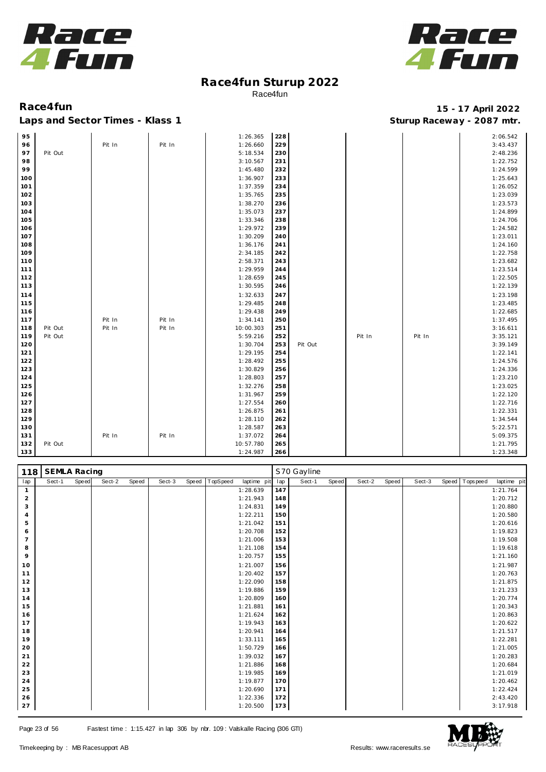# Race4fun Sturup 2022

Race4fun

**Race4fun** — **15 - 17 April 2022**

**Laps and Sector Times - Klass 1** — **Sturup Raceway - 2087 mtr.**

| lap | Sect-1 | Speed | Sect-2 | Speed | Sect-3 | Speed | TopSpeed | laptime pit | lap | Sect-1 | Speed | Sect-2 | Speed | Sect-3 | Speed | Topspeed | laptime pit |
|---|---|---|---|---|---|---|---|---|---|---|---|---|---|---|---|---|---|
| 95 | | | | | | | | 1:26.365 | 228 | | | | | | | | 2:06.542 |
| 96 | | | Pit In | | Pit In | | | 1:26.660 | 229 | | | | | | | | 3:43.437 |
| 97 | Pit Out | | | | | | | 5:18.534 | 230 | | | | | | | | 2:48.236 |
| 98 | | | | | | | | 3:10.567 | 231 | | | | | | | | 1:22.752 |
| 99 | | | | | | | | 1:45.480 | 232 | | | | | | | | 1:24.599 |
| 100 | | | | | | | | 1:36.907 | 233 | | | | | | | | 1:25.643 |
| 101 | | | | | | | | 1:37.359 | 234 | | | | | | | | 1:26.052 |
| 102 | | | | | | | | 1:35.765 | 235 | | | | | | | | 1:23.039 |
| 103 | | | | | | | | 1:38.270 | 236 | | | | | | | | 1:23.573 |
| 104 | | | | | | | | 1:35.073 | 237 | | | | | | | | 1:24.899 |
| 105 | | | | | | | | 1:33.346 | 238 | | | | | | | | 1:24.706 |
| 106 | | | | | | | | 1:29.972 | 239 | | | | | | | | 1:24.582 |
| 107 | | | | | | | | 1:30.209 | 240 | | | | | | | | 1:23.011 |
| 108 | | | | | | | | 1:36.176 | 241 | | | | | | | | 1:24.160 |
| 109 | | | | | | | | 2:34.185 | 242 | | | | | | | | 1:22.758 |
| 110 | | | | | | | | 2:58.371 | 243 | | | | | | | | 1:23.682 |
| 111 | | | | | | | | 1:29.959 | 244 | | | | | | | | 1:23.514 |
| 112 | | | | | | | | 1:28.659 | 245 | | | | | | | | 1:22.505 |
| 113 | | | | | | | | 1:30.595 | 246 | | | | | | | | 1:22.139 |
| 114 | | | | | | | | 1:32.633 | 247 | | | | | | | | 1:23.198 |
| 115 | | | | | | | | 1:29.485 | 248 | | | | | | | | 1:23.485 |
| 116 | | | | | | | | 1:29.438 | 249 | | | | | | | | 1:22.685 |
| 117 | | | Pit In | | Pit In | | | 1:34.141 | 250 | | | | | | | | 1:37.495 |
| 118 | Pit Out | | Pit In | | Pit In | | | 10:00.303 | 251 | | | | | | | | 3:16.611 |
| 119 | Pit Out | | | | | | | 5:59.216 | 252 | | | Pit In | | Pit In | | | 3:35.121 |
| 120 | | | | | | | | 1:30.704 | 253 | Pit Out | | | | | | | 3:39.149 |
| 121 | | | | | | | | 1:29.195 | 254 | | | | | | | | 1:22.141 |
| 122 | | | | | | | | 1:28.492 | 255 | | | | | | | | 1:24.576 |
| 123 | | | | | | | | 1:30.829 | 256 | | | | | | | | 1:24.336 |
| 124 | | | | | | | | 1:28.803 | 257 | | | | | | | | 1:23.210 |
| 125 | | | | | | | | 1:32.276 | 258 | | | | | | | | 1:23.025 |
| 126 | | | | | | | | 1:31.967 | 259 | | | | | | | | 1:22.120 |
| 127 | | | | | | | | 1:27.554 | 260 | | | | | | | | 1:22.716 |
| 128 | | | | | | | | 1:26.875 | 261 | | | | | | | | 1:22.331 |
| 129 | | | | | | | | 1:28.110 | 262 | | | | | | | | 1:34.544 |
| 130 | | | | | | | | 1:28.587 | 263 | | | | | | | | 5:22.571 |
| 131 | | | Pit In | | Pit In | | | 1:37.072 | 264 | | | | | | | | 5:09.375 |
| 132 | Pit Out | | | | | | | 10:57.780 | 265 | | | | | | | | 1:21.795 |
| 133 | | | | | | | | 1:24.987 | 266 | | | | | | | | 1:23.348 |

| 118 | SEMLA Racing | | | | | | | | S70 Gayline | | | | | | | | |
|---|---|---|---|---|---|---|---|---|---|---|---|---|---|---|---|---|---|
| lap | Sect-1 | Speed | Sect-2 | Speed | Sect-3 | Speed | TopSpeed | laptime pit | lap | Sect-1 | Speed | Sect-2 | Speed | Sect-3 | Speed | Topspeed | laptime pit |
| 1 | | | | | | | | 1:28.639 | 147 | | | | | | | | 1:21.764 |
| 2 | | | | | | | | 1:21.943 | 148 | | | | | | | | 1:20.712 |
| 3 | | | | | | | | 1:24.831 | 149 | | | | | | | | 1:20.880 |
| 4 | | | | | | | | 1:22.211 | 150 | | | | | | | | 1:20.580 |
| 5 | | | | | | | | 1:21.042 | 151 | | | | | | | | 1:20.616 |
| 6 | | | | | | | | 1:20.708 | 152 | | | | | | | | 1:19.823 |
| 7 | | | | | | | | 1:21.006 | 153 | | | | | | | | 1:19.508 |
| 8 | | | | | | | | 1:21.108 | 154 | | | | | | | | 1:19.618 |
| 9 | | | | | | | | 1:20.757 | 155 | | | | | | | | 1:21.160 |
| 10 | | | | | | | | 1:21.007 | 156 | | | | | | | | 1:21.987 |
| 11 | | | | | | | | 1:20.402 | 157 | | | | | | | | 1:20.763 |
| 12 | | | | | | | | 1:22.090 | 158 | | | | | | | | 1:21.875 |
| 13 | | | | | | | | 1:19.886 | 159 | | | | | | | | 1:21.233 |
| 14 | | | | | | | | 1:20.809 | 160 | | | | | | | | 1:20.774 |
| 15 | | | | | | | | 1:21.881 | 161 | | | | | | | | 1:20.343 |
| 16 | | | | | | | | 1:21.624 | 162 | | | | | | | | 1:20.863 |
| 17 | | | | | | | | 1:19.943 | 163 | | | | | | | | 1:20.622 |
| 18 | | | | | | | | 1:20.941 | 164 | | | | | | | | 1:21.517 |
| 19 | | | | | | | | 1:33.111 | 165 | | | | | | | | 1:22.281 |
| 20 | | | | | | | | 1:50.729 | 166 | | | | | | | | 1:21.005 |
| 21 | | | | | | | | 1:39.032 | 167 | | | | | | | | 1:20.283 |
| 22 | | | | | | | | 1:21.886 | 168 | | | | | | | | 1:20.684 |
| 23 | | | | | | | | 1:19.985 | 169 | | | | | | | | 1:21.019 |
| 24 | | | | | | | | 1:19.877 | 170 | | | | | | | | 1:20.462 |
| 25 | | | | | | | | 1:20.690 | 171 | | | | | | | | 1:22.424 |
| 26 | | | | | | | | 1:22.336 | 172 | | | | | | | | 2:43.420 |
| 27 | | | | | | | | 1:20.500 | 173 | | | | | | | | 3:17.918 |

Fastest time : 1:15.427 in lap 306 by nbr. 109 : Valskalle Racing (306 GTI)

Timekeeping by : MB Racesupport AB — Results: www.raceresults.se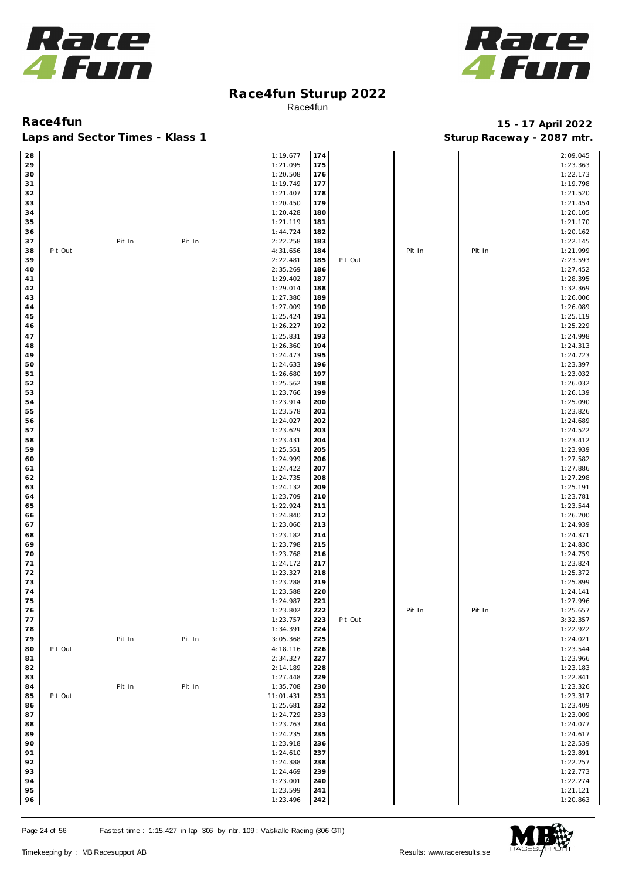# Race4fun Sturup 2022

Race4fun

**Race4fun** — **15 - 17 April 2022**

**Laps and Sector Times - Klass 1** — **Sturup Raceway - 2087 mtr.**

| Lap | | | | Time | Lap | | | | Time |
|---|---|---|---|---|---|---|---|---|---|
| 28 | | | | 1:19.677 | 174 | | | | 2:09.045 |
| 29 | | | | 1:21.095 | 175 | | | | 1:23.363 |
| 30 | | | | 1:20.508 | 176 | | | | 1:22.173 |
| 31 | | | | 1:19.749 | 177 | | | | 1:19.798 |
| 32 | | | | 1:21.407 | 178 | | | | 1:21.520 |
| 33 | | | | 1:20.450 | 179 | | | | 1:21.454 |
| 34 | | | | 1:20.428 | 180 | | | | 1:20.105 |
| 35 | | | | 1:21.119 | 181 | | | | 1:21.170 |
| 36 | | | | 1:44.724 | 182 | | | | 1:20.162 |
| 37 | | Pit In | Pit In | 2:22.258 | 183 | | | | 1:22.145 |
| 38 | Pit Out | | | 4:31.656 | 184 | | Pit In | Pit In | 1:21.999 |
| 39 | | | | 2:22.481 | 185 | Pit Out | | | 7:23.593 |
| 40 | | | | 2:35.269 | 186 | | | | 1:27.452 |
| 41 | | | | 1:29.402 | 187 | | | | 1:28.395 |
| 42 | | | | 1:29.014 | 188 | | | | 1:32.369 |
| 43 | | | | 1:27.380 | 189 | | | | 1:26.006 |
| 44 | | | | 1:27.009 | 190 | | | | 1:26.089 |
| 45 | | | | 1:25.424 | 191 | | | | 1:25.119 |
| 46 | | | | 1:26.227 | 192 | | | | 1:25.229 |
| 47 | | | | 1:25.831 | 193 | | | | 1:24.998 |
| 48 | | | | 1:26.360 | 194 | | | | 1:24.313 |
| 49 | | | | 1:24.473 | 195 | | | | 1:24.723 |
| 50 | | | | 1:24.633 | 196 | | | | 1:23.397 |
| 51 | | | | 1:26.680 | 197 | | | | 1:23.032 |
| 52 | | | | 1:25.562 | 198 | | | | 1:26.032 |
| 53 | | | | 1:23.766 | 199 | | | | 1:26.139 |
| 54 | | | | 1:23.914 | 200 | | | | 1:25.090 |
| 55 | | | | 1:23.578 | 201 | | | | 1:23.826 |
| 56 | | | | 1:24.027 | 202 | | | | 1:24.689 |
| 57 | | | | 1:23.629 | 203 | | | | 1:24.522 |
| 58 | | | | 1:23.431 | 204 | | | | 1:23.412 |
| 59 | | | | 1:25.551 | 205 | | | | 1:23.939 |
| 60 | | | | 1:24.999 | 206 | | | | 1:27.582 |
| 61 | | | | 1:24.422 | 207 | | | | 1:27.886 |
| 62 | | | | 1:24.735 | 208 | | | | 1:27.298 |
| 63 | | | | 1:24.132 | 209 | | | | 1:25.191 |
| 64 | | | | 1:23.709 | 210 | | | | 1:23.781 |
| 65 | | | | 1:22.924 | 211 | | | | 1:23.544 |
| 66 | | | | 1:24.840 | 212 | | | | 1:26.200 |
| 67 | | | | 1:23.060 | 213 | | | | 1:24.939 |
| 68 | | | | 1:23.182 | 214 | | | | 1:24.371 |
| 69 | | | | 1:23.798 | 215 | | | | 1:24.830 |
| 70 | | | | 1:23.768 | 216 | | | | 1:24.759 |
| 71 | | | | 1:24.172 | 217 | | | | 1:23.824 |
| 72 | | | | 1:23.327 | 218 | | | | 1:25.372 |
| 73 | | | | 1:23.288 | 219 | | | | 1:25.899 |
| 74 | | | | 1:23.588 | 220 | | | | 1:24.141 |
| 75 | | | | 1:24.987 | 221 | | | | 1:27.996 |
| 76 | | | | 1:23.802 | 222 | | Pit In | Pit In | 1:25.657 |
| 77 | | | | 1:23.757 | 223 | Pit Out | | | 3:32.357 |
| 78 | | | | 1:34.391 | 224 | | | | 1:22.922 |
| 79 | | Pit In | Pit In | 3:05.368 | 225 | | | | 1:24.021 |
| 80 | Pit Out | | | 4:18.116 | 226 | | | | 1:23.544 |
| 81 | | | | 2:34.327 | 227 | | | | 1:23.966 |
| 82 | | | | 2:14.189 | 228 | | | | 1:23.183 |
| 83 | | | | 1:27.448 | 229 | | | | 1:22.841 |
| 84 | | Pit In | Pit In | 1:35.708 | 230 | | | | 1:23.326 |
| 85 | Pit Out | | | 11:01.431 | 231 | | | | 1:23.317 |
| 86 | | | | 1:25.681 | 232 | | | | 1:23.409 |
| 87 | | | | 1:24.729 | 233 | | | | 1:23.009 |
| 88 | | | | 1:23.763 | 234 | | | | 1:24.077 |
| 89 | | | | 1:24.235 | 235 | | | | 1:24.617 |
| 90 | | | | 1:23.918 | 236 | | | | 1:22.539 |
| 91 | | | | 1:24.610 | 237 | | | | 1:23.891 |
| 92 | | | | 1:24.388 | 238 | | | | 1:22.257 |
| 93 | | | | 1:24.469 | 239 | | | | 1:22.773 |
| 94 | | | | 1:23.001 | 240 | | | | 1:22.274 |
| 95 | | | | 1:23.599 | 241 | | | | 1:21.121 |
| 96 | | | | 1:23.496 | 242 | | | | 1:20.863 |

Fastest time : 1:15.427 in lap 306 by nbr. 109 : Valskalle Racing (306 GTI)

Timekeeping by : MB Racesupport AB — Results: www.raceresults.se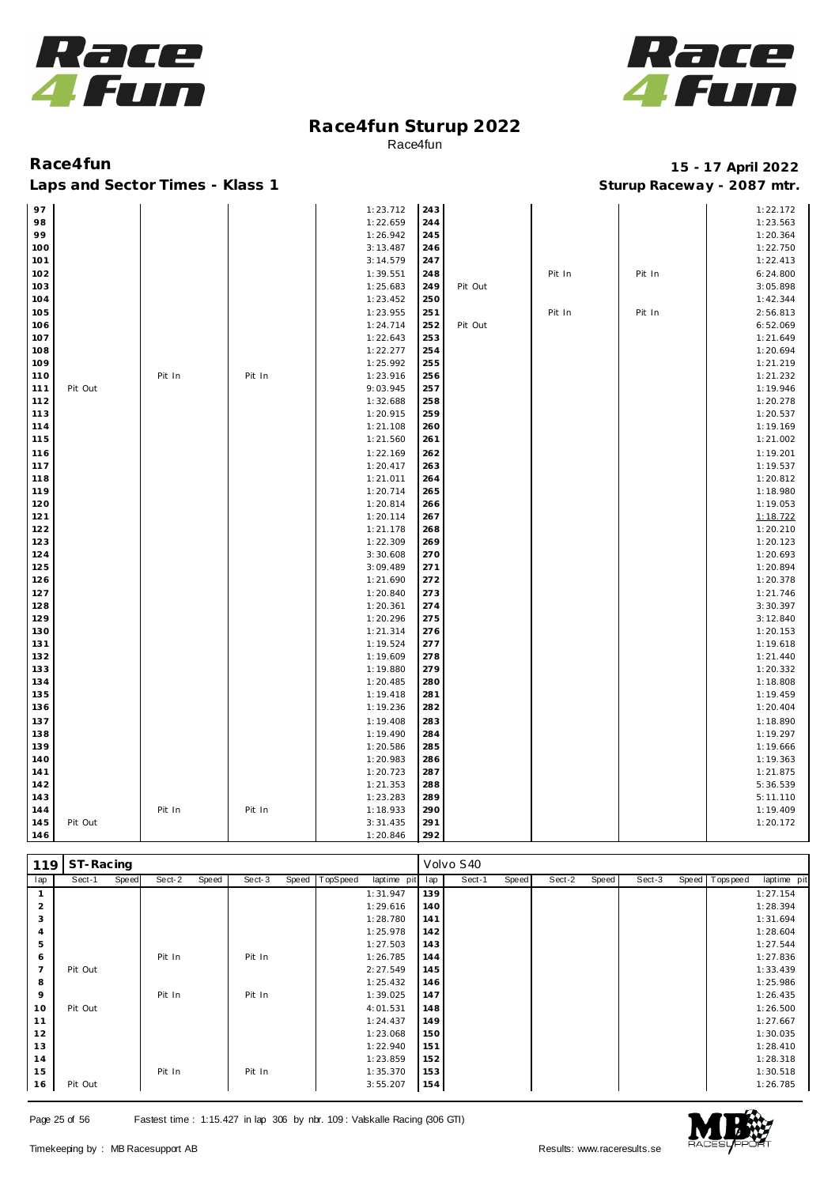# Race4fun Sturup 2022

Race4fun

**Race4fun** — 15 - 17 April 2022

**Laps and Sector Times - Klass 1** — Sturup Raceway - 2087 mtr.

| lap | Sect-1 | Speed | Sect-2 | Speed | Sect-3 | Speed | TopSpeed | laptime pit | lap | Sect-1 | Speed | Sect-2 | Speed | Sect-3 | Speed | Topspeed | laptime pit |
|---|---|---|---|---|---|---|---|---|---|---|---|---|---|---|---|---|---|
| 97 | | | | | | | | 1:23.712 | 243 | | | | | | | | 1:22.172 |
| 98 | | | | | | | | 1:22.659 | 244 | | | | | | | | 1:23.563 |
| 99 | | | | | | | | 1:26.942 | 245 | | | | | | | | 1:20.364 |
| 100 | | | | | | | | 3:13.487 | 246 | | | | | | | | 1:22.750 |
| 101 | | | | | | | | 3:14.579 | 247 | | | | | | | | 1:22.413 |
| 102 | | | | | | | | 1:39.551 | 248 | | | Pit In | | Pit In | | | 6:24.800 |
| 103 | | | | | | | | 1:25.683 | 249 | Pit Out | | | | | | | 3:05.898 |
| 104 | | | | | | | | 1:23.452 | 250 | | | | | | | | 1:42.344 |
| 105 | | | | | | | | 1:23.955 | 251 | | | Pit In | | Pit In | | | 2:56.813 |
| 106 | | | | | | | | 1:24.714 | 252 | Pit Out | | | | | | | 6:52.069 |
| 107 | | | | | | | | 1:22.643 | 253 | | | | | | | | 1:21.649 |
| 108 | | | | | | | | 1:22.277 | 254 | | | | | | | | 1:20.694 |
| 109 | | | | | | | | 1:25.992 | 255 | | | | | | | | 1:21.219 |
| 110 | | | Pit In | | Pit In | | | 1:23.916 | 256 | | | | | | | | 1:21.232 |
| 111 | Pit Out | | | | | | | 9:03.945 | 257 | | | | | | | | 1:19.946 |
| 112 | | | | | | | | 1:32.688 | 258 | | | | | | | | 1:20.278 |
| 113 | | | | | | | | 1:20.915 | 259 | | | | | | | | 1:20.537 |
| 114 | | | | | | | | 1:21.108 | 260 | | | | | | | | 1:19.169 |
| 115 | | | | | | | | 1:21.560 | 261 | | | | | | | | 1:21.002 |
| 116 | | | | | | | | 1:22.169 | 262 | | | | | | | | 1:19.201 |
| 117 | | | | | | | | 1:20.417 | 263 | | | | | | | | 1:19.537 |
| 118 | | | | | | | | 1:21.011 | 264 | | | | | | | | 1:20.812 |
| 119 | | | | | | | | 1:20.714 | 265 | | | | | | | | 1:18.980 |
| 120 | | | | | | | | 1:20.814 | 266 | | | | | | | | 1:19.053 |
| 121 | | | | | | | | 1:20.114 | 267 | | | | | | | | 1:18.722 |
| 122 | | | | | | | | 1:21.178 | 268 | | | | | | | | 1:20.210 |
| 123 | | | | | | | | 1:22.309 | 269 | | | | | | | | 1:20.123 |
| 124 | | | | | | | | 3:30.608 | 270 | | | | | | | | 1:20.693 |
| 125 | | | | | | | | 3:09.489 | 271 | | | | | | | | 1:20.894 |
| 126 | | | | | | | | 1:21.690 | 272 | | | | | | | | 1:20.378 |
| 127 | | | | | | | | 1:20.840 | 273 | | | | | | | | 1:21.746 |
| 128 | | | | | | | | 1:20.361 | 274 | | | | | | | | 3:30.397 |
| 129 | | | | | | | | 1:20.296 | 275 | | | | | | | | 3:12.840 |
| 130 | | | | | | | | 1:21.314 | 276 | | | | | | | | 1:20.153 |
| 131 | | | | | | | | 1:19.524 | 277 | | | | | | | | 1:19.618 |
| 132 | | | | | | | | 1:19.609 | 278 | | | | | | | | 1:21.440 |
| 133 | | | | | | | | 1:19.880 | 279 | | | | | | | | 1:20.332 |
| 134 | | | | | | | | 1:20.485 | 280 | | | | | | | | 1:18.808 |
| 135 | | | | | | | | 1:19.418 | 281 | | | | | | | | 1:19.459 |
| 136 | | | | | | | | 1:19.236 | 282 | | | | | | | | 1:20.404 |
| 137 | | | | | | | | 1:19.408 | 283 | | | | | | | | 1:18.890 |
| 138 | | | | | | | | 1:19.490 | 284 | | | | | | | | 1:19.297 |
| 139 | | | | | | | | 1:20.586 | 285 | | | | | | | | 1:19.666 |
| 140 | | | | | | | | 1:20.983 | 286 | | | | | | | | 1:19.363 |
| 141 | | | | | | | | 1:20.723 | 287 | | | | | | | | 1:21.875 |
| 142 | | | | | | | | 1:21.353 | 288 | | | | | | | | 5:36.539 |
| 143 | | | | | | | | 1:23.283 | 289 | | | | | | | | 5:11.110 |
| 144 | | | Pit In | | Pit In | | | 1:18.933 | 290 | | | | | | | | 1:19.409 |
| 145 | Pit Out | | | | | | | 3:31.435 | 291 | | | | | | | | 1:20.172 |
| 146 | | | | | | | | 1:20.846 | 292 | | | | | | | | |

**119 ST-Racing** — Volvo S40

| lap | Sect-1 | Speed | Sect-2 | Speed | Sect-3 | Speed | TopSpeed | laptime pit | lap | Sect-1 | Speed | Sect-2 | Speed | Sect-3 | Speed | Topspeed | laptime pit |
|---|---|---|---|---|---|---|---|---|---|---|---|---|---|---|---|---|---|
| 1 | | | | | | | | 1:31.947 | 139 | | | | | | | | 1:27.154 |
| 2 | | | | | | | | 1:29.616 | 140 | | | | | | | | 1:28.394 |
| 3 | | | | | | | | 1:28.780 | 141 | | | | | | | | 1:31.694 |
| 4 | | | | | | | | 1:25.978 | 142 | | | | | | | | 1:28.604 |
| 5 | | | | | | | | 1:27.503 | 143 | | | | | | | | 1:27.544 |
| 6 | | | Pit In | | Pit In | | | 1:26.785 | 144 | | | | | | | | 1:27.836 |
| 7 | Pit Out | | | | | | | 2:27.549 | 145 | | | | | | | | 1:33.439 |
| 8 | | | | | | | | 1:25.432 | 146 | | | | | | | | 1:25.986 |
| 9 | | | Pit In | | Pit In | | | 1:39.025 | 147 | | | | | | | | 1:26.435 |
| 10 | Pit Out | | | | | | | 4:01.531 | 148 | | | | | | | | 1:26.500 |
| 11 | | | | | | | | 1:24.437 | 149 | | | | | | | | 1:27.667 |
| 12 | | | | | | | | 1:23.068 | 150 | | | | | | | | 1:30.035 |
| 13 | | | | | | | | 1:22.940 | 151 | | | | | | | | 1:28.410 |
| 14 | | | | | | | | 1:23.859 | 152 | | | | | | | | 1:28.318 |
| 15 | | | Pit In | | Pit In | | | 1:35.370 | 153 | | | | | | | | 1:30.518 |
| 16 | Pit Out | | | | | | | 3:55.207 | 154 | | | | | | | | 1:26.785 |

Fastest time : 1:15.427 in lap 306 by nbr. 109 : Valskalle Racing (306 GTI)

Timekeeping by : MB Racesupport AB — Results: www.raceresults.se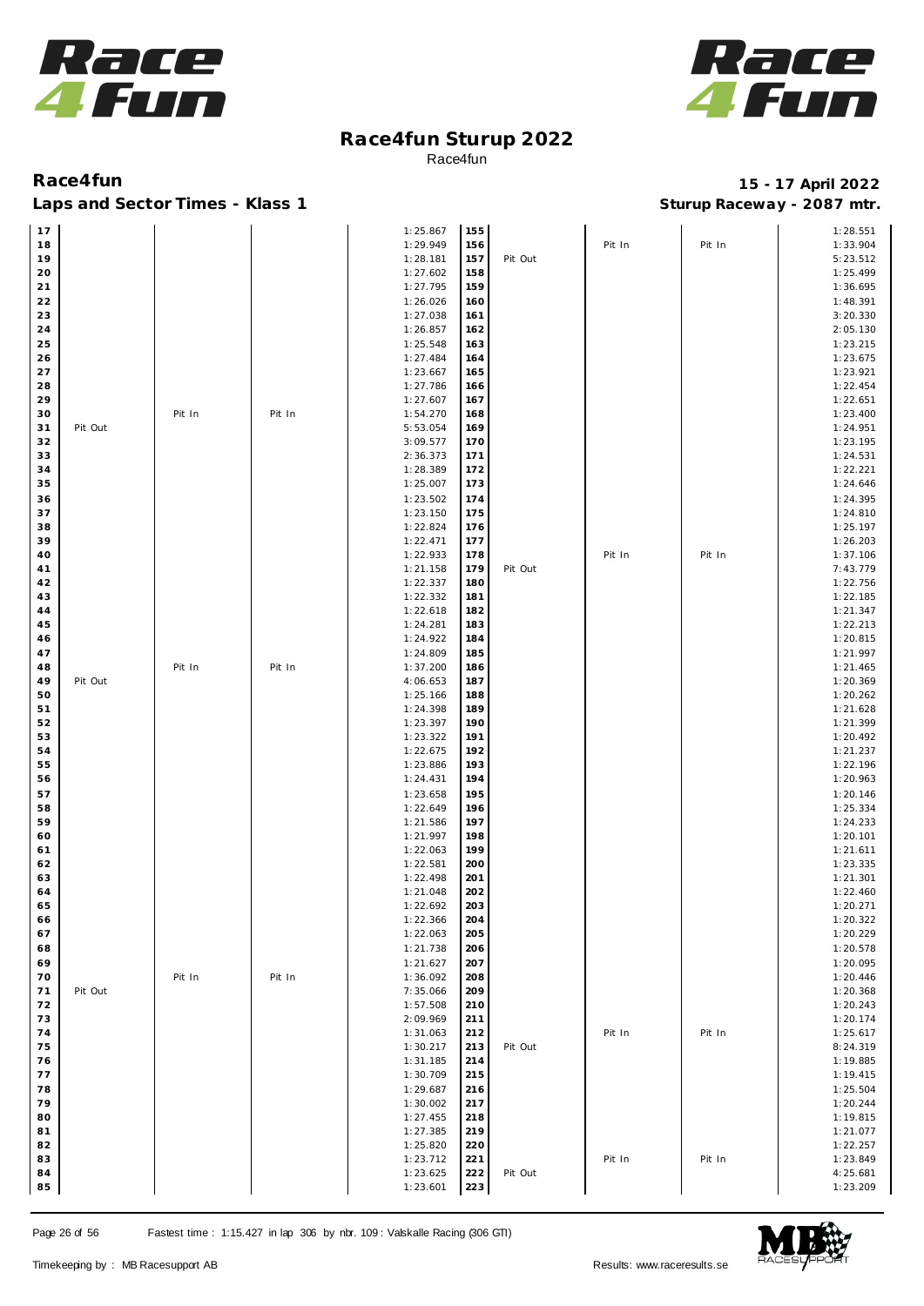# Race4fun Sturup 2022

Race4fun

## Race4fun

**15 - 17 April 2022**

### Laps and Sector Times - Klass 1

**Sturup Raceway - 2087 mtr.**

| Lap | | | | Time | Lap | | | | Time |
|---|---|---|---|---|---|---|---|---|---|
| 17 | | | | 1:25.867 | 155 | | | | 1:28.551 |
| 18 | | | | 1:29.949 | 156 | | Pit In | Pit In | 1:33.904 |
| 19 | | | | 1:28.181 | 157 | Pit Out | | | 5:23.512 |
| 20 | | | | 1:27.602 | 158 | | | | 1:25.499 |
| 21 | | | | 1:27.795 | 159 | | | | 1:36.695 |
| 22 | | | | 1:26.026 | 160 | | | | 1:48.391 |
| 23 | | | | 1:27.038 | 161 | | | | 3:20.330 |
| 24 | | | | 1:26.857 | 162 | | | | 2:05.130 |
| 25 | | | | 1:25.548 | 163 | | | | 1:23.215 |
| 26 | | | | 1:27.484 | 164 | | | | 1:23.675 |
| 27 | | | | 1:23.667 | 165 | | | | 1:23.921 |
| 28 | | | | 1:27.786 | 166 | | | | 1:22.454 |
| 29 | | | | 1:27.607 | 167 | | | | 1:22.651 |
| 30 | | Pit In | Pit In | 1:54.270 | 168 | | | | 1:23.400 |
| 31 | Pit Out | | | 5:53.054 | 169 | | | | 1:24.951 |
| 32 | | | | 3:09.577 | 170 | | | | 1:23.195 |
| 33 | | | | 2:36.373 | 171 | | | | 1:24.531 |
| 34 | | | | 1:28.389 | 172 | | | | 1:22.221 |
| 35 | | | | 1:25.007 | 173 | | | | 1:24.646 |
| 36 | | | | 1:23.502 | 174 | | | | 1:24.395 |
| 37 | | | | 1:23.150 | 175 | | | | 1:24.810 |
| 38 | | | | 1:22.824 | 176 | | | | 1:25.197 |
| 39 | | | | 1:22.471 | 177 | | | | 1:26.203 |
| 40 | | | | 1:22.933 | 178 | | Pit In | Pit In | 1:37.106 |
| 41 | | | | 1:21.158 | 179 | Pit Out | | | 7:43.779 |
| 42 | | | | 1:22.337 | 180 | | | | 1:22.756 |
| 43 | | | | 1:22.332 | 181 | | | | 1:22.185 |
| 44 | | | | 1:22.618 | 182 | | | | 1:21.347 |
| 45 | | | | 1:24.281 | 183 | | | | 1:22.213 |
| 46 | | | | 1:24.922 | 184 | | | | 1:20.815 |
| 47 | | | | 1:24.809 | 185 | | | | 1:21.997 |
| 48 | | Pit In | Pit In | 1:37.200 | 186 | | | | 1:21.465 |
| 49 | Pit Out | | | 4:06.653 | 187 | | | | 1:20.369 |
| 50 | | | | 1:25.166 | 188 | | | | 1:20.262 |
| 51 | | | | 1:24.398 | 189 | | | | 1:21.628 |
| 52 | | | | 1:23.397 | 190 | | | | 1:21.399 |
| 53 | | | | 1:23.322 | 191 | | | | 1:20.492 |
| 54 | | | | 1:22.675 | 192 | | | | 1:21.237 |
| 55 | | | | 1:23.886 | 193 | | | | 1:22.196 |
| 56 | | | | 1:24.431 | 194 | | | | 1:20.963 |
| 57 | | | | 1:23.658 | 195 | | | | 1:20.146 |
| 58 | | | | 1:22.649 | 196 | | | | 1:25.334 |
| 59 | | | | 1:21.586 | 197 | | | | 1:24.233 |
| 60 | | | | 1:21.997 | 198 | | | | 1:20.101 |
| 61 | | | | 1:22.063 | 199 | | | | 1:21.611 |
| 62 | | | | 1:22.581 | 200 | | | | 1:23.335 |
| 63 | | | | 1:22.498 | 201 | | | | 1:21.301 |
| 64 | | | | 1:21.048 | 202 | | | | 1:22.460 |
| 65 | | | | 1:22.692 | 203 | | | | 1:20.271 |
| 66 | | | | 1:22.366 | 204 | | | | 1:20.322 |
| 67 | | | | 1:22.063 | 205 | | | | 1:20.229 |
| 68 | | | | 1:21.738 | 206 | | | | 1:20.578 |
| 69 | | | | 1:21.627 | 207 | | | | 1:20.095 |
| 70 | | Pit In | Pit In | 1:36.092 | 208 | | | | 1:20.446 |
| 71 | Pit Out | | | 7:35.066 | 209 | | | | 1:20.368 |
| 72 | | | | 1:57.508 | 210 | | | | 1:20.243 |
| 73 | | | | 2:09.969 | 211 | | | | 1:20.174 |
| 74 | | | | 1:31.063 | 212 | | Pit In | Pit In | 1:25.617 |
| 75 | | | | 1:30.217 | 213 | Pit Out | | | 8:24.319 |
| 76 | | | | 1:31.185 | 214 | | | | 1:19.885 |
| 77 | | | | 1:30.709 | 215 | | | | 1:19.415 |
| 78 | | | | 1:29.687 | 216 | | | | 1:25.504 |
| 79 | | | | 1:30.002 | 217 | | | | 1:20.244 |
| 80 | | | | 1:27.455 | 218 | | | | 1:19.815 |
| 81 | | | | 1:27.385 | 219 | | | | 1:21.077 |
| 82 | | | | 1:25.820 | 220 | | | | 1:22.257 |
| 83 | | | | 1:23.712 | 221 | | Pit In | Pit In | 1:23.849 |
| 84 | | | | 1:23.625 | 222 | Pit Out | | | 4:25.681 |
| 85 | | | | 1:23.601 | 223 | | | | 1:23.209 |

Fastest time : 1:15.427 in lap 306 by nbr. 109 : Valskalle Racing (306 GTI)

Timekeeping by : MB Racesupport AB

Results: www.raceresults.se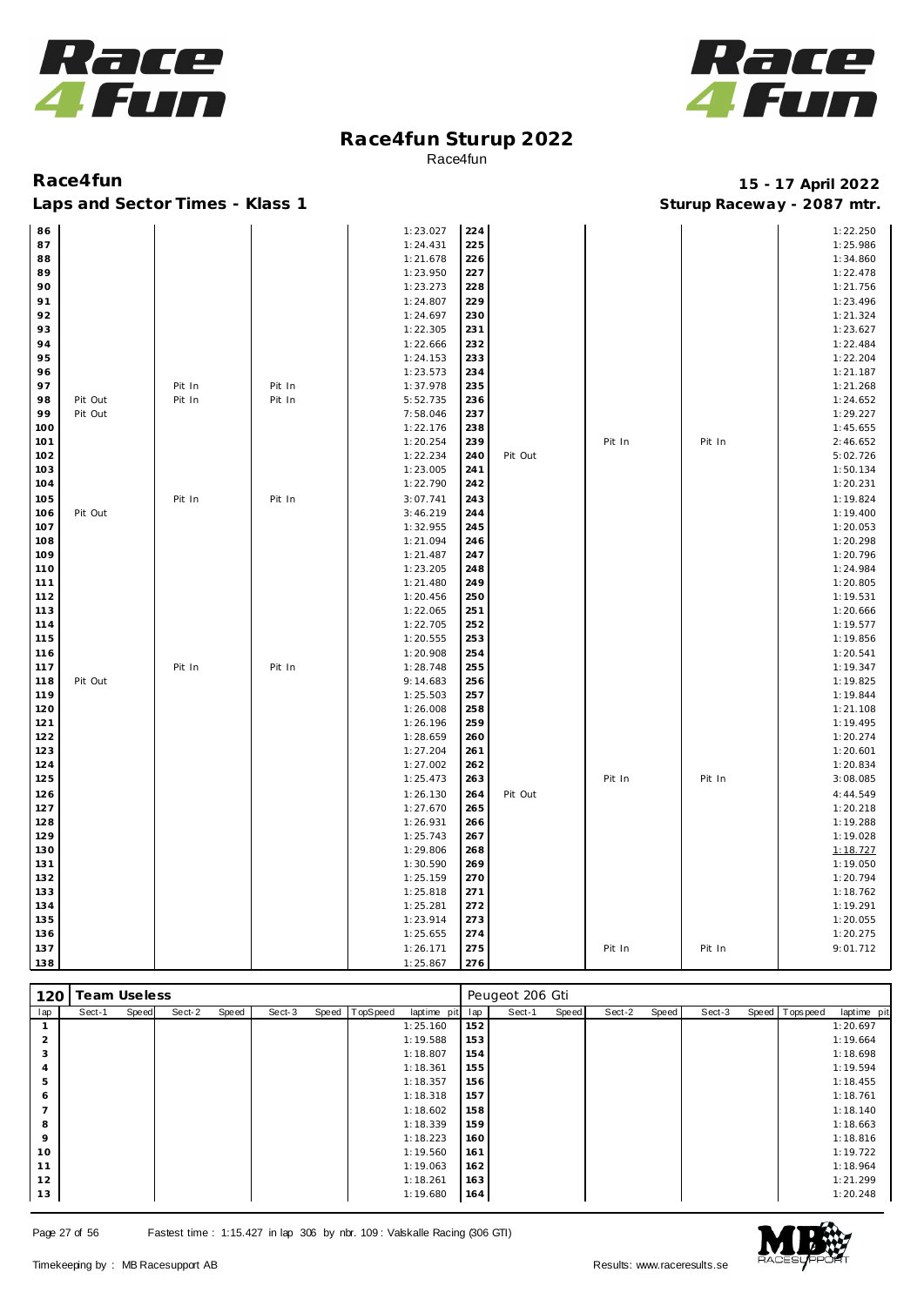# Race4fun Sturup 2022

Race4fun

**Race4fun** — **15 - 17 April 2022**

**Laps and Sector Times - Klass 1** — **Sturup Raceway - 2087 mtr.**

| lap | Sect-1 | Speed | Sect-2 | Speed | Sect-3 | Speed | TopSpeed | laptime pit | lap | Sect-1 | Speed | Sect-2 | Speed | Sect-3 | Speed | Topspeed | laptime pit |
|---|---|---|---|---|---|---|---|---|---|---|---|---|---|---|---|---|---|
| 86 | | | | | | | | 1:23.027 | 224 | | | | | | | | 1:22.250 |
| 87 | | | | | | | | 1:24.431 | 225 | | | | | | | | 1:25.986 |
| 88 | | | | | | | | 1:21.678 | 226 | | | | | | | | 1:34.860 |
| 89 | | | | | | | | 1:23.950 | 227 | | | | | | | | 1:22.478 |
| 90 | | | | | | | | 1:23.273 | 228 | | | | | | | | 1:21.756 |
| 91 | | | | | | | | 1:24.807 | 229 | | | | | | | | 1:23.496 |
| 92 | | | | | | | | 1:24.697 | 230 | | | | | | | | 1:21.324 |
| 93 | | | | | | | | 1:22.305 | 231 | | | | | | | | 1:23.627 |
| 94 | | | | | | | | 1:22.666 | 232 | | | | | | | | 1:22.484 |
| 95 | | | | | | | | 1:24.153 | 233 | | | | | | | | 1:22.204 |
| 96 | | | | | | | | 1:23.573 | 234 | | | | | | | | 1:21.187 |
| 97 | | | Pit In | | Pit In | | | 1:37.978 | 235 | | | | | | | | 1:21.268 |
| 98 | Pit Out | | Pit In | | Pit In | | | 5:52.735 | 236 | | | | | | | | 1:24.652 |
| 99 | Pit Out | | | | | | | 7:58.046 | 237 | | | | | | | | 1:29.227 |
| 100 | | | | | | | | 1:22.176 | 238 | | | | | | | | 1:45.655 |
| 101 | | | | | | | | 1:20.254 | 239 | | | Pit In | | Pit In | | | 2:46.652 |
| 102 | | | | | | | | 1:22.234 | 240 | Pit Out | | | | | | | 5:02.726 |
| 103 | | | | | | | | 1:23.005 | 241 | | | | | | | | 1:50.134 |
| 104 | | | | | | | | 1:22.790 | 242 | | | | | | | | 1:20.231 |
| 105 | | | Pit In | | Pit In | | | 3:07.741 | 243 | | | | | | | | 1:19.824 |
| 106 | Pit Out | | | | | | | 3:46.219 | 244 | | | | | | | | 1:19.400 |
| 107 | | | | | | | | 1:32.955 | 245 | | | | | | | | 1:20.053 |
| 108 | | | | | | | | 1:21.094 | 246 | | | | | | | | 1:20.298 |
| 109 | | | | | | | | 1:21.487 | 247 | | | | | | | | 1:20.796 |
| 110 | | | | | | | | 1:23.205 | 248 | | | | | | | | 1:24.984 |
| 111 | | | | | | | | 1:21.480 | 249 | | | | | | | | 1:20.805 |
| 112 | | | | | | | | 1:20.456 | 250 | | | | | | | | 1:19.531 |
| 113 | | | | | | | | 1:22.065 | 251 | | | | | | | | 1:20.666 |
| 114 | | | | | | | | 1:22.705 | 252 | | | | | | | | 1:19.577 |
| 115 | | | | | | | | 1:20.555 | 253 | | | | | | | | 1:19.856 |
| 116 | | | | | | | | 1:20.908 | 254 | | | | | | | | 1:20.541 |
| 117 | | | Pit In | | Pit In | | | 1:28.748 | 255 | | | | | | | | 1:19.347 |
| 118 | Pit Out | | | | | | | 9:14.683 | 256 | | | | | | | | 1:19.825 |
| 119 | | | | | | | | 1:25.503 | 257 | | | | | | | | 1:19.844 |
| 120 | | | | | | | | 1:26.008 | 258 | | | | | | | | 1:21.108 |
| 121 | | | | | | | | 1:26.196 | 259 | | | | | | | | 1:19.495 |
| 122 | | | | | | | | 1:28.659 | 260 | | | | | | | | 1:20.274 |
| 123 | | | | | | | | 1:27.204 | 261 | | | | | | | | 1:20.601 |
| 124 | | | | | | | | 1:27.002 | 262 | | | | | | | | 1:20.834 |
| 125 | | | | | | | | 1:25.473 | 263 | | | Pit In | | Pit In | | | 3:08.085 |
| 126 | | | | | | | | 1:26.130 | 264 | Pit Out | | | | | | | 4:44.549 |
| 127 | | | | | | | | 1:27.670 | 265 | | | | | | | | 1:20.218 |
| 128 | | | | | | | | 1:26.931 | 266 | | | | | | | | 1:19.288 |
| 129 | | | | | | | | 1:25.743 | 267 | | | | | | | | 1:19.028 |
| 130 | | | | | | | | 1:29.806 | 268 | | | | | | | | 1:18.727 |
| 131 | | | | | | | | 1:30.590 | 269 | | | | | | | | 1:19.050 |
| 132 | | | | | | | | 1:25.159 | 270 | | | | | | | | 1:20.794 |
| 133 | | | | | | | | 1:25.818 | 271 | | | | | | | | 1:18.762 |
| 134 | | | | | | | | 1:25.281 | 272 | | | | | | | | 1:19.291 |
| 135 | | | | | | | | 1:23.914 | 273 | | | | | | | | 1:20.055 |
| 136 | | | | | | | | 1:25.655 | 274 | | | | | | | | 1:20.275 |
| 137 | | | | | | | | 1:26.171 | 275 | | | Pit In | | Pit In | | | 9:01.712 |
| 138 | | | | | | | | 1:25.867 | 276 | | | | | | | | |

**120 Team Useless** — Peugeot 206 Gti

| lap | Sect-1 | Speed | Sect-2 | Speed | Sect-3 | Speed | TopSpeed | laptime pit | lap | Sect-1 | Speed | Sect-2 | Speed | Sect-3 | Speed | Topspeed | laptime pit |
|---|---|---|---|---|---|---|---|---|---|---|---|---|---|---|---|---|---|
| 1 | | | | | | | | 1:25.160 | 152 | | | | | | | | 1:20.697 |
| 2 | | | | | | | | 1:19.588 | 153 | | | | | | | | 1:19.664 |
| 3 | | | | | | | | 1:18.807 | 154 | | | | | | | | 1:18.698 |
| 4 | | | | | | | | 1:18.361 | 155 | | | | | | | | 1:19.594 |
| 5 | | | | | | | | 1:18.357 | 156 | | | | | | | | 1:18.455 |
| 6 | | | | | | | | 1:18.318 | 157 | | | | | | | | 1:18.761 |
| 7 | | | | | | | | 1:18.602 | 158 | | | | | | | | 1:18.140 |
| 8 | | | | | | | | 1:18.339 | 159 | | | | | | | | 1:18.663 |
| 9 | | | | | | | | 1:18.223 | 160 | | | | | | | | 1:18.816 |
| 10 | | | | | | | | 1:19.560 | 161 | | | | | | | | 1:19.722 |
| 11 | | | | | | | | 1:19.063 | 162 | | | | | | | | 1:18.964 |
| 12 | | | | | | | | 1:18.261 | 163 | | | | | | | | 1:21.299 |
| 13 | | | | | | | | 1:19.680 | 164 | | | | | | | | 1:20.248 |

Fastest time : 1:15.427 in lap 306 by nbr. 109 : Valskalle Racing (306 GTI)

Timekeeping by : MB Racesupport AB — Results: www.raceresults.se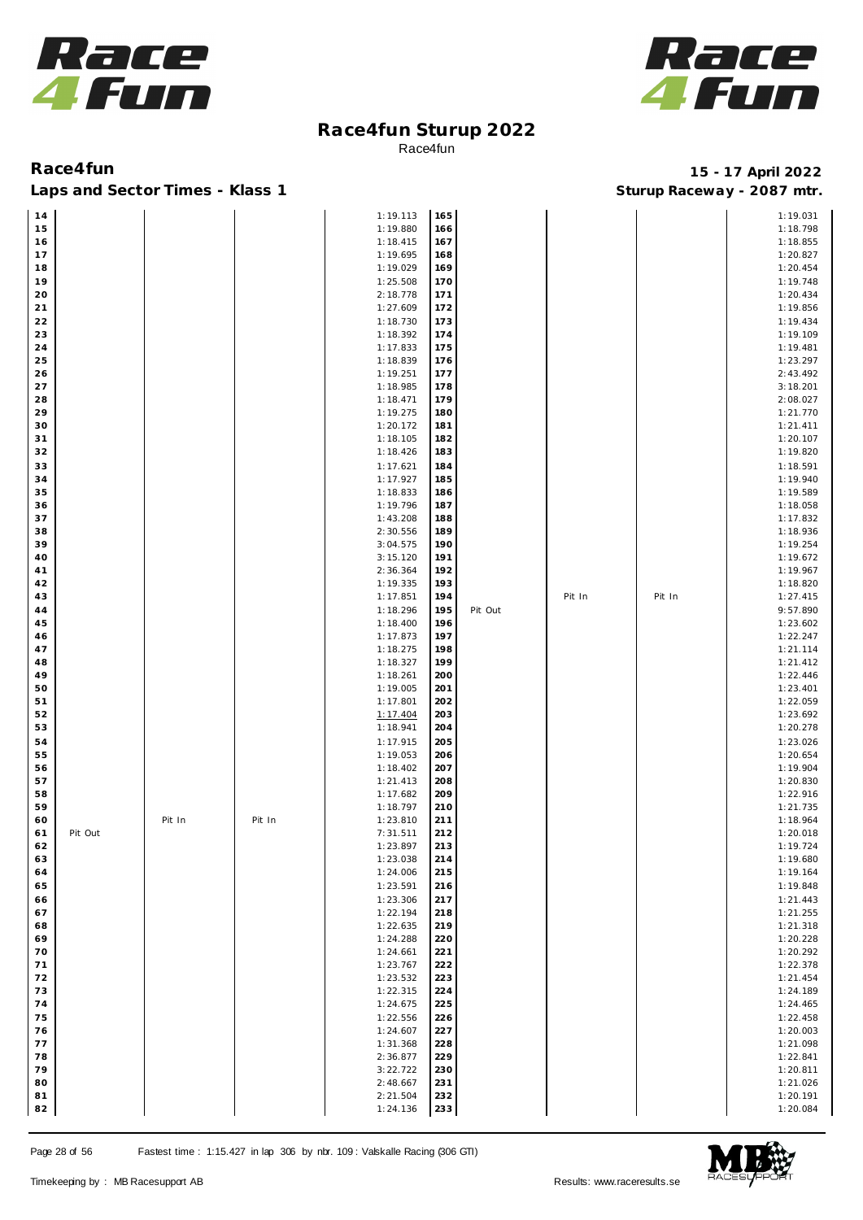# Race4fun Sturup 2022

Race4fun

## Race4fun

**15 - 17 April 2022**

### Laps and Sector Times - Klass 1

**Sturup Raceway - 2087 mtr.**

| Lap | | | | Time | Lap | | | | Time |
|---|---|---|---|---|---|---|---|---|---|
| 14 | | | | 1:19.113 | 165 | | | | 1:19.031 |
| 15 | | | | 1:19.880 | 166 | | | | 1:18.798 |
| 16 | | | | 1:18.415 | 167 | | | | 1:18.855 |
| 17 | | | | 1:19.695 | 168 | | | | 1:20.827 |
| 18 | | | | 1:19.029 | 169 | | | | 1:20.454 |
| 19 | | | | 1:25.508 | 170 | | | | 1:19.748 |
| 20 | | | | 2:18.778 | 171 | | | | 1:20.434 |
| 21 | | | | 1:27.609 | 172 | | | | 1:19.856 |
| 22 | | | | 1:18.730 | 173 | | | | 1:19.434 |
| 23 | | | | 1:18.392 | 174 | | | | 1:19.109 |
| 24 | | | | 1:17.833 | 175 | | | | 1:19.481 |
| 25 | | | | 1:18.839 | 176 | | | | 1:23.297 |
| 26 | | | | 1:19.251 | 177 | | | | 2:43.492 |
| 27 | | | | 1:18.985 | 178 | | | | 3:18.201 |
| 28 | | | | 1:18.471 | 179 | | | | 2:08.027 |
| 29 | | | | 1:19.275 | 180 | | | | 1:21.770 |
| 30 | | | | 1:20.172 | 181 | | | | 1:21.411 |
| 31 | | | | 1:18.105 | 182 | | | | 1:20.107 |
| 32 | | | | 1:18.426 | 183 | | | | 1:19.820 |
| 33 | | | | 1:17.621 | 184 | | | | 1:18.591 |
| 34 | | | | 1:17.927 | 185 | | | | 1:19.940 |
| 35 | | | | 1:18.833 | 186 | | | | 1:19.589 |
| 36 | | | | 1:19.796 | 187 | | | | 1:18.058 |
| 37 | | | | 1:43.208 | 188 | | | | 1:17.832 |
| 38 | | | | 2:30.556 | 189 | | | | 1:18.936 |
| 39 | | | | 3:04.575 | 190 | | | | 1:19.254 |
| 40 | | | | 3:15.120 | 191 | | | | 1:19.672 |
| 41 | | | | 2:36.364 | 192 | | | | 1:19.967 |
| 42 | | | | 1:19.335 | 193 | | | | 1:18.820 |
| 43 | | | | 1:17.851 | 194 | | Pit In | Pit In | 1:27.415 |
| 44 | | | | 1:18.296 | 195 | Pit Out | | | 9:57.890 |
| 45 | | | | 1:18.400 | 196 | | | | 1:23.602 |
| 46 | | | | 1:17.873 | 197 | | | | 1:22.247 |
| 47 | | | | 1:18.275 | 198 | | | | 1:21.114 |
| 48 | | | | 1:18.327 | 199 | | | | 1:21.412 |
| 49 | | | | 1:18.261 | 200 | | | | 1:22.446 |
| 50 | | | | 1:19.005 | 201 | | | | 1:23.401 |
| 51 | | | | 1:17.801 | 202 | | | | 1:22.059 |
| 52 | | | | 1:17.404 | 203 | | | | 1:23.692 |
| 53 | | | | 1:18.941 | 204 | | | | 1:20.278 |
| 54 | | | | 1:17.915 | 205 | | | | 1:23.026 |
| 55 | | | | 1:19.053 | 206 | | | | 1:20.654 |
| 56 | | | | 1:18.402 | 207 | | | | 1:19.904 |
| 57 | | | | 1:21.413 | 208 | | | | 1:20.830 |
| 58 | | | | 1:17.682 | 209 | | | | 1:22.916 |
| 59 | | | | 1:18.797 | 210 | | | | 1:21.735 |
| 60 | | Pit In | Pit In | 1:23.810 | 211 | | | | 1:18.964 |
| 61 | Pit Out | | | 7:31.511 | 212 | | | | 1:20.018 |
| 62 | | | | 1:23.897 | 213 | | | | 1:19.724 |
| 63 | | | | 1:23.038 | 214 | | | | 1:19.680 |
| 64 | | | | 1:24.006 | 215 | | | | 1:19.164 |
| 65 | | | | 1:23.591 | 216 | | | | 1:19.848 |
| 66 | | | | 1:23.306 | 217 | | | | 1:21.443 |
| 67 | | | | 1:22.194 | 218 | | | | 1:21.255 |
| 68 | | | | 1:22.635 | 219 | | | | 1:21.318 |
| 69 | | | | 1:24.288 | 220 | | | | 1:20.228 |
| 70 | | | | 1:24.661 | 221 | | | | 1:20.292 |
| 71 | | | | 1:23.767 | 222 | | | | 1:22.378 |
| 72 | | | | 1:23.532 | 223 | | | | 1:21.454 |
| 73 | | | | 1:22.315 | 224 | | | | 1:24.189 |
| 74 | | | | 1:24.675 | 225 | | | | 1:24.465 |
| 75 | | | | 1:22.556 | 226 | | | | 1:22.458 |
| 76 | | | | 1:24.607 | 227 | | | | 1:20.003 |
| 77 | | | | 1:31.368 | 228 | | | | 1:21.098 |
| 78 | | | | 2:36.877 | 229 | | | | 1:22.841 |
| 79 | | | | 3:22.722 | 230 | | | | 1:20.811 |
| 80 | | | | 2:48.667 | 231 | | | | 1:21.026 |
| 81 | | | | 2:21.504 | 232 | | | | 1:20.191 |
| 82 | | | | 1:24.136 | 233 | | | | 1:20.084 |

Fastest time : 1:15.427 in lap 306 by nbr. 109 : Valskalle Racing (306 GTI)

Timekeeping by : MB Racesupport AB

Results: www.raceresults.se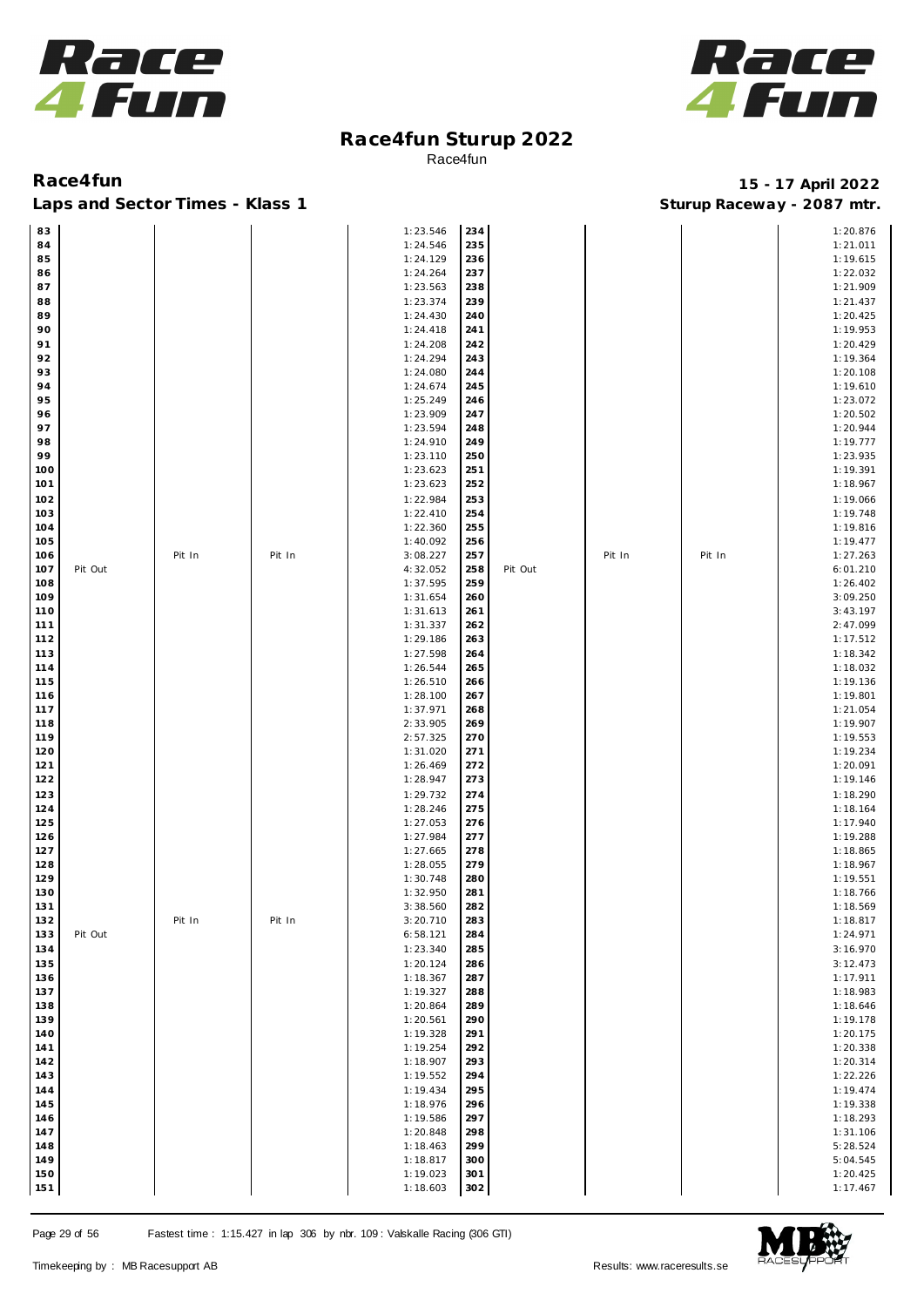# Race4fun Sturup 2022

Race4fun

**Race4fun** — **15 - 17 April 2022**

**Laps and Sector Times - Klass 1** — **Sturup Raceway - 2087 mtr.**

| Lap | S1 | S2 | S3 | Time | Lap | S1 | S2 | S3 | Time |
|---|---|---|---|---|---|---|---|---|---|
| 83 | | | | 1:23.546 | 234 | | | | 1:20.876 |
| 84 | | | | 1:24.546 | 235 | | | | 1:21.011 |
| 85 | | | | 1:24.129 | 236 | | | | 1:19.615 |
| 86 | | | | 1:24.264 | 237 | | | | 1:22.032 |
| 87 | | | | 1:23.563 | 238 | | | | 1:21.909 |
| 88 | | | | 1:23.374 | 239 | | | | 1:21.437 |
| 89 | | | | 1:24.430 | 240 | | | | 1:20.425 |
| 90 | | | | 1:24.418 | 241 | | | | 1:19.953 |
| 91 | | | | 1:24.208 | 242 | | | | 1:20.429 |
| 92 | | | | 1:24.294 | 243 | | | | 1:19.364 |
| 93 | | | | 1:24.080 | 244 | | | | 1:20.108 |
| 94 | | | | 1:24.674 | 245 | | | | 1:19.610 |
| 95 | | | | 1:25.249 | 246 | | | | 1:23.072 |
| 96 | | | | 1:23.909 | 247 | | | | 1:20.502 |
| 97 | | | | 1:23.594 | 248 | | | | 1:20.944 |
| 98 | | | | 1:24.910 | 249 | | | | 1:19.777 |
| 99 | | | | 1:23.110 | 250 | | | | 1:23.935 |
| 100 | | | | 1:23.623 | 251 | | | | 1:19.391 |
| 101 | | | | 1:23.623 | 252 | | | | 1:18.967 |
| 102 | | | | 1:22.984 | 253 | | | | 1:19.066 |
| 103 | | | | 1:22.410 | 254 | | | | 1:19.748 |
| 104 | | | | 1:22.360 | 255 | | | | 1:19.816 |
| 105 | | | | 1:40.092 | 256 | | | | 1:19.477 |
| 106 | | Pit In | Pit In | 3:08.227 | 257 | | Pit In | Pit In | 1:27.263 |
| 107 | Pit Out | | | 4:32.052 | 258 | Pit Out | | | 6:01.210 |
| 108 | | | | 1:37.595 | 259 | | | | 1:26.402 |
| 109 | | | | 1:31.654 | 260 | | | | 3:09.250 |
| 110 | | | | 1:31.613 | 261 | | | | 3:43.197 |
| 111 | | | | 1:31.337 | 262 | | | | 2:47.099 |
| 112 | | | | 1:29.186 | 263 | | | | 1:17.512 |
| 113 | | | | 1:27.598 | 264 | | | | 1:18.342 |
| 114 | | | | 1:26.544 | 265 | | | | 1:18.032 |
| 115 | | | | 1:26.510 | 266 | | | | 1:19.136 |
| 116 | | | | 1:28.100 | 267 | | | | 1:19.801 |
| 117 | | | | 1:37.971 | 268 | | | | 1:21.054 |
| 118 | | | | 2:33.905 | 269 | | | | 1:19.907 |
| 119 | | | | 2:57.325 | 270 | | | | 1:19.553 |
| 120 | | | | 1:31.020 | 271 | | | | 1:19.234 |
| 121 | | | | 1:26.469 | 272 | | | | 1:20.091 |
| 122 | | | | 1:28.947 | 273 | | | | 1:19.146 |
| 123 | | | | 1:29.732 | 274 | | | | 1:18.290 |
| 124 | | | | 1:28.246 | 275 | | | | 1:18.164 |
| 125 | | | | 1:27.053 | 276 | | | | 1:17.940 |
| 126 | | | | 1:27.984 | 277 | | | | 1:19.288 |
| 127 | | | | 1:27.665 | 278 | | | | 1:18.865 |
| 128 | | | | 1:28.055 | 279 | | | | 1:18.967 |
| 129 | | | | 1:30.748 | 280 | | | | 1:19.551 |
| 130 | | | | 1:32.950 | 281 | | | | 1:18.766 |
| 131 | | | | 3:38.560 | 282 | | | | 1:18.569 |
| 132 | | Pit In | Pit In | 3:20.710 | 283 | | | | 1:18.817 |
| 133 | Pit Out | | | 6:58.121 | 284 | | | | 1:24.971 |
| 134 | | | | 1:23.340 | 285 | | | | 3:16.970 |
| 135 | | | | 1:20.124 | 286 | | | | 3:12.473 |
| 136 | | | | 1:18.367 | 287 | | | | 1:17.911 |
| 137 | | | | 1:19.327 | 288 | | | | 1:18.983 |
| 138 | | | | 1:20.864 | 289 | | | | 1:18.646 |
| 139 | | | | 1:20.561 | 290 | | | | 1:19.178 |
| 140 | | | | 1:19.328 | 291 | | | | 1:20.175 |
| 141 | | | | 1:19.254 | 292 | | | | 1:20.338 |
| 142 | | | | 1:18.907 | 293 | | | | 1:20.314 |
| 143 | | | | 1:19.552 | 294 | | | | 1:22.226 |
| 144 | | | | 1:19.434 | 295 | | | | 1:19.474 |
| 145 | | | | 1:18.976 | 296 | | | | 1:19.338 |
| 146 | | | | 1:19.586 | 297 | | | | 1:18.293 |
| 147 | | | | 1:20.848 | 298 | | | | 1:31.106 |
| 148 | | | | 1:18.463 | 299 | | | | 5:28.524 |
| 149 | | | | 1:18.817 | 300 | | | | 5:04.545 |
| 150 | | | | 1:19.023 | 301 | | | | 1:20.425 |
| 151 | | | | 1:18.603 | 302 | | | | 1:17.467 |

Fastest time : 1:15.427 in lap 306 by nbr. 109 : Valskalle Racing (306 GTI)

Timekeeping by : MB Racesupport AB — Results: www.raceresults.se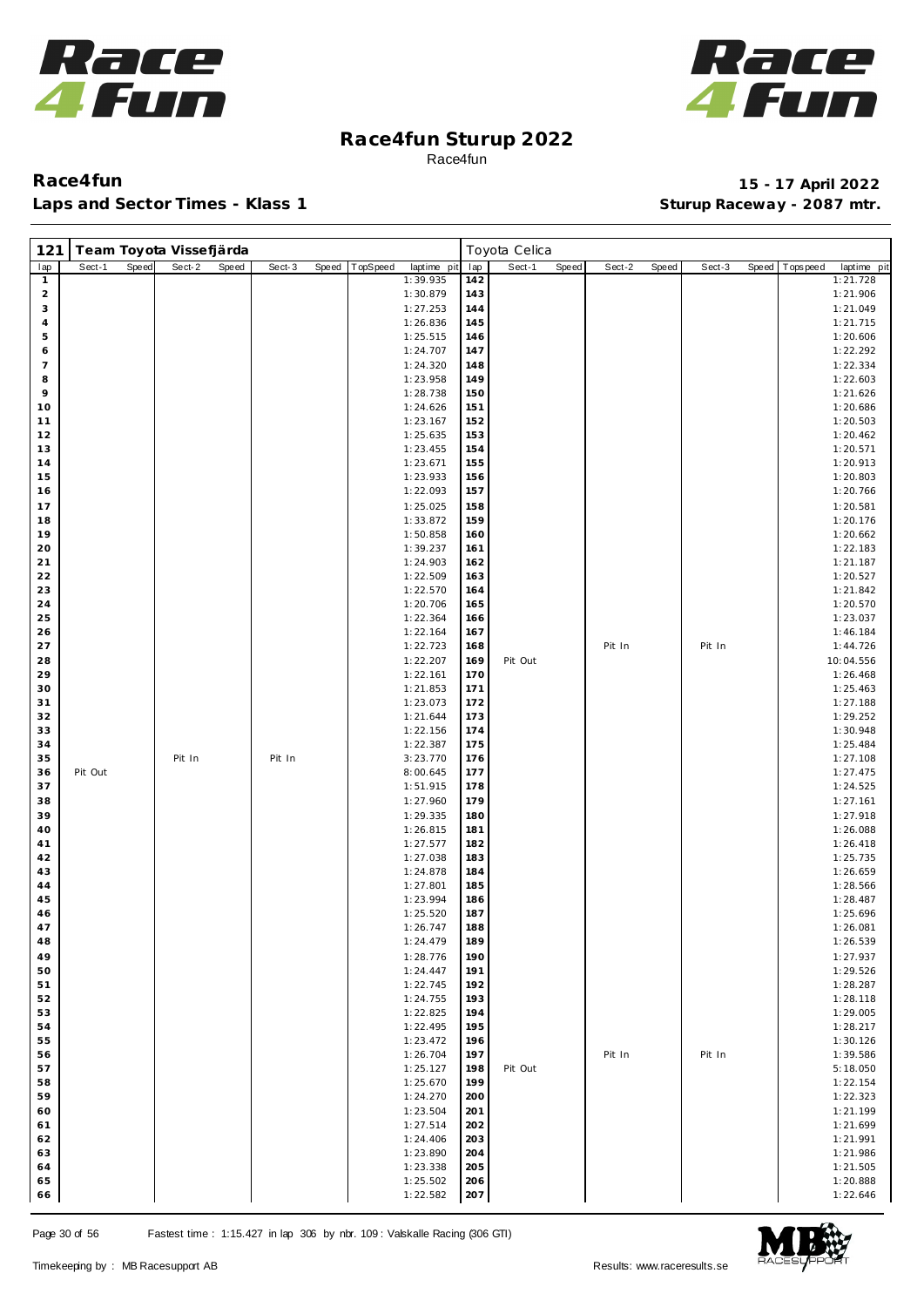# Race4fun Sturup 2022

Race4fun

**Race4fun** **15 - 17 April 2022**

**Laps and Sector Times - Klass 1** **Sturup Raceway - 2087 mtr.**

| 121 | Team Toyota Vissefjärda | | | | | | | | Toyota Celica | | | | | | | |
|---|---|---|---|---|---|---|---|---|---|---|---|---|---|---|---|---|
| lap | Sect-1 | Speed | Sect-2 | Speed | Sect-3 | Speed | TopSpeed | laptime pit | lap | Sect-1 | Speed | Sect-2 | Speed | Sect-3 | Speed | Topspeed laptime pit |
| 1 | | | | | | | | 1:39.935 | 142 | | | | | | | 1:21.728 |
| 2 | | | | | | | | 1:30.879 | 143 | | | | | | | 1:21.906 |
| 3 | | | | | | | | 1:27.253 | 144 | | | | | | | 1:21.049 |
| 4 | | | | | | | | 1:26.836 | 145 | | | | | | | 1:21.715 |
| 5 | | | | | | | | 1:25.515 | 146 | | | | | | | 1:20.606 |
| 6 | | | | | | | | 1:24.707 | 147 | | | | | | | 1:22.292 |
| 7 | | | | | | | | 1:24.320 | 148 | | | | | | | 1:22.334 |
| 8 | | | | | | | | 1:23.958 | 149 | | | | | | | 1:22.603 |
| 9 | | | | | | | | 1:28.738 | 150 | | | | | | | 1:21.626 |
| 10 | | | | | | | | 1:24.626 | 151 | | | | | | | 1:20.686 |
| 11 | | | | | | | | 1:23.167 | 152 | | | | | | | 1:20.503 |
| 12 | | | | | | | | 1:25.635 | 153 | | | | | | | 1:20.462 |
| 13 | | | | | | | | 1:23.455 | 154 | | | | | | | 1:20.571 |
| 14 | | | | | | | | 1:23.671 | 155 | | | | | | | 1:20.913 |
| 15 | | | | | | | | 1:23.933 | 156 | | | | | | | 1:20.803 |
| 16 | | | | | | | | 1:22.093 | 157 | | | | | | | 1:20.766 |
| 17 | | | | | | | | 1:25.025 | 158 | | | | | | | 1:20.581 |
| 18 | | | | | | | | 1:33.872 | 159 | | | | | | | 1:20.176 |
| 19 | | | | | | | | 1:50.858 | 160 | | | | | | | 1:20.662 |
| 20 | | | | | | | | 1:39.237 | 161 | | | | | | | 1:22.183 |
| 21 | | | | | | | | 1:24.903 | 162 | | | | | | | 1:21.187 |
| 22 | | | | | | | | 1:22.509 | 163 | | | | | | | 1:20.527 |
| 23 | | | | | | | | 1:22.570 | 164 | | | | | | | 1:21.842 |
| 24 | | | | | | | | 1:20.706 | 165 | | | | | | | 1:20.570 |
| 25 | | | | | | | | 1:22.364 | 166 | | | | | | | 1:23.037 |
| 26 | | | | | | | | 1:22.164 | 167 | | | | | | | 1:46.184 |
| 27 | | | | | | | | 1:22.723 | 168 | | | Pit In | | Pit In | | 1:44.726 |
| 28 | | | | | | | | 1:22.207 | 169 | Pit Out | | | | | | 10:04.556 |
| 29 | | | | | | | | 1:22.161 | 170 | | | | | | | 1:26.468 |
| 30 | | | | | | | | 1:21.853 | 171 | | | | | | | 1:25.463 |
| 31 | | | | | | | | 1:23.073 | 172 | | | | | | | 1:27.188 |
| 32 | | | | | | | | 1:21.644 | 173 | | | | | | | 1:29.252 |
| 33 | | | | | | | | 1:22.156 | 174 | | | | | | | 1:30.948 |
| 34 | | | | | | | | 1:22.387 | 175 | | | | | | | 1:25.484 |
| 35 | | | Pit In | | Pit In | | | 3:23.770 | 176 | | | | | | | 1:27.108 |
| 36 | Pit Out | | | | | | | 8:00.645 | 177 | | | | | | | 1:27.475 |
| 37 | | | | | | | | 1:51.915 | 178 | | | | | | | 1:24.525 |
| 38 | | | | | | | | 1:27.960 | 179 | | | | | | | 1:27.161 |
| 39 | | | | | | | | 1:29.335 | 180 | | | | | | | 1:27.918 |
| 40 | | | | | | | | 1:26.815 | 181 | | | | | | | 1:26.088 |
| 41 | | | | | | | | 1:27.577 | 182 | | | | | | | 1:26.418 |
| 42 | | | | | | | | 1:27.038 | 183 | | | | | | | 1:25.735 |
| 43 | | | | | | | | 1:24.878 | 184 | | | | | | | 1:26.659 |
| 44 | | | | | | | | 1:27.801 | 185 | | | | | | | 1:28.566 |
| 45 | | | | | | | | 1:23.994 | 186 | | | | | | | 1:28.487 |
| 46 | | | | | | | | 1:25.520 | 187 | | | | | | | 1:25.696 |
| 47 | | | | | | | | 1:26.747 | 188 | | | | | | | 1:26.081 |
| 48 | | | | | | | | 1:24.479 | 189 | | | | | | | 1:26.539 |
| 49 | | | | | | | | 1:28.776 | 190 | | | | | | | 1:27.937 |
| 50 | | | | | | | | 1:24.447 | 191 | | | | | | | 1:29.526 |
| 51 | | | | | | | | 1:22.745 | 192 | | | | | | | 1:28.287 |
| 52 | | | | | | | | 1:24.755 | 193 | | | | | | | 1:28.118 |
| 53 | | | | | | | | 1:22.825 | 194 | | | | | | | 1:29.005 |
| 54 | | | | | | | | 1:22.495 | 195 | | | | | | | 1:28.217 |
| 55 | | | | | | | | 1:23.472 | 196 | | | | | | | 1:30.126 |
| 56 | | | | | | | | 1:26.704 | 197 | | | Pit In | | Pit In | | 1:39.586 |
| 57 | | | | | | | | 1:25.127 | 198 | Pit Out | | | | | | 5:18.050 |
| 58 | | | | | | | | 1:25.670 | 199 | | | | | | | 1:22.154 |
| 59 | | | | | | | | 1:24.270 | 200 | | | | | | | 1:22.323 |
| 60 | | | | | | | | 1:23.504 | 201 | | | | | | | 1:21.199 |
| 61 | | | | | | | | 1:27.514 | 202 | | | | | | | 1:21.699 |
| 62 | | | | | | | | 1:24.406 | 203 | | | | | | | 1:21.991 |
| 63 | | | | | | | | 1:23.890 | 204 | | | | | | | 1:21.986 |
| 64 | | | | | | | | 1:23.338 | 205 | | | | | | | 1:21.505 |
| 65 | | | | | | | | 1:25.502 | 206 | | | | | | | 1:20.888 |
| 66 | | | | | | | | 1:22.582 | 207 | | | | | | | 1:22.646 |

Fastest time : 1:15.427 in lap 306 by nbr. 109 : Valskalle Racing (306 GTI)

Timekeeping by : MB Racesupport AB Results: www.raceresults.se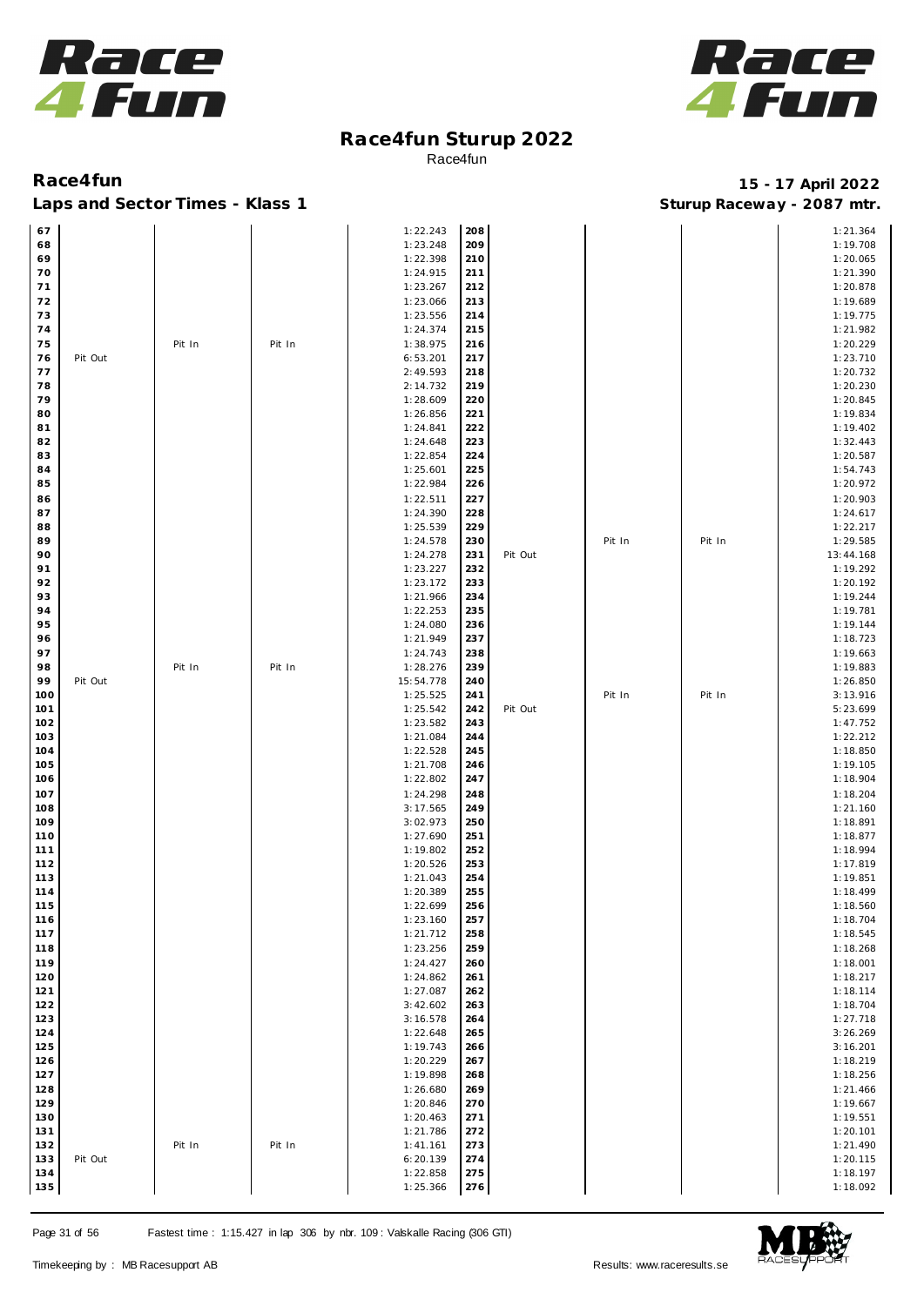# Race4fun Sturup 2022

Race4fun

## Race4fun

**15 - 17 April 2022**

### Laps and Sector Times - Klass 1

**Sturup Raceway - 2087 mtr.**

| Lap | | | | Time | Lap | | | | Time |
|---|---|---|---|---|---|---|---|---|---|
| 67 | | | | 1:22.243 | 208 | | | | 1:21.364 |
| 68 | | | | 1:23.248 | 209 | | | | 1:19.708 |
| 69 | | | | 1:22.398 | 210 | | | | 1:20.065 |
| 70 | | | | 1:24.915 | 211 | | | | 1:21.390 |
| 71 | | | | 1:23.267 | 212 | | | | 1:20.878 |
| 72 | | | | 1:23.066 | 213 | | | | 1:19.689 |
| 73 | | | | 1:23.556 | 214 | | | | 1:19.775 |
| 74 | | | | 1:24.374 | 215 | | | | 1:21.982 |
| 75 | | Pit In | Pit In | 1:38.975 | 216 | | | | 1:20.229 |
| 76 | Pit Out | | | 6:53.201 | 217 | | | | 1:23.710 |
| 77 | | | | 2:49.593 | 218 | | | | 1:20.732 |
| 78 | | | | 2:14.732 | 219 | | | | 1:20.230 |
| 79 | | | | 1:28.609 | 220 | | | | 1:20.845 |
| 80 | | | | 1:26.856 | 221 | | | | 1:19.834 |
| 81 | | | | 1:24.841 | 222 | | | | 1:19.402 |
| 82 | | | | 1:24.648 | 223 | | | | 1:32.443 |
| 83 | | | | 1:22.854 | 224 | | | | 1:20.587 |
| 84 | | | | 1:25.601 | 225 | | | | 1:54.743 |
| 85 | | | | 1:22.984 | 226 | | | | 1:20.972 |
| 86 | | | | 1:22.511 | 227 | | | | 1:20.903 |
| 87 | | | | 1:24.390 | 228 | | | | 1:24.617 |
| 88 | | | | 1:25.539 | 229 | | | | 1:22.217 |
| 89 | | | | 1:24.578 | 230 | | Pit In | Pit In | 1:29.585 |
| 90 | | | | 1:24.278 | 231 | Pit Out | | | 13:44.168 |
| 91 | | | | 1:23.227 | 232 | | | | 1:19.292 |
| 92 | | | | 1:23.172 | 233 | | | | 1:20.192 |
| 93 | | | | 1:21.966 | 234 | | | | 1:19.244 |
| 94 | | | | 1:22.253 | 235 | | | | 1:19.781 |
| 95 | | | | 1:24.080 | 236 | | | | 1:19.144 |
| 96 | | | | 1:21.949 | 237 | | | | 1:18.723 |
| 97 | | | | 1:24.743 | 238 | | | | 1:19.663 |
| 98 | | Pit In | Pit In | 1:28.276 | 239 | | | | 1:19.883 |
| 99 | Pit Out | | | 15:54.778 | 240 | | | | 1:26.850 |
| 100 | | | | 1:25.525 | 241 | | Pit In | Pit In | 3:13.916 |
| 101 | | | | 1:25.542 | 242 | Pit Out | | | 5:23.699 |
| 102 | | | | 1:23.582 | 243 | | | | 1:47.752 |
| 103 | | | | 1:21.084 | 244 | | | | 1:22.212 |
| 104 | | | | 1:22.528 | 245 | | | | 1:18.850 |
| 105 | | | | 1:21.708 | 246 | | | | 1:19.105 |
| 106 | | | | 1:22.802 | 247 | | | | 1:18.904 |
| 107 | | | | 1:24.298 | 248 | | | | 1:18.204 |
| 108 | | | | 3:17.565 | 249 | | | | 1:21.160 |
| 109 | | | | 3:02.973 | 250 | | | | 1:18.891 |
| 110 | | | | 1:27.690 | 251 | | | | 1:18.877 |
| 111 | | | | 1:19.802 | 252 | | | | 1:18.994 |
| 112 | | | | 1:20.526 | 253 | | | | 1:17.819 |
| 113 | | | | 1:21.043 | 254 | | | | 1:19.851 |
| 114 | | | | 1:20.389 | 255 | | | | 1:18.499 |
| 115 | | | | 1:22.699 | 256 | | | | 1:18.560 |
| 116 | | | | 1:23.160 | 257 | | | | 1:18.704 |
| 117 | | | | 1:21.712 | 258 | | | | 1:18.545 |
| 118 | | | | 1:23.256 | 259 | | | | 1:18.268 |
| 119 | | | | 1:24.427 | 260 | | | | 1:18.001 |
| 120 | | | | 1:24.862 | 261 | | | | 1:18.217 |
| 121 | | | | 1:27.087 | 262 | | | | 1:18.114 |
| 122 | | | | 3:42.602 | 263 | | | | 1:18.704 |
| 123 | | | | 3:16.578 | 264 | | | | 1:27.718 |
| 124 | | | | 1:22.648 | 265 | | | | 3:26.269 |
| 125 | | | | 1:19.743 | 266 | | | | 3:16.201 |
| 126 | | | | 1:20.229 | 267 | | | | 1:18.219 |
| 127 | | | | 1:19.898 | 268 | | | | 1:18.256 |
| 128 | | | | 1:26.680 | 269 | | | | 1:21.466 |
| 129 | | | | 1:20.846 | 270 | | | | 1:19.667 |
| 130 | | | | 1:20.463 | 271 | | | | 1:19.551 |
| 131 | | | | 1:21.786 | 272 | | | | 1:20.101 |
| 132 | | Pit In | Pit In | 1:41.161 | 273 | | | | 1:21.490 |
| 133 | Pit Out | | | 6:20.139 | 274 | | | | 1:20.115 |
| 134 | | | | 1:22.858 | 275 | | | | 1:18.197 |
| 135 | | | | 1:25.366 | 276 | | | | 1:18.092 |

Fastest time : 1:15.427 in lap 306 by nbr. 109 : Valskalle Racing (306 GTI)

Timekeeping by : MB Racesupport AB

Results: www.raceresults.se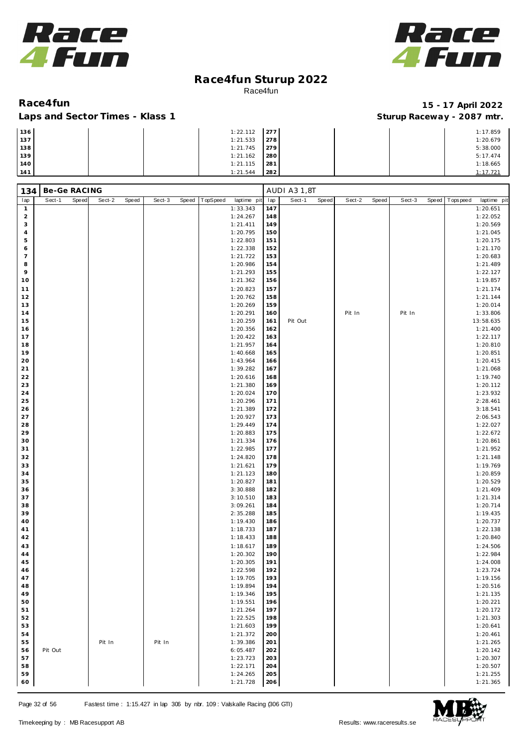# Race4fun Sturup 2022

Race4fun

**Race4fun** — **15 - 17 April 2022**

**Laps and Sector Times - Klass 1** — **Sturup Raceway - 2087 mtr.**

| lap | Sect-1 | Speed | Sect-2 | Speed | Sect-3 | Speed | TopSpeed | laptime pit | lap | Sect-1 | Speed | Sect-2 | Speed | Sect-3 | Speed | Topspeed | laptime pit |
|---|---|---|---|---|---|---|---|---|---|---|---|---|---|---|---|---|---|
| 136 | | | | | | | | 1:22.112 | 277 | | | | | | | | 1:17.859 |
| 137 | | | | | | | | 1:21.533 | 278 | | | | | | | | 1:20.679 |
| 138 | | | | | | | | 1:21.745 | 279 | | | | | | | | 5:38.000 |
| 139 | | | | | | | | 1:21.162 | 280 | | | | | | | | 5:17.474 |
| 140 | | | | | | | | 1:21.115 | 281 | | | | | | | | 1:18.665 |
| 141 | | | | | | | | 1:21.544 | 282 | | | | | | | | 1:17.721 |

**134 Be-Ge RACING** — AUDI A3 1,8T

| lap | Sect-1 | Speed | Sect-2 | Speed | Sect-3 | Speed | TopSpeed | laptime pit | lap | Sect-1 | Speed | Sect-2 | Speed | Sect-3 | Speed | Topspeed | laptime pit |
|---|---|---|---|---|---|---|---|---|---|---|---|---|---|---|---|---|---|
| 1 | | | | | | | | 1:33.343 | 147 | | | | | | | | 1:20.651 |
| 2 | | | | | | | | 1:24.267 | 148 | | | | | | | | 1:22.052 |
| 3 | | | | | | | | 1:21.411 | 149 | | | | | | | | 1:20.569 |
| 4 | | | | | | | | 1:20.795 | 150 | | | | | | | | 1:21.045 |
| 5 | | | | | | | | 1:22.803 | 151 | | | | | | | | 1:20.175 |
| 6 | | | | | | | | 1:22.338 | 152 | | | | | | | | 1:21.170 |
| 7 | | | | | | | | 1:21.722 | 153 | | | | | | | | 1:20.683 |
| 8 | | | | | | | | 1:20.986 | 154 | | | | | | | | 1:21.489 |
| 9 | | | | | | | | 1:21.293 | 155 | | | | | | | | 1:22.127 |
| 10 | | | | | | | | 1:21.362 | 156 | | | | | | | | 1:19.857 |
| 11 | | | | | | | | 1:20.823 | 157 | | | | | | | | 1:21.174 |
| 12 | | | | | | | | 1:20.762 | 158 | | | | | | | | 1:21.144 |
| 13 | | | | | | | | 1:20.269 | 159 | | | | | | | | 1:20.014 |
| 14 | | | | | | | | 1:20.291 | 160 | | | Pit In | | Pit In | | | 1:33.806 |
| 15 | | | | | | | | 1:20.259 | 161 | Pit Out | | | | | | | 13:58.635 |
| 16 | | | | | | | | 1:20.356 | 162 | | | | | | | | 1:21.400 |
| 17 | | | | | | | | 1:20.422 | 163 | | | | | | | | 1:22.117 |
| 18 | | | | | | | | 1:21.957 | 164 | | | | | | | | 1:20.810 |
| 19 | | | | | | | | 1:40.668 | 165 | | | | | | | | 1:20.851 |
| 20 | | | | | | | | 1:43.964 | 166 | | | | | | | | 1:20.415 |
| 21 | | | | | | | | 1:39.282 | 167 | | | | | | | | 1:21.068 |
| 22 | | | | | | | | 1:20.616 | 168 | | | | | | | | 1:19.740 |
| 23 | | | | | | | | 1:21.380 | 169 | | | | | | | | 1:20.112 |
| 24 | | | | | | | | 1:20.024 | 170 | | | | | | | | 1:23.932 |
| 25 | | | | | | | | 1:20.296 | 171 | | | | | | | | 2:28.461 |
| 26 | | | | | | | | 1:21.389 | 172 | | | | | | | | 3:18.541 |
| 27 | | | | | | | | 1:20.927 | 173 | | | | | | | | 2:06.543 |
| 28 | | | | | | | | 1:29.449 | 174 | | | | | | | | 1:22.027 |
| 29 | | | | | | | | 1:20.883 | 175 | | | | | | | | 1:22.672 |
| 30 | | | | | | | | 1:21.334 | 176 | | | | | | | | 1:20.861 |
| 31 | | | | | | | | 1:22.985 | 177 | | | | | | | | 1:21.952 |
| 32 | | | | | | | | 1:24.820 | 178 | | | | | | | | 1:21.148 |
| 33 | | | | | | | | 1:21.621 | 179 | | | | | | | | 1:19.769 |
| 34 | | | | | | | | 1:21.123 | 180 | | | | | | | | 1:20.859 |
| 35 | | | | | | | | 1:20.827 | 181 | | | | | | | | 1:20.529 |
| 36 | | | | | | | | 3:30.888 | 182 | | | | | | | | 1:21.409 |
| 37 | | | | | | | | 3:10.510 | 183 | | | | | | | | 1:21.314 |
| 38 | | | | | | | | 3:09.261 | 184 | | | | | | | | 1:20.714 |
| 39 | | | | | | | | 2:35.288 | 185 | | | | | | | | 1:19.435 |
| 40 | | | | | | | | 1:19.430 | 186 | | | | | | | | 1:20.737 |
| 41 | | | | | | | | 1:18.733 | 187 | | | | | | | | 1:22.138 |
| 42 | | | | | | | | 1:18.433 | 188 | | | | | | | | 1:20.840 |
| 43 | | | | | | | | 1:18.617 | 189 | | | | | | | | 1:24.506 |
| 44 | | | | | | | | 1:20.302 | 190 | | | | | | | | 1:22.984 |
| 45 | | | | | | | | 1:20.305 | 191 | | | | | | | | 1:24.008 |
| 46 | | | | | | | | 1:22.598 | 192 | | | | | | | | 1:23.724 |
| 47 | | | | | | | | 1:19.705 | 193 | | | | | | | | 1:19.156 |
| 48 | | | | | | | | 1:19.894 | 194 | | | | | | | | 1:20.516 |
| 49 | | | | | | | | 1:19.346 | 195 | | | | | | | | 1:21.135 |
| 50 | | | | | | | | 1:19.551 | 196 | | | | | | | | 1:20.221 |
| 51 | | | | | | | | 1:21.264 | 197 | | | | | | | | 1:20.172 |
| 52 | | | | | | | | 1:22.525 | 198 | | | | | | | | 1:21.303 |
| 53 | | | | | | | | 1:21.603 | 199 | | | | | | | | 1:20.641 |
| 54 | | | | | | | | 1:21.372 | 200 | | | | | | | | 1:20.461 |
| 55 | | | Pit In | | Pit In | | | 1:39.386 | 201 | | | | | | | | 1:21.265 |
| 56 | Pit Out | | | | | | | 6:05.487 | 202 | | | | | | | | 1:20.142 |
| 57 | | | | | | | | 1:23.723 | 203 | | | | | | | | 1:20.307 |
| 58 | | | | | | | | 1:22.171 | 204 | | | | | | | | 1:20.507 |
| 59 | | | | | | | | 1:24.265 | 205 | | | | | | | | 1:21.255 |
| 60 | | | | | | | | 1:21.728 | 206 | | | | | | | | 1:21.365 |

Fastest time : 1:15.427 in lap 306 by nbr. 109 : Valskalle Racing (306 GTI)

Timekeeping by : MB Racesupport AB — Results: www.raceresults.se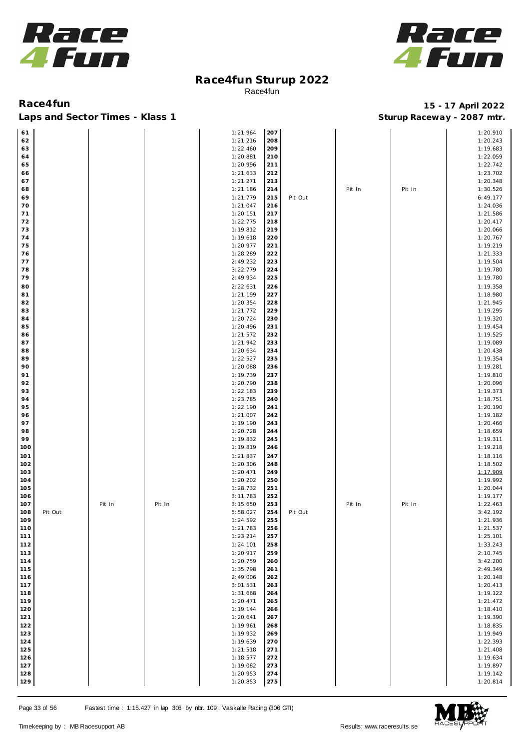# Race4fun Sturup 2022

Race4fun

**Race4fun** — **15 - 17 April 2022**

**Laps and Sector Times - Klass 1** — **Sturup Raceway - 2087 mtr.**

| Lap | | | | Time | Lap | | | | Time |
|---|---|---|---|---|---|---|---|---|---|
| 61 | | | | 1:21.964 | 207 | | | | 1:20.910 |
| 62 | | | | 1:21.216 | 208 | | | | 1:20.243 |
| 63 | | | | 1:22.460 | 209 | | | | 1:19.683 |
| 64 | | | | 1:20.881 | 210 | | | | 1:22.059 |
| 65 | | | | 1:20.996 | 211 | | | | 1:22.742 |
| 66 | | | | 1:21.633 | 212 | | | | 1:23.702 |
| 67 | | | | 1:21.271 | 213 | | | | 1:20.348 |
| 68 | | | | 1:21.186 | 214 | | Pit In | Pit In | 1:30.526 |
| 69 | | | | 1:21.779 | 215 | Pit Out | | | 6:49.177 |
| 70 | | | | 1:21.047 | 216 | | | | 1:24.036 |
| 71 | | | | 1:20.151 | 217 | | | | 1:21.586 |
| 72 | | | | 1:22.775 | 218 | | | | 1:20.417 |
| 73 | | | | 1:19.812 | 219 | | | | 1:20.066 |
| 74 | | | | 1:19.618 | 220 | | | | 1:20.767 |
| 75 | | | | 1:20.977 | 221 | | | | 1:19.219 |
| 76 | | | | 1:28.289 | 222 | | | | 1:21.333 |
| 77 | | | | 2:49.232 | 223 | | | | 1:19.504 |
| 78 | | | | 3:22.779 | 224 | | | | 1:19.780 |
| 79 | | | | 2:49.934 | 225 | | | | 1:19.780 |
| 80 | | | | 2:22.631 | 226 | | | | 1:19.358 |
| 81 | | | | 1:21.199 | 227 | | | | 1:18.980 |
| 82 | | | | 1:20.354 | 228 | | | | 1:21.945 |
| 83 | | | | 1:21.772 | 229 | | | | 1:19.295 |
| 84 | | | | 1:20.724 | 230 | | | | 1:19.320 |
| 85 | | | | 1:20.496 | 231 | | | | 1:19.454 |
| 86 | | | | 1:21.572 | 232 | | | | 1:19.525 |
| 87 | | | | 1:21.942 | 233 | | | | 1:19.089 |
| 88 | | | | 1:20.634 | 234 | | | | 1:20.438 |
| 89 | | | | 1:22.527 | 235 | | | | 1:19.354 |
| 90 | | | | 1:20.088 | 236 | | | | 1:19.281 |
| 91 | | | | 1:19.739 | 237 | | | | 1:19.810 |
| 92 | | | | 1:20.790 | 238 | | | | 1:20.096 |
| 93 | | | | 1:22.183 | 239 | | | | 1:19.373 |
| 94 | | | | 1:23.785 | 240 | | | | 1:18.751 |
| 95 | | | | 1:22.190 | 241 | | | | 1:20.190 |
| 96 | | | | 1:21.007 | 242 | | | | 1:19.182 |
| 97 | | | | 1:19.190 | 243 | | | | 1:20.466 |
| 98 | | | | 1:20.728 | 244 | | | | 1:18.659 |
| 99 | | | | 1:19.832 | 245 | | | | 1:19.311 |
| 100 | | | | 1:19.819 | 246 | | | | 1:19.218 |
| 101 | | | | 1:21.837 | 247 | | | | 1:18.116 |
| 102 | | | | 1:20.306 | 248 | | | | 1:18.502 |
| 103 | | | | 1:20.471 | 249 | | | | 1:17.909 |
| 104 | | | | 1:20.202 | 250 | | | | 1:19.992 |
| 105 | | | | 1:28.732 | 251 | | | | 1:20.044 |
| 106 | | | | 3:11.783 | 252 | | | | 1:19.177 |
| 107 | | Pit In | Pit In | 3:15.650 | 253 | | Pit In | Pit In | 1:22.463 |
| 108 | Pit Out | | | 5:58.027 | 254 | Pit Out | | | 3:42.192 |
| 109 | | | | 1:24.592 | 255 | | | | 1:21.936 |
| 110 | | | | 1:21.783 | 256 | | | | 1:21.537 |
| 111 | | | | 1:23.214 | 257 | | | | 1:25.101 |
| 112 | | | | 1:24.101 | 258 | | | | 1:33.243 |
| 113 | | | | 1:20.917 | 259 | | | | 2:10.745 |
| 114 | | | | 1:20.759 | 260 | | | | 3:42.200 |
| 115 | | | | 1:35.798 | 261 | | | | 2:49.349 |
| 116 | | | | 2:49.006 | 262 | | | | 1:20.148 |
| 117 | | | | 3:01.531 | 263 | | | | 1:20.413 |
| 118 | | | | 1:31.668 | 264 | | | | 1:19.122 |
| 119 | | | | 1:20.471 | 265 | | | | 1:21.472 |
| 120 | | | | 1:19.144 | 266 | | | | 1:18.410 |
| 121 | | | | 1:20.641 | 267 | | | | 1:19.390 |
| 122 | | | | 1:19.961 | 268 | | | | 1:18.835 |
| 123 | | | | 1:19.932 | 269 | | | | 1:19.949 |
| 124 | | | | 1:19.639 | 270 | | | | 1:22.393 |
| 125 | | | | 1:21.518 | 271 | | | | 1:21.408 |
| 126 | | | | 1:18.577 | 272 | | | | 1:19.634 |
| 127 | | | | 1:19.082 | 273 | | | | 1:19.897 |
| 128 | | | | 1:20.953 | 274 | | | | 1:19.142 |
| 129 | | | | 1:20.853 | 275 | | | | 1:20.814 |

Fastest time : 1:15.427 in lap 306 by nbr. 109 : Valskalle Racing (306 GTI)

Timekeeping by : MB Racesupport AB — Results: www.raceresults.se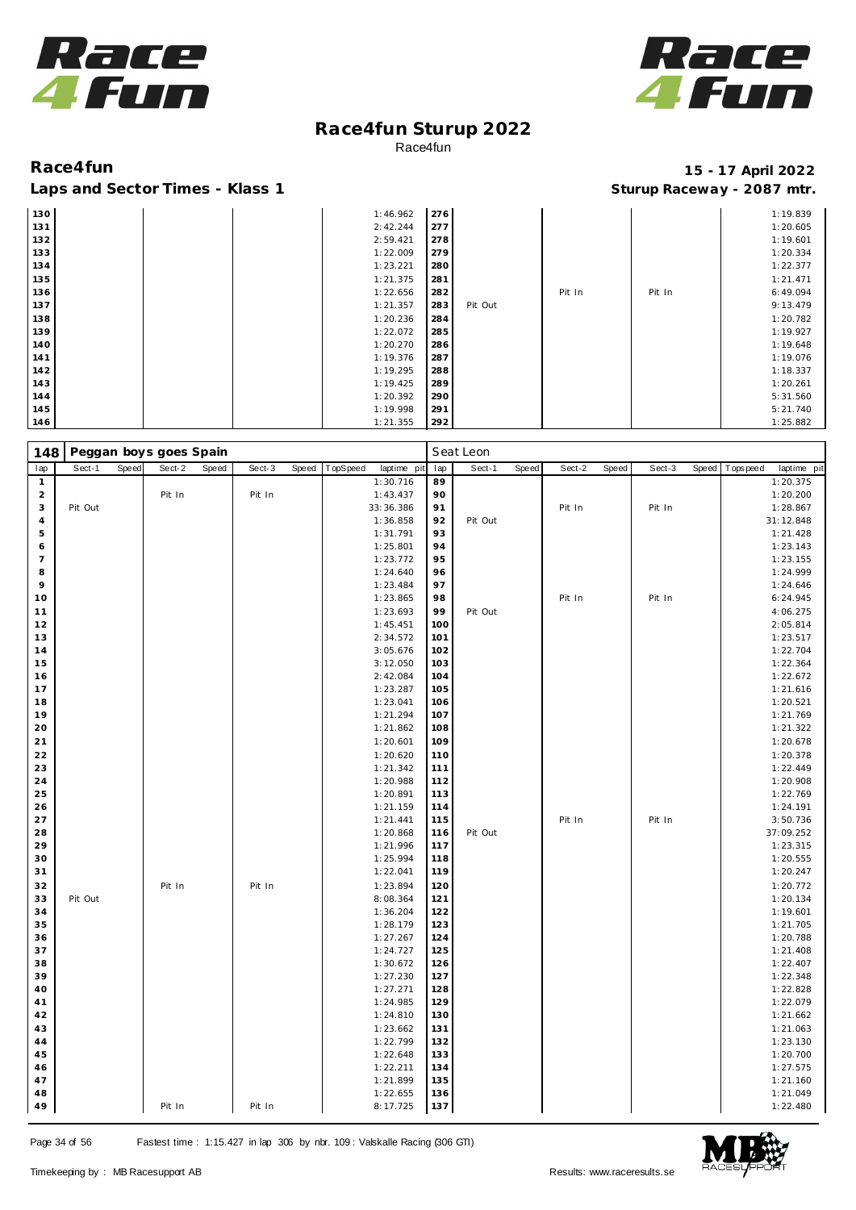# Race4fun Sturup 2022

Race4fun

**Race4fun** — **15 - 17 April 2022**

**Laps and Sector Times - Klass 1** — **Sturup Raceway - 2087 mtr.**

| lap | Sect-1 | Speed | Sect-2 | Speed | Sect-3 | Speed | TopSpeed | laptime pit | lap | Sect-1 | Speed | Sect-2 | Speed | Sect-3 | Speed | Topspeed | laptime pit |
|---|---|---|---|---|---|---|---|---|---|---|---|---|---|---|---|---|---|
| 130 | | | | | | | | 1:46.962 | 276 | | | | | | | | 1:19.839 |
| 131 | | | | | | | | 2:42.244 | 277 | | | | | | | | 1:20.605 |
| 132 | | | | | | | | 2:59.421 | 278 | | | | | | | | 1:19.601 |
| 133 | | | | | | | | 1:22.009 | 279 | | | | | | | | 1:20.334 |
| 134 | | | | | | | | 1:23.221 | 280 | | | | | | | | 1:22.377 |
| 135 | | | | | | | | 1:21.375 | 281 | | | | | | | | 1:21.471 |
| 136 | | | | | | | | 1:22.656 | 282 | | | Pit In | | Pit In | | | 6:49.094 |
| 137 | | | | | | | | 1:21.357 | 283 | Pit Out | | | | | | | 9:13.479 |
| 138 | | | | | | | | 1:20.236 | 284 | | | | | | | | 1:20.782 |
| 139 | | | | | | | | 1:22.072 | 285 | | | | | | | | 1:19.927 |
| 140 | | | | | | | | 1:20.270 | 286 | | | | | | | | 1:19.648 |
| 141 | | | | | | | | 1:19.376 | 287 | | | | | | | | 1:19.076 |
| 142 | | | | | | | | 1:19.295 | 288 | | | | | | | | 1:18.337 |
| 143 | | | | | | | | 1:19.425 | 289 | | | | | | | | 1:20.261 |
| 144 | | | | | | | | 1:20.392 | 290 | | | | | | | | 5:31.560 |
| 145 | | | | | | | | 1:19.998 | 291 | | | | | | | | 5:21.740 |
| 146 | | | | | | | | 1:21.355 | 292 | | | | | | | | 1:25.882 |

**148 Peggan boys goes Spain** — Seat Leon

| lap | Sect-1 | Speed | Sect-2 | Speed | Sect-3 | Speed | TopSpeed | laptime pit | lap | Sect-1 | Speed | Sect-2 | Speed | Sect-3 | Speed | Topspeed | laptime pit |
|---|---|---|---|---|---|---|---|---|---|---|---|---|---|---|---|---|---|
| 1 | | | | | | | | 1:30.716 | 89 | | | | | | | | 1:20.375 |
| 2 | | | Pit In | | Pit In | | | 1:43.437 | 90 | | | | | | | | 1:20.200 |
| 3 | Pit Out | | | | | | | 33:36.386 | 91 | | | Pit In | | Pit In | | | 1:28.867 |
| 4 | | | | | | | | 1:36.858 | 92 | Pit Out | | | | | | | 31:12.848 |
| 5 | | | | | | | | 1:31.791 | 93 | | | | | | | | 1:21.428 |
| 6 | | | | | | | | 1:25.801 | 94 | | | | | | | | 1:23.143 |
| 7 | | | | | | | | 1:23.772 | 95 | | | | | | | | 1:23.155 |
| 8 | | | | | | | | 1:24.640 | 96 | | | | | | | | 1:24.999 |
| 9 | | | | | | | | 1:23.484 | 97 | | | | | | | | 1:24.646 |
| 10 | | | | | | | | 1:23.865 | 98 | | | Pit In | | Pit In | | | 6:24.945 |
| 11 | | | | | | | | 1:23.693 | 99 | Pit Out | | | | | | | 4:06.275 |
| 12 | | | | | | | | 1:45.451 | 100 | | | | | | | | 2:05.814 |
| 13 | | | | | | | | 2:34.572 | 101 | | | | | | | | 1:23.517 |
| 14 | | | | | | | | 3:05.676 | 102 | | | | | | | | 1:22.704 |
| 15 | | | | | | | | 3:12.050 | 103 | | | | | | | | 1:22.364 |
| 16 | | | | | | | | 2:42.084 | 104 | | | | | | | | 1:22.672 |
| 17 | | | | | | | | 1:23.287 | 105 | | | | | | | | 1:21.616 |
| 18 | | | | | | | | 1:23.041 | 106 | | | | | | | | 1:20.521 |
| 19 | | | | | | | | 1:21.294 | 107 | | | | | | | | 1:21.769 |
| 20 | | | | | | | | 1:21.862 | 108 | | | | | | | | 1:21.322 |
| 21 | | | | | | | | 1:20.601 | 109 | | | | | | | | 1:20.678 |
| 22 | | | | | | | | 1:20.620 | 110 | | | | | | | | 1:20.378 |
| 23 | | | | | | | | 1:21.342 | 111 | | | | | | | | 1:22.449 |
| 24 | | | | | | | | 1:20.988 | 112 | | | | | | | | 1:20.908 |
| 25 | | | | | | | | 1:20.891 | 113 | | | | | | | | 1:22.769 |
| 26 | | | | | | | | 1:21.159 | 114 | | | | | | | | 1:24.191 |
| 27 | | | | | | | | 1:21.441 | 115 | | | Pit In | | Pit In | | | 3:50.736 |
| 28 | | | | | | | | 1:20.868 | 116 | Pit Out | | | | | | | 37:09.252 |
| 29 | | | | | | | | 1:21.996 | 117 | | | | | | | | 1:23.315 |
| 30 | | | | | | | | 1:25.994 | 118 | | | | | | | | 1:20.555 |
| 31 | | | | | | | | 1:22.041 | 119 | | | | | | | | 1:20.247 |
| 32 | | | Pit In | | Pit In | | | 1:23.894 | 120 | | | | | | | | 1:20.772 |
| 33 | Pit Out | | | | | | | 8:08.364 | 121 | | | | | | | | 1:20.134 |
| 34 | | | | | | | | 1:36.204 | 122 | | | | | | | | 1:19.601 |
| 35 | | | | | | | | 1:28.179 | 123 | | | | | | | | 1:21.705 |
| 36 | | | | | | | | 1:27.267 | 124 | | | | | | | | 1:20.788 |
| 37 | | | | | | | | 1:24.727 | 125 | | | | | | | | 1:21.408 |
| 38 | | | | | | | | 1:30.672 | 126 | | | | | | | | 1:22.407 |
| 39 | | | | | | | | 1:27.230 | 127 | | | | | | | | 1:22.348 |
| 40 | | | | | | | | 1:27.271 | 128 | | | | | | | | 1:22.828 |
| 41 | | | | | | | | 1:24.985 | 129 | | | | | | | | 1:22.079 |
| 42 | | | | | | | | 1:24.810 | 130 | | | | | | | | 1:21.662 |
| 43 | | | | | | | | 1:23.662 | 131 | | | | | | | | 1:21.063 |
| 44 | | | | | | | | 1:22.799 | 132 | | | | | | | | 1:23.130 |
| 45 | | | | | | | | 1:22.648 | 133 | | | | | | | | 1:20.700 |
| 46 | | | | | | | | 1:22.211 | 134 | | | | | | | | 1:27.575 |
| 47 | | | | | | | | 1:21.899 | 135 | | | | | | | | 1:21.160 |
| 48 | | | | | | | | 1:22.655 | 136 | | | | | | | | 1:21.049 |
| 49 | | | Pit In | | Pit In | | | 8:17.725 | 137 | | | | | | | | 1:22.480 |

Fastest time : 1:15.427 in lap 306 by nbr. 109 : Valskalle Racing (306 GTI)

Timekeeping by : MB Racesupport AB — Results: www.raceresults.se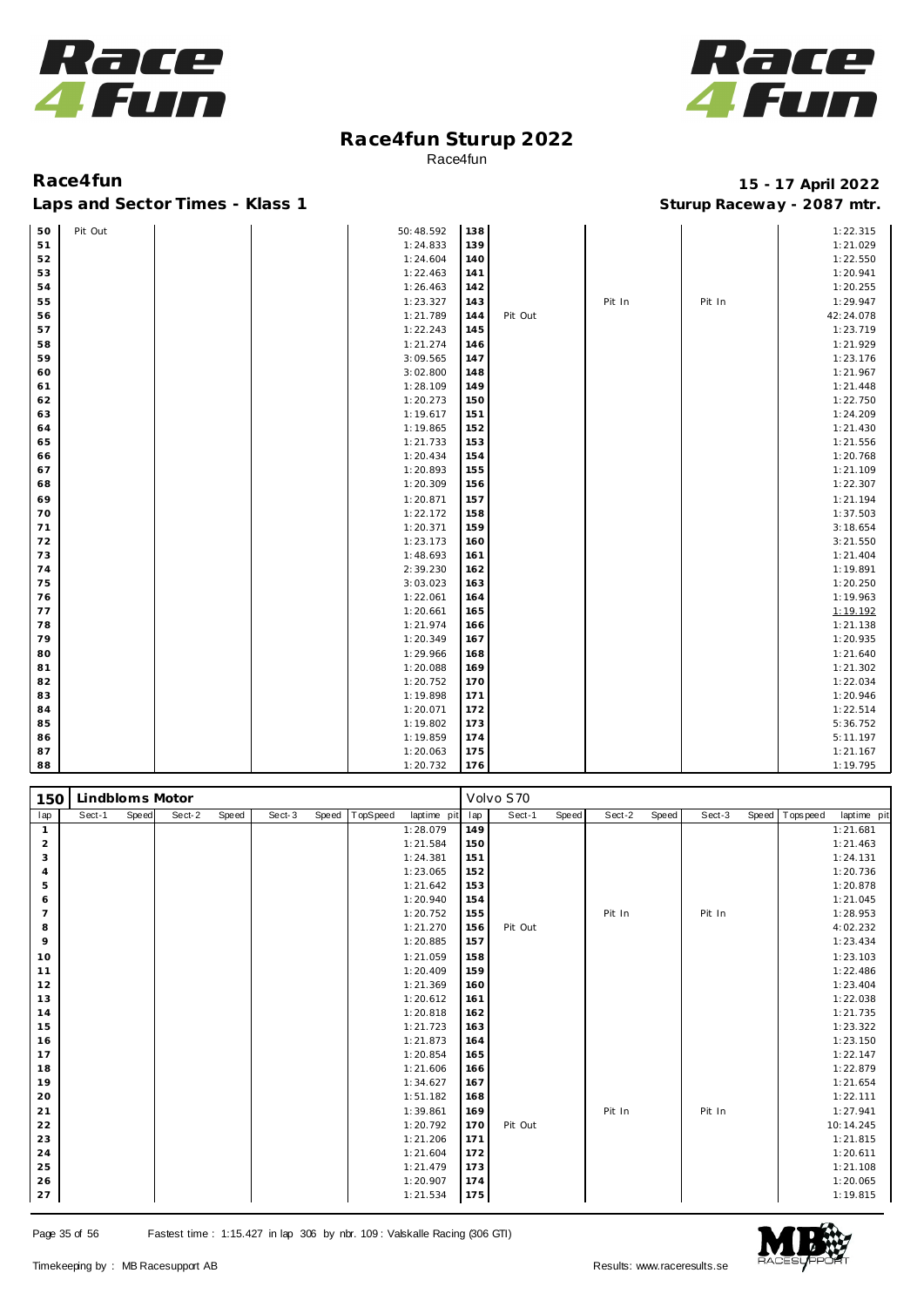# Race4fun Sturup 2022

Race4fun

**Race4fun** — **15 - 17 April 2022**

**Laps and Sector Times - Klass 1** — **Sturup Raceway - 2087 mtr.**

| lap | Sect-1 | Speed | Sect-2 | Speed | Sect-3 | Speed | TopSpeed | laptime pit | lap | Sect-1 | Speed | Sect-2 | Speed | Sect-3 | Speed | Topspeed | laptime pit |
|---|---|---|---|---|---|---|---|---|---|---|---|---|---|---|---|---|---|
| 50 | Pit Out | | | | | | | 50:48.592 | 138 | | | | | | | | 1:22.315 |
| 51 | | | | | | | | 1:24.833 | 139 | | | | | | | | 1:21.029 |
| 52 | | | | | | | | 1:24.604 | 140 | | | | | | | | 1:22.550 |
| 53 | | | | | | | | 1:22.463 | 141 | | | | | | | | 1:20.941 |
| 54 | | | | | | | | 1:26.463 | 142 | | | | | | | | 1:20.255 |
| 55 | | | | | | | | 1:23.327 | 143 | | | Pit In | | Pit In | | | 1:29.947 |
| 56 | | | | | | | | 1:21.789 | 144 | Pit Out | | | | | | | 42:24.078 |
| 57 | | | | | | | | 1:22.243 | 145 | | | | | | | | 1:23.719 |
| 58 | | | | | | | | 1:21.274 | 146 | | | | | | | | 1:21.929 |
| 59 | | | | | | | | 3:09.565 | 147 | | | | | | | | 1:23.176 |
| 60 | | | | | | | | 3:02.800 | 148 | | | | | | | | 1:21.967 |
| 61 | | | | | | | | 1:28.109 | 149 | | | | | | | | 1:21.448 |
| 62 | | | | | | | | 1:20.273 | 150 | | | | | | | | 1:22.750 |
| 63 | | | | | | | | 1:19.617 | 151 | | | | | | | | 1:24.209 |
| 64 | | | | | | | | 1:19.865 | 152 | | | | | | | | 1:21.430 |
| 65 | | | | | | | | 1:21.733 | 153 | | | | | | | | 1:21.556 |
| 66 | | | | | | | | 1:20.434 | 154 | | | | | | | | 1:20.768 |
| 67 | | | | | | | | 1:20.893 | 155 | | | | | | | | 1:21.109 |
| 68 | | | | | | | | 1:20.309 | 156 | | | | | | | | 1:22.307 |
| 69 | | | | | | | | 1:20.871 | 157 | | | | | | | | 1:21.194 |
| 70 | | | | | | | | 1:22.172 | 158 | | | | | | | | 1:37.503 |
| 71 | | | | | | | | 1:20.371 | 159 | | | | | | | | 3:18.654 |
| 72 | | | | | | | | 1:23.173 | 160 | | | | | | | | 3:21.550 |
| 73 | | | | | | | | 1:48.693 | 161 | | | | | | | | 1:21.404 |
| 74 | | | | | | | | 2:39.230 | 162 | | | | | | | | 1:19.891 |
| 75 | | | | | | | | 3:03.023 | 163 | | | | | | | | 1:20.250 |
| 76 | | | | | | | | 1:22.061 | 164 | | | | | | | | 1:19.963 |
| 77 | | | | | | | | 1:20.661 | 165 | | | | | | | | 1:19.192 |
| 78 | | | | | | | | 1:21.974 | 166 | | | | | | | | 1:21.138 |
| 79 | | | | | | | | 1:20.349 | 167 | | | | | | | | 1:20.935 |
| 80 | | | | | | | | 1:29.966 | 168 | | | | | | | | 1:21.640 |
| 81 | | | | | | | | 1:20.088 | 169 | | | | | | | | 1:21.302 |
| 82 | | | | | | | | 1:20.752 | 170 | | | | | | | | 1:22.034 |
| 83 | | | | | | | | 1:19.898 | 171 | | | | | | | | 1:20.946 |
| 84 | | | | | | | | 1:20.071 | 172 | | | | | | | | 1:22.514 |
| 85 | | | | | | | | 1:19.802 | 173 | | | | | | | | 5:36.752 |
| 86 | | | | | | | | 1:19.859 | 174 | | | | | | | | 5:11.197 |
| 87 | | | | | | | | 1:20.063 | 175 | | | | | | | | 1:21.167 |
| 88 | | | | | | | | 1:20.732 | 176 | | | | | | | | 1:19.795 |

**150 Lindbloms Motor** — Volvo S70

| lap | Sect-1 | Speed | Sect-2 | Speed | Sect-3 | Speed | TopSpeed | laptime pit | lap | Sect-1 | Speed | Sect-2 | Speed | Sect-3 | Speed | Topspeed | laptime pit |
|---|---|---|---|---|---|---|---|---|---|---|---|---|---|---|---|---|---|
| 1 | | | | | | | | 1:28.079 | 149 | | | | | | | | 1:21.681 |
| 2 | | | | | | | | 1:21.584 | 150 | | | | | | | | 1:21.463 |
| 3 | | | | | | | | 1:24.381 | 151 | | | | | | | | 1:24.131 |
| 4 | | | | | | | | 1:23.065 | 152 | | | | | | | | 1:20.736 |
| 5 | | | | | | | | 1:21.642 | 153 | | | | | | | | 1:20.878 |
| 6 | | | | | | | | 1:20.940 | 154 | | | | | | | | 1:21.045 |
| 7 | | | | | | | | 1:20.752 | 155 | | | Pit In | | Pit In | | | 1:28.953 |
| 8 | | | | | | | | 1:21.270 | 156 | Pit Out | | | | | | | 4:02.232 |
| 9 | | | | | | | | 1:20.885 | 157 | | | | | | | | 1:23.434 |
| 10 | | | | | | | | 1:21.059 | 158 | | | | | | | | 1:23.103 |
| 11 | | | | | | | | 1:20.409 | 159 | | | | | | | | 1:22.486 |
| 12 | | | | | | | | 1:21.369 | 160 | | | | | | | | 1:23.404 |
| 13 | | | | | | | | 1:20.612 | 161 | | | | | | | | 1:22.038 |
| 14 | | | | | | | | 1:20.818 | 162 | | | | | | | | 1:21.735 |
| 15 | | | | | | | | 1:21.723 | 163 | | | | | | | | 1:23.322 |
| 16 | | | | | | | | 1:21.873 | 164 | | | | | | | | 1:23.150 |
| 17 | | | | | | | | 1:20.854 | 165 | | | | | | | | 1:22.147 |
| 18 | | | | | | | | 1:21.606 | 166 | | | | | | | | 1:22.879 |
| 19 | | | | | | | | 1:34.627 | 167 | | | | | | | | 1:21.654 |
| 20 | | | | | | | | 1:51.182 | 168 | | | | | | | | 1:22.111 |
| 21 | | | | | | | | 1:39.861 | 169 | | | Pit In | | Pit In | | | 1:27.941 |
| 22 | | | | | | | | 1:20.792 | 170 | Pit Out | | | | | | | 10:14.245 |
| 23 | | | | | | | | 1:21.206 | 171 | | | | | | | | 1:21.815 |
| 24 | | | | | | | | 1:21.604 | 172 | | | | | | | | 1:20.611 |
| 25 | | | | | | | | 1:21.479 | 173 | | | | | | | | 1:21.108 |
| 26 | | | | | | | | 1:20.907 | 174 | | | | | | | | 1:20.065 |
| 27 | | | | | | | | 1:21.534 | 175 | | | | | | | | 1:19.815 |

Fastest time : 1:15.427 in lap 306 by nbr. 109 : Valskalle Racing (306 GTI)

Timekeeping by : MB Racesupport AB — Results: www.raceresults.se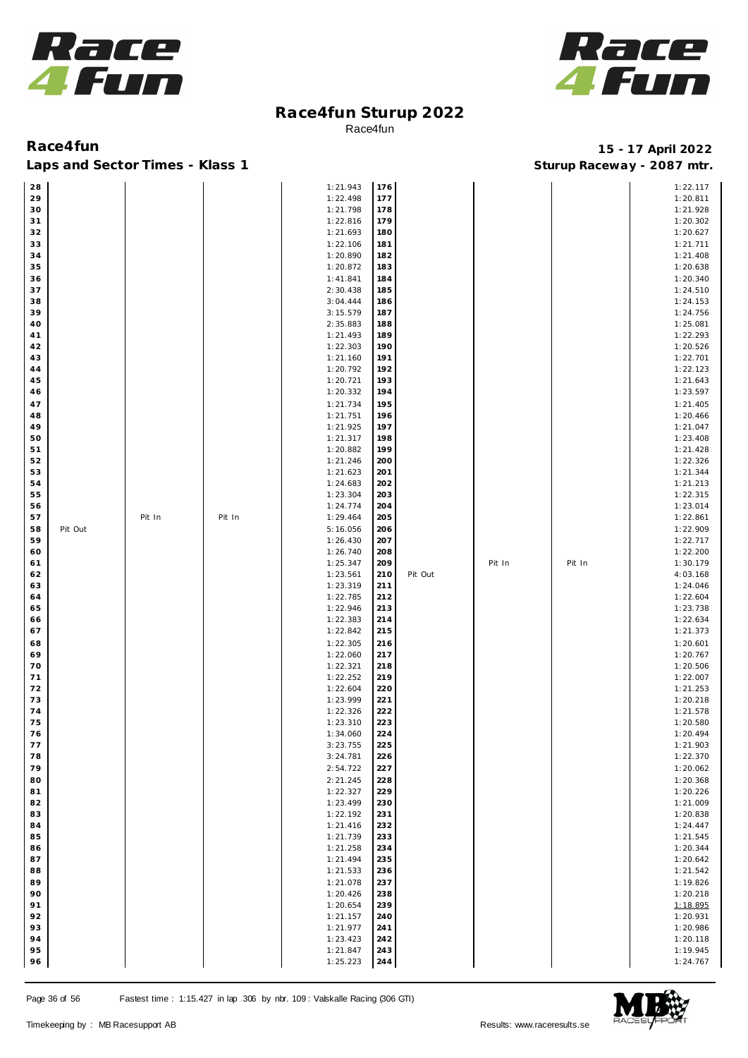# Race4fun Sturup 2022

Race4fun

**Race4fun** — **15 - 17 April 2022**

**Laps and Sector Times - Klass 1** — **Sturup Raceway - 2087 mtr.**

| Lap | | | | Time | Lap | | | | Time |
|---|---|---|---|---|---|---|---|---|---|
| 28 | | | | 1:21.943 | 176 | | | | 1:22.117 |
| 29 | | | | 1:22.498 | 177 | | | | 1:20.811 |
| 30 | | | | 1:21.798 | 178 | | | | 1:21.928 |
| 31 | | | | 1:22.816 | 179 | | | | 1:20.302 |
| 32 | | | | 1:21.693 | 180 | | | | 1:20.627 |
| 33 | | | | 1:22.106 | 181 | | | | 1:21.711 |
| 34 | | | | 1:20.890 | 182 | | | | 1:21.408 |
| 35 | | | | 1:20.872 | 183 | | | | 1:20.638 |
| 36 | | | | 1:41.841 | 184 | | | | 1:20.340 |
| 37 | | | | 2:30.438 | 185 | | | | 1:24.510 |
| 38 | | | | 3:04.444 | 186 | | | | 1:24.153 |
| 39 | | | | 3:15.579 | 187 | | | | 1:24.756 |
| 40 | | | | 2:35.883 | 188 | | | | 1:25.081 |
| 41 | | | | 1:21.493 | 189 | | | | 1:22.293 |
| 42 | | | | 1:22.303 | 190 | | | | 1:20.526 |
| 43 | | | | 1:21.160 | 191 | | | | 1:22.701 |
| 44 | | | | 1:20.792 | 192 | | | | 1:22.123 |
| 45 | | | | 1:20.721 | 193 | | | | 1:21.643 |
| 46 | | | | 1:20.332 | 194 | | | | 1:23.597 |
| 47 | | | | 1:21.734 | 195 | | | | 1:21.405 |
| 48 | | | | 1:21.751 | 196 | | | | 1:20.466 |
| 49 | | | | 1:21.925 | 197 | | | | 1:21.047 |
| 50 | | | | 1:21.317 | 198 | | | | 1:23.408 |
| 51 | | | | 1:20.882 | 199 | | | | 1:21.428 |
| 52 | | | | 1:21.246 | 200 | | | | 1:22.326 |
| 53 | | | | 1:21.623 | 201 | | | | 1:21.344 |
| 54 | | | | 1:24.683 | 202 | | | | 1:21.213 |
| 55 | | | | 1:23.304 | 203 | | | | 1:22.315 |
| 56 | | | | 1:24.774 | 204 | | | | 1:23.014 |
| 57 | | Pit In | Pit In | 1:29.464 | 205 | | | | 1:22.861 |
| 58 | Pit Out | | | 5:16.056 | 206 | | | | 1:22.909 |
| 59 | | | | 1:26.430 | 207 | | | | 1:22.717 |
| 60 | | | | 1:26.740 | 208 | | | | 1:22.200 |
| 61 | | | | 1:25.347 | 209 | | Pit In | Pit In | 1:30.179 |
| 62 | | | | 1:23.561 | 210 | Pit Out | | | 4:03.168 |
| 63 | | | | 1:23.319 | 211 | | | | 1:24.046 |
| 64 | | | | 1:22.785 | 212 | | | | 1:22.604 |
| 65 | | | | 1:22.946 | 213 | | | | 1:23.738 |
| 66 | | | | 1:22.383 | 214 | | | | 1:22.634 |
| 67 | | | | 1:22.842 | 215 | | | | 1:21.373 |
| 68 | | | | 1:22.305 | 216 | | | | 1:20.601 |
| 69 | | | | 1:22.060 | 217 | | | | 1:20.767 |
| 70 | | | | 1:22.321 | 218 | | | | 1:20.506 |
| 71 | | | | 1:22.252 | 219 | | | | 1:22.007 |
| 72 | | | | 1:22.604 | 220 | | | | 1:21.253 |
| 73 | | | | 1:23.999 | 221 | | | | 1:20.218 |
| 74 | | | | 1:22.326 | 222 | | | | 1:21.578 |
| 75 | | | | 1:23.310 | 223 | | | | 1:20.580 |
| 76 | | | | 1:34.060 | 224 | | | | 1:20.494 |
| 77 | | | | 3:23.755 | 225 | | | | 1:21.903 |
| 78 | | | | 3:24.781 | 226 | | | | 1:22.370 |
| 79 | | | | 2:54.722 | 227 | | | | 1:20.062 |
| 80 | | | | 2:21.245 | 228 | | | | 1:20.368 |
| 81 | | | | 1:22.327 | 229 | | | | 1:20.226 |
| 82 | | | | 1:23.499 | 230 | | | | 1:21.009 |
| 83 | | | | 1:22.192 | 231 | | | | 1:20.838 |
| 84 | | | | 1:21.416 | 232 | | | | 1:24.447 |
| 85 | | | | 1:21.739 | 233 | | | | 1:21.545 |
| 86 | | | | 1:21.258 | 234 | | | | 1:20.344 |
| 87 | | | | 1:21.494 | 235 | | | | 1:20.642 |
| 88 | | | | 1:21.533 | 236 | | | | 1:21.542 |
| 89 | | | | 1:21.078 | 237 | | | | 1:19.826 |
| 90 | | | | 1:20.426 | 238 | | | | 1:20.218 |
| 91 | | | | 1:20.654 | 239 | | | | 1:18.895 |
| 92 | | | | 1:21.157 | 240 | | | | 1:20.931 |
| 93 | | | | 1:21.977 | 241 | | | | 1:20.986 |
| 94 | | | | 1:23.423 | 242 | | | | 1:20.118 |
| 95 | | | | 1:21.847 | 243 | | | | 1:19.945 |
| 96 | | | | 1:25.223 | 244 | | | | 1:24.767 |

Fastest time : 1:15.427 in lap 306 by nbr. 109 : Valskalle Racing (306 GTI)

Timekeeping by : MB Racesupport AB — Results: www.raceresults.se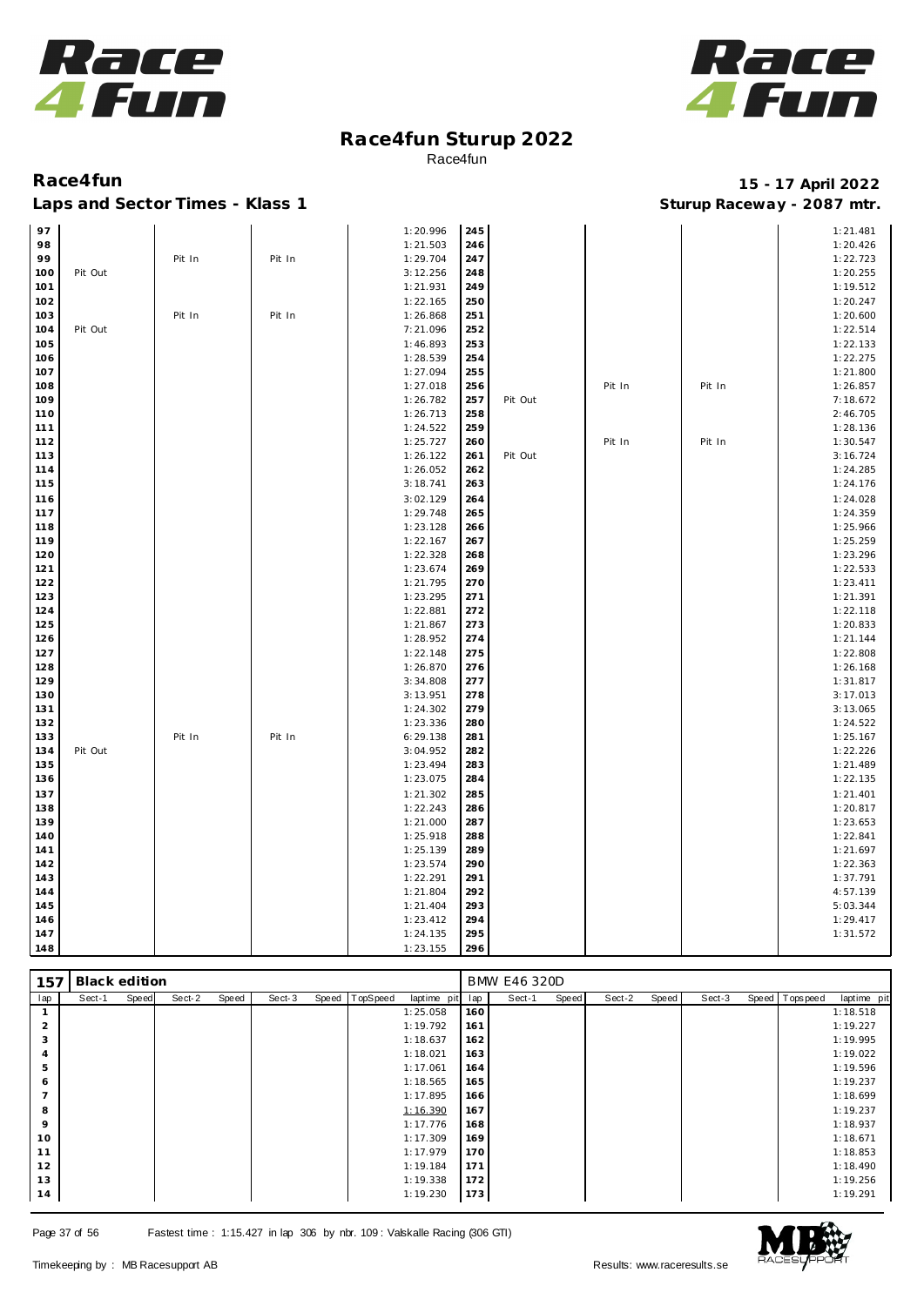# Race4fun Sturup 2022

Race4fun

## Race4fun

**Laps and Sector Times - Klass 1**

**15 - 17 April 2022**

**Sturup Raceway - 2087 mtr.**

| lap | Sect-1 | Speed | Sect-2 | Speed | Sect-3 | Speed | TopSpeed | laptime pit | lap | Sect-1 | Speed | Sect-2 | Speed | Sect-3 | Speed | Topspeed | laptime pit |
|---|---|---|---|---|---|---|---|---|---|---|---|---|---|---|---|---|---|
| 97 | | | | | | | | 1:20.996 | 245 | | | | | | | | 1:21.481 |
| 98 | | | | | | | | 1:21.503 | 246 | | | | | | | | 1:20.426 |
| 99 | | | Pit In | | Pit In | | | 1:29.704 | 247 | | | | | | | | 1:22.723 |
| 100 | Pit Out | | | | | | | 3:12.256 | 248 | | | | | | | | 1:20.255 |
| 101 | | | | | | | | 1:21.931 | 249 | | | | | | | | 1:19.512 |
| 102 | | | | | | | | 1:22.165 | 250 | | | | | | | | 1:20.247 |
| 103 | | | Pit In | | Pit In | | | 1:26.868 | 251 | | | | | | | | 1:20.600 |
| 104 | Pit Out | | | | | | | 7:21.096 | 252 | | | | | | | | 1:22.514 |
| 105 | | | | | | | | 1:46.893 | 253 | | | | | | | | 1:22.133 |
| 106 | | | | | | | | 1:28.539 | 254 | | | | | | | | 1:22.275 |
| 107 | | | | | | | | 1:27.094 | 255 | | | | | | | | 1:21.800 |
| 108 | | | | | | | | 1:27.018 | 256 | | | Pit In | | Pit In | | | 1:26.857 |
| 109 | | | | | | | | 1:26.782 | 257 | Pit Out | | | | | | | 7:18.672 |
| 110 | | | | | | | | 1:26.713 | 258 | | | | | | | | 2:46.705 |
| 111 | | | | | | | | 1:24.522 | 259 | | | | | | | | 1:28.136 |
| 112 | | | | | | | | 1:25.727 | 260 | | | Pit In | | Pit In | | | 1:30.547 |
| 113 | | | | | | | | 1:26.122 | 261 | Pit Out | | | | | | | 3:16.724 |
| 114 | | | | | | | | 1:26.052 | 262 | | | | | | | | 1:24.285 |
| 115 | | | | | | | | 3:18.741 | 263 | | | | | | | | 1:24.176 |
| 116 | | | | | | | | 3:02.129 | 264 | | | | | | | | 1:24.028 |
| 117 | | | | | | | | 1:29.748 | 265 | | | | | | | | 1:24.359 |
| 118 | | | | | | | | 1:23.128 | 266 | | | | | | | | 1:25.966 |
| 119 | | | | | | | | 1:22.167 | 267 | | | | | | | | 1:25.259 |
| 120 | | | | | | | | 1:22.328 | 268 | | | | | | | | 1:23.296 |
| 121 | | | | | | | | 1:23.674 | 269 | | | | | | | | 1:22.533 |
| 122 | | | | | | | | 1:21.795 | 270 | | | | | | | | 1:23.411 |
| 123 | | | | | | | | 1:23.295 | 271 | | | | | | | | 1:21.391 |
| 124 | | | | | | | | 1:22.881 | 272 | | | | | | | | 1:22.118 |
| 125 | | | | | | | | 1:21.867 | 273 | | | | | | | | 1:20.833 |
| 126 | | | | | | | | 1:28.952 | 274 | | | | | | | | 1:21.144 |
| 127 | | | | | | | | 1:22.148 | 275 | | | | | | | | 1:22.808 |
| 128 | | | | | | | | 1:26.870 | 276 | | | | | | | | 1:26.168 |
| 129 | | | | | | | | 3:34.808 | 277 | | | | | | | | 1:31.817 |
| 130 | | | | | | | | 3:13.951 | 278 | | | | | | | | 3:17.013 |
| 131 | | | | | | | | 1:24.302 | 279 | | | | | | | | 3:13.065 |
| 132 | | | | | | | | 1:23.336 | 280 | | | | | | | | 1:24.522 |
| 133 | | | Pit In | | Pit In | | | 6:29.138 | 281 | | | | | | | | 1:25.167 |
| 134 | Pit Out | | | | | | | 3:04.952 | 282 | | | | | | | | 1:22.226 |
| 135 | | | | | | | | 1:23.494 | 283 | | | | | | | | 1:21.489 |
| 136 | | | | | | | | 1:23.075 | 284 | | | | | | | | 1:22.135 |
| 137 | | | | | | | | 1:21.302 | 285 | | | | | | | | 1:21.401 |
| 138 | | | | | | | | 1:22.243 | 286 | | | | | | | | 1:20.817 |
| 139 | | | | | | | | 1:21.000 | 287 | | | | | | | | 1:23.653 |
| 140 | | | | | | | | 1:25.918 | 288 | | | | | | | | 1:22.841 |
| 141 | | | | | | | | 1:25.139 | 289 | | | | | | | | 1:21.697 |
| 142 | | | | | | | | 1:23.574 | 290 | | | | | | | | 1:22.363 |
| 143 | | | | | | | | 1:22.291 | 291 | | | | | | | | 1:37.791 |
| 144 | | | | | | | | 1:21.804 | 292 | | | | | | | | 4:57.139 |
| 145 | | | | | | | | 1:21.404 | 293 | | | | | | | | 5:03.344 |
| 146 | | | | | | | | 1:23.412 | 294 | | | | | | | | 1:29.417 |
| 147 | | | | | | | | 1:24.135 | 295 | | | | | | | | 1:31.572 |
| 148 | | | | | | | | 1:23.155 | 296 | | | | | | | | |

| 157 | Black edition | | | | | | | | BMW E46 320D | | | | | | | | |
|---|---|---|---|---|---|---|---|---|---|---|---|---|---|---|---|---|---|
| lap | Sect-1 | Speed | Sect-2 | Speed | Sect-3 | Speed | TopSpeed | laptime pit | lap | Sect-1 | Speed | Sect-2 | Speed | Sect-3 | Speed | Topspeed | laptime pit |
| 1 | | | | | | | | 1:25.058 | 160 | | | | | | | | 1:18.518 |
| 2 | | | | | | | | 1:19.792 | 161 | | | | | | | | 1:19.227 |
| 3 | | | | | | | | 1:18.637 | 162 | | | | | | | | 1:19.995 |
| 4 | | | | | | | | 1:18.021 | 163 | | | | | | | | 1:19.022 |
| 5 | | | | | | | | 1:17.061 | 164 | | | | | | | | 1:19.596 |
| 6 | | | | | | | | 1:18.565 | 165 | | | | | | | | 1:19.237 |
| 7 | | | | | | | | 1:17.895 | 166 | | | | | | | | 1:18.699 |
| 8 | | | | | | | | 1:16.390 | 167 | | | | | | | | 1:19.237 |
| 9 | | | | | | | | 1:17.776 | 168 | | | | | | | | 1:18.937 |
| 10 | | | | | | | | 1:17.309 | 169 | | | | | | | | 1:18.671 |
| 11 | | | | | | | | 1:17.979 | 170 | | | | | | | | 1:18.853 |
| 12 | | | | | | | | 1:19.184 | 171 | | | | | | | | 1:18.490 |
| 13 | | | | | | | | 1:19.338 | 172 | | | | | | | | 1:19.256 |
| 14 | | | | | | | | 1:19.230 | 173 | | | | | | | | 1:19.291 |

Fastest time : 1:15.427 in lap 306 by nbr. 109 : Valskalle Racing (306 GTI)

Timekeeping by : MB Racesupport AB

Results: www.raceresults.se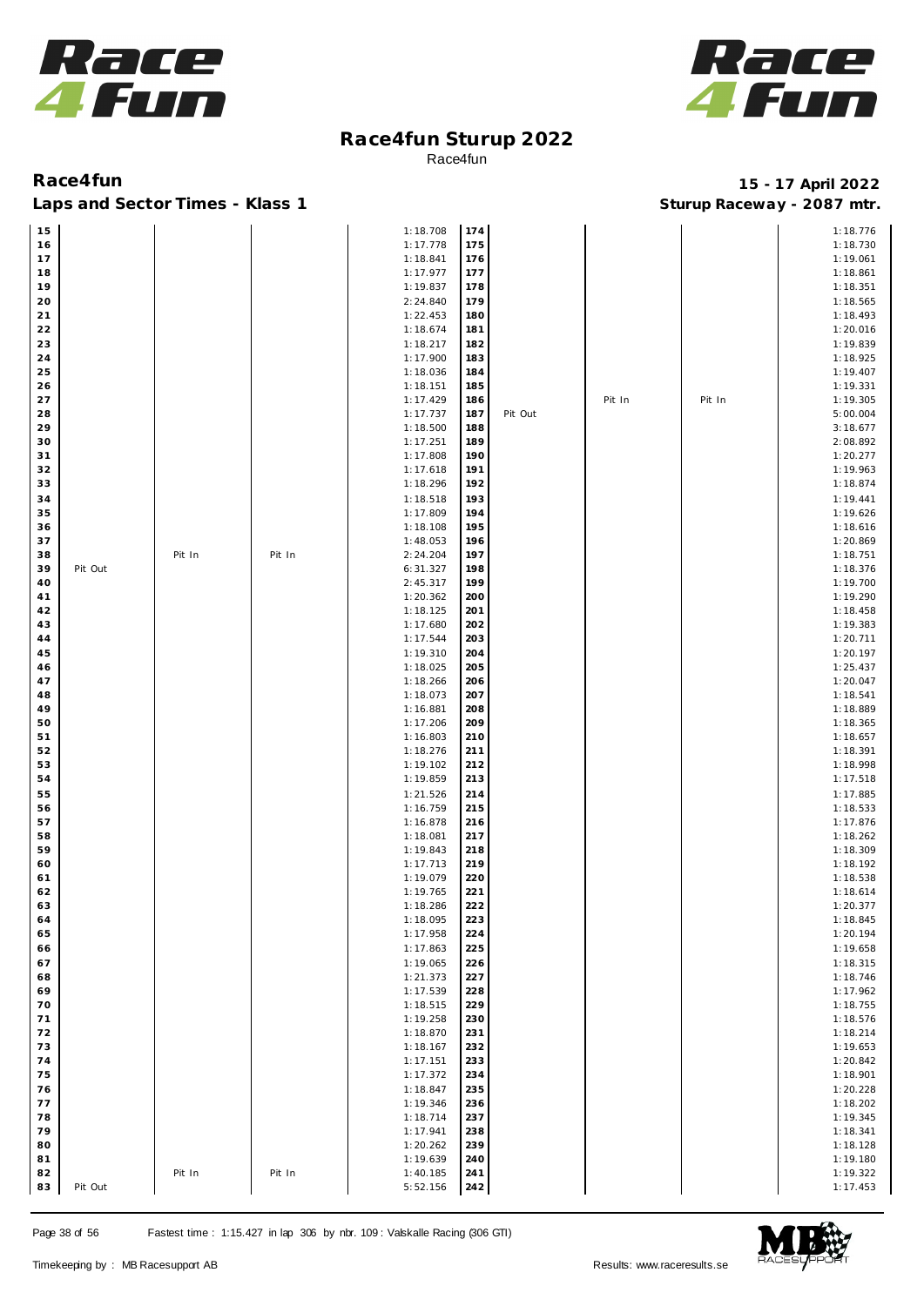# Race4fun Sturup 2022

Race4fun

## Race4fun

**15 - 17 April 2022**

### Laps and Sector Times - Klass 1

**Sturup Raceway - 2087 mtr.**

| Lap | | | | Time | Lap | | | | Time |
|---|---|---|---|---|---|---|---|---|---|
| 15 | | | | 1:18.708 | 174 | | | | 1:18.776 |
| 16 | | | | 1:17.778 | 175 | | | | 1:18.730 |
| 17 | | | | 1:18.841 | 176 | | | | 1:19.061 |
| 18 | | | | 1:17.977 | 177 | | | | 1:18.861 |
| 19 | | | | 1:19.837 | 178 | | | | 1:18.351 |
| 20 | | | | 2:24.840 | 179 | | | | 1:18.565 |
| 21 | | | | 1:22.453 | 180 | | | | 1:18.493 |
| 22 | | | | 1:18.674 | 181 | | | | 1:20.016 |
| 23 | | | | 1:18.217 | 182 | | | | 1:19.839 |
| 24 | | | | 1:17.900 | 183 | | | | 1:18.925 |
| 25 | | | | 1:18.036 | 184 | | | | 1:19.407 |
| 26 | | | | 1:18.151 | 185 | | | | 1:19.331 |
| 27 | | | | 1:17.429 | 186 | | Pit In | Pit In | 1:19.305 |
| 28 | | | | 1:17.737 | 187 | Pit Out | | | 5:00.004 |
| 29 | | | | 1:18.500 | 188 | | | | 3:18.677 |
| 30 | | | | 1:17.251 | 189 | | | | 2:08.892 |
| 31 | | | | 1:17.808 | 190 | | | | 1:20.277 |
| 32 | | | | 1:17.618 | 191 | | | | 1:19.963 |
| 33 | | | | 1:18.296 | 192 | | | | 1:18.874 |
| 34 | | | | 1:18.518 | 193 | | | | 1:19.441 |
| 35 | | | | 1:17.809 | 194 | | | | 1:19.626 |
| 36 | | | | 1:18.108 | 195 | | | | 1:18.616 |
| 37 | | | | 1:48.053 | 196 | | | | 1:20.869 |
| 38 | | Pit In | Pit In | 2:24.204 | 197 | | | | 1:18.751 |
| 39 | Pit Out | | | 6:31.327 | 198 | | | | 1:18.376 |
| 40 | | | | 2:45.317 | 199 | | | | 1:19.700 |
| 41 | | | | 1:20.362 | 200 | | | | 1:19.290 |
| 42 | | | | 1:18.125 | 201 | | | | 1:18.458 |
| 43 | | | | 1:17.680 | 202 | | | | 1:19.383 |
| 44 | | | | 1:17.544 | 203 | | | | 1:20.711 |
| 45 | | | | 1:19.310 | 204 | | | | 1:20.197 |
| 46 | | | | 1:18.025 | 205 | | | | 1:25.437 |
| 47 | | | | 1:18.266 | 206 | | | | 1:20.047 |
| 48 | | | | 1:18.073 | 207 | | | | 1:18.541 |
| 49 | | | | 1:16.881 | 208 | | | | 1:18.889 |
| 50 | | | | 1:17.206 | 209 | | | | 1:18.365 |
| 51 | | | | 1:16.803 | 210 | | | | 1:18.657 |
| 52 | | | | 1:18.276 | 211 | | | | 1:18.391 |
| 53 | | | | 1:19.102 | 212 | | | | 1:18.998 |
| 54 | | | | 1:19.859 | 213 | | | | 1:17.518 |
| 55 | | | | 1:21.526 | 214 | | | | 1:17.885 |
| 56 | | | | 1:16.759 | 215 | | | | 1:18.533 |
| 57 | | | | 1:16.878 | 216 | | | | 1:17.876 |
| 58 | | | | 1:18.081 | 217 | | | | 1:18.262 |
| 59 | | | | 1:19.843 | 218 | | | | 1:18.309 |
| 60 | | | | 1:17.713 | 219 | | | | 1:18.192 |
| 61 | | | | 1:19.079 | 220 | | | | 1:18.538 |
| 62 | | | | 1:19.765 | 221 | | | | 1:18.614 |
| 63 | | | | 1:18.286 | 222 | | | | 1:20.377 |
| 64 | | | | 1:18.095 | 223 | | | | 1:18.845 |
| 65 | | | | 1:17.958 | 224 | | | | 1:20.194 |
| 66 | | | | 1:17.863 | 225 | | | | 1:19.658 |
| 67 | | | | 1:19.065 | 226 | | | | 1:18.315 |
| 68 | | | | 1:21.373 | 227 | | | | 1:18.746 |
| 69 | | | | 1:17.539 | 228 | | | | 1:17.962 |
| 70 | | | | 1:18.515 | 229 | | | | 1:18.755 |
| 71 | | | | 1:19.258 | 230 | | | | 1:18.576 |
| 72 | | | | 1:18.870 | 231 | | | | 1:18.214 |
| 73 | | | | 1:18.167 | 232 | | | | 1:19.653 |
| 74 | | | | 1:17.151 | 233 | | | | 1:20.842 |
| 75 | | | | 1:17.372 | 234 | | | | 1:18.901 |
| 76 | | | | 1:18.847 | 235 | | | | 1:20.228 |
| 77 | | | | 1:19.346 | 236 | | | | 1:18.202 |
| 78 | | | | 1:18.714 | 237 | | | | 1:19.345 |
| 79 | | | | 1:17.941 | 238 | | | | 1:18.341 |
| 80 | | | | 1:20.262 | 239 | | | | 1:18.128 |
| 81 | | | | 1:19.639 | 240 | | | | 1:19.180 |
| 82 | | Pit In | Pit In | 1:40.185 | 241 | | | | 1:19.322 |
| 83 | Pit Out | | | 5:52.156 | 242 | | | | 1:17.453 |

Fastest time : 1:15.427 in lap 306 by nbr. 109 : Valskalle Racing (306 GTI)

Timekeeping by : MB Racesupport AB

Results: www.raceresults.se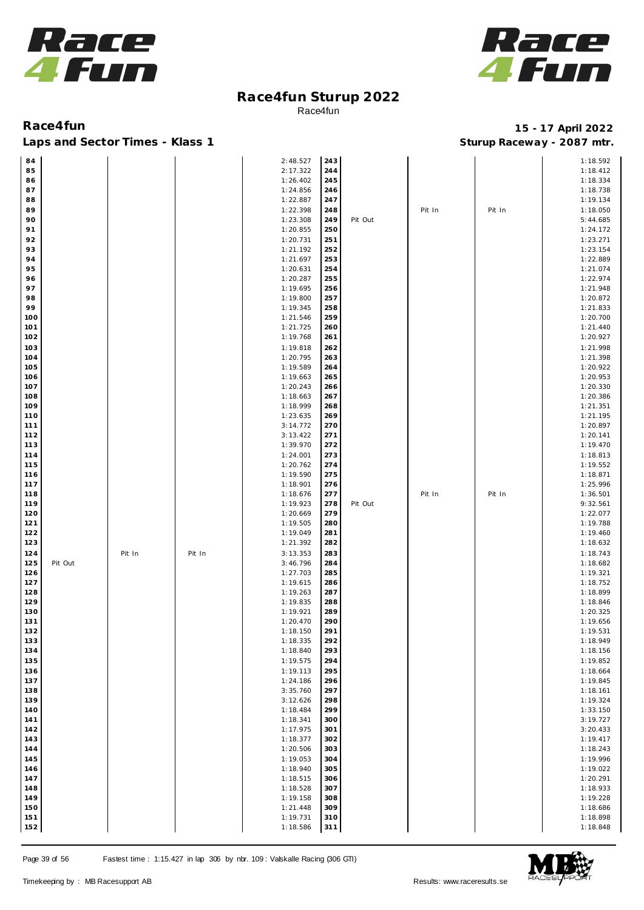# Race4fun Sturup 2022

Race4fun

**Race4fun** — **15 - 17 April 2022**

**Laps and Sector Times - Klass 1** — **Sturup Raceway - 2087 mtr.**

| Lap | | | | Time | Lap | | | | Time |
|---|---|---|---|---|---|---|---|---|---|
| 84 | | | | 2:48.527 | 243 | | | | 1:18.592 |
| 85 | | | | 2:17.322 | 244 | | | | 1:18.412 |
| 86 | | | | 1:26.402 | 245 | | | | 1:18.334 |
| 87 | | | | 1:24.856 | 246 | | | | 1:18.738 |
| 88 | | | | 1:22.887 | 247 | | | | 1:19.134 |
| 89 | | | | 1:22.398 | 248 | | Pit In | Pit In | 1:18.050 |
| 90 | | | | 1:23.308 | 249 | Pit Out | | | 5:44.685 |
| 91 | | | | 1:20.855 | 250 | | | | 1:24.172 |
| 92 | | | | 1:20.731 | 251 | | | | 1:23.271 |
| 93 | | | | 1:21.192 | 252 | | | | 1:23.154 |
| 94 | | | | 1:21.697 | 253 | | | | 1:22.889 |
| 95 | | | | 1:20.631 | 254 | | | | 1:21.074 |
| 96 | | | | 1:20.287 | 255 | | | | 1:22.974 |
| 97 | | | | 1:19.695 | 256 | | | | 1:21.948 |
| 98 | | | | 1:19.800 | 257 | | | | 1:20.872 |
| 99 | | | | 1:19.345 | 258 | | | | 1:21.833 |
| 100 | | | | 1:21.546 | 259 | | | | 1:20.700 |
| 101 | | | | 1:21.725 | 260 | | | | 1:21.440 |
| 102 | | | | 1:19.768 | 261 | | | | 1:20.927 |
| 103 | | | | 1:19.818 | 262 | | | | 1:21.998 |
| 104 | | | | 1:20.795 | 263 | | | | 1:21.398 |
| 105 | | | | 1:19.589 | 264 | | | | 1:20.922 |
| 106 | | | | 1:19.663 | 265 | | | | 1:20.953 |
| 107 | | | | 1:20.243 | 266 | | | | 1:20.330 |
| 108 | | | | 1:18.663 | 267 | | | | 1:20.386 |
| 109 | | | | 1:18.999 | 268 | | | | 1:21.351 |
| 110 | | | | 1:23.635 | 269 | | | | 1:21.195 |
| 111 | | | | 3:14.772 | 270 | | | | 1:20.897 |
| 112 | | | | 3:13.422 | 271 | | | | 1:20.141 |
| 113 | | | | 1:39.970 | 272 | | | | 1:19.470 |
| 114 | | | | 1:24.001 | 273 | | | | 1:18.813 |
| 115 | | | | 1:20.762 | 274 | | | | 1:19.552 |
| 116 | | | | 1:19.590 | 275 | | | | 1:18.871 |
| 117 | | | | 1:18.901 | 276 | | | | 1:25.996 |
| 118 | | | | 1:18.676 | 277 | | Pit In | Pit In | 1:36.501 |
| 119 | | | | 1:19.923 | 278 | Pit Out | | | 9:32.561 |
| 120 | | | | 1:20.669 | 279 | | | | 1:22.077 |
| 121 | | | | 1:19.505 | 280 | | | | 1:19.788 |
| 122 | | | | 1:19.049 | 281 | | | | 1:19.460 |
| 123 | | | | 1:21.392 | 282 | | | | 1:18.632 |
| 124 | | Pit In | Pit In | 3:13.353 | 283 | | | | 1:18.743 |
| 125 | Pit Out | | | 3:46.796 | 284 | | | | 1:18.682 |
| 126 | | | | 1:27.703 | 285 | | | | 1:19.321 |
| 127 | | | | 1:19.615 | 286 | | | | 1:18.752 |
| 128 | | | | 1:19.263 | 287 | | | | 1:18.899 |
| 129 | | | | 1:19.835 | 288 | | | | 1:18.846 |
| 130 | | | | 1:19.921 | 289 | | | | 1:20.325 |
| 131 | | | | 1:20.470 | 290 | | | | 1:19.656 |
| 132 | | | | 1:18.150 | 291 | | | | 1:19.531 |
| 133 | | | | 1:18.335 | 292 | | | | 1:18.949 |
| 134 | | | | 1:18.840 | 293 | | | | 1:18.156 |
| 135 | | | | 1:19.575 | 294 | | | | 1:19.852 |
| 136 | | | | 1:19.113 | 295 | | | | 1:18.664 |
| 137 | | | | 1:24.186 | 296 | | | | 1:19.845 |
| 138 | | | | 3:35.760 | 297 | | | | 1:18.161 |
| 139 | | | | 3:12.626 | 298 | | | | 1:19.324 |
| 140 | | | | 1:18.484 | 299 | | | | 1:33.150 |
| 141 | | | | 1:18.341 | 300 | | | | 3:19.727 |
| 142 | | | | 1:17.975 | 301 | | | | 3:20.433 |
| 143 | | | | 1:18.377 | 302 | | | | 1:19.417 |
| 144 | | | | 1:20.506 | 303 | | | | 1:18.243 |
| 145 | | | | 1:19.053 | 304 | | | | 1:19.996 |
| 146 | | | | 1:18.940 | 305 | | | | 1:19.022 |
| 147 | | | | 1:18.515 | 306 | | | | 1:20.291 |
| 148 | | | | 1:18.528 | 307 | | | | 1:18.933 |
| 149 | | | | 1:19.158 | 308 | | | | 1:19.228 |
| 150 | | | | 1:21.448 | 309 | | | | 1:18.686 |
| 151 | | | | 1:19.731 | 310 | | | | 1:18.898 |
| 152 | | | | 1:18.586 | 311 | | | | 1:18.848 |

Fastest time : 1:15.427 in lap 306 by nbr. 109 : Valskalle Racing (306 GTI)

Timekeeping by : MB Racesupport AB — Results: www.raceresults.se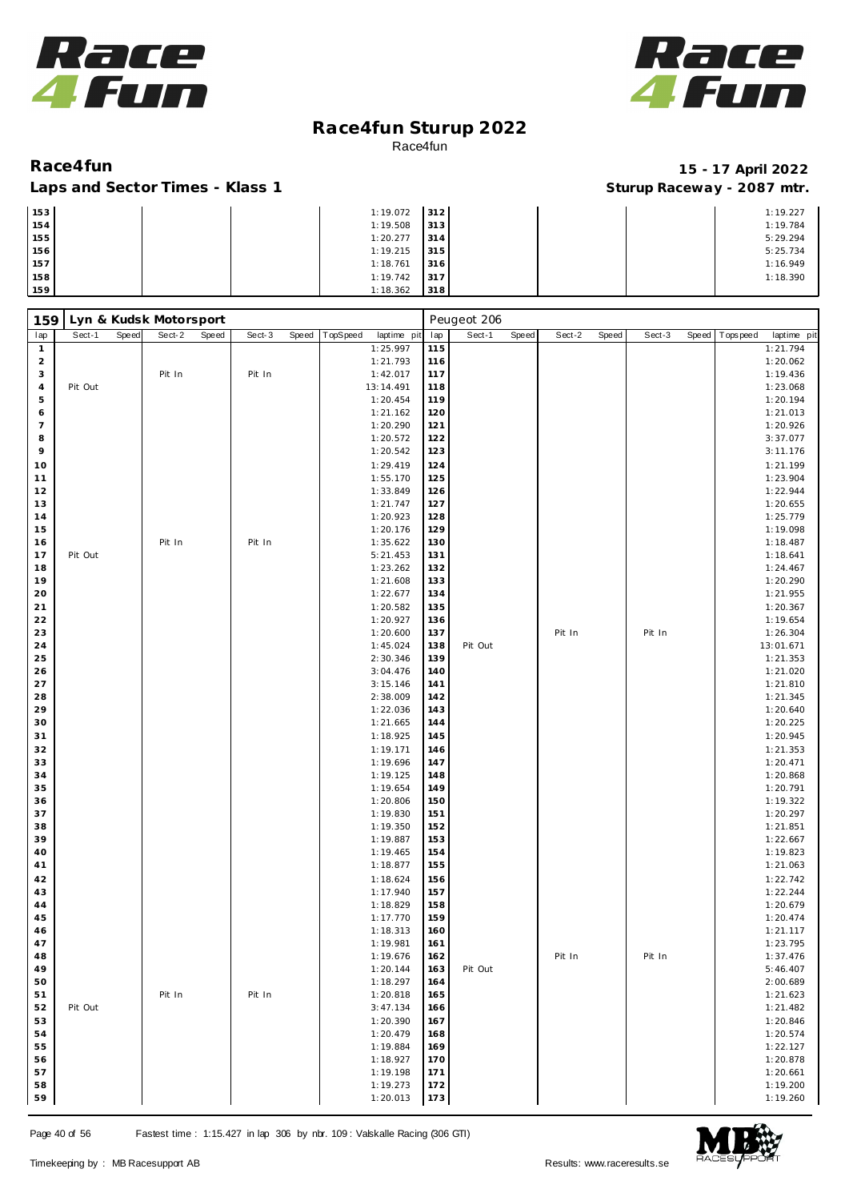# Race4fun Sturup 2022

Race4fun

**Race4fun** — **15 - 17 April 2022**

**Laps and Sector Times - Klass 1** — **Sturup Raceway - 2087 mtr.**

| lap | laptime | lap | laptime |
|---|---|---|---|
| 153 | 1:19.072 | 312 | 1:19.227 |
| 154 | 1:19.508 | 313 | 1:19.784 |
| 155 | 1:20.277 | 314 | 5:29.294 |
| 156 | 1:19.215 | 315 | 5:25.734 |
| 157 | 1:18.761 | 316 | 1:16.949 |
| 158 | 1:19.742 | 317 | 1:18.390 |
| 159 | 1:18.362 | 318 | |

**159 Lyn & Kudsk Motorsport** — Peugeot 206

| lap | Sect-1 | Speed | Sect-2 | Speed | Sect-3 | Speed | TopSpeed | laptime pit | lap | Sect-1 | Speed | Sect-2 | Speed | Sect-3 | Speed | Topspeed | laptime pit |
|---|---|---|---|---|---|---|---|---|---|---|---|---|---|---|---|---|---|
| 1 | | | | | | | | 1:25.997 | 115 | | | | | | | | 1:21.794 |
| 2 | | | | | | | | 1:21.793 | 116 | | | | | | | | 1:20.062 |
| 3 | | | Pit In | | Pit In | | | 1:42.017 | 117 | | | | | | | | 1:19.436 |
| 4 | Pit Out | | | | | | | 13:14.491 | 118 | | | | | | | | 1:23.068 |
| 5 | | | | | | | | 1:20.454 | 119 | | | | | | | | 1:20.194 |
| 6 | | | | | | | | 1:21.162 | 120 | | | | | | | | 1:21.013 |
| 7 | | | | | | | | 1:20.290 | 121 | | | | | | | | 1:20.926 |
| 8 | | | | | | | | 1:20.572 | 122 | | | | | | | | 3:37.077 |
| 9 | | | | | | | | 1:20.542 | 123 | | | | | | | | 3:11.176 |
| 10 | | | | | | | | 1:29.419 | 124 | | | | | | | | 1:21.199 |
| 11 | | | | | | | | 1:55.170 | 125 | | | | | | | | 1:23.904 |
| 12 | | | | | | | | 1:33.849 | 126 | | | | | | | | 1:22.944 |
| 13 | | | | | | | | 1:21.747 | 127 | | | | | | | | 1:20.655 |
| 14 | | | | | | | | 1:20.923 | 128 | | | | | | | | 1:25.779 |
| 15 | | | | | | | | 1:20.176 | 129 | | | | | | | | 1:19.098 |
| 16 | | | Pit In | | Pit In | | | 1:35.622 | 130 | | | | | | | | 1:18.487 |
| 17 | Pit Out | | | | | | | 5:21.453 | 131 | | | | | | | | 1:18.641 |
| 18 | | | | | | | | 1:23.262 | 132 | | | | | | | | 1:24.467 |
| 19 | | | | | | | | 1:21.608 | 133 | | | | | | | | 1:20.290 |
| 20 | | | | | | | | 1:22.677 | 134 | | | | | | | | 1:21.955 |
| 21 | | | | | | | | 1:20.582 | 135 | | | | | | | | 1:20.367 |
| 22 | | | | | | | | 1:20.927 | 136 | | | | | | | | 1:19.654 |
| 23 | | | | | | | | 1:20.600 | 137 | | | Pit In | | Pit In | | | 1:26.304 |
| 24 | | | | | | | | 1:45.024 | 138 | Pit Out | | | | | | | 13:01.671 |
| 25 | | | | | | | | 2:30.346 | 139 | | | | | | | | 1:21.353 |
| 26 | | | | | | | | 3:04.476 | 140 | | | | | | | | 1:21.020 |
| 27 | | | | | | | | 3:15.146 | 141 | | | | | | | | 1:21.810 |
| 28 | | | | | | | | 2:38.009 | 142 | | | | | | | | 1:21.345 |
| 29 | | | | | | | | 1:22.036 | 143 | | | | | | | | 1:20.640 |
| 30 | | | | | | | | 1:21.665 | 144 | | | | | | | | 1:20.225 |
| 31 | | | | | | | | 1:18.925 | 145 | | | | | | | | 1:20.945 |
| 32 | | | | | | | | 1:19.171 | 146 | | | | | | | | 1:21.353 |
| 33 | | | | | | | | 1:19.696 | 147 | | | | | | | | 1:20.471 |
| 34 | | | | | | | | 1:19.125 | 148 | | | | | | | | 1:20.868 |
| 35 | | | | | | | | 1:19.654 | 149 | | | | | | | | 1:20.791 |
| 36 | | | | | | | | 1:20.806 | 150 | | | | | | | | 1:19.322 |
| 37 | | | | | | | | 1:19.830 | 151 | | | | | | | | 1:20.297 |
| 38 | | | | | | | | 1:19.350 | 152 | | | | | | | | 1:21.851 |
| 39 | | | | | | | | 1:19.887 | 153 | | | | | | | | 1:22.667 |
| 40 | | | | | | | | 1:19.465 | 154 | | | | | | | | 1:19.823 |
| 41 | | | | | | | | 1:18.877 | 155 | | | | | | | | 1:21.063 |
| 42 | | | | | | | | 1:18.624 | 156 | | | | | | | | 1:22.742 |
| 43 | | | | | | | | 1:17.940 | 157 | | | | | | | | 1:22.244 |
| 44 | | | | | | | | 1:18.829 | 158 | | | | | | | | 1:20.679 |
| 45 | | | | | | | | 1:17.770 | 159 | | | | | | | | 1:20.474 |
| 46 | | | | | | | | 1:18.313 | 160 | | | | | | | | 1:21.117 |
| 47 | | | | | | | | 1:19.981 | 161 | | | | | | | | 1:23.795 |
| 48 | | | | | | | | 1:19.676 | 162 | | | Pit In | | Pit In | | | 1:37.476 |
| 49 | | | | | | | | 1:20.144 | 163 | Pit Out | | | | | | | 5:46.407 |
| 50 | | | | | | | | 1:18.297 | 164 | | | | | | | | 2:00.689 |
| 51 | | | Pit In | | Pit In | | | 1:20.818 | 165 | | | | | | | | 1:21.623 |
| 52 | Pit Out | | | | | | | 3:47.134 | 166 | | | | | | | | 1:21.482 |
| 53 | | | | | | | | 1:20.390 | 167 | | | | | | | | 1:20.846 |
| 54 | | | | | | | | 1:20.479 | 168 | | | | | | | | 1:20.574 |
| 55 | | | | | | | | 1:19.884 | 169 | | | | | | | | 1:22.127 |
| 56 | | | | | | | | 1:18.927 | 170 | | | | | | | | 1:20.878 |
| 57 | | | | | | | | 1:19.198 | 171 | | | | | | | | 1:20.661 |
| 58 | | | | | | | | 1:19.273 | 172 | | | | | | | | 1:19.200 |
| 59 | | | | | | | | 1:20.013 | 173 | | | | | | | | 1:19.260 |

Fastest time : 1:15.427 in lap 306 by nbr. 109 : Valskalle Racing (306 GTI)

Timekeeping by : MB Racesupport AB — Results: www.raceresults.se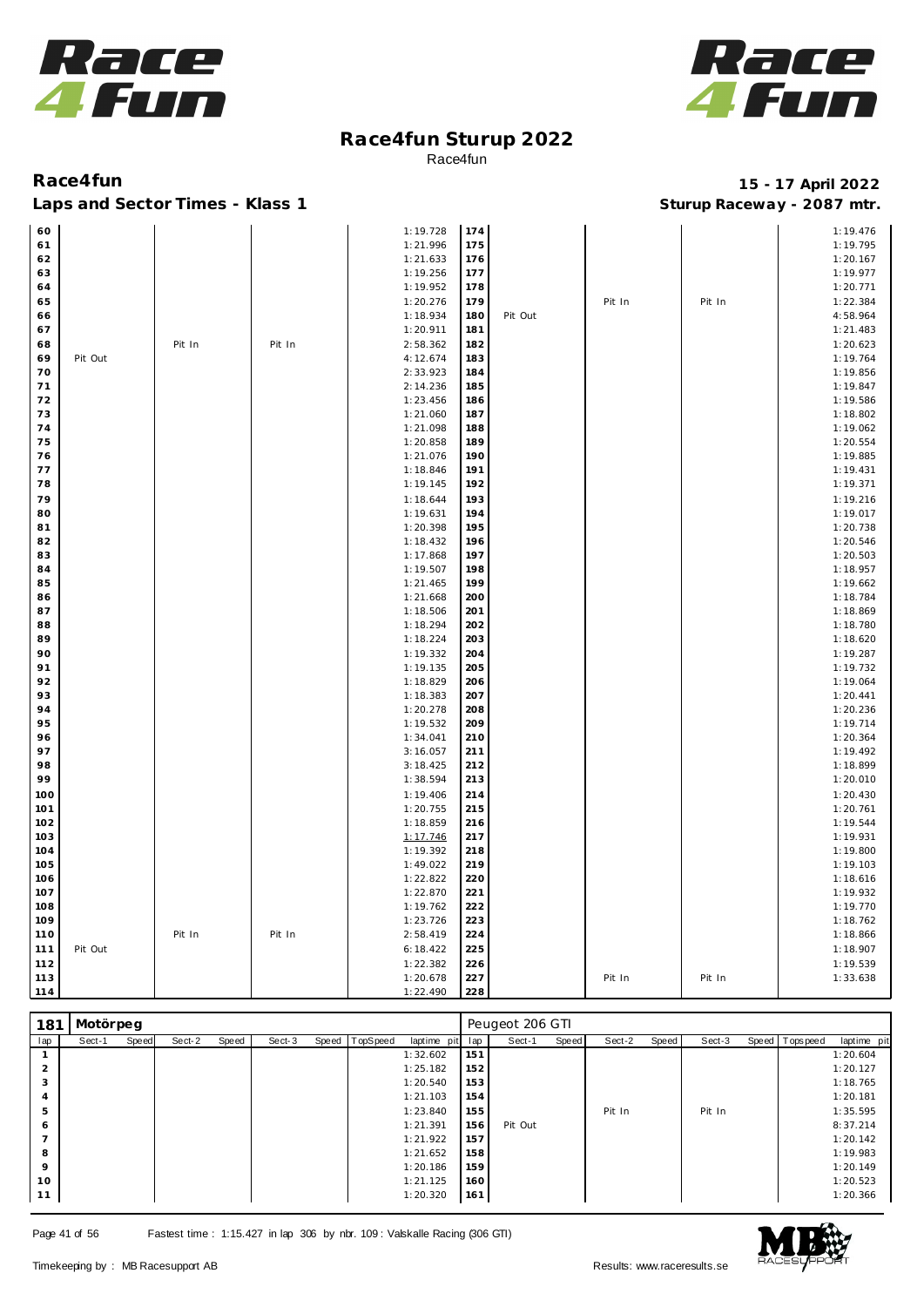# Race4fun Sturup 2022

Race4fun

**Race4fun** **15 - 17 April 2022**

**Laps and Sector Times - Klass 1** **Sturup Raceway - 2087 mtr.**

| lap | Sect-1 | Speed | Sect-2 | Speed | Sect-3 | Speed | TopSpeed | laptime pit | lap | Sect-1 | Speed | Sect-2 | Speed | Sect-3 | Speed | Topspeed | laptime pit |
|---|---|---|---|---|---|---|---|---|---|---|---|---|---|---|---|---|---|
| 60 | | | | | | | | 1:19.728 | 174 | | | | | | | | 1:19.476 |
| 61 | | | | | | | | 1:21.996 | 175 | | | | | | | | 1:19.795 |
| 62 | | | | | | | | 1:21.633 | 176 | | | | | | | | 1:20.167 |
| 63 | | | | | | | | 1:19.256 | 177 | | | | | | | | 1:19.977 |
| 64 | | | | | | | | 1:19.952 | 178 | | | | | | | | 1:20.771 |
| 65 | | | | | | | | 1:20.276 | 179 | | | Pit In | | Pit In | | | 1:22.384 |
| 66 | | | | | | | | 1:18.934 | 180 | Pit Out | | | | | | | 4:58.964 |
| 67 | | | | | | | | 1:20.911 | 181 | | | | | | | | 1:21.483 |
| 68 | | | Pit In | | Pit In | | | 2:58.362 | 182 | | | | | | | | 1:20.623 |
| 69 | Pit Out | | | | | | | 4:12.674 | 183 | | | | | | | | 1:19.764 |
| 70 | | | | | | | | 2:33.923 | 184 | | | | | | | | 1:19.856 |
| 71 | | | | | | | | 2:14.236 | 185 | | | | | | | | 1:19.847 |
| 72 | | | | | | | | 1:23.456 | 186 | | | | | | | | 1:19.586 |
| 73 | | | | | | | | 1:21.060 | 187 | | | | | | | | 1:18.802 |
| 74 | | | | | | | | 1:21.098 | 188 | | | | | | | | 1:19.062 |
| 75 | | | | | | | | 1:20.858 | 189 | | | | | | | | 1:20.554 |
| 76 | | | | | | | | 1:21.076 | 190 | | | | | | | | 1:19.885 |
| 77 | | | | | | | | 1:18.846 | 191 | | | | | | | | 1:19.431 |
| 78 | | | | | | | | 1:19.145 | 192 | | | | | | | | 1:19.371 |
| 79 | | | | | | | | 1:18.644 | 193 | | | | | | | | 1:19.216 |
| 80 | | | | | | | | 1:19.631 | 194 | | | | | | | | 1:19.017 |
| 81 | | | | | | | | 1:20.398 | 195 | | | | | | | | 1:20.738 |
| 82 | | | | | | | | 1:18.432 | 196 | | | | | | | | 1:20.546 |
| 83 | | | | | | | | 1:17.868 | 197 | | | | | | | | 1:20.503 |
| 84 | | | | | | | | 1:19.507 | 198 | | | | | | | | 1:18.957 |
| 85 | | | | | | | | 1:21.465 | 199 | | | | | | | | 1:19.662 |
| 86 | | | | | | | | 1:21.668 | 200 | | | | | | | | 1:18.784 |
| 87 | | | | | | | | 1:18.506 | 201 | | | | | | | | 1:18.869 |
| 88 | | | | | | | | 1:18.294 | 202 | | | | | | | | 1:18.780 |
| 89 | | | | | | | | 1:18.224 | 203 | | | | | | | | 1:18.620 |
| 90 | | | | | | | | 1:19.332 | 204 | | | | | | | | 1:19.287 |
| 91 | | | | | | | | 1:19.135 | 205 | | | | | | | | 1:19.732 |
| 92 | | | | | | | | 1:18.829 | 206 | | | | | | | | 1:19.064 |
| 93 | | | | | | | | 1:18.383 | 207 | | | | | | | | 1:20.441 |
| 94 | | | | | | | | 1:20.278 | 208 | | | | | | | | 1:20.236 |
| 95 | | | | | | | | 1:19.532 | 209 | | | | | | | | 1:19.714 |
| 96 | | | | | | | | 1:34.041 | 210 | | | | | | | | 1:20.364 |
| 97 | | | | | | | | 3:16.057 | 211 | | | | | | | | 1:19.492 |
| 98 | | | | | | | | 3:18.425 | 212 | | | | | | | | 1:18.899 |
| 99 | | | | | | | | 1:38.594 | 213 | | | | | | | | 1:20.010 |
| 100 | | | | | | | | 1:19.406 | 214 | | | | | | | | 1:20.430 |
| 101 | | | | | | | | 1:20.755 | 215 | | | | | | | | 1:20.761 |
| 102 | | | | | | | | 1:18.859 | 216 | | | | | | | | 1:19.544 |
| 103 | | | | | | | | 1:17.746 | 217 | | | | | | | | 1:19.931 |
| 104 | | | | | | | | 1:19.392 | 218 | | | | | | | | 1:19.800 |
| 105 | | | | | | | | 1:49.022 | 219 | | | | | | | | 1:19.103 |
| 106 | | | | | | | | 1:22.822 | 220 | | | | | | | | 1:18.616 |
| 107 | | | | | | | | 1:22.870 | 221 | | | | | | | | 1:19.932 |
| 108 | | | | | | | | 1:19.762 | 222 | | | | | | | | 1:19.770 |
| 109 | | | | | | | | 1:23.726 | 223 | | | | | | | | 1:18.762 |
| 110 | | | Pit In | | Pit In | | | 2:58.419 | 224 | | | | | | | | 1:18.866 |
| 111 | Pit Out | | | | | | | 6:18.422 | 225 | | | | | | | | 1:18.907 |
| 112 | | | | | | | | 1:22.382 | 226 | | | | | | | | 1:19.539 |
| 113 | | | | | | | | 1:20.678 | 227 | | | Pit In | | Pit In | | | 1:33.638 |
| 114 | | | | | | | | 1:22.490 | 228 | | | | | | | | |

| 181 | Motörpeg | | | | | | | | | Peugeot 206 GTI | | | | | | | |
|---|---|---|---|---|---|---|---|---|---|---|---|---|---|---|---|---|---|
| lap | Sect-1 | Speed | Sect-2 | Speed | Sect-3 | Speed | TopSpeed | laptime pit | lap | Sect-1 | Speed | Sect-2 | Speed | Sect-3 | Speed | Topspeed | laptime pit |
| 1 | | | | | | | | 1:32.602 | 151 | | | | | | | | 1:20.604 |
| 2 | | | | | | | | 1:25.182 | 152 | | | | | | | | 1:20.127 |
| 3 | | | | | | | | 1:20.540 | 153 | | | | | | | | 1:18.765 |
| 4 | | | | | | | | 1:21.103 | 154 | | | | | | | | 1:20.181 |
| 5 | | | | | | | | 1:23.840 | 155 | | | Pit In | | Pit In | | | 1:35.595 |
| 6 | | | | | | | | 1:21.391 | 156 | Pit Out | | | | | | | 8:37.214 |
| 7 | | | | | | | | 1:21.922 | 157 | | | | | | | | 1:20.142 |
| 8 | | | | | | | | 1:21.652 | 158 | | | | | | | | 1:19.983 |
| 9 | | | | | | | | 1:20.186 | 159 | | | | | | | | 1:20.149 |
| 10 | | | | | | | | 1:21.125 | 160 | | | | | | | | 1:20.523 |
| 11 | | | | | | | | 1:20.320 | 161 | | | | | | | | 1:20.366 |

Fastest time : 1:15.427 in lap 306 by nbr. 109 : Valskalle Racing (306 GTI)

Timekeeping by : MB Racesupport AB Results: www.raceresults.se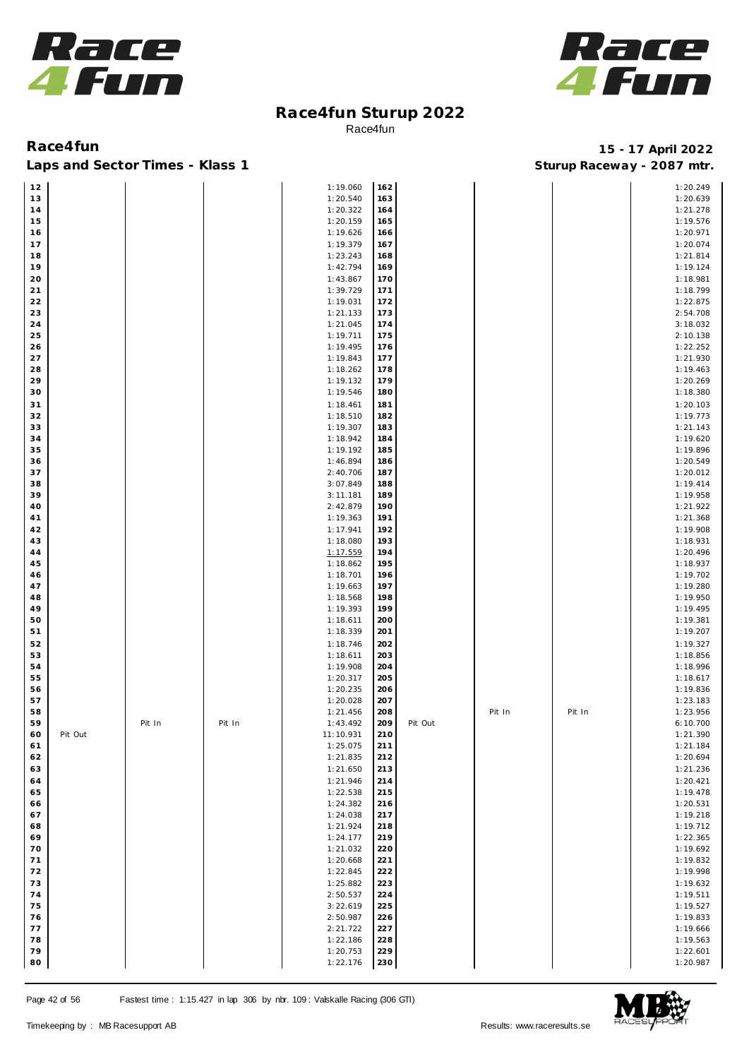# Race4fun Sturup 2022

Race4fun

**Race4fun** 15 - 17 April 2022

**Laps and Sector Times - Klass 1** Sturup Raceway - 2087 mtr.

| | | | | | | | | | |
|---|---|---|---|---|---|---|---|---|---|
| 12 | | | | 1:19.060 | 162 | | | | 1:20.249 |
| 13 | | | | 1:20.540 | 163 | | | | 1:20.639 |
| 14 | | | | 1:20.322 | 164 | | | | 1:21.278 |
| 15 | | | | 1:20.159 | 165 | | | | 1:19.576 |
| 16 | | | | 1:19.626 | 166 | | | | 1:20.971 |
| 17 | | | | 1:19.379 | 167 | | | | 1:20.074 |
| 18 | | | | 1:23.243 | 168 | | | | 1:21.814 |
| 19 | | | | 1:42.794 | 169 | | | | 1:19.124 |
| 20 | | | | 1:43.867 | 170 | | | | 1:18.981 |
| 21 | | | | 1:39.729 | 171 | | | | 1:18.799 |
| 22 | | | | 1:19.031 | 172 | | | | 1:22.875 |
| 23 | | | | 1:21.133 | 173 | | | | 2:54.708 |
| 24 | | | | 1:21.045 | 174 | | | | 3:18.032 |
| 25 | | | | 1:19.711 | 175 | | | | 2:10.138 |
| 26 | | | | 1:19.495 | 176 | | | | 1:22.252 |
| 27 | | | | 1:19.843 | 177 | | | | 1:21.930 |
| 28 | | | | 1:18.262 | 178 | | | | 1:19.463 |
| 29 | | | | 1:19.132 | 179 | | | | 1:20.269 |
| 30 | | | | 1:19.546 | 180 | | | | 1:18.380 |
| 31 | | | | 1:18.461 | 181 | | | | 1:20.103 |
| 32 | | | | 1:18.510 | 182 | | | | 1:19.773 |
| 33 | | | | 1:19.307 | 183 | | | | 1:21.143 |
| 34 | | | | 1:18.942 | 184 | | | | 1:19.620 |
| 35 | | | | 1:19.192 | 185 | | | | 1:19.896 |
| 36 | | | | 1:46.894 | 186 | | | | 1:20.549 |
| 37 | | | | 2:40.706 | 187 | | | | 1:20.012 |
| 38 | | | | 3:07.849 | 188 | | | | 1:19.414 |
| 39 | | | | 3:11.181 | 189 | | | | 1:19.958 |
| 40 | | | | 2:42.879 | 190 | | | | 1:21.922 |
| 41 | | | | 1:19.363 | 191 | | | | 1:21.368 |
| 42 | | | | 1:17.941 | 192 | | | | 1:19.908 |
| 43 | | | | 1:18.080 | 193 | | | | 1:18.931 |
| 44 | | | | 1:17.559 | 194 | | | | 1:20.496 |
| 45 | | | | 1:18.862 | 195 | | | | 1:18.937 |
| 46 | | | | 1:18.701 | 196 | | | | 1:19.702 |
| 47 | | | | 1:19.663 | 197 | | | | 1:19.280 |
| 48 | | | | 1:18.568 | 198 | | | | 1:19.950 |
| 49 | | | | 1:19.393 | 199 | | | | 1:19.495 |
| 50 | | | | 1:18.611 | 200 | | | | 1:19.381 |
| 51 | | | | 1:18.339 | 201 | | | | 1:19.207 |
| 52 | | | | 1:18.746 | 202 | | | | 1:19.327 |
| 53 | | | | 1:18.611 | 203 | | | | 1:18.856 |
| 54 | | | | 1:19.908 | 204 | | | | 1:18.996 |
| 55 | | | | 1:20.317 | 205 | | | | 1:18.617 |
| 56 | | | | 1:20.235 | 206 | | | | 1:19.836 |
| 57 | | | | 1:20.028 | 207 | | | | 1:23.183 |
| 58 | | | | 1:21.456 | 208 | | Pit In | Pit In | 1:23.956 |
| 59 | | Pit In | Pit In | 1:43.492 | 209 | Pit Out | | | 6:10.700 |
| 60 | Pit Out | | | 11:10.931 | 210 | | | | 1:21.390 |
| 61 | | | | 1:25.075 | 211 | | | | 1:21.184 |
| 62 | | | | 1:21.835 | 212 | | | | 1:20.694 |
| 63 | | | | 1:21.650 | 213 | | | | 1:21.236 |
| 64 | | | | 1:21.946 | 214 | | | | 1:20.421 |
| 65 | | | | 1:22.538 | 215 | | | | 1:19.478 |
| 66 | | | | 1:24.382 | 216 | | | | 1:20.531 |
| 67 | | | | 1:24.038 | 217 | | | | 1:19.218 |
| 68 | | | | 1:21.924 | 218 | | | | 1:19.712 |
| 69 | | | | 1:24.177 | 219 | | | | 1:22.365 |
| 70 | | | | 1:21.032 | 220 | | | | 1:19.692 |
| 71 | | | | 1:20.668 | 221 | | | | 1:19.832 |
| 72 | | | | 1:22.845 | 222 | | | | 1:19.998 |
| 73 | | | | 1:25.882 | 223 | | | | 1:19.632 |
| 74 | | | | 2:50.537 | 224 | | | | 1:19.511 |
| 75 | | | | 3:22.619 | 225 | | | | 1:19.527 |
| 76 | | | | 2:50.987 | 226 | | | | 1:19.833 |
| 77 | | | | 2:21.722 | 227 | | | | 1:19.666 |
| 78 | | | | 1:22.186 | 228 | | | | 1:19.563 |
| 79 | | | | 1:20.753 | 229 | | | | 1:22.601 |
| 80 | | | | 1:22.176 | 230 | | | | 1:20.987 |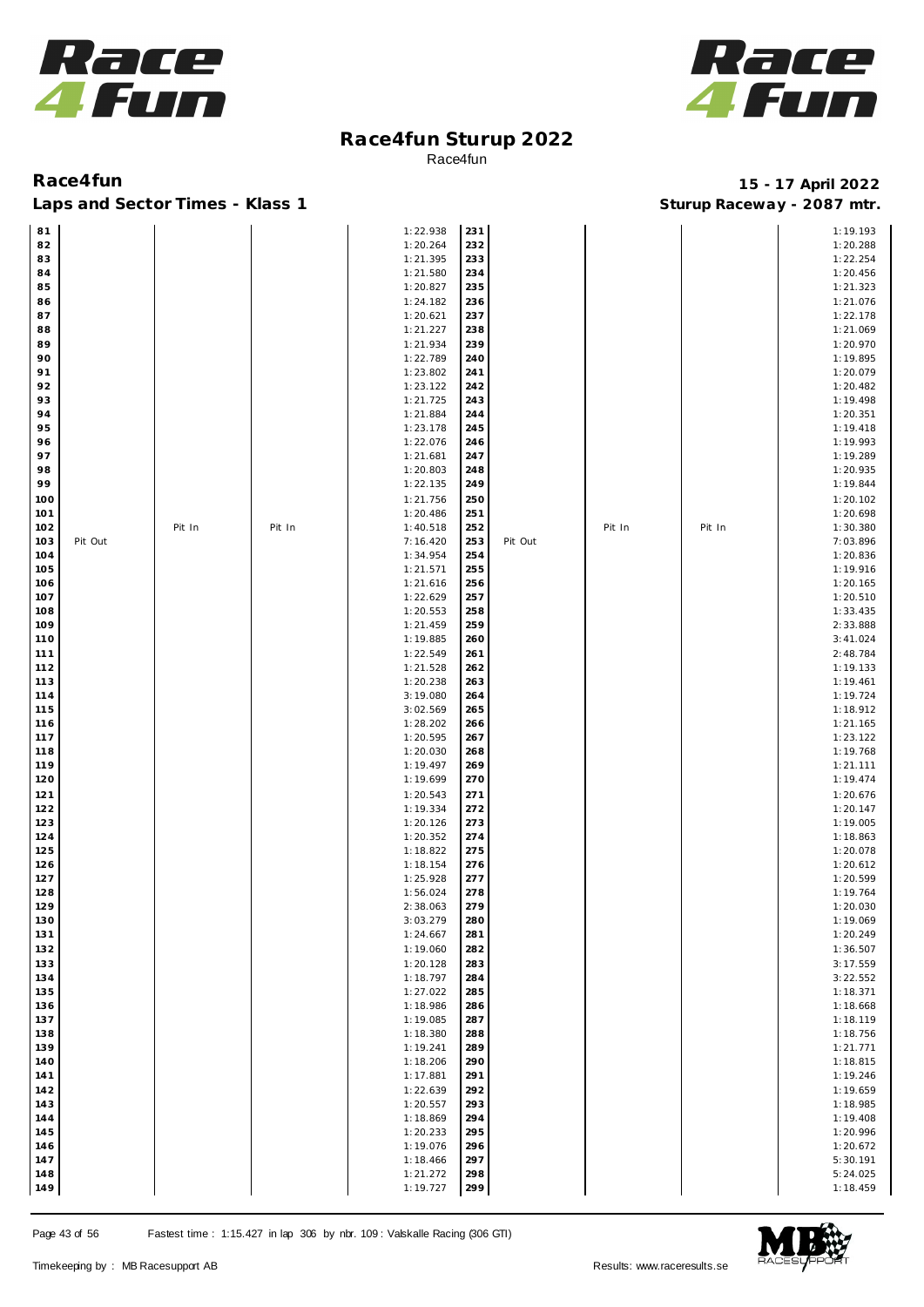# Race4fun Sturup 2022

Race4fun

## Race4fun

**15 - 17 April 2022**

### Laps and Sector Times - Klass 1

**Sturup Raceway - 2087 mtr.**

| Lap | | | | Time | Lap | | | | Time |
|---|---|---|---|---|---|---|---|---|---|
| 81 | | | | 1:22.938 | 231 | | | | 1:19.193 |
| 82 | | | | 1:20.264 | 232 | | | | 1:20.288 |
| 83 | | | | 1:21.395 | 233 | | | | 1:22.254 |
| 84 | | | | 1:21.580 | 234 | | | | 1:20.456 |
| 85 | | | | 1:20.827 | 235 | | | | 1:21.323 |
| 86 | | | | 1:24.182 | 236 | | | | 1:21.076 |
| 87 | | | | 1:20.621 | 237 | | | | 1:22.178 |
| 88 | | | | 1:21.227 | 238 | | | | 1:21.069 |
| 89 | | | | 1:21.934 | 239 | | | | 1:20.970 |
| 90 | | | | 1:22.789 | 240 | | | | 1:19.895 |
| 91 | | | | 1:23.802 | 241 | | | | 1:20.079 |
| 92 | | | | 1:23.122 | 242 | | | | 1:20.482 |
| 93 | | | | 1:21.725 | 243 | | | | 1:19.498 |
| 94 | | | | 1:21.884 | 244 | | | | 1:20.351 |
| 95 | | | | 1:23.178 | 245 | | | | 1:19.418 |
| 96 | | | | 1:22.076 | 246 | | | | 1:19.993 |
| 97 | | | | 1:21.681 | 247 | | | | 1:19.289 |
| 98 | | | | 1:20.803 | 248 | | | | 1:20.935 |
| 99 | | | | 1:22.135 | 249 | | | | 1:19.844 |
| 100 | | | | 1:21.756 | 250 | | | | 1:20.102 |
| 101 | | | | 1:20.486 | 251 | | | | 1:20.698 |
| 102 | | Pit In | Pit In | 1:40.518 | 252 | | Pit In | Pit In | 1:30.380 |
| 103 | Pit Out | | | 7:16.420 | 253 | Pit Out | | | 7:03.896 |
| 104 | | | | 1:34.954 | 254 | | | | 1:20.836 |
| 105 | | | | 1:21.571 | 255 | | | | 1:19.916 |
| 106 | | | | 1:21.616 | 256 | | | | 1:20.165 |
| 107 | | | | 1:22.629 | 257 | | | | 1:20.510 |
| 108 | | | | 1:20.553 | 258 | | | | 1:33.435 |
| 109 | | | | 1:21.459 | 259 | | | | 2:33.888 |
| 110 | | | | 1:19.885 | 260 | | | | 3:41.024 |
| 111 | | | | 1:22.549 | 261 | | | | 2:48.784 |
| 112 | | | | 1:21.528 | 262 | | | | 1:19.133 |
| 113 | | | | 1:20.238 | 263 | | | | 1:19.461 |
| 114 | | | | 3:19.080 | 264 | | | | 1:19.724 |
| 115 | | | | 3:02.569 | 265 | | | | 1:18.912 |
| 116 | | | | 1:28.202 | 266 | | | | 1:21.165 |
| 117 | | | | 1:20.595 | 267 | | | | 1:23.122 |
| 118 | | | | 1:20.030 | 268 | | | | 1:19.768 |
| 119 | | | | 1:19.497 | 269 | | | | 1:21.111 |
| 120 | | | | 1:19.699 | 270 | | | | 1:19.474 |
| 121 | | | | 1:20.543 | 271 | | | | 1:20.676 |
| 122 | | | | 1:19.334 | 272 | | | | 1:20.147 |
| 123 | | | | 1:20.126 | 273 | | | | 1:19.005 |
| 124 | | | | 1:20.352 | 274 | | | | 1:18.863 |
| 125 | | | | 1:18.822 | 275 | | | | 1:20.078 |
| 126 | | | | 1:18.154 | 276 | | | | 1:20.612 |
| 127 | | | | 1:25.928 | 277 | | | | 1:20.599 |
| 128 | | | | 1:56.024 | 278 | | | | 1:19.764 |
| 129 | | | | 2:38.063 | 279 | | | | 1:20.030 |
| 130 | | | | 3:03.279 | 280 | | | | 1:19.069 |
| 131 | | | | 1:24.667 | 281 | | | | 1:20.249 |
| 132 | | | | 1:19.060 | 282 | | | | 1:36.507 |
| 133 | | | | 1:20.128 | 283 | | | | 3:17.559 |
| 134 | | | | 1:18.797 | 284 | | | | 3:22.552 |
| 135 | | | | 1:27.022 | 285 | | | | 1:18.371 |
| 136 | | | | 1:18.986 | 286 | | | | 1:18.668 |
| 137 | | | | 1:19.085 | 287 | | | | 1:18.119 |
| 138 | | | | 1:18.380 | 288 | | | | 1:18.756 |
| 139 | | | | 1:19.241 | 289 | | | | 1:21.771 |
| 140 | | | | 1:18.206 | 290 | | | | 1:18.815 |
| 141 | | | | 1:17.881 | 291 | | | | 1:19.246 |
| 142 | | | | 1:22.639 | 292 | | | | 1:19.659 |
| 143 | | | | 1:20.557 | 293 | | | | 1:18.985 |
| 144 | | | | 1:18.869 | 294 | | | | 1:19.408 |
| 145 | | | | 1:20.233 | 295 | | | | 1:20.996 |
| 146 | | | | 1:19.076 | 296 | | | | 1:20.672 |
| 147 | | | | 1:18.466 | 297 | | | | 5:30.191 |
| 148 | | | | 1:21.272 | 298 | | | | 5:24.025 |
| 149 | | | | 1:19.727 | 299 | | | | 1:18.459 |

Fastest time : 1:15.427 in lap 306 by nbr. 109 : Valskalle Racing (306 GTI)

Timekeeping by : MB Racesupport AB

Results: www.raceresults.se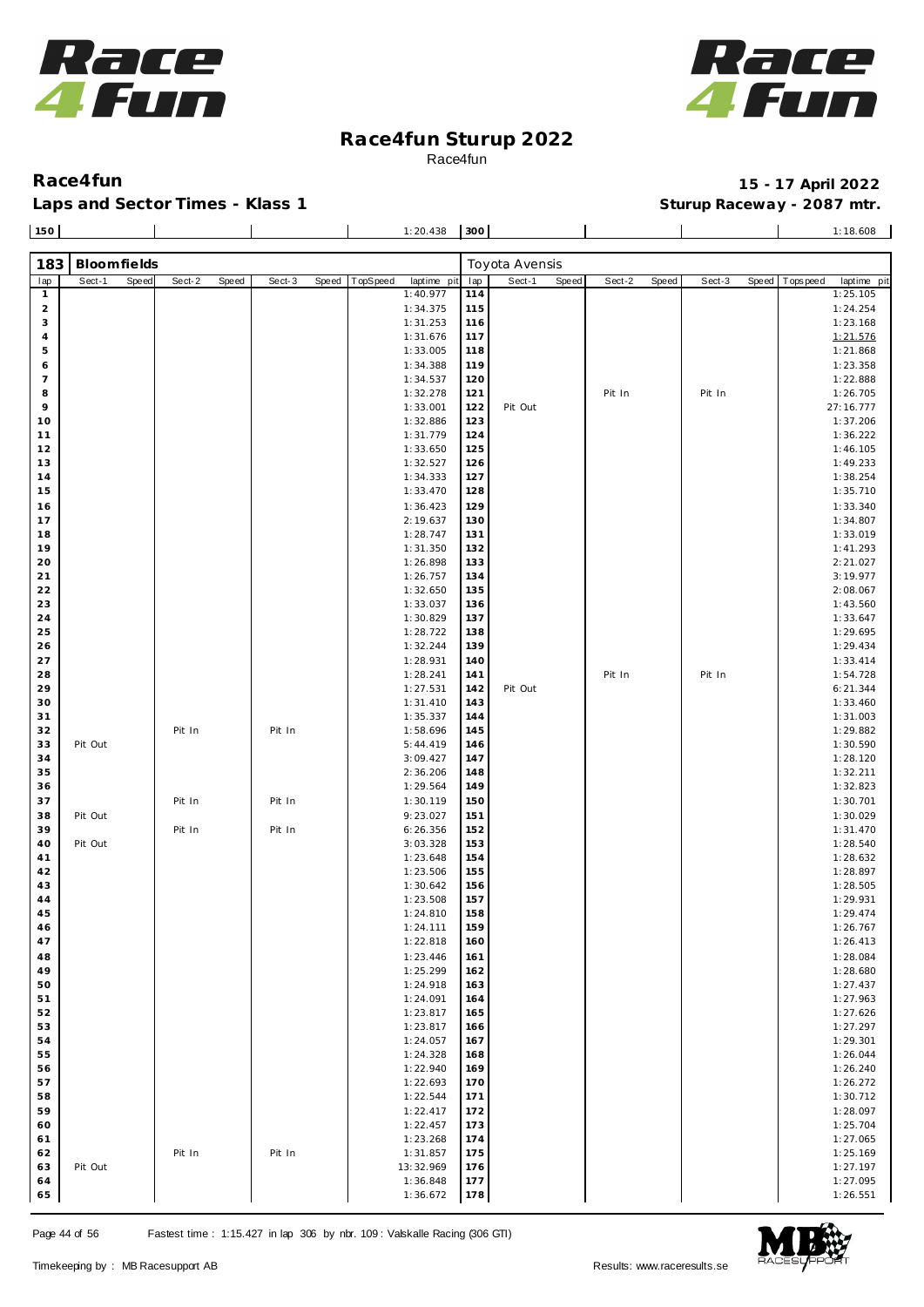# Race4fun Sturup 2022

Race4fun

**Race4fun** — **15 - 17 April 2022**

**Laps and Sector Times - Klass 1** — **Sturup Raceway - 2087 mtr.**

| 150 | | | | | 1:20.438 | 300 | | | | | 1:18.608 |
|---|---|---|---|---|---|---|---|---|---|---|---|

**183 Bloomfields** — Toyota Avensis

| lap | Sect-1 | Speed | Sect-2 | Speed | Sect-3 | Speed | TopSpeed | laptime pit | lap | Sect-1 | Speed | Sect-2 | Speed | Sect-3 | Speed | Topspeed | laptime pit |
|---|---|---|---|---|---|---|---|---|---|---|---|---|---|---|---|---|---|
| 1 | | | | | | | | 1:40.977 | 114 | | | | | | | | 1:25.105 |
| 2 | | | | | | | | 1:34.375 | 115 | | | | | | | | 1:24.254 |
| 3 | | | | | | | | 1:31.253 | 116 | | | | | | | | 1:23.168 |
| 4 | | | | | | | | 1:31.676 | 117 | | | | | | | | 1:21.576 |
| 5 | | | | | | | | 1:33.005 | 118 | | | | | | | | 1:21.868 |
| 6 | | | | | | | | 1:34.388 | 119 | | | | | | | | 1:23.358 |
| 7 | | | | | | | | 1:34.537 | 120 | | | | | | | | 1:22.888 |
| 8 | | | | | | | | 1:32.278 | 121 | | | Pit In | | Pit In | | | 1:26.705 |
| 9 | | | | | | | | 1:33.001 | 122 | Pit Out | | | | | | | 27:16.777 |
| 10 | | | | | | | | 1:32.886 | 123 | | | | | | | | 1:37.206 |
| 11 | | | | | | | | 1:31.779 | 124 | | | | | | | | 1:36.222 |
| 12 | | | | | | | | 1:33.650 | 125 | | | | | | | | 1:46.105 |
| 13 | | | | | | | | 1:32.527 | 126 | | | | | | | | 1:49.233 |
| 14 | | | | | | | | 1:34.333 | 127 | | | | | | | | 1:38.254 |
| 15 | | | | | | | | 1:33.470 | 128 | | | | | | | | 1:35.710 |
| 16 | | | | | | | | 1:36.423 | 129 | | | | | | | | 1:33.340 |
| 17 | | | | | | | | 2:19.637 | 130 | | | | | | | | 1:34.807 |
| 18 | | | | | | | | 1:28.747 | 131 | | | | | | | | 1:33.019 |
| 19 | | | | | | | | 1:31.350 | 132 | | | | | | | | 1:41.293 |
| 20 | | | | | | | | 1:26.898 | 133 | | | | | | | | 2:21.027 |
| 21 | | | | | | | | 1:26.757 | 134 | | | | | | | | 3:19.977 |
| 22 | | | | | | | | 1:32.650 | 135 | | | | | | | | 2:08.067 |
| 23 | | | | | | | | 1:33.037 | 136 | | | | | | | | 1:43.560 |
| 24 | | | | | | | | 1:30.829 | 137 | | | | | | | | 1:33.647 |
| 25 | | | | | | | | 1:28.722 | 138 | | | | | | | | 1:29.695 |
| 26 | | | | | | | | 1:32.244 | 139 | | | | | | | | 1:29.434 |
| 27 | | | | | | | | 1:28.931 | 140 | | | | | | | | 1:33.414 |
| 28 | | | | | | | | 1:28.241 | 141 | | | Pit In | | Pit In | | | 1:54.728 |
| 29 | | | | | | | | 1:27.531 | 142 | Pit Out | | | | | | | 6:21.344 |
| 30 | | | | | | | | 1:31.410 | 143 | | | | | | | | 1:33.460 |
| 31 | | | | | | | | 1:35.337 | 144 | | | | | | | | 1:31.003 |
| 32 | | | Pit In | | Pit In | | | 1:58.696 | 145 | | | | | | | | 1:29.882 |
| 33 | Pit Out | | | | | | | 5:44.419 | 146 | | | | | | | | 1:30.590 |
| 34 | | | | | | | | 3:09.427 | 147 | | | | | | | | 1:28.120 |
| 35 | | | | | | | | 2:36.206 | 148 | | | | | | | | 1:32.211 |
| 36 | | | | | | | | 1:29.564 | 149 | | | | | | | | 1:32.823 |
| 37 | | | Pit In | | Pit In | | | 1:30.119 | 150 | | | | | | | | 1:30.701 |
| 38 | Pit Out | | | | | | | 9:23.027 | 151 | | | | | | | | 1:30.029 |
| 39 | | | Pit In | | Pit In | | | 6:26.356 | 152 | | | | | | | | 1:31.470 |
| 40 | Pit Out | | | | | | | 3:03.328 | 153 | | | | | | | | 1:28.540 |
| 41 | | | | | | | | 1:23.648 | 154 | | | | | | | | 1:28.632 |
| 42 | | | | | | | | 1:23.506 | 155 | | | | | | | | 1:28.897 |
| 43 | | | | | | | | 1:30.642 | 156 | | | | | | | | 1:28.505 |
| 44 | | | | | | | | 1:23.508 | 157 | | | | | | | | 1:29.931 |
| 45 | | | | | | | | 1:24.810 | 158 | | | | | | | | 1:29.474 |
| 46 | | | | | | | | 1:24.111 | 159 | | | | | | | | 1:26.767 |
| 47 | | | | | | | | 1:22.818 | 160 | | | | | | | | 1:26.413 |
| 48 | | | | | | | | 1:23.446 | 161 | | | | | | | | 1:28.084 |
| 49 | | | | | | | | 1:25.299 | 162 | | | | | | | | 1:28.680 |
| 50 | | | | | | | | 1:24.918 | 163 | | | | | | | | 1:27.437 |
| 51 | | | | | | | | 1:24.091 | 164 | | | | | | | | 1:27.963 |
| 52 | | | | | | | | 1:23.817 | 165 | | | | | | | | 1:27.626 |
| 53 | | | | | | | | 1:23.817 | 166 | | | | | | | | 1:27.297 |
| 54 | | | | | | | | 1:24.057 | 167 | | | | | | | | 1:29.301 |
| 55 | | | | | | | | 1:24.328 | 168 | | | | | | | | 1:26.044 |
| 56 | | | | | | | | 1:22.940 | 169 | | | | | | | | 1:26.240 |
| 57 | | | | | | | | 1:22.693 | 170 | | | | | | | | 1:26.272 |
| 58 | | | | | | | | 1:22.544 | 171 | | | | | | | | 1:30.712 |
| 59 | | | | | | | | 1:22.417 | 172 | | | | | | | | 1:28.097 |
| 60 | | | | | | | | 1:22.457 | 173 | | | | | | | | 1:25.704 |
| 61 | | | | | | | | 1:23.268 | 174 | | | | | | | | 1:27.065 |
| 62 | | | Pit In | | Pit In | | | 1:31.857 | 175 | | | | | | | | 1:25.169 |
| 63 | Pit Out | | | | | | | 13:32.969 | 176 | | | | | | | | 1:27.197 |
| 64 | | | | | | | | 1:36.848 | 177 | | | | | | | | 1:27.095 |
| 65 | | | | | | | | 1:36.672 | 178 | | | | | | | | 1:26.551 |

Fastest time : 1:15.427 in lap 306 by nbr. 109 : Valskalle Racing (306 GTI)

Timekeeping by : MB Racesupport AB — Results: www.raceresults.se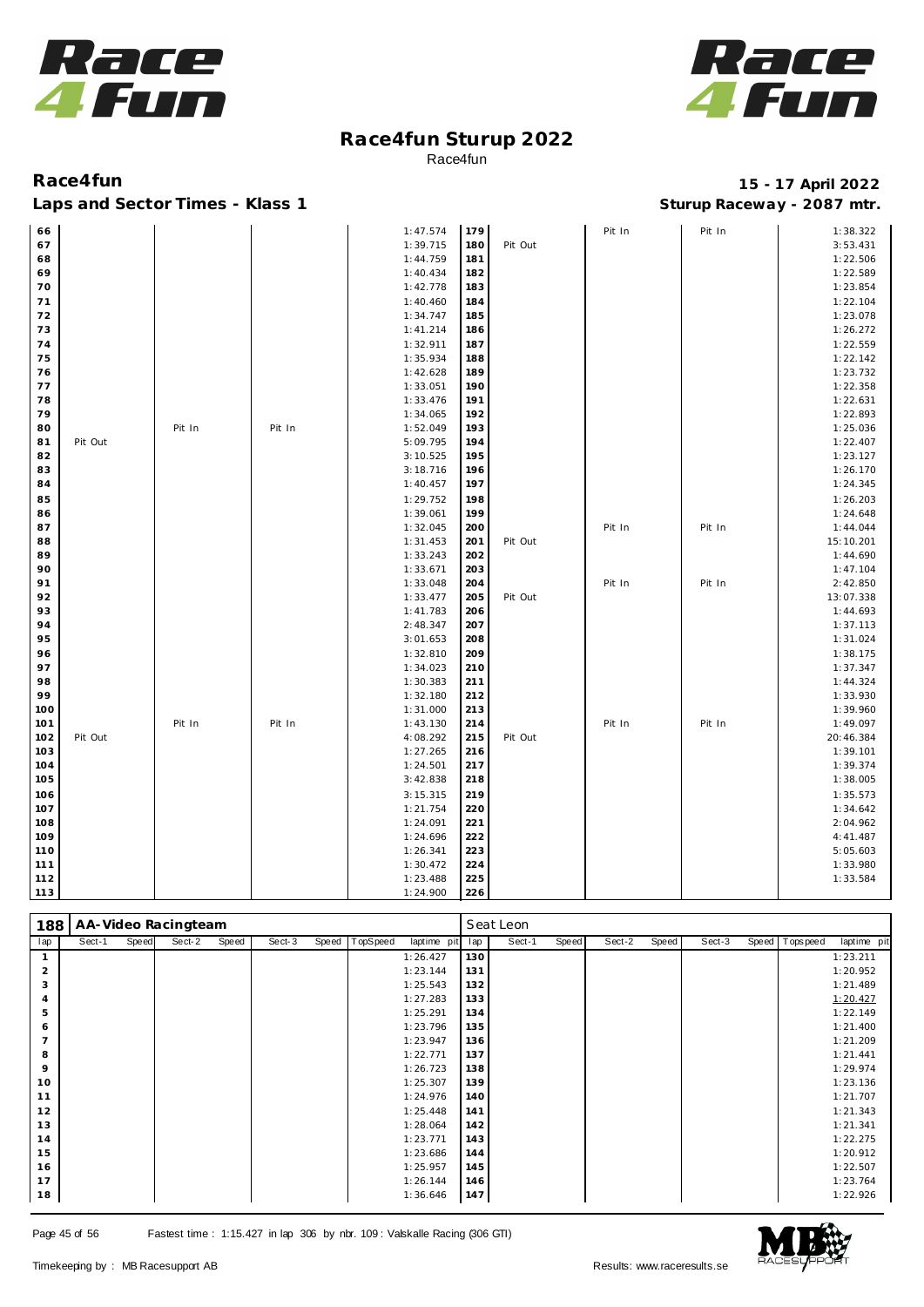# Race4fun Sturup 2022

Race4fun

## Race4fun

**15 - 17 April 2022**

### Laps and Sector Times - Klass 1

**Sturup Raceway - 2087 mtr.**

| lap | Sect-1 | Speed | Sect-2 | Speed | Sect-3 | Speed | TopSpeed | laptime pit | lap | Sect-1 | Speed | Sect-2 | Speed | Sect-3 | Speed | Topspeed | laptime pit |
|---|---|---|---|---|---|---|---|---|---|---|---|---|---|---|---|---|---|
| 66 | | | | | | | | 1:47.574 | 179 | | | Pit In | | Pit In | | | 1:38.322 |
| 67 | | | | | | | | 1:39.715 | 180 | Pit Out | | | | | | | 3:53.431 |
| 68 | | | | | | | | 1:44.759 | 181 | | | | | | | | 1:22.506 |
| 69 | | | | | | | | 1:40.434 | 182 | | | | | | | | 1:22.589 |
| 70 | | | | | | | | 1:42.778 | 183 | | | | | | | | 1:23.854 |
| 71 | | | | | | | | 1:40.460 | 184 | | | | | | | | 1:22.104 |
| 72 | | | | | | | | 1:34.747 | 185 | | | | | | | | 1:23.078 |
| 73 | | | | | | | | 1:41.214 | 186 | | | | | | | | 1:26.272 |
| 74 | | | | | | | | 1:32.911 | 187 | | | | | | | | 1:22.559 |
| 75 | | | | | | | | 1:35.934 | 188 | | | | | | | | 1:22.142 |
| 76 | | | | | | | | 1:42.628 | 189 | | | | | | | | 1:23.732 |
| 77 | | | | | | | | 1:33.051 | 190 | | | | | | | | 1:22.358 |
| 78 | | | | | | | | 1:33.476 | 191 | | | | | | | | 1:22.631 |
| 79 | | | | | | | | 1:34.065 | 192 | | | | | | | | 1:22.893 |
| 80 | | | Pit In | | Pit In | | | 1:52.049 | 193 | | | | | | | | 1:25.036 |
| 81 | Pit Out | | | | | | | 5:09.795 | 194 | | | | | | | | 1:22.407 |
| 82 | | | | | | | | 3:10.525 | 195 | | | | | | | | 1:23.127 |
| 83 | | | | | | | | 3:18.716 | 196 | | | | | | | | 1:26.170 |
| 84 | | | | | | | | 1:40.457 | 197 | | | | | | | | 1:24.345 |
| 85 | | | | | | | | 1:29.752 | 198 | | | | | | | | 1:26.203 |
| 86 | | | | | | | | 1:39.061 | 199 | | | | | | | | 1:24.648 |
| 87 | | | | | | | | 1:32.045 | 200 | | | Pit In | | Pit In | | | 1:44.044 |
| 88 | | | | | | | | 1:31.453 | 201 | Pit Out | | | | | | | 15:10.201 |
| 89 | | | | | | | | 1:33.243 | 202 | | | | | | | | 1:44.690 |
| 90 | | | | | | | | 1:33.671 | 203 | | | | | | | | 1:47.104 |
| 91 | | | | | | | | 1:33.048 | 204 | | | Pit In | | Pit In | | | 2:42.850 |
| 92 | | | | | | | | 1:33.477 | 205 | Pit Out | | | | | | | 13:07.338 |
| 93 | | | | | | | | 1:41.783 | 206 | | | | | | | | 1:44.693 |
| 94 | | | | | | | | 2:48.347 | 207 | | | | | | | | 1:37.113 |
| 95 | | | | | | | | 3:01.653 | 208 | | | | | | | | 1:31.024 |
| 96 | | | | | | | | 1:32.810 | 209 | | | | | | | | 1:38.175 |
| 97 | | | | | | | | 1:34.023 | 210 | | | | | | | | 1:37.347 |
| 98 | | | | | | | | 1:30.383 | 211 | | | | | | | | 1:44.324 |
| 99 | | | | | | | | 1:32.180 | 212 | | | | | | | | 1:33.930 |
| 100 | | | | | | | | 1:31.000 | 213 | | | | | | | | 1:39.960 |
| 101 | | | Pit In | | Pit In | | | 1:43.130 | 214 | | | Pit In | | Pit In | | | 1:49.097 |
| 102 | Pit Out | | | | | | | 4:08.292 | 215 | Pit Out | | | | | | | 20:46.384 |
| 103 | | | | | | | | 1:27.265 | 216 | | | | | | | | 1:39.101 |
| 104 | | | | | | | | 1:24.501 | 217 | | | | | | | | 1:39.374 |
| 105 | | | | | | | | 3:42.838 | 218 | | | | | | | | 1:38.005 |
| 106 | | | | | | | | 3:15.315 | 219 | | | | | | | | 1:35.573 |
| 107 | | | | | | | | 1:21.754 | 220 | | | | | | | | 1:34.642 |
| 108 | | | | | | | | 1:24.091 | 221 | | | | | | | | 2:04.962 |
| 109 | | | | | | | | 1:24.696 | 222 | | | | | | | | 4:41.487 |
| 110 | | | | | | | | 1:26.341 | 223 | | | | | | | | 5:05.603 |
| 111 | | | | | | | | 1:30.472 | 224 | | | | | | | | 1:33.980 |
| 112 | | | | | | | | 1:23.488 | 225 | | | | | | | | 1:33.584 |
| 113 | | | | | | | | 1:24.900 | 226 | | | | | | | | |

| 188 | AA-Video Racingteam | | | | | | | | Seat Leon | | | | | | | | |
|---|---|---|---|---|---|---|---|---|---|---|---|---|---|---|---|---|---|
| lap | Sect-1 | Speed | Sect-2 | Speed | Sect-3 | Speed | TopSpeed | laptime pit | lap | Sect-1 | Speed | Sect-2 | Speed | Sect-3 | Speed | Topspeed | laptime pit |
| 1 | | | | | | | | 1:26.427 | 130 | | | | | | | | 1:23.211 |
| 2 | | | | | | | | 1:23.144 | 131 | | | | | | | | 1:20.952 |
| 3 | | | | | | | | 1:25.543 | 132 | | | | | | | | 1:21.489 |
| 4 | | | | | | | | 1:27.283 | 133 | | | | | | | | 1:20.427 |
| 5 | | | | | | | | 1:25.291 | 134 | | | | | | | | 1:22.149 |
| 6 | | | | | | | | 1:23.796 | 135 | | | | | | | | 1:21.400 |
| 7 | | | | | | | | 1:23.947 | 136 | | | | | | | | 1:21.209 |
| 8 | | | | | | | | 1:22.771 | 137 | | | | | | | | 1:21.441 |
| 9 | | | | | | | | 1:26.723 | 138 | | | | | | | | 1:29.974 |
| 10 | | | | | | | | 1:25.307 | 139 | | | | | | | | 1:23.136 |
| 11 | | | | | | | | 1:24.976 | 140 | | | | | | | | 1:21.707 |
| 12 | | | | | | | | 1:25.448 | 141 | | | | | | | | 1:21.343 |
| 13 | | | | | | | | 1:28.064 | 142 | | | | | | | | 1:21.341 |
| 14 | | | | | | | | 1:23.771 | 143 | | | | | | | | 1:22.275 |
| 15 | | | | | | | | 1:23.686 | 144 | | | | | | | | 1:20.912 |
| 16 | | | | | | | | 1:25.957 | 145 | | | | | | | | 1:22.507 |
| 17 | | | | | | | | 1:26.144 | 146 | | | | | | | | 1:23.764 |
| 18 | | | | | | | | 1:36.646 | 147 | | | | | | | | 1:22.926 |

Fastest time : 1:15.427 in lap 306 by nbr. 109 : Valskalle Racing (306 GTI)

Timekeeping by : MB Racesupport AB

Results: www.raceresults.se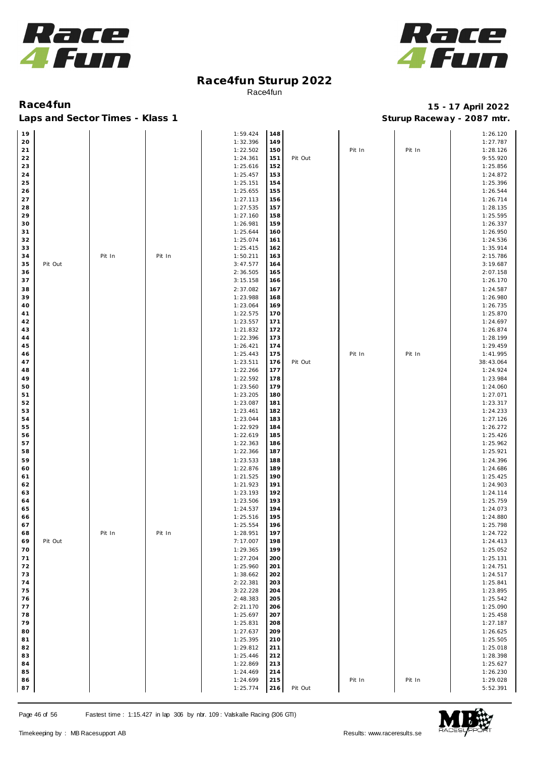# Race4fun Sturup 2022

Race4fun

**Race4fun** — **15 - 17 April 2022**

**Laps and Sector Times - Klass 1** — **Sturup Raceway - 2087 mtr.**

| Lap | S1 | S2 | S3 | Time | Lap | S1 | S2 | S3 | Time |
|---|---|---|---|---|---|---|---|---|---|
| 19 | | | | 1:59.424 | 148 | | | | 1:26.120 |
| 20 | | | | 1:32.396 | 149 | | | | 1:27.787 |
| 21 | | | | 1:22.502 | 150 | | Pit In | Pit In | 1:28.126 |
| 22 | | | | 1:24.361 | 151 | Pit Out | | | 9:55.920 |
| 23 | | | | 1:25.616 | 152 | | | | 1:25.856 |
| 24 | | | | 1:25.457 | 153 | | | | 1:24.872 |
| 25 | | | | 1:25.151 | 154 | | | | 1:25.396 |
| 26 | | | | 1:25.655 | 155 | | | | 1:26.544 |
| 27 | | | | 1:27.113 | 156 | | | | 1:26.714 |
| 28 | | | | 1:27.535 | 157 | | | | 1:28.135 |
| 29 | | | | 1:27.160 | 158 | | | | 1:25.595 |
| 30 | | | | 1:26.981 | 159 | | | | 1:26.337 |
| 31 | | | | 1:25.644 | 160 | | | | 1:26.950 |
| 32 | | | | 1:25.074 | 161 | | | | 1:24.536 |
| 33 | | | | 1:25.415 | 162 | | | | 1:35.914 |
| 34 | | Pit In | Pit In | 1:50.211 | 163 | | | | 2:15.786 |
| 35 | Pit Out | | | 3:47.577 | 164 | | | | 3:19.687 |
| 36 | | | | 2:36.505 | 165 | | | | 2:07.158 |
| 37 | | | | 3:15.158 | 166 | | | | 1:26.170 |
| 38 | | | | 2:37.082 | 167 | | | | 1:24.587 |
| 39 | | | | 1:23.988 | 168 | | | | 1:26.980 |
| 40 | | | | 1:23.064 | 169 | | | | 1:26.735 |
| 41 | | | | 1:22.575 | 170 | | | | 1:25.870 |
| 42 | | | | 1:23.557 | 171 | | | | 1:24.697 |
| 43 | | | | 1:21.832 | 172 | | | | 1:26.874 |
| 44 | | | | 1:22.396 | 173 | | | | 1:28.199 |
| 45 | | | | 1:26.421 | 174 | | | | 1:29.459 |
| 46 | | | | 1:25.443 | 175 | | Pit In | Pit In | 1:41.995 |
| 47 | | | | 1:23.511 | 176 | Pit Out | | | 38:43.064 |
| 48 | | | | 1:22.266 | 177 | | | | 1:24.924 |
| 49 | | | | 1:22.592 | 178 | | | | 1:23.984 |
| 50 | | | | 1:23.560 | 179 | | | | 1:24.060 |
| 51 | | | | 1:23.205 | 180 | | | | 1:27.071 |
| 52 | | | | 1:23.087 | 181 | | | | 1:23.317 |
| 53 | | | | 1:23.461 | 182 | | | | 1:24.233 |
| 54 | | | | 1:23.044 | 183 | | | | 1:27.126 |
| 55 | | | | 1:22.929 | 184 | | | | 1:26.272 |
| 56 | | | | 1:22.619 | 185 | | | | 1:25.426 |
| 57 | | | | 1:22.363 | 186 | | | | 1:25.962 |
| 58 | | | | 1:22.366 | 187 | | | | 1:25.921 |
| 59 | | | | 1:23.533 | 188 | | | | 1:24.396 |
| 60 | | | | 1:22.876 | 189 | | | | 1:24.686 |
| 61 | | | | 1:21.525 | 190 | | | | 1:25.425 |
| 62 | | | | 1:21.923 | 191 | | | | 1:24.903 |
| 63 | | | | 1:23.193 | 192 | | | | 1:24.114 |
| 64 | | | | 1:23.506 | 193 | | | | 1:25.759 |
| 65 | | | | 1:24.537 | 194 | | | | 1:24.073 |
| 66 | | | | 1:25.516 | 195 | | | | 1:24.880 |
| 67 | | | | 1:25.554 | 196 | | | | 1:25.798 |
| 68 | | Pit In | Pit In | 1:28.951 | 197 | | | | 1:24.722 |
| 69 | Pit Out | | | 7:17.007 | 198 | | | | 1:24.413 |
| 70 | | | | 1:29.365 | 199 | | | | 1:25.052 |
| 71 | | | | 1:27.204 | 200 | | | | 1:25.131 |
| 72 | | | | 1:25.960 | 201 | | | | 1:24.751 |
| 73 | | | | 1:38.662 | 202 | | | | 1:24.517 |
| 74 | | | | 2:22.381 | 203 | | | | 1:25.841 |
| 75 | | | | 3:22.228 | 204 | | | | 1:23.895 |
| 76 | | | | 2:48.383 | 205 | | | | 1:25.542 |
| 77 | | | | 2:21.170 | 206 | | | | 1:25.090 |
| 78 | | | | 1:25.697 | 207 | | | | 1:25.458 |
| 79 | | | | 1:25.831 | 208 | | | | 1:27.187 |
| 80 | | | | 1:27.637 | 209 | | | | 1:26.625 |
| 81 | | | | 1:25.395 | 210 | | | | 1:25.505 |
| 82 | | | | 1:29.812 | 211 | | | | 1:25.018 |
| 83 | | | | 1:25.446 | 212 | | | | 1:28.398 |
| 84 | | | | 1:22.869 | 213 | | | | 1:25.627 |
| 85 | | | | 1:24.469 | 214 | | | | 1:26.230 |
| 86 | | | | 1:24.699 | 215 | | Pit In | Pit In | 1:29.028 |
| 87 | | | | 1:25.774 | 216 | Pit Out | | | 5:52.391 |

Fastest time : 1:15.427 in lap 306 by nbr. 109 : Valskalle Racing (306 GTI)

Timekeeping by : MB Racesupport AB — Results: www.raceresults.se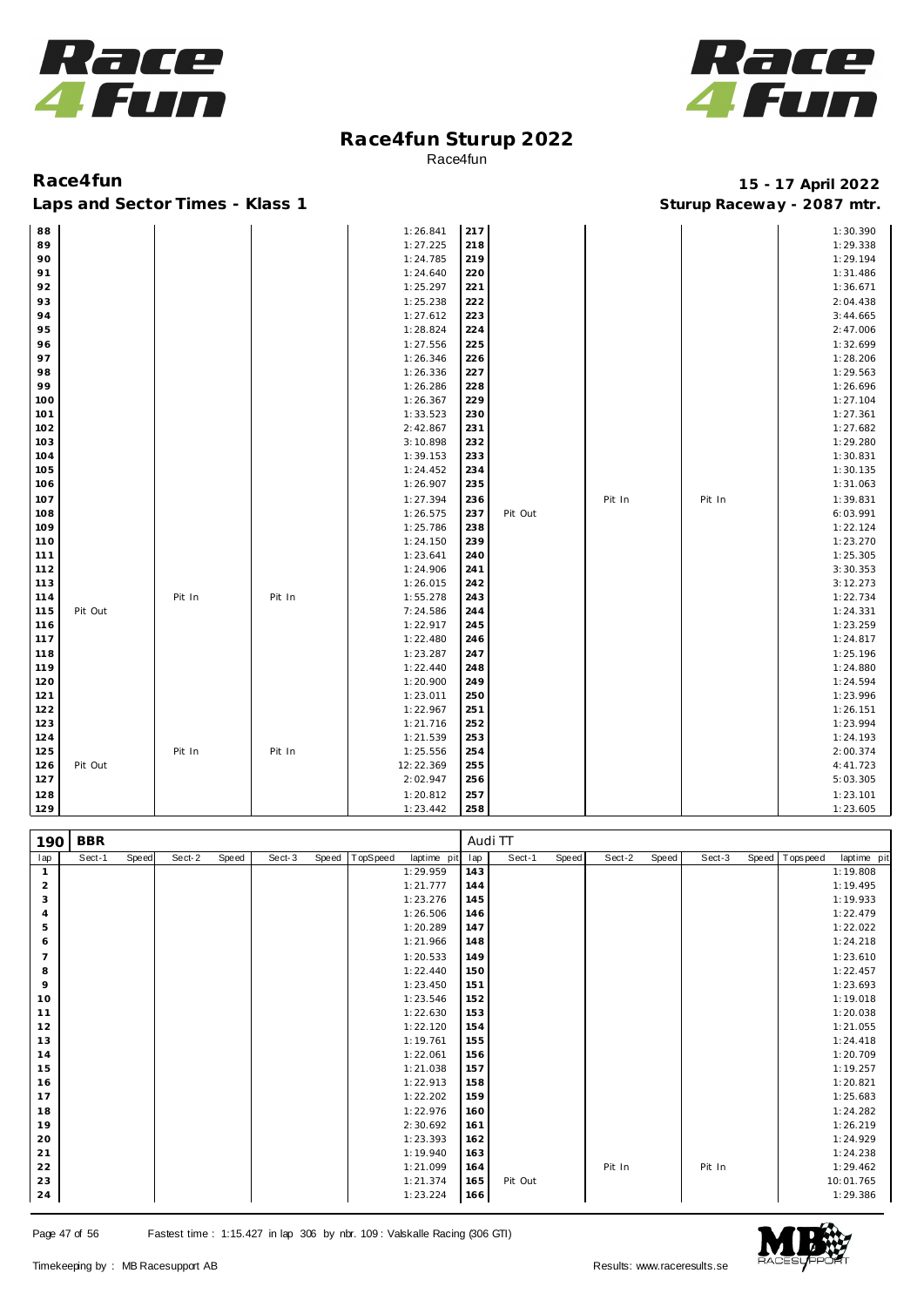# Race4fun Sturup 2022

Race4fun

**Race4fun** **15 - 17 April 2022**

**Laps and Sector Times - Klass 1** **Sturup Raceway - 2087 mtr.**

| lap | Sect-1 | Speed | Sect-2 | Speed | Sect-3 | Speed | TopSpeed | laptime pit | lap | Sect-1 | Speed | Sect-2 | Speed | Sect-3 | Speed | Topspeed | laptime pit |
|---|---|---|---|---|---|---|---|---|---|---|---|---|---|---|---|---|---|
| 88 | | | | | | | | 1:26.841 | 217 | | | | | | | | 1:30.390 |
| 89 | | | | | | | | 1:27.225 | 218 | | | | | | | | 1:29.338 |
| 90 | | | | | | | | 1:24.785 | 219 | | | | | | | | 1:29.194 |
| 91 | | | | | | | | 1:24.640 | 220 | | | | | | | | 1:31.486 |
| 92 | | | | | | | | 1:25.297 | 221 | | | | | | | | 1:36.671 |
| 93 | | | | | | | | 1:25.238 | 222 | | | | | | | | 2:04.438 |
| 94 | | | | | | | | 1:27.612 | 223 | | | | | | | | 3:44.665 |
| 95 | | | | | | | | 1:28.824 | 224 | | | | | | | | 2:47.006 |
| 96 | | | | | | | | 1:27.556 | 225 | | | | | | | | 1:32.699 |
| 97 | | | | | | | | 1:26.346 | 226 | | | | | | | | 1:28.206 |
| 98 | | | | | | | | 1:26.336 | 227 | | | | | | | | 1:29.563 |
| 99 | | | | | | | | 1:26.286 | 228 | | | | | | | | 1:26.696 |
| 100 | | | | | | | | 1:26.367 | 229 | | | | | | | | 1:27.104 |
| 101 | | | | | | | | 1:33.523 | 230 | | | | | | | | 1:27.361 |
| 102 | | | | | | | | 2:42.867 | 231 | | | | | | | | 1:27.682 |
| 103 | | | | | | | | 3:10.898 | 232 | | | | | | | | 1:29.280 |
| 104 | | | | | | | | 1:39.153 | 233 | | | | | | | | 1:30.831 |
| 105 | | | | | | | | 1:24.452 | 234 | | | | | | | | 1:30.135 |
| 106 | | | | | | | | 1:26.907 | 235 | | | | | | | | 1:31.063 |
| 107 | | | | | | | | 1:27.394 | 236 | | | Pit In | | Pit In | | | 1:39.831 |
| 108 | | | | | | | | 1:26.575 | 237 | Pit Out | | | | | | | 6:03.991 |
| 109 | | | | | | | | 1:25.786 | 238 | | | | | | | | 1:22.124 |
| 110 | | | | | | | | 1:24.150 | 239 | | | | | | | | 1:23.270 |
| 111 | | | | | | | | 1:23.641 | 240 | | | | | | | | 1:25.305 |
| 112 | | | | | | | | 1:24.906 | 241 | | | | | | | | 3:30.353 |
| 113 | | | | | | | | 1:26.015 | 242 | | | | | | | | 3:12.273 |
| 114 | | | Pit In | | Pit In | | | 1:55.278 | 243 | | | | | | | | 1:22.734 |
| 115 | Pit Out | | | | | | | 7:24.586 | 244 | | | | | | | | 1:24.331 |
| 116 | | | | | | | | 1:22.917 | 245 | | | | | | | | 1:23.259 |
| 117 | | | | | | | | 1:22.480 | 246 | | | | | | | | 1:24.817 |
| 118 | | | | | | | | 1:23.287 | 247 | | | | | | | | 1:25.196 |
| 119 | | | | | | | | 1:22.440 | 248 | | | | | | | | 1:24.880 |
| 120 | | | | | | | | 1:20.900 | 249 | | | | | | | | 1:24.594 |
| 121 | | | | | | | | 1:23.011 | 250 | | | | | | | | 1:23.996 |
| 122 | | | | | | | | 1:22.967 | 251 | | | | | | | | 1:26.151 |
| 123 | | | | | | | | 1:21.716 | 252 | | | | | | | | 1:23.994 |
| 124 | | | | | | | | 1:21.539 | 253 | | | | | | | | 1:24.193 |
| 125 | | | Pit In | | Pit In | | | 1:25.556 | 254 | | | | | | | | 2:00.374 |
| 126 | Pit Out | | | | | | | 12:22.369 | 255 | | | | | | | | 4:41.723 |
| 127 | | | | | | | | 2:02.947 | 256 | | | | | | | | 5:03.305 |
| 128 | | | | | | | | 1:20.812 | 257 | | | | | | | | 1:23.101 |
| 129 | | | | | | | | 1:23.442 | 258 | | | | | | | | 1:23.605 |

**190 BBR** — Audi TT

| lap | Sect-1 | Speed | Sect-2 | Speed | Sect-3 | Speed | TopSpeed | laptime pit | lap | Sect-1 | Speed | Sect-2 | Speed | Sect-3 | Speed | Topspeed | laptime pit |
|---|---|---|---|---|---|---|---|---|---|---|---|---|---|---|---|---|---|
| 1 | | | | | | | | 1:29.959 | 143 | | | | | | | | 1:19.808 |
| 2 | | | | | | | | 1:21.777 | 144 | | | | | | | | 1:19.495 |
| 3 | | | | | | | | 1:23.276 | 145 | | | | | | | | 1:19.933 |
| 4 | | | | | | | | 1:26.506 | 146 | | | | | | | | 1:22.479 |
| 5 | | | | | | | | 1:20.289 | 147 | | | | | | | | 1:22.022 |
| 6 | | | | | | | | 1:21.966 | 148 | | | | | | | | 1:24.218 |
| 7 | | | | | | | | 1:20.533 | 149 | | | | | | | | 1:23.610 |
| 8 | | | | | | | | 1:22.440 | 150 | | | | | | | | 1:22.457 |
| 9 | | | | | | | | 1:23.450 | 151 | | | | | | | | 1:23.693 |
| 10 | | | | | | | | 1:23.546 | 152 | | | | | | | | 1:19.018 |
| 11 | | | | | | | | 1:22.630 | 153 | | | | | | | | 1:20.038 |
| 12 | | | | | | | | 1:22.120 | 154 | | | | | | | | 1:21.055 |
| 13 | | | | | | | | 1:19.761 | 155 | | | | | | | | 1:24.418 |
| 14 | | | | | | | | 1:22.061 | 156 | | | | | | | | 1:20.709 |
| 15 | | | | | | | | 1:21.038 | 157 | | | | | | | | 1:19.257 |
| 16 | | | | | | | | 1:22.913 | 158 | | | | | | | | 1:20.821 |
| 17 | | | | | | | | 1:22.202 | 159 | | | | | | | | 1:25.683 |
| 18 | | | | | | | | 1:22.976 | 160 | | | | | | | | 1:24.282 |
| 19 | | | | | | | | 2:30.692 | 161 | | | | | | | | 1:26.219 |
| 20 | | | | | | | | 1:23.393 | 162 | | | | | | | | 1:24.929 |
| 21 | | | | | | | | 1:19.940 | 163 | | | | | | | | 1:24.238 |
| 22 | | | | | | | | 1:21.099 | 164 | | | Pit In | | Pit In | | | 1:29.462 |
| 23 | | | | | | | | 1:21.374 | 165 | Pit Out | | | | | | | 10:01.765 |
| 24 | | | | | | | | 1:23.224 | 166 | | | | | | | | 1:29.386 |

Fastest time : 1:15.427 in lap 306 by nbr. 109 : Valskalle Racing (306 GTI)

Timekeeping by : MB Racesupport AB — Results: www.raceresults.se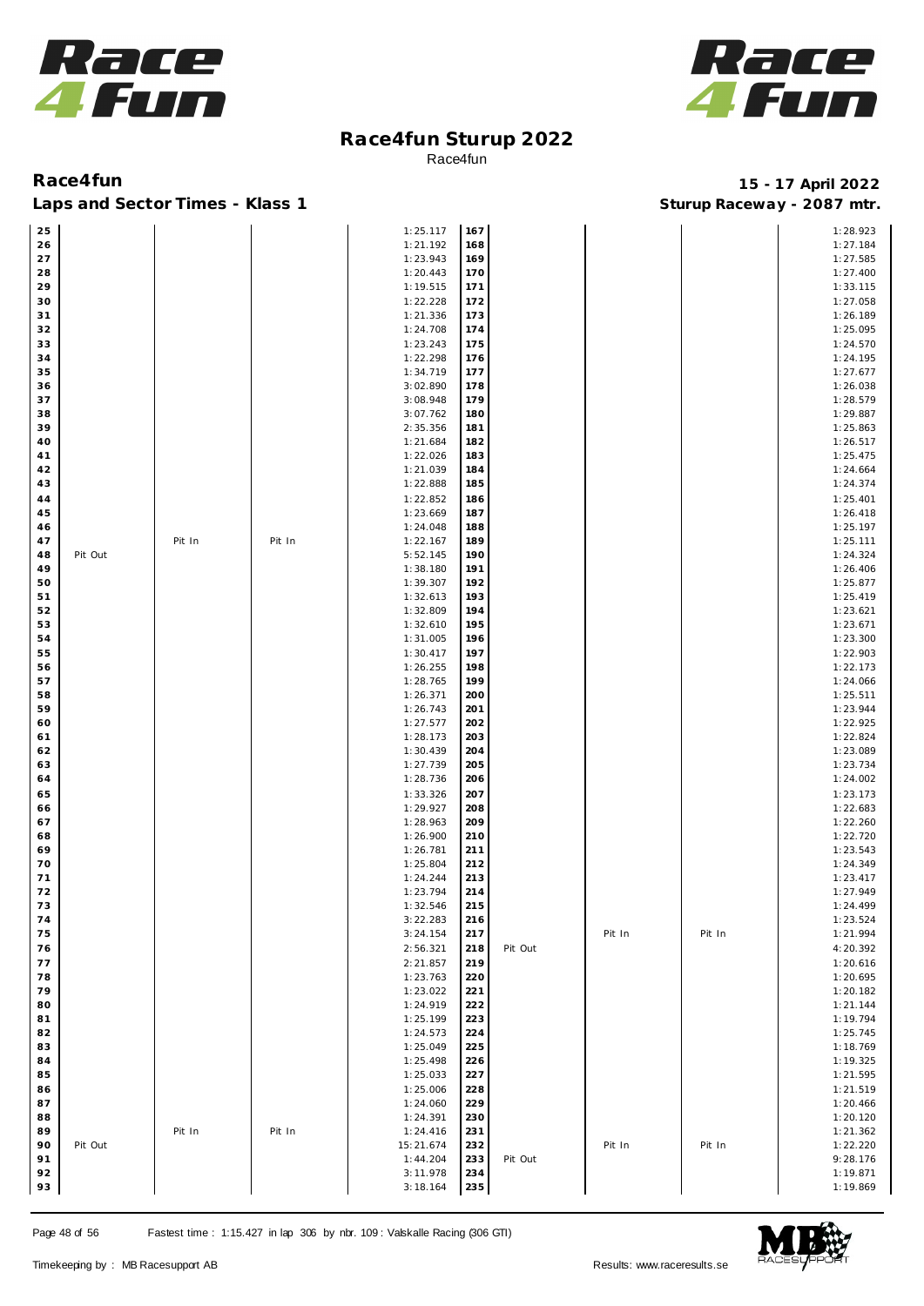# Race4fun Sturup 2022

Race4fun

**Race4fun** — **15 - 17 April 2022**

**Laps and Sector Times - Klass 1** — **Sturup Raceway - 2087 mtr.**

| Lap | | | | Time | Lap | | | | Time |
|---|---|---|---|---|---|---|---|---|---|
| 25 | | | | 1:25.117 | 167 | | | | 1:28.923 |
| 26 | | | | 1:21.192 | 168 | | | | 1:27.184 |
| 27 | | | | 1:23.943 | 169 | | | | 1:27.585 |
| 28 | | | | 1:20.443 | 170 | | | | 1:27.400 |
| 29 | | | | 1:19.515 | 171 | | | | 1:33.115 |
| 30 | | | | 1:22.228 | 172 | | | | 1:27.058 |
| 31 | | | | 1:21.336 | 173 | | | | 1:26.189 |
| 32 | | | | 1:24.708 | 174 | | | | 1:25.095 |
| 33 | | | | 1:23.243 | 175 | | | | 1:24.570 |
| 34 | | | | 1:22.298 | 176 | | | | 1:24.195 |
| 35 | | | | 1:34.719 | 177 | | | | 1:27.677 |
| 36 | | | | 3:02.890 | 178 | | | | 1:26.038 |
| 37 | | | | 3:08.948 | 179 | | | | 1:28.579 |
| 38 | | | | 3:07.762 | 180 | | | | 1:29.887 |
| 39 | | | | 2:35.356 | 181 | | | | 1:25.863 |
| 40 | | | | 1:21.684 | 182 | | | | 1:26.517 |
| 41 | | | | 1:22.026 | 183 | | | | 1:25.475 |
| 42 | | | | 1:21.039 | 184 | | | | 1:24.664 |
| 43 | | | | 1:22.888 | 185 | | | | 1:24.374 |
| 44 | | | | 1:22.852 | 186 | | | | 1:25.401 |
| 45 | | | | 1:23.669 | 187 | | | | 1:26.418 |
| 46 | | | | 1:24.048 | 188 | | | | 1:25.197 |
| 47 | | Pit In | Pit In | 1:22.167 | 189 | | | | 1:25.111 |
| 48 | Pit Out | | | 5:52.145 | 190 | | | | 1:24.324 |
| 49 | | | | 1:38.180 | 191 | | | | 1:26.406 |
| 50 | | | | 1:39.307 | 192 | | | | 1:25.877 |
| 51 | | | | 1:32.613 | 193 | | | | 1:25.419 |
| 52 | | | | 1:32.809 | 194 | | | | 1:23.621 |
| 53 | | | | 1:32.610 | 195 | | | | 1:23.671 |
| 54 | | | | 1:31.005 | 196 | | | | 1:23.300 |
| 55 | | | | 1:30.417 | 197 | | | | 1:22.903 |
| 56 | | | | 1:26.255 | 198 | | | | 1:22.173 |
| 57 | | | | 1:28.765 | 199 | | | | 1:24.066 |
| 58 | | | | 1:26.371 | 200 | | | | 1:25.511 |
| 59 | | | | 1:26.743 | 201 | | | | 1:23.944 |
| 60 | | | | 1:27.577 | 202 | | | | 1:22.925 |
| 61 | | | | 1:28.173 | 203 | | | | 1:22.824 |
| 62 | | | | 1:30.439 | 204 | | | | 1:23.089 |
| 63 | | | | 1:27.739 | 205 | | | | 1:23.734 |
| 64 | | | | 1:28.736 | 206 | | | | 1:24.002 |
| 65 | | | | 1:33.326 | 207 | | | | 1:23.173 |
| 66 | | | | 1:29.927 | 208 | | | | 1:22.683 |
| 67 | | | | 1:28.963 | 209 | | | | 1:22.260 |
| 68 | | | | 1:26.900 | 210 | | | | 1:22.720 |
| 69 | | | | 1:26.781 | 211 | | | | 1:23.543 |
| 70 | | | | 1:25.804 | 212 | | | | 1:24.349 |
| 71 | | | | 1:24.244 | 213 | | | | 1:23.417 |
| 72 | | | | 1:23.794 | 214 | | | | 1:27.949 |
| 73 | | | | 1:32.546 | 215 | | | | 1:24.499 |
| 74 | | | | 3:22.283 | 216 | | | | 1:23.524 |
| 75 | | | | 3:24.154 | 217 | | Pit In | Pit In | 1:21.994 |
| 76 | | | | 2:56.321 | 218 | Pit Out | | | 4:20.392 |
| 77 | | | | 2:21.857 | 219 | | | | 1:20.616 |
| 78 | | | | 1:23.763 | 220 | | | | 1:20.695 |
| 79 | | | | 1:23.022 | 221 | | | | 1:20.182 |
| 80 | | | | 1:24.919 | 222 | | | | 1:21.144 |
| 81 | | | | 1:25.199 | 223 | | | | 1:19.794 |
| 82 | | | | 1:24.573 | 224 | | | | 1:25.745 |
| 83 | | | | 1:25.049 | 225 | | | | 1:18.769 |
| 84 | | | | 1:25.498 | 226 | | | | 1:19.325 |
| 85 | | | | 1:25.033 | 227 | | | | 1:21.595 |
| 86 | | | | 1:25.006 | 228 | | | | 1:21.519 |
| 87 | | | | 1:24.060 | 229 | | | | 1:20.466 |
| 88 | | | | 1:24.391 | 230 | | | | 1:20.120 |
| 89 | | Pit In | Pit In | 1:24.416 | 231 | | | | 1:21.362 |
| 90 | Pit Out | | | 15:21.674 | 232 | | Pit In | Pit In | 1:22.220 |
| 91 | | | | 1:44.204 | 233 | Pit Out | | | 9:28.176 |
| 92 | | | | 3:11.978 | 234 | | | | 1:19.871 |
| 93 | | | | 3:18.164 | 235 | | | | 1:19.869 |

Fastest time : 1:15.427 in lap 306 by nbr. 109 : Valskalle Racing (306 GTI)

Timekeeping by : MB Racesupport AB — Results: www.raceresults.se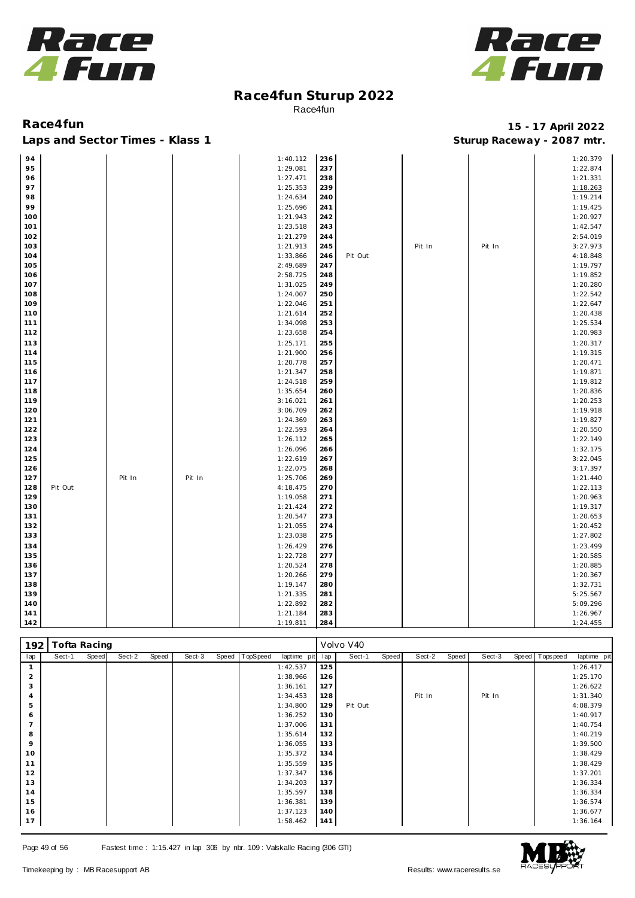# Race4fun Sturup 2022

Race4fun

**Race4fun** — **15 - 17 April 2022**

**Laps and Sector Times - Klass 1** — **Sturup Raceway - 2087 mtr.**

| lap | Sect-1 | Speed | Sect-2 | Speed | Sect-3 | Speed | TopSpeed | laptime pit | lap | Sect-1 | Speed | Sect-2 | Speed | Sect-3 | Speed | Topspeed | laptime pit |
|---|---|---|---|---|---|---|---|---|---|---|---|---|---|---|---|---|---|
| 94 | | | | | | | | 1:40.112 | 236 | | | | | | | | 1:20.379 |
| 95 | | | | | | | | 1:29.081 | 237 | | | | | | | | 1:22.874 |
| 96 | | | | | | | | 1:27.471 | 238 | | | | | | | | 1:21.331 |
| 97 | | | | | | | | 1:25.353 | 239 | | | | | | | | 1:18.263 |
| 98 | | | | | | | | 1:24.634 | 240 | | | | | | | | 1:19.214 |
| 99 | | | | | | | | 1:25.696 | 241 | | | | | | | | 1:19.425 |
| 100 | | | | | | | | 1:21.943 | 242 | | | | | | | | 1:20.927 |
| 101 | | | | | | | | 1:23.518 | 243 | | | | | | | | 1:42.547 |
| 102 | | | | | | | | 1:21.279 | 244 | | | | | | | | 2:54.019 |
| 103 | | | | | | | | 1:21.913 | 245 | | | Pit In | | Pit In | | | 3:27.973 |
| 104 | | | | | | | | 1:33.866 | 246 | Pit Out | | | | | | | 4:18.848 |
| 105 | | | | | | | | 2:49.689 | 247 | | | | | | | | 1:19.797 |
| 106 | | | | | | | | 2:58.725 | 248 | | | | | | | | 1:19.852 |
| 107 | | | | | | | | 1:31.025 | 249 | | | | | | | | 1:20.280 |
| 108 | | | | | | | | 1:24.007 | 250 | | | | | | | | 1:22.542 |
| 109 | | | | | | | | 1:22.046 | 251 | | | | | | | | 1:22.647 |
| 110 | | | | | | | | 1:21.614 | 252 | | | | | | | | 1:20.438 |
| 111 | | | | | | | | 1:34.098 | 253 | | | | | | | | 1:25.534 |
| 112 | | | | | | | | 1:23.658 | 254 | | | | | | | | 1:20.983 |
| 113 | | | | | | | | 1:25.171 | 255 | | | | | | | | 1:20.317 |
| 114 | | | | | | | | 1:21.900 | 256 | | | | | | | | 1:19.315 |
| 115 | | | | | | | | 1:20.778 | 257 | | | | | | | | 1:20.471 |
| 116 | | | | | | | | 1:21.347 | 258 | | | | | | | | 1:19.871 |
| 117 | | | | | | | | 1:24.518 | 259 | | | | | | | | 1:19.812 |
| 118 | | | | | | | | 1:35.654 | 260 | | | | | | | | 1:20.836 |
| 119 | | | | | | | | 3:16.021 | 261 | | | | | | | | 1:20.253 |
| 120 | | | | | | | | 3:06.709 | 262 | | | | | | | | 1:19.918 |
| 121 | | | | | | | | 1:24.369 | 263 | | | | | | | | 1:19.827 |
| 122 | | | | | | | | 1:22.593 | 264 | | | | | | | | 1:20.550 |
| 123 | | | | | | | | 1:26.112 | 265 | | | | | | | | 1:22.149 |
| 124 | | | | | | | | 1:26.096 | 266 | | | | | | | | 1:32.175 |
| 125 | | | | | | | | 1:22.619 | 267 | | | | | | | | 3:22.045 |
| 126 | | | | | | | | 1:22.075 | 268 | | | | | | | | 3:17.397 |
| 127 | | | Pit In | | Pit In | | | 1:25.706 | 269 | | | | | | | | 1:21.440 |
| 128 | Pit Out | | | | | | | 4:18.475 | 270 | | | | | | | | 1:22.113 |
| 129 | | | | | | | | 1:19.058 | 271 | | | | | | | | 1:20.963 |
| 130 | | | | | | | | 1:21.424 | 272 | | | | | | | | 1:19.317 |
| 131 | | | | | | | | 1:20.547 | 273 | | | | | | | | 1:20.653 |
| 132 | | | | | | | | 1:21.055 | 274 | | | | | | | | 1:20.452 |
| 133 | | | | | | | | 1:23.038 | 275 | | | | | | | | 1:27.802 |
| 134 | | | | | | | | 1:26.429 | 276 | | | | | | | | 1:23.499 |
| 135 | | | | | | | | 1:22.728 | 277 | | | | | | | | 1:20.585 |
| 136 | | | | | | | | 1:20.524 | 278 | | | | | | | | 1:20.885 |
| 137 | | | | | | | | 1:20.266 | 279 | | | | | | | | 1:20.367 |
| 138 | | | | | | | | 1:19.147 | 280 | | | | | | | | 1:32.731 |
| 139 | | | | | | | | 1:21.335 | 281 | | | | | | | | 5:25.567 |
| 140 | | | | | | | | 1:22.892 | 282 | | | | | | | | 5:09.296 |
| 141 | | | | | | | | 1:21.184 | 283 | | | | | | | | 1:26.967 |
| 142 | | | | | | | | 1:19.811 | 284 | | | | | | | | 1:24.455 |

| 192 | Tofta Racing | | | | | | | | Volvo V40 | | | | | | | | |
|---|---|---|---|---|---|---|---|---|---|---|---|---|---|---|---|---|---|
| lap | Sect-1 | Speed | Sect-2 | Speed | Sect-3 | Speed | TopSpeed | laptime pit | lap | Sect-1 | Speed | Sect-2 | Speed | Sect-3 | Speed | Topspeed | laptime pit |
| 1 | | | | | | | | 1:42.537 | 125 | | | | | | | | 1:26.417 |
| 2 | | | | | | | | 1:38.966 | 126 | | | | | | | | 1:25.170 |
| 3 | | | | | | | | 1:36.161 | 127 | | | | | | | | 1:26.622 |
| 4 | | | | | | | | 1:34.453 | 128 | | | Pit In | | Pit In | | | 1:31.340 |
| 5 | | | | | | | | 1:34.800 | 129 | Pit Out | | | | | | | 4:08.379 |
| 6 | | | | | | | | 1:36.252 | 130 | | | | | | | | 1:40.917 |
| 7 | | | | | | | | 1:37.006 | 131 | | | | | | | | 1:40.754 |
| 8 | | | | | | | | 1:35.614 | 132 | | | | | | | | 1:40.219 |
| 9 | | | | | | | | 1:36.055 | 133 | | | | | | | | 1:39.500 |
| 10 | | | | | | | | 1:35.372 | 134 | | | | | | | | 1:38.429 |
| 11 | | | | | | | | 1:35.559 | 135 | | | | | | | | 1:38.429 |
| 12 | | | | | | | | 1:37.347 | 136 | | | | | | | | 1:37.201 |
| 13 | | | | | | | | 1:34.203 | 137 | | | | | | | | 1:36.334 |
| 14 | | | | | | | | 1:35.597 | 138 | | | | | | | | 1:36.334 |
| 15 | | | | | | | | 1:36.381 | 139 | | | | | | | | 1:36.574 |
| 16 | | | | | | | | 1:37.123 | 140 | | | | | | | | 1:36.677 |
| 17 | | | | | | | | 1:58.462 | 141 | | | | | | | | 1:36.164 |

Fastest time : 1:15.427 in lap 306 by nbr. 109 : Valskalle Racing (306 GTI)

Timekeeping by : MB Racesupport AB — Results: www.raceresults.se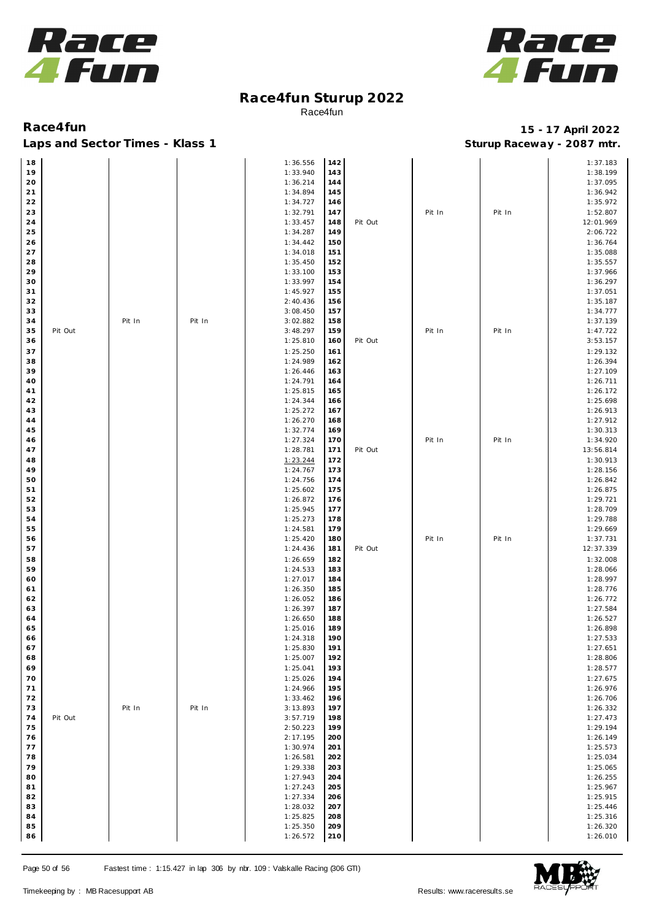# Race4fun Sturup 2022

Race4fun

## Race4fun

**15 - 17 April 2022**

**Laps and Sector Times - Klass 1**

**Sturup Raceway - 2087 mtr.**

| Lap | | | | Time | Lap | | | | Time |
|---|---|---|---|---|---|---|---|---|---|
| 18 | | | | 1:36.556 | 142 | | | | 1:37.183 |
| 19 | | | | 1:33.940 | 143 | | | | 1:38.199 |
| 20 | | | | 1:36.214 | 144 | | | | 1:37.095 |
| 21 | | | | 1:34.894 | 145 | | | | 1:36.942 |
| 22 | | | | 1:34.727 | 146 | | | | 1:35.972 |
| 23 | | | | 1:32.791 | 147 | | Pit In | Pit In | 1:52.807 |
| 24 | | | | 1:33.457 | 148 | Pit Out | | | 12:01.969 |
| 25 | | | | 1:34.287 | 149 | | | | 2:06.722 |
| 26 | | | | 1:34.442 | 150 | | | | 1:36.764 |
| 27 | | | | 1:34.018 | 151 | | | | 1:35.088 |
| 28 | | | | 1:35.450 | 152 | | | | 1:35.557 |
| 29 | | | | 1:33.100 | 153 | | | | 1:37.966 |
| 30 | | | | 1:33.997 | 154 | | | | 1:36.297 |
| 31 | | | | 1:45.927 | 155 | | | | 1:37.051 |
| 32 | | | | 2:40.436 | 156 | | | | 1:35.187 |
| 33 | | | | 3:08.450 | 157 | | | | 1:34.777 |
| 34 | | Pit In | Pit In | 3:02.882 | 158 | | | | 1:37.139 |
| 35 | Pit Out | | | 3:48.297 | 159 | | Pit In | Pit In | 1:47.722 |
| 36 | | | | 1:25.810 | 160 | Pit Out | | | 3:53.157 |
| 37 | | | | 1:25.250 | 161 | | | | 1:29.132 |
| 38 | | | | 1:24.989 | 162 | | | | 1:26.394 |
| 39 | | | | 1:26.446 | 163 | | | | 1:27.109 |
| 40 | | | | 1:24.791 | 164 | | | | 1:26.711 |
| 41 | | | | 1:25.815 | 165 | | | | 1:26.172 |
| 42 | | | | 1:24.344 | 166 | | | | 1:25.698 |
| 43 | | | | 1:25.272 | 167 | | | | 1:26.913 |
| 44 | | | | 1:26.270 | 168 | | | | 1:27.912 |
| 45 | | | | 1:32.774 | 169 | | | | 1:30.313 |
| 46 | | | | 1:27.324 | 170 | | Pit In | Pit In | 1:34.920 |
| 47 | | | | 1:28.781 | 171 | Pit Out | | | 13:56.814 |
| 48 | | | | 1:23.244 | 172 | | | | 1:30.913 |
| 49 | | | | 1:24.767 | 173 | | | | 1:28.156 |
| 50 | | | | 1:24.756 | 174 | | | | 1:26.842 |
| 51 | | | | 1:25.602 | 175 | | | | 1:26.875 |
| 52 | | | | 1:26.872 | 176 | | | | 1:29.721 |
| 53 | | | | 1:25.945 | 177 | | | | 1:28.709 |
| 54 | | | | 1:25.273 | 178 | | | | 1:29.788 |
| 55 | | | | 1:24.581 | 179 | | | | 1:29.669 |
| 56 | | | | 1:25.420 | 180 | | Pit In | Pit In | 1:37.731 |
| 57 | | | | 1:24.436 | 181 | Pit Out | | | 12:37.339 |
| 58 | | | | 1:26.659 | 182 | | | | 1:32.008 |
| 59 | | | | 1:24.533 | 183 | | | | 1:28.066 |
| 60 | | | | 1:27.017 | 184 | | | | 1:28.997 |
| 61 | | | | 1:26.350 | 185 | | | | 1:28.776 |
| 62 | | | | 1:26.052 | 186 | | | | 1:26.772 |
| 63 | | | | 1:26.397 | 187 | | | | 1:27.584 |
| 64 | | | | 1:26.650 | 188 | | | | 1:26.527 |
| 65 | | | | 1:25.016 | 189 | | | | 1:26.898 |
| 66 | | | | 1:24.318 | 190 | | | | 1:27.533 |
| 67 | | | | 1:25.830 | 191 | | | | 1:27.651 |
| 68 | | | | 1:25.007 | 192 | | | | 1:28.806 |
| 69 | | | | 1:25.041 | 193 | | | | 1:28.577 |
| 70 | | | | 1:25.026 | 194 | | | | 1:27.675 |
| 71 | | | | 1:24.966 | 195 | | | | 1:26.976 |
| 72 | | | | 1:33.462 | 196 | | | | 1:26.706 |
| 73 | | Pit In | Pit In | 3:13.893 | 197 | | | | 1:26.332 |
| 74 | Pit Out | | | 3:57.719 | 198 | | | | 1:27.473 |
| 75 | | | | 2:50.223 | 199 | | | | 1:29.194 |
| 76 | | | | 2:17.195 | 200 | | | | 1:26.149 |
| 77 | | | | 1:30.974 | 201 | | | | 1:25.573 |
| 78 | | | | 1:26.581 | 202 | | | | 1:25.034 |
| 79 | | | | 1:29.338 | 203 | | | | 1:25.065 |
| 80 | | | | 1:27.943 | 204 | | | | 1:26.255 |
| 81 | | | | 1:27.243 | 205 | | | | 1:25.967 |
| 82 | | | | 1:27.334 | 206 | | | | 1:25.915 |
| 83 | | | | 1:28.032 | 207 | | | | 1:25.446 |
| 84 | | | | 1:25.825 | 208 | | | | 1:25.316 |
| 85 | | | | 1:25.350 | 209 | | | | 1:26.320 |
| 86 | | | | 1:26.572 | 210 | | | | 1:26.010 |

Fastest time : 1:15.427 in lap 306 by nbr. 109 : Valskalle Racing (306 GTI)

Timekeeping by : MB Racesupport AB

Results: www.raceresults.se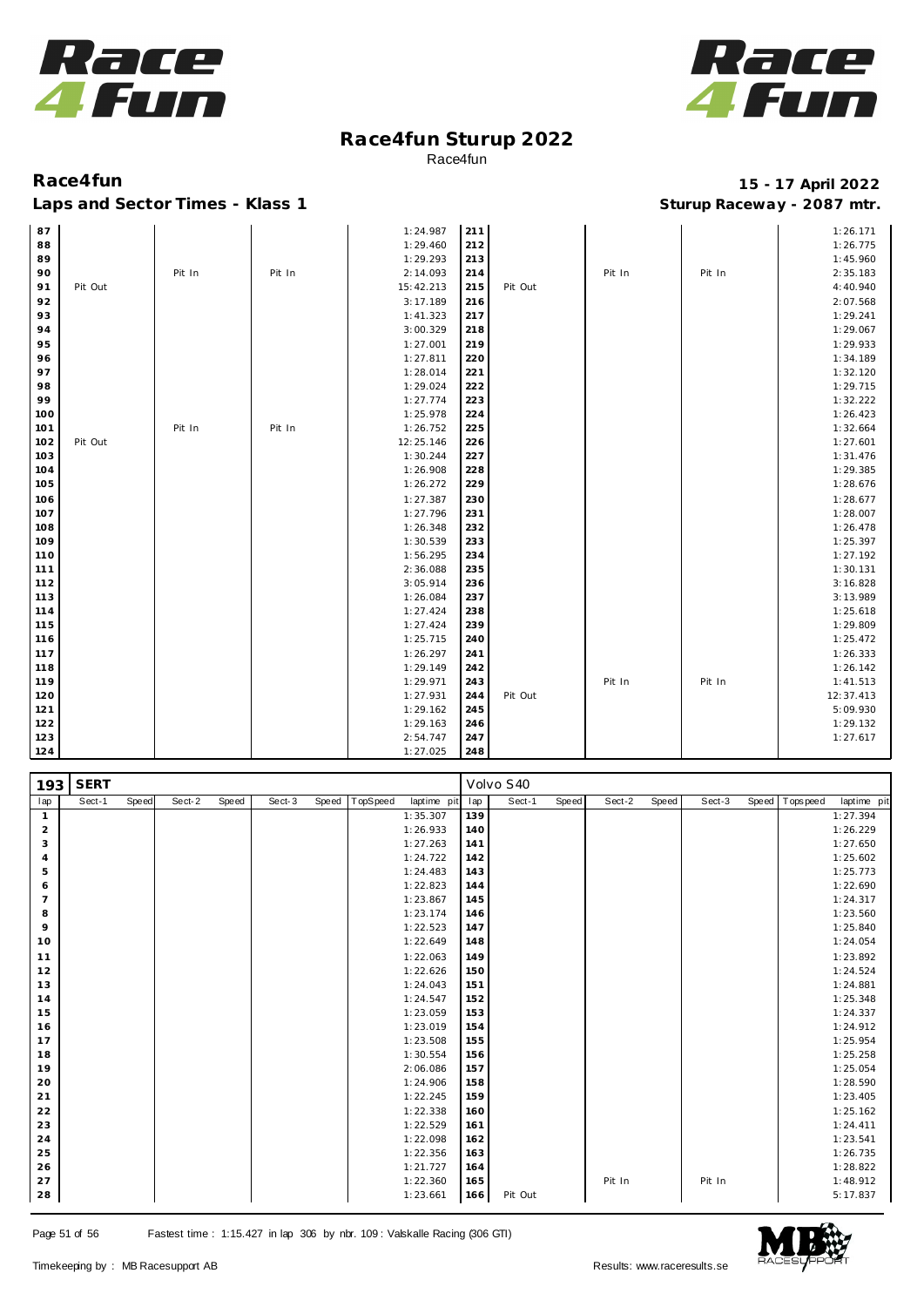# Race4fun Sturup 2022

Race4fun

**Race4fun** — **15 - 17 April 2022**

**Laps and Sector Times - Klass 1** — **Sturup Raceway - 2087 mtr.**

| lap | Sect-1 | Speed | Sect-2 | Speed | Sect-3 | Speed | TopSpeed | laptime pit | lap | Sect-1 | Speed | Sect-2 | Speed | Sect-3 | Speed | Topspeed | laptime pit |
|---|---|---|---|---|---|---|---|---|---|---|---|---|---|---|---|---|---|
| 87 | | | | | | | | 1:24.987 | 211 | | | | | | | | 1:26.171 |
| 88 | | | | | | | | 1:29.460 | 212 | | | | | | | | 1:26.775 |
| 89 | | | | | | | | 1:29.293 | 213 | | | | | | | | 1:45.960 |
| 90 | | | Pit In | | Pit In | | | 2:14.093 | 214 | | | Pit In | | Pit In | | | 2:35.183 |
| 91 | Pit Out | | | | | | | 15:42.213 | 215 | Pit Out | | | | | | | 4:40.940 |
| 92 | | | | | | | | 3:17.189 | 216 | | | | | | | | 2:07.568 |
| 93 | | | | | | | | 1:41.323 | 217 | | | | | | | | 1:29.241 |
| 94 | | | | | | | | 3:00.329 | 218 | | | | | | | | 1:29.067 |
| 95 | | | | | | | | 1:27.001 | 219 | | | | | | | | 1:29.933 |
| 96 | | | | | | | | 1:27.811 | 220 | | | | | | | | 1:34.189 |
| 97 | | | | | | | | 1:28.014 | 221 | | | | | | | | 1:32.120 |
| 98 | | | | | | | | 1:29.024 | 222 | | | | | | | | 1:29.715 |
| 99 | | | | | | | | 1:27.774 | 223 | | | | | | | | 1:32.222 |
| 100 | | | | | | | | 1:25.978 | 224 | | | | | | | | 1:26.423 |
| 101 | | | Pit In | | Pit In | | | 1:26.752 | 225 | | | | | | | | 1:32.664 |
| 102 | Pit Out | | | | | | | 12:25.146 | 226 | | | | | | | | 1:27.601 |
| 103 | | | | | | | | 1:30.244 | 227 | | | | | | | | 1:31.476 |
| 104 | | | | | | | | 1:26.908 | 228 | | | | | | | | 1:29.385 |
| 105 | | | | | | | | 1:26.272 | 229 | | | | | | | | 1:28.676 |
| 106 | | | | | | | | 1:27.387 | 230 | | | | | | | | 1:28.677 |
| 107 | | | | | | | | 1:27.796 | 231 | | | | | | | | 1:28.007 |
| 108 | | | | | | | | 1:26.348 | 232 | | | | | | | | 1:26.478 |
| 109 | | | | | | | | 1:30.539 | 233 | | | | | | | | 1:25.397 |
| 110 | | | | | | | | 1:56.295 | 234 | | | | | | | | 1:27.192 |
| 111 | | | | | | | | 2:36.088 | 235 | | | | | | | | 1:30.131 |
| 112 | | | | | | | | 3:05.914 | 236 | | | | | | | | 3:16.828 |
| 113 | | | | | | | | 1:26.084 | 237 | | | | | | | | 3:13.989 |
| 114 | | | | | | | | 1:27.424 | 238 | | | | | | | | 1:25.618 |
| 115 | | | | | | | | 1:27.424 | 239 | | | | | | | | 1:29.809 |
| 116 | | | | | | | | 1:25.715 | 240 | | | | | | | | 1:25.472 |
| 117 | | | | | | | | 1:26.297 | 241 | | | | | | | | 1:26.333 |
| 118 | | | | | | | | 1:29.149 | 242 | | | | | | | | 1:26.142 |
| 119 | | | | | | | | 1:29.971 | 243 | | | Pit In | | Pit In | | | 1:41.513 |
| 120 | | | | | | | | 1:27.931 | 244 | Pit Out | | | | | | | 12:37.413 |
| 121 | | | | | | | | 1:29.162 | 245 | | | | | | | | 5:09.930 |
| 122 | | | | | | | | 1:29.163 | 246 | | | | | | | | 1:29.132 |
| 123 | | | | | | | | 2:54.747 | 247 | | | | | | | | 1:27.617 |
| 124 | | | | | | | | 1:27.025 | 248 | | | | | | | | |

**193 SERT** — Volvo S40

| lap | Sect-1 | Speed | Sect-2 | Speed | Sect-3 | Speed | TopSpeed | laptime pit | lap | Sect-1 | Speed | Sect-2 | Speed | Sect-3 | Speed | Topspeed | laptime pit |
|---|---|---|---|---|---|---|---|---|---|---|---|---|---|---|---|---|---|
| 1 | | | | | | | | 1:35.307 | 139 | | | | | | | | 1:27.394 |
| 2 | | | | | | | | 1:26.933 | 140 | | | | | | | | 1:26.229 |
| 3 | | | | | | | | 1:27.263 | 141 | | | | | | | | 1:27.650 |
| 4 | | | | | | | | 1:24.722 | 142 | | | | | | | | 1:25.602 |
| 5 | | | | | | | | 1:24.483 | 143 | | | | | | | | 1:25.773 |
| 6 | | | | | | | | 1:22.823 | 144 | | | | | | | | 1:22.690 |
| 7 | | | | | | | | 1:23.867 | 145 | | | | | | | | 1:24.317 |
| 8 | | | | | | | | 1:23.174 | 146 | | | | | | | | 1:23.560 |
| 9 | | | | | | | | 1:22.523 | 147 | | | | | | | | 1:25.840 |
| 10 | | | | | | | | 1:22.649 | 148 | | | | | | | | 1:24.054 |
| 11 | | | | | | | | 1:22.063 | 149 | | | | | | | | 1:23.892 |
| 12 | | | | | | | | 1:22.626 | 150 | | | | | | | | 1:24.524 |
| 13 | | | | | | | | 1:24.043 | 151 | | | | | | | | 1:24.881 |
| 14 | | | | | | | | 1:24.547 | 152 | | | | | | | | 1:25.348 |
| 15 | | | | | | | | 1:23.059 | 153 | | | | | | | | 1:24.337 |
| 16 | | | | | | | | 1:23.019 | 154 | | | | | | | | 1:24.912 |
| 17 | | | | | | | | 1:23.508 | 155 | | | | | | | | 1:25.954 |
| 18 | | | | | | | | 1:30.554 | 156 | | | | | | | | 1:25.258 |
| 19 | | | | | | | | 2:06.086 | 157 | | | | | | | | 1:25.054 |
| 20 | | | | | | | | 1:24.906 | 158 | | | | | | | | 1:28.590 |
| 21 | | | | | | | | 1:22.245 | 159 | | | | | | | | 1:23.405 |
| 22 | | | | | | | | 1:22.338 | 160 | | | | | | | | 1:25.162 |
| 23 | | | | | | | | 1:22.529 | 161 | | | | | | | | 1:24.411 |
| 24 | | | | | | | | 1:22.098 | 162 | | | | | | | | 1:23.541 |
| 25 | | | | | | | | 1:22.356 | 163 | | | | | | | | 1:26.735 |
| 26 | | | | | | | | 1:21.727 | 164 | | | | | | | | 1:28.822 |
| 27 | | | | | | | | 1:22.360 | 165 | | | Pit In | | Pit In | | | 1:48.912 |
| 28 | | | | | | | | 1:23.661 | 166 | Pit Out | | | | | | | 5:17.837 |

Fastest time : 1:15.427 in lap 306 by nbr. 109 : Valskalle Racing (306 GTI)

Timekeeping by : MB Racesupport AB — Results: www.raceresults.se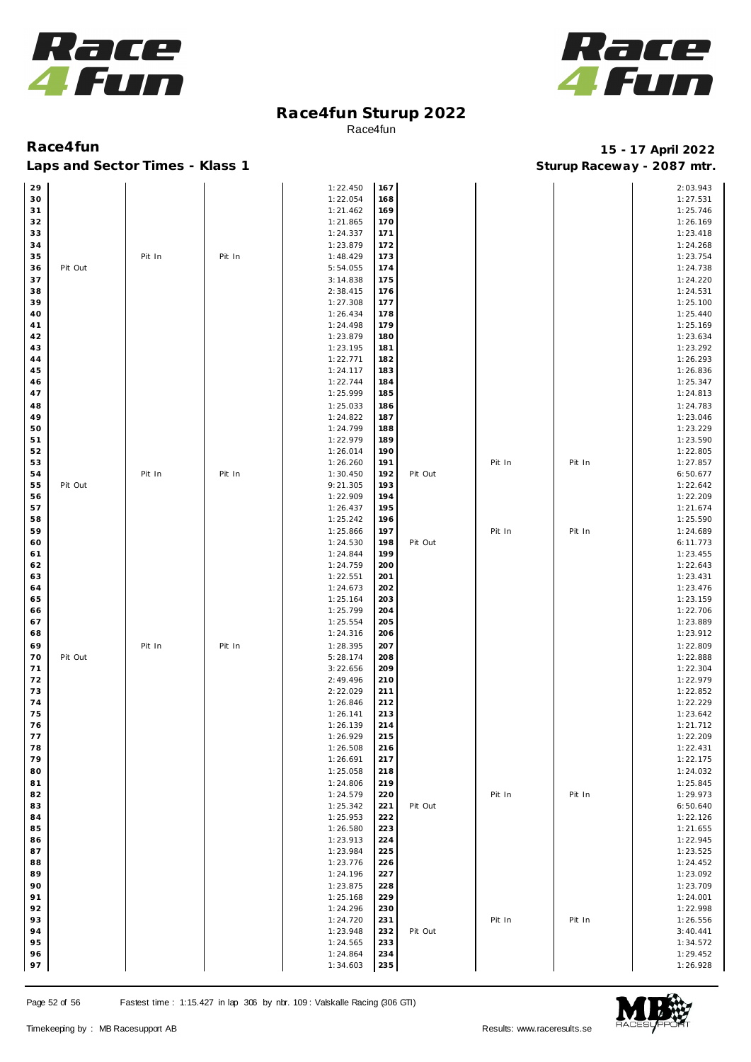# Race4fun Sturup 2022

Race4fun

## Race4fun

**Laps and Sector Times - Klass 1**

**15 - 17 April 2022**

**Sturup Raceway - 2087 mtr.**

| Lap | S1 | S2 | S3 | Time | Lap | S1 | S2 | S3 | Time |
|---|---|---|---|---|---|---|---|---|---|
| 29 | | | | 1:22.450 | 167 | | | | 2:03.943 |
| 30 | | | | 1:22.054 | 168 | | | | 1:27.531 |
| 31 | | | | 1:21.462 | 169 | | | | 1:25.746 |
| 32 | | | | 1:21.865 | 170 | | | | 1:26.169 |
| 33 | | | | 1:24.337 | 171 | | | | 1:23.418 |
| 34 | | | | 1:23.879 | 172 | | | | 1:24.268 |
| 35 | | Pit In | Pit In | 1:48.429 | 173 | | | | 1:23.754 |
| 36 | Pit Out | | | 5:54.055 | 174 | | | | 1:24.738 |
| 37 | | | | 3:14.838 | 175 | | | | 1:24.220 |
| 38 | | | | 2:38.415 | 176 | | | | 1:24.531 |
| 39 | | | | 1:27.308 | 177 | | | | 1:25.100 |
| 40 | | | | 1:26.434 | 178 | | | | 1:25.440 |
| 41 | | | | 1:24.498 | 179 | | | | 1:25.169 |
| 42 | | | | 1:23.879 | 180 | | | | 1:23.634 |
| 43 | | | | 1:23.195 | 181 | | | | 1:23.292 |
| 44 | | | | 1:22.771 | 182 | | | | 1:26.293 |
| 45 | | | | 1:24.117 | 183 | | | | 1:26.836 |
| 46 | | | | 1:22.744 | 184 | | | | 1:25.347 |
| 47 | | | | 1:25.999 | 185 | | | | 1:24.813 |
| 48 | | | | 1:25.033 | 186 | | | | 1:24.783 |
| 49 | | | | 1:24.822 | 187 | | | | 1:23.046 |
| 50 | | | | 1:24.799 | 188 | | | | 1:23.229 |
| 51 | | | | 1:22.979 | 189 | | | | 1:23.590 |
| 52 | | | | 1:26.014 | 190 | | | | 1:22.805 |
| 53 | | | | 1:26.260 | 191 | | Pit In | Pit In | 1:27.857 |
| 54 | | Pit In | Pit In | 1:30.450 | 192 | Pit Out | | | 6:50.677 |
| 55 | Pit Out | | | 9:21.305 | 193 | | | | 1:22.642 |
| 56 | | | | 1:22.909 | 194 | | | | 1:22.209 |
| 57 | | | | 1:26.437 | 195 | | | | 1:21.674 |
| 58 | | | | 1:25.242 | 196 | | | | 1:25.590 |
| 59 | | | | 1:25.866 | 197 | | Pit In | Pit In | 1:24.689 |
| 60 | | | | 1:24.530 | 198 | Pit Out | | | 6:11.773 |
| 61 | | | | 1:24.844 | 199 | | | | 1:23.455 |
| 62 | | | | 1:24.759 | 200 | | | | 1:22.643 |
| 63 | | | | 1:22.551 | 201 | | | | 1:23.431 |
| 64 | | | | 1:24.673 | 202 | | | | 1:23.476 |
| 65 | | | | 1:25.164 | 203 | | | | 1:23.159 |
| 66 | | | | 1:25.799 | 204 | | | | 1:22.706 |
| 67 | | | | 1:25.554 | 205 | | | | 1:23.889 |
| 68 | | | | 1:24.316 | 206 | | | | 1:23.912 |
| 69 | | Pit In | Pit In | 1:28.395 | 207 | | | | 1:22.809 |
| 70 | Pit Out | | | 5:28.174 | 208 | | | | 1:22.888 |
| 71 | | | | 3:22.656 | 209 | | | | 1:22.304 |
| 72 | | | | 2:49.496 | 210 | | | | 1:22.979 |
| 73 | | | | 2:22.029 | 211 | | | | 1:22.852 |
| 74 | | | | 1:26.846 | 212 | | | | 1:22.229 |
| 75 | | | | 1:26.141 | 213 | | | | 1:23.642 |
| 76 | | | | 1:26.139 | 214 | | | | 1:21.712 |
| 77 | | | | 1:26.929 | 215 | | | | 1:22.209 |
| 78 | | | | 1:26.508 | 216 | | | | 1:22.431 |
| 79 | | | | 1:26.691 | 217 | | | | 1:22.175 |
| 80 | | | | 1:25.058 | 218 | | | | 1:24.032 |
| 81 | | | | 1:24.806 | 219 | | | | 1:25.845 |
| 82 | | | | 1:24.579 | 220 | | Pit In | Pit In | 1:29.973 |
| 83 | | | | 1:25.342 | 221 | Pit Out | | | 6:50.640 |
| 84 | | | | 1:25.953 | 222 | | | | 1:22.126 |
| 85 | | | | 1:26.580 | 223 | | | | 1:21.655 |
| 86 | | | | 1:23.913 | 224 | | | | 1:22.945 |
| 87 | | | | 1:23.984 | 225 | | | | 1:23.525 |
| 88 | | | | 1:23.776 | 226 | | | | 1:24.452 |
| 89 | | | | 1:24.196 | 227 | | | | 1:23.092 |
| 90 | | | | 1:23.875 | 228 | | | | 1:23.709 |
| 91 | | | | 1:25.168 | 229 | | | | 1:24.001 |
| 92 | | | | 1:24.296 | 230 | | | | 1:22.998 |
| 93 | | | | 1:24.720 | 231 | | Pit In | Pit In | 1:26.556 |
| 94 | | | | 1:23.948 | 232 | Pit Out | | | 3:40.441 |
| 95 | | | | 1:24.565 | 233 | | | | 1:34.572 |
| 96 | | | | 1:24.864 | 234 | | | | 1:29.452 |
| 97 | | | | 1:34.603 | 235 | | | | 1:26.928 |

Fastest time : 1:15.427 in lap 306 by nbr. 109 : Valskalle Racing (306 GTI)

Timekeeping by : MB Racesupport AB

Results: www.raceresults.se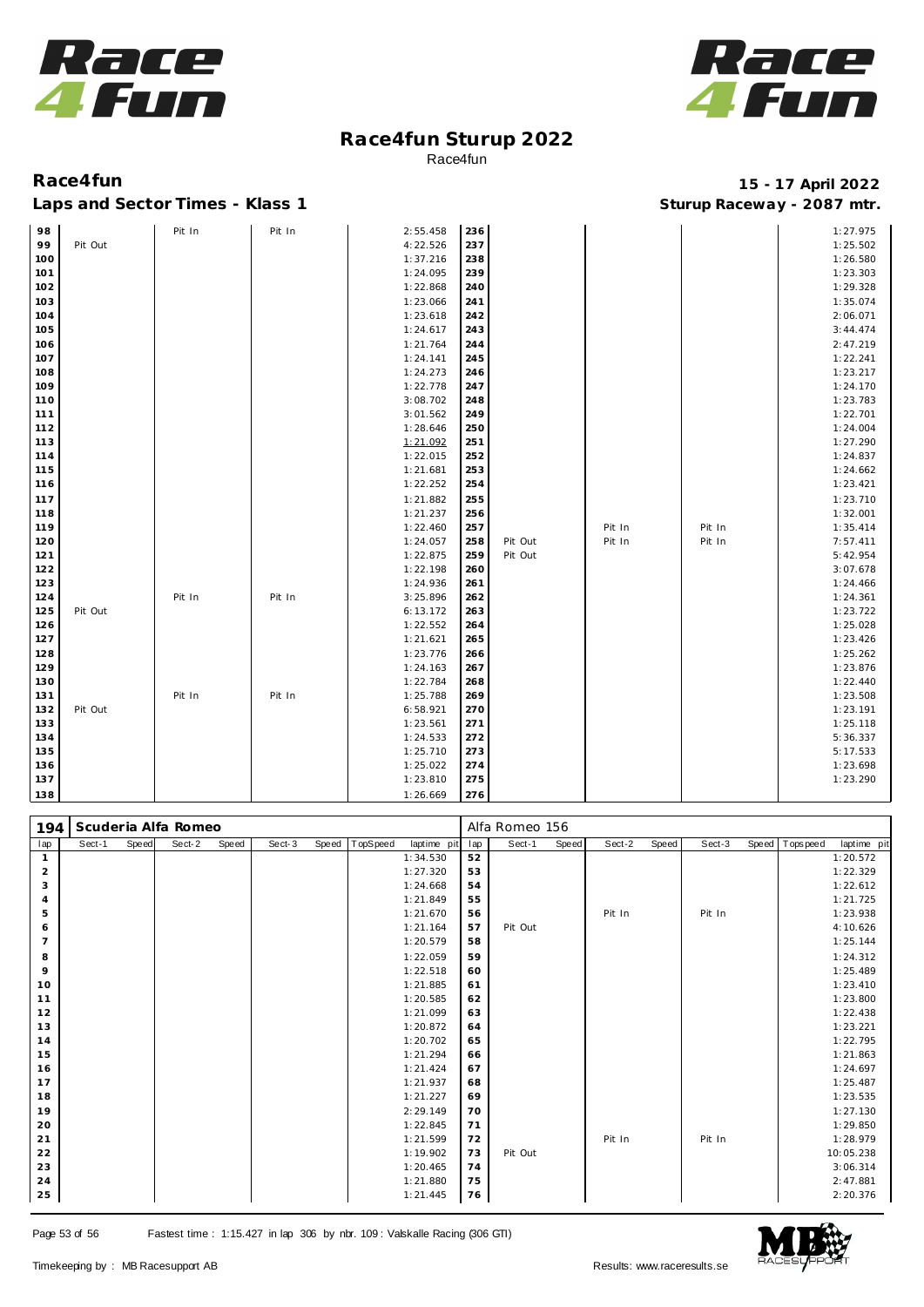# Race4fun Sturup 2022

Race4fun

**Race4fun** — **15 - 17 April 2022**

**Laps and Sector Times - Klass 1** — **Sturup Raceway - 2087 mtr.**

| lap | Sect-1 | Speed | Sect-2 | Speed | Sect-3 | Speed | TopSpeed | laptime pit | lap | Sect-1 | Speed | Sect-2 | Speed | Sect-3 | Speed | Topspeed | laptime pit |
|---|---|---|---|---|---|---|---|---|---|---|---|---|---|---|---|---|---|
| 98 | | | Pit In | | Pit In | | | 2:55.458 | 236 | | | | | | | | 1:27.975 |
| 99 | Pit Out | | | | | | | 4:22.526 | 237 | | | | | | | | 1:25.502 |
| 100 | | | | | | | | 1:37.216 | 238 | | | | | | | | 1:26.580 |
| 101 | | | | | | | | 1:24.095 | 239 | | | | | | | | 1:23.303 |
| 102 | | | | | | | | 1:22.868 | 240 | | | | | | | | 1:29.328 |
| 103 | | | | | | | | 1:23.066 | 241 | | | | | | | | 1:35.074 |
| 104 | | | | | | | | 1:23.618 | 242 | | | | | | | | 2:06.071 |
| 105 | | | | | | | | 1:24.617 | 243 | | | | | | | | 3:44.474 |
| 106 | | | | | | | | 1:21.764 | 244 | | | | | | | | 2:47.219 |
| 107 | | | | | | | | 1:24.141 | 245 | | | | | | | | 1:22.241 |
| 108 | | | | | | | | 1:24.273 | 246 | | | | | | | | 1:23.217 |
| 109 | | | | | | | | 1:22.778 | 247 | | | | | | | | 1:24.170 |
| 110 | | | | | | | | 3:08.702 | 248 | | | | | | | | 1:23.783 |
| 111 | | | | | | | | 3:01.562 | 249 | | | | | | | | 1:22.701 |
| 112 | | | | | | | | 1:28.646 | 250 | | | | | | | | 1:24.004 |
| 113 | | | | | | | | 1:21.092 | 251 | | | | | | | | 1:27.290 |
| 114 | | | | | | | | 1:22.015 | 252 | | | | | | | | 1:24.837 |
| 115 | | | | | | | | 1:21.681 | 253 | | | | | | | | 1:24.662 |
| 116 | | | | | | | | 1:22.252 | 254 | | | | | | | | 1:23.421 |
| 117 | | | | | | | | 1:21.882 | 255 | | | | | | | | 1:23.710 |
| 118 | | | | | | | | 1:21.237 | 256 | | | | | | | | 1:32.001 |
| 119 | | | | | | | | 1:22.460 | 257 | | | Pit In | | Pit In | | | 1:35.414 |
| 120 | | | | | | | | 1:24.057 | 258 | Pit Out | | Pit In | | Pit In | | | 7:57.411 |
| 121 | | | | | | | | 1:22.875 | 259 | Pit Out | | | | | | | 5:42.954 |
| 122 | | | | | | | | 1:22.198 | 260 | | | | | | | | 3:07.678 |
| 123 | | | | | | | | 1:24.936 | 261 | | | | | | | | 1:24.466 |
| 124 | | | Pit In | | Pit In | | | 3:25.896 | 262 | | | | | | | | 1:24.361 |
| 125 | Pit Out | | | | | | | 6:13.172 | 263 | | | | | | | | 1:23.722 |
| 126 | | | | | | | | 1:22.552 | 264 | | | | | | | | 1:25.028 |
| 127 | | | | | | | | 1:21.621 | 265 | | | | | | | | 1:23.426 |
| 128 | | | | | | | | 1:23.776 | 266 | | | | | | | | 1:25.262 |
| 129 | | | | | | | | 1:24.163 | 267 | | | | | | | | 1:23.876 |
| 130 | | | | | | | | 1:22.784 | 268 | | | | | | | | 1:22.440 |
| 131 | | | Pit In | | Pit In | | | 1:25.788 | 269 | | | | | | | | 1:23.508 |
| 132 | Pit Out | | | | | | | 6:58.921 | 270 | | | | | | | | 1:23.191 |
| 133 | | | | | | | | 1:23.561 | 271 | | | | | | | | 1:25.118 |
| 134 | | | | | | | | 1:24.533 | 272 | | | | | | | | 5:36.337 |
| 135 | | | | | | | | 1:25.710 | 273 | | | | | | | | 5:17.533 |
| 136 | | | | | | | | 1:25.022 | 274 | | | | | | | | 1:23.698 |
| 137 | | | | | | | | 1:23.810 | 275 | | | | | | | | 1:23.290 |
| 138 | | | | | | | | 1:26.669 | 276 | | | | | | | | |

| 194 | Scuderia Alfa Romeo | | | | | | | | Alfa Romeo 156 | | | | | | | | |
|---|---|---|---|---|---|---|---|---|---|---|---|---|---|---|---|---|---|
| lap | Sect-1 | Speed | Sect-2 | Speed | Sect-3 | Speed | TopSpeed | laptime pit | lap | Sect-1 | Speed | Sect-2 | Speed | Sect-3 | Speed | Topspeed | laptime pit |
| 1 | | | | | | | | 1:34.530 | 52 | | | | | | | | 1:20.572 |
| 2 | | | | | | | | 1:27.320 | 53 | | | | | | | | 1:22.329 |
| 3 | | | | | | | | 1:24.668 | 54 | | | | | | | | 1:22.612 |
| 4 | | | | | | | | 1:21.849 | 55 | | | | | | | | 1:21.725 |
| 5 | | | | | | | | 1:21.670 | 56 | | | Pit In | | Pit In | | | 1:23.938 |
| 6 | | | | | | | | 1:21.164 | 57 | Pit Out | | | | | | | 4:10.626 |
| 7 | | | | | | | | 1:20.579 | 58 | | | | | | | | 1:25.144 |
| 8 | | | | | | | | 1:22.059 | 59 | | | | | | | | 1:24.312 |
| 9 | | | | | | | | 1:22.518 | 60 | | | | | | | | 1:25.489 |
| 10 | | | | | | | | 1:21.885 | 61 | | | | | | | | 1:23.410 |
| 11 | | | | | | | | 1:20.585 | 62 | | | | | | | | 1:23.800 |
| 12 | | | | | | | | 1:21.099 | 63 | | | | | | | | 1:22.438 |
| 13 | | | | | | | | 1:20.872 | 64 | | | | | | | | 1:23.221 |
| 14 | | | | | | | | 1:20.702 | 65 | | | | | | | | 1:22.795 |
| 15 | | | | | | | | 1:21.294 | 66 | | | | | | | | 1:21.863 |
| 16 | | | | | | | | 1:21.424 | 67 | | | | | | | | 1:24.697 |
| 17 | | | | | | | | 1:21.937 | 68 | | | | | | | | 1:25.487 |
| 18 | | | | | | | | 1:21.227 | 69 | | | | | | | | 1:23.535 |
| 19 | | | | | | | | 2:29.149 | 70 | | | | | | | | 1:27.130 |
| 20 | | | | | | | | 1:22.845 | 71 | | | | | | | | 1:29.850 |
| 21 | | | | | | | | 1:21.599 | 72 | | | Pit In | | Pit In | | | 1:28.979 |
| 22 | | | | | | | | 1:19.902 | 73 | Pit Out | | | | | | | 10:05.238 |
| 23 | | | | | | | | 1:20.465 | 74 | | | | | | | | 3:06.314 |
| 24 | | | | | | | | 1:21.880 | 75 | | | | | | | | 2:47.881 |
| 25 | | | | | | | | 1:21.445 | 76 | | | | | | | | 2:20.376 |

Fastest time : 1:15.427 in lap 306 by nbr. 109 : Valskalle Racing (306 GTI)

Timekeeping by : MB Racesupport AB — Results: www.raceresults.se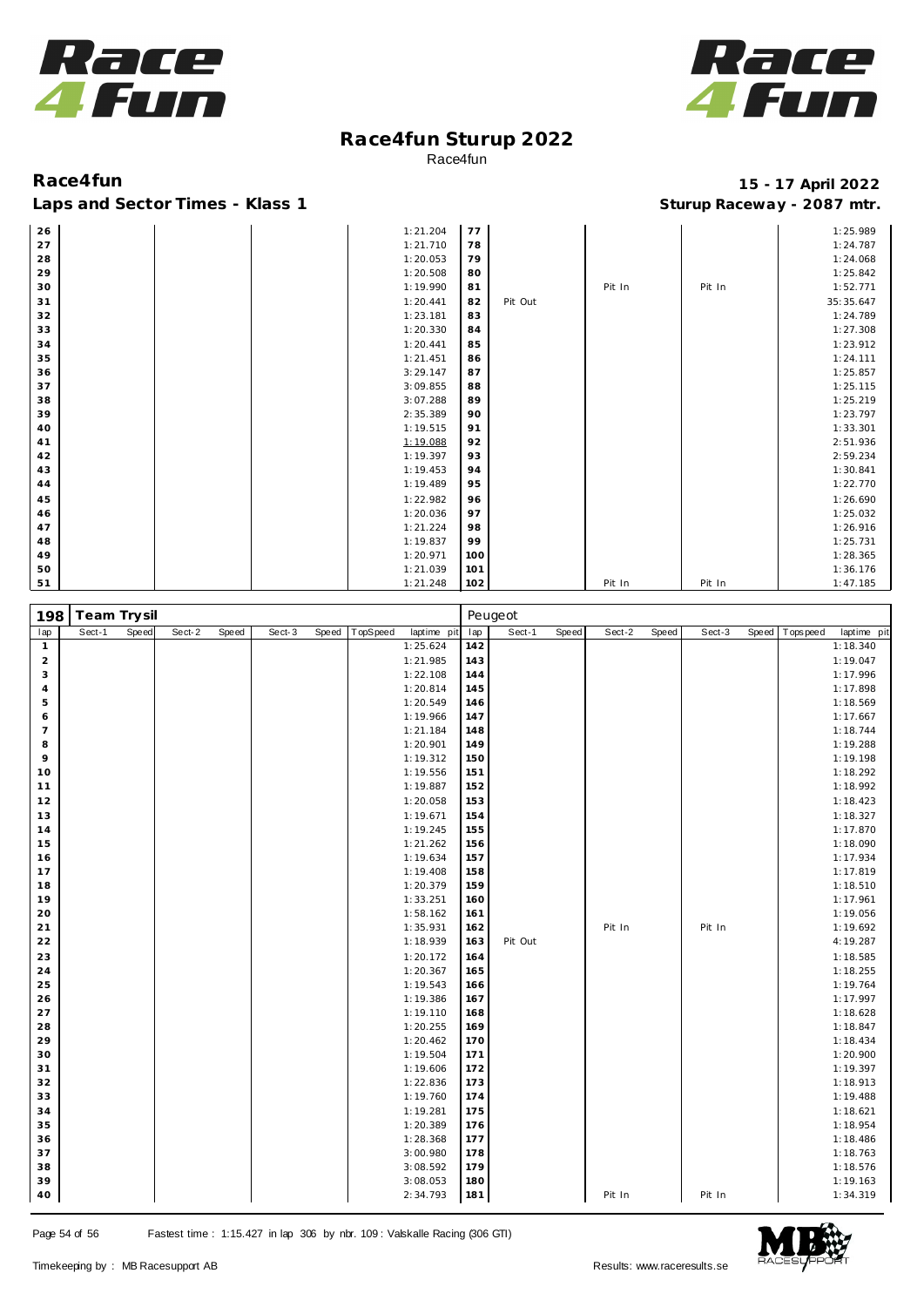# Race4fun Sturup 2022

Race4fun

**Race4fun** — **15 - 17 April 2022**

**Laps and Sector Times - Klass 1** — **Sturup Raceway - 2087 mtr.**

| lap | Sect-1 | Speed | Sect-2 | Speed | Sect-3 | Speed | TopSpeed | laptime pit | lap | Sect-1 | Speed | Sect-2 | Speed | Sect-3 | Speed | Topspeed | laptime pit |
|---|---|---|---|---|---|---|---|---|---|---|---|---|---|---|---|---|---|
| 26 | | | | | | | | 1:21.204 | 77 | | | | | | | | 1:25.989 |
| 27 | | | | | | | | 1:21.710 | 78 | | | | | | | | 1:24.787 |
| 28 | | | | | | | | 1:20.053 | 79 | | | | | | | | 1:24.068 |
| 29 | | | | | | | | 1:20.508 | 80 | | | | | | | | 1:25.842 |
| 30 | | | | | | | | 1:19.990 | 81 | | | Pit In | | Pit In | | | 1:52.771 |
| 31 | | | | | | | | 1:20.441 | 82 | Pit Out | | | | | | | 35:35.647 |
| 32 | | | | | | | | 1:23.181 | 83 | | | | | | | | 1:24.789 |
| 33 | | | | | | | | 1:20.330 | 84 | | | | | | | | 1:27.308 |
| 34 | | | | | | | | 1:20.441 | 85 | | | | | | | | 1:23.912 |
| 35 | | | | | | | | 1:21.451 | 86 | | | | | | | | 1:24.111 |
| 36 | | | | | | | | 3:29.147 | 87 | | | | | | | | 1:25.857 |
| 37 | | | | | | | | 3:09.855 | 88 | | | | | | | | 1:25.115 |
| 38 | | | | | | | | 3:07.288 | 89 | | | | | | | | 1:25.219 |
| 39 | | | | | | | | 2:35.389 | 90 | | | | | | | | 1:23.797 |
| 40 | | | | | | | | 1:19.515 | 91 | | | | | | | | 1:33.301 |
| 41 | | | | | | | | 1:19.088 | 92 | | | | | | | | 2:51.936 |
| 42 | | | | | | | | 1:19.397 | 93 | | | | | | | | 2:59.234 |
| 43 | | | | | | | | 1:19.453 | 94 | | | | | | | | 1:30.841 |
| 44 | | | | | | | | 1:19.489 | 95 | | | | | | | | 1:22.770 |
| 45 | | | | | | | | 1:22.982 | 96 | | | | | | | | 1:26.690 |
| 46 | | | | | | | | 1:20.036 | 97 | | | | | | | | 1:25.032 |
| 47 | | | | | | | | 1:21.224 | 98 | | | | | | | | 1:26.916 |
| 48 | | | | | | | | 1:19.837 | 99 | | | | | | | | 1:25.731 |
| 49 | | | | | | | | 1:20.971 | 100 | | | | | | | | 1:28.365 |
| 50 | | | | | | | | 1:21.039 | 101 | | | | | | | | 1:36.176 |
| 51 | | | | | | | | 1:21.248 | 102 | | | Pit In | | Pit In | | | 1:47.185 |

**198 Team Trysil** — Peugeot

| lap | Sect-1 | Speed | Sect-2 | Speed | Sect-3 | Speed | TopSpeed | laptime pit | lap | Sect-1 | Speed | Sect-2 | Speed | Sect-3 | Speed | Topspeed | laptime pit |
|---|---|---|---|---|---|---|---|---|---|---|---|---|---|---|---|---|---|
| 1 | | | | | | | | 1:25.624 | 142 | | | | | | | | 1:18.340 |
| 2 | | | | | | | | 1:21.985 | 143 | | | | | | | | 1:19.047 |
| 3 | | | | | | | | 1:22.108 | 144 | | | | | | | | 1:17.996 |
| 4 | | | | | | | | 1:20.814 | 145 | | | | | | | | 1:17.898 |
| 5 | | | | | | | | 1:20.549 | 146 | | | | | | | | 1:18.569 |
| 6 | | | | | | | | 1:19.966 | 147 | | | | | | | | 1:17.667 |
| 7 | | | | | | | | 1:21.184 | 148 | | | | | | | | 1:18.744 |
| 8 | | | | | | | | 1:20.901 | 149 | | | | | | | | 1:19.288 |
| 9 | | | | | | | | 1:19.312 | 150 | | | | | | | | 1:19.198 |
| 10 | | | | | | | | 1:19.556 | 151 | | | | | | | | 1:18.292 |
| 11 | | | | | | | | 1:19.887 | 152 | | | | | | | | 1:18.992 |
| 12 | | | | | | | | 1:20.058 | 153 | | | | | | | | 1:18.423 |
| 13 | | | | | | | | 1:19.671 | 154 | | | | | | | | 1:18.327 |
| 14 | | | | | | | | 1:19.245 | 155 | | | | | | | | 1:17.870 |
| 15 | | | | | | | | 1:21.262 | 156 | | | | | | | | 1:18.090 |
| 16 | | | | | | | | 1:19.634 | 157 | | | | | | | | 1:17.934 |
| 17 | | | | | | | | 1:19.408 | 158 | | | | | | | | 1:17.819 |
| 18 | | | | | | | | 1:20.379 | 159 | | | | | | | | 1:18.510 |
| 19 | | | | | | | | 1:33.251 | 160 | | | | | | | | 1:17.961 |
| 20 | | | | | | | | 1:58.162 | 161 | | | | | | | | 1:19.056 |
| 21 | | | | | | | | 1:35.931 | 162 | | | Pit In | | Pit In | | | 1:19.692 |
| 22 | | | | | | | | 1:18.939 | 163 | Pit Out | | | | | | | 4:19.287 |
| 23 | | | | | | | | 1:20.172 | 164 | | | | | | | | 1:18.585 |
| 24 | | | | | | | | 1:20.367 | 165 | | | | | | | | 1:18.255 |
| 25 | | | | | | | | 1:19.543 | 166 | | | | | | | | 1:19.764 |
| 26 | | | | | | | | 1:19.386 | 167 | | | | | | | | 1:17.997 |
| 27 | | | | | | | | 1:19.110 | 168 | | | | | | | | 1:18.628 |
| 28 | | | | | | | | 1:20.255 | 169 | | | | | | | | 1:18.847 |
| 29 | | | | | | | | 1:20.462 | 170 | | | | | | | | 1:18.434 |
| 30 | | | | | | | | 1:19.504 | 171 | | | | | | | | 1:20.900 |
| 31 | | | | | | | | 1:19.606 | 172 | | | | | | | | 1:19.397 |
| 32 | | | | | | | | 1:22.836 | 173 | | | | | | | | 1:18.913 |
| 33 | | | | | | | | 1:19.760 | 174 | | | | | | | | 1:19.488 |
| 34 | | | | | | | | 1:19.281 | 175 | | | | | | | | 1:18.621 |
| 35 | | | | | | | | 1:20.389 | 176 | | | | | | | | 1:18.954 |
| 36 | | | | | | | | 1:28.368 | 177 | | | | | | | | 1:18.486 |
| 37 | | | | | | | | 3:00.980 | 178 | | | | | | | | 1:18.763 |
| 38 | | | | | | | | 3:08.592 | 179 | | | | | | | | 1:18.576 |
| 39 | | | | | | | | 3:08.053 | 180 | | | | | | | | 1:19.163 |
| 40 | | | | | | | | 2:34.793 | 181 | | | Pit In | | Pit In | | | 1:34.319 |

Fastest time : 1:15.427 in lap 306 by nbr. 109 : Valskalle Racing (306 GTI)

Timekeeping by : MB Racesupport AB — Results: www.raceresults.se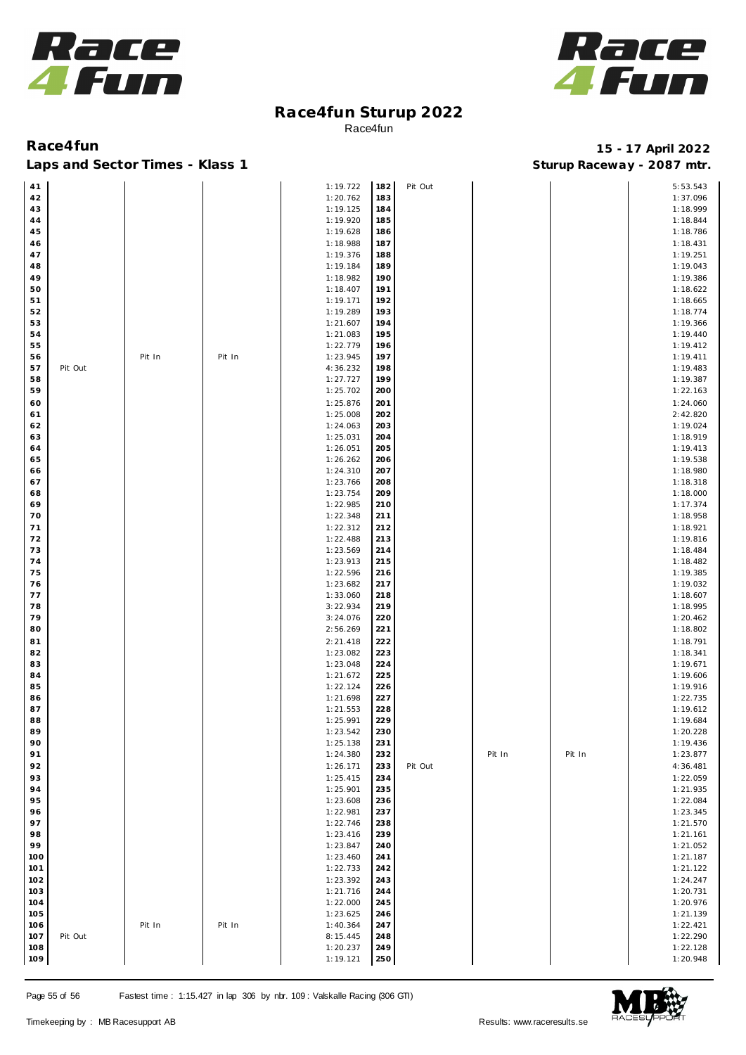# Race4fun Sturup 2022

Race4fun

## Race4fun

**Laps and Sector Times - Klass 1**

**15 - 17 April 2022**

**Sturup Raceway - 2087 mtr.**

| Lap | | | | Time | Lap | | | | Time |
|---|---|---|---|---|---|---|---|---|---|
| 41 | | | | 1:19.722 | 182 | Pit Out | | | 5:53.543 |
| 42 | | | | 1:20.762 | 183 | | | | 1:37.096 |
| 43 | | | | 1:19.125 | 184 | | | | 1:18.999 |
| 44 | | | | 1:19.920 | 185 | | | | 1:18.844 |
| 45 | | | | 1:19.628 | 186 | | | | 1:18.786 |
| 46 | | | | 1:18.988 | 187 | | | | 1:18.431 |
| 47 | | | | 1:19.376 | 188 | | | | 1:19.251 |
| 48 | | | | 1:19.184 | 189 | | | | 1:19.043 |
| 49 | | | | 1:18.982 | 190 | | | | 1:19.386 |
| 50 | | | | 1:18.407 | 191 | | | | 1:18.622 |
| 51 | | | | 1:19.171 | 192 | | | | 1:18.665 |
| 52 | | | | 1:19.289 | 193 | | | | 1:18.774 |
| 53 | | | | 1:21.607 | 194 | | | | 1:19.366 |
| 54 | | | | 1:21.083 | 195 | | | | 1:19.440 |
| 55 | | | | 1:22.779 | 196 | | | | 1:19.412 |
| 56 | | Pit In | Pit In | 1:23.945 | 197 | | | | 1:19.411 |
| 57 | Pit Out | | | 4:36.232 | 198 | | | | 1:19.483 |
| 58 | | | | 1:27.727 | 199 | | | | 1:19.387 |
| 59 | | | | 1:25.702 | 200 | | | | 1:22.163 |
| 60 | | | | 1:25.876 | 201 | | | | 1:24.060 |
| 61 | | | | 1:25.008 | 202 | | | | 2:42.820 |
| 62 | | | | 1:24.063 | 203 | | | | 1:19.024 |
| 63 | | | | 1:25.031 | 204 | | | | 1:18.919 |
| 64 | | | | 1:26.051 | 205 | | | | 1:19.413 |
| 65 | | | | 1:26.262 | 206 | | | | 1:19.538 |
| 66 | | | | 1:24.310 | 207 | | | | 1:18.980 |
| 67 | | | | 1:23.766 | 208 | | | | 1:18.318 |
| 68 | | | | 1:23.754 | 209 | | | | 1:18.000 |
| 69 | | | | 1:22.985 | 210 | | | | 1:17.374 |
| 70 | | | | 1:22.348 | 211 | | | | 1:18.958 |
| 71 | | | | 1:22.312 | 212 | | | | 1:18.921 |
| 72 | | | | 1:22.488 | 213 | | | | 1:19.816 |
| 73 | | | | 1:23.569 | 214 | | | | 1:18.484 |
| 74 | | | | 1:23.913 | 215 | | | | 1:18.482 |
| 75 | | | | 1:22.596 | 216 | | | | 1:19.385 |
| 76 | | | | 1:23.682 | 217 | | | | 1:19.032 |
| 77 | | | | 1:33.060 | 218 | | | | 1:18.607 |
| 78 | | | | 3:22.934 | 219 | | | | 1:18.995 |
| 79 | | | | 3:24.076 | 220 | | | | 1:20.462 |
| 80 | | | | 2:56.269 | 221 | | | | 1:18.802 |
| 81 | | | | 2:21.418 | 222 | | | | 1:18.791 |
| 82 | | | | 1:23.082 | 223 | | | | 1:18.341 |
| 83 | | | | 1:23.048 | 224 | | | | 1:19.671 |
| 84 | | | | 1:21.672 | 225 | | | | 1:19.606 |
| 85 | | | | 1:22.124 | 226 | | | | 1:19.916 |
| 86 | | | | 1:21.698 | 227 | | | | 1:22.735 |
| 87 | | | | 1:21.553 | 228 | | | | 1:19.612 |
| 88 | | | | 1:25.991 | 229 | | | | 1:19.684 |
| 89 | | | | 1:23.542 | 230 | | | | 1:20.228 |
| 90 | | | | 1:25.138 | 231 | | | | 1:19.436 |
| 91 | | | | 1:24.380 | 232 | | Pit In | Pit In | 1:23.877 |
| 92 | | | | 1:26.171 | 233 | Pit Out | | | 4:36.481 |
| 93 | | | | 1:25.415 | 234 | | | | 1:22.059 |
| 94 | | | | 1:25.901 | 235 | | | | 1:21.935 |
| 95 | | | | 1:23.608 | 236 | | | | 1:22.084 |
| 96 | | | | 1:22.981 | 237 | | | | 1:23.345 |
| 97 | | | | 1:22.746 | 238 | | | | 1:21.570 |
| 98 | | | | 1:23.416 | 239 | | | | 1:21.161 |
| 99 | | | | 1:23.847 | 240 | | | | 1:21.052 |
| 100 | | | | 1:23.460 | 241 | | | | 1:21.187 |
| 101 | | | | 1:22.733 | 242 | | | | 1:21.122 |
| 102 | | | | 1:23.392 | 243 | | | | 1:24.247 |
| 103 | | | | 1:21.716 | 244 | | | | 1:20.731 |
| 104 | | | | 1:22.000 | 245 | | | | 1:20.976 |
| 105 | | | | 1:23.625 | 246 | | | | 1:21.139 |
| 106 | | Pit In | Pit In | 1:40.364 | 247 | | | | 1:22.421 |
| 107 | Pit Out | | | 8:15.445 | 248 | | | | 1:22.290 |
| 108 | | | | 1:20.237 | 249 | | | | 1:22.128 |
| 109 | | | | 1:19.121 | 250 | | | | 1:20.948 |

Fastest time : 1:15.427 in lap 306 by nbr. 109 : Valskalle Racing (306 GTI)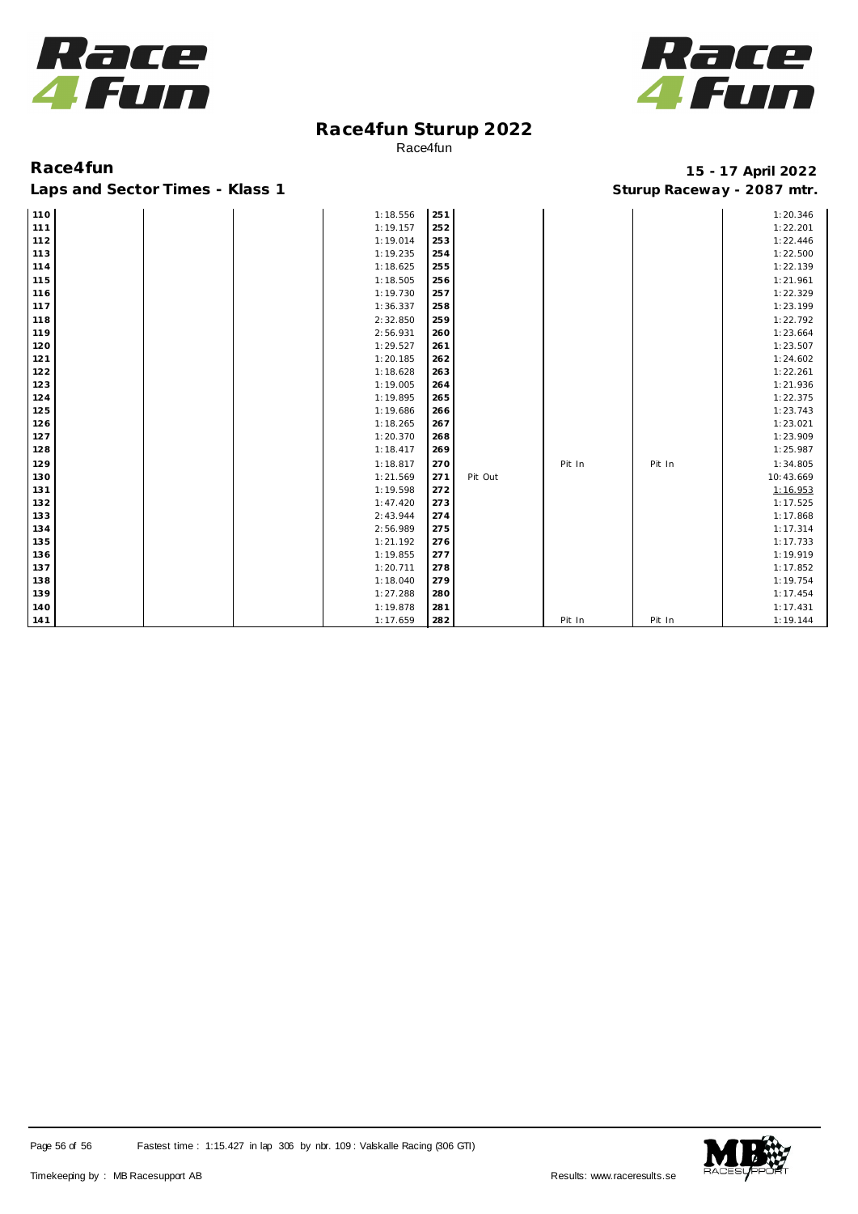# Race4fun Sturup 2022

Race4fun

**Race4fun** — **15 - 17 April 2022**

**Laps and Sector Times - Klass 1** — **Sturup Raceway - 2087 mtr.**

| | | | | | | | | | |
|---|---|---|---|---|---|---|---|---|---|
| 110 | | | | 1:18.556 | 251 | | | | 1:20.346 |
| 111 | | | | 1:19.157 | 252 | | | | 1:22.201 |
| 112 | | | | 1:19.014 | 253 | | | | 1:22.446 |
| 113 | | | | 1:19.235 | 254 | | | | 1:22.500 |
| 114 | | | | 1:18.625 | 255 | | | | 1:22.139 |
| 115 | | | | 1:18.505 | 256 | | | | 1:21.961 |
| 116 | | | | 1:19.730 | 257 | | | | 1:22.329 |
| 117 | | | | 1:36.337 | 258 | | | | 1:23.199 |
| 118 | | | | 2:32.850 | 259 | | | | 1:22.792 |
| 119 | | | | 2:56.931 | 260 | | | | 1:23.664 |
| 120 | | | | 1:29.527 | 261 | | | | 1:23.507 |
| 121 | | | | 1:20.185 | 262 | | | | 1:24.602 |
| 122 | | | | 1:18.628 | 263 | | | | 1:22.261 |
| 123 | | | | 1:19.005 | 264 | | | | 1:21.936 |
| 124 | | | | 1:19.895 | 265 | | | | 1:22.375 |
| 125 | | | | 1:19.686 | 266 | | | | 1:23.743 |
| 126 | | | | 1:18.265 | 267 | | | | 1:23.021 |
| 127 | | | | 1:20.370 | 268 | | | | 1:23.909 |
| 128 | | | | 1:18.417 | 269 | | | | 1:25.987 |
| 129 | | | | 1:18.817 | 270 | | Pit In | Pit In | 1:34.805 |
| 130 | | | | 1:21.569 | 271 | Pit Out | | | 10:43.669 |
| 131 | | | | 1:19.598 | 272 | | | | 1:16.953 |
| 132 | | | | 1:47.420 | 273 | | | | 1:17.525 |
| 133 | | | | 2:43.944 | 274 | | | | 1:17.868 |
| 134 | | | | 2:56.989 | 275 | | | | 1:17.314 |
| 135 | | | | 1:21.192 | 276 | | | | 1:17.733 |
| 136 | | | | 1:19.855 | 277 | | | | 1:19.919 |
| 137 | | | | 1:20.711 | 278 | | | | 1:17.852 |
| 138 | | | | 1:18.040 | 279 | | | | 1:19.754 |
| 139 | | | | 1:27.288 | 280 | | | | 1:17.454 |
| 140 | | | | 1:19.878 | 281 | | | | 1:17.431 |
| 141 | | | | 1:17.659 | 282 | | Pit In | Pit In | 1:19.144 |

Fastest time : 1:15.427 in lap 306 by nbr. 109 : Valskalle Racing (306 GTI)

Timekeeping by : MB Racesupport AB — Results: www.raceresults.se